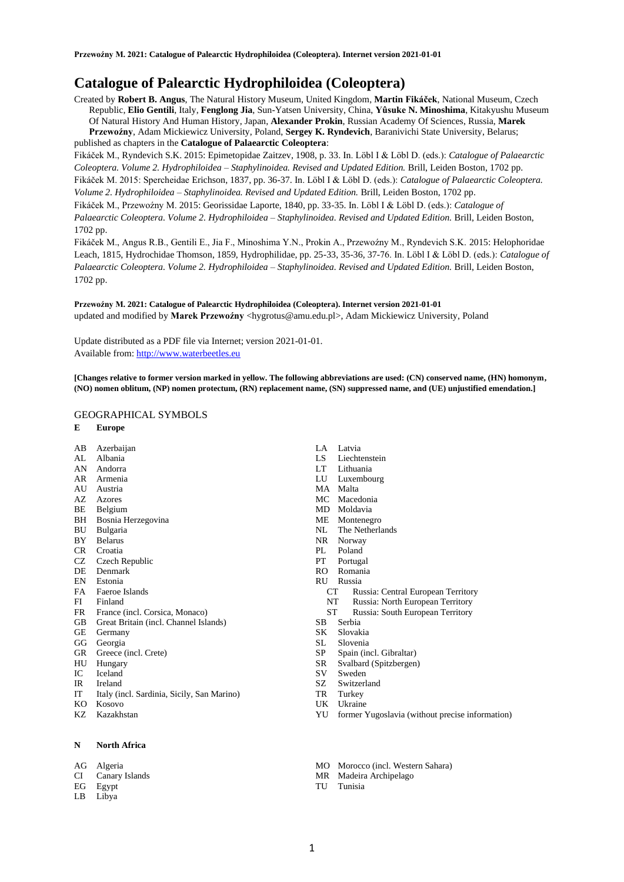**Przewoźny M. 2021: Catalogue of Palearctic Hydrophiloidea (Coleoptera). Internet version 2021-01-01**

# Catalogue of Palearctic Hydrophiloidea (Coleoptera)

Created by **Robert B. Angus**, The Natural History Museum, United Kingdom, **Martin Fikáček**, National Museum, Czech Republic, **Elio Gentili**, Italy, **Fenglong Jia**, Sun-Yatsen University, China, **Yûsuke N. Minoshima**, Kitakyushu Museum Of Natural History And Human History, Japan, **Alexander Prokin**, Russian Academy Of Sciences, Russia, **Marek Przewoźny**, Adam Mickiewicz University, Poland, **Sergey K. Ryndevich**, Baranivichi State University, Belarus; published as chapters in the **Catalogue of Palaearctic Coleoptera**:

Fikáček M., Ryndevich S.K. 2015: Epimetopidae Zaitzev, 1908, p. 33. In. Löbl I & Löbl D. (eds.): *Catalogue of Palaearctic Coleoptera. Volume 2. Hydrophiloidea – Staphylinoidea. Revised and Updated Edition.* Brill, Leiden Boston, 1702 pp.

Fikáček M. 2015: Spercheidae Erichson, 1837, pp. 36-37. In. Löbl I & Löbl D. (eds.): *Catalogue of Palaearctic Coleoptera. Volume 2. Hydrophiloidea – Staphylinoidea. Revised and Updated Edition.* Brill, Leiden Boston, 1702 pp.

Fikáček M., Przewoźny M. 2015: Georissidae Laporte, 1840, pp. 33-35. In. Löbl I & Löbl D. (eds.): *Catalogue of Palaearctic Coleoptera. Volume 2. Hydrophiloidea – Staphylinoidea. Revised and Updated Edition.* Brill, Leiden Boston, 1702 pp.

Fikáček M., Angus R.B., Gentili E., Jia F., Minoshima Y.N., Prokin A., Przewoźny M., Ryndevich S.K. 2015: Helophoridae Leach, 1815, Hydrochidae Thomson, 1859, Hydrophilidae, pp. 25-33, 35-36, 37-76. In. Löbl I & Löbl D. (eds.): *Catalogue of Palaearctic Coleoptera. Volume 2. Hydrophiloidea – Staphylinoidea. Revised and Updated Edition.* Brill, Leiden Boston, 1702 pp.

**Przewoźny M. 2021: Catalogue of Palearctic Hydrophiloidea (Coleoptera). Internet version 2021-01-01**
updated and modified by **Marek Przewoźny** <hygrotus@amu.edu.pl>, Adam Mickiewicz University, Poland

Update distributed as a PDF file via Internet; version 2021-01-01.
Available from: http://www.waterbeetles.eu

**[Changes relative to former version marked in yellow. The following abbreviations are used: (CN) conserved name, (HN) homonym, (NO) nomen oblitum, (NP) nomen protectum, (RN) replacement name, (SN) suppressed name, and (UE) unjustified emendation.]**

## GEOGRAPHICAL SYMBOLS

**E Europe**

- AB Azerbaijan
- AL Albania
- AN Andorra
- AR Armenia
- AU Austria
- AZ Azores
- BE Belgium
- BH Bosnia Herzegovina
- BU Bulgaria
- BY Belarus
- CR Croatia
- CZ Czech Republic
- DE Denmark
- EN Estonia
- FA Faeroe Islands
- FI Finland
- FR France (incl. Corsica, Monaco)
- GB Great Britain (incl. Channel Islands)
- GE Germany
- GG Georgia
- GR Greece (incl. Crete)
- HU Hungary
- IC Iceland
- IR Ireland
- IT Italy (incl. Sardinia, Sicily, San Marino)
- KO Kosovo
- KZ Kazakhstan
- LA Latvia
- LS Liechtenstein
- LT Lithuania
- LU Luxembourg
- MA Malta
- MC Macedonia
- MD Moldavia
- ME Montenegro
- NL The Netherlands
- NR Norway
- PL Poland
- PT Portugal
- RO Romania
- RU Russia
  - CT Russia: Central European Territory
  - NT Russia: North European Territory
  - ST Russia: South European Territory
- SB Serbia
- SK Slovakia
- SL Slovenia
- SP Spain (incl. Gibraltar)
- SR Svalbard (Spitzbergen)
- SV Sweden
- SZ Switzerland
- TR Turkey
- UK Ukraine
- YU former Yugoslavia (without precise information)

**N North Africa**

- AG Algeria
- CI Canary Islands
- EG Egypt
- LB Libya
- MO Morocco (incl. Western Sahara)
- MR Madeira Archipelago
- TU Tunisia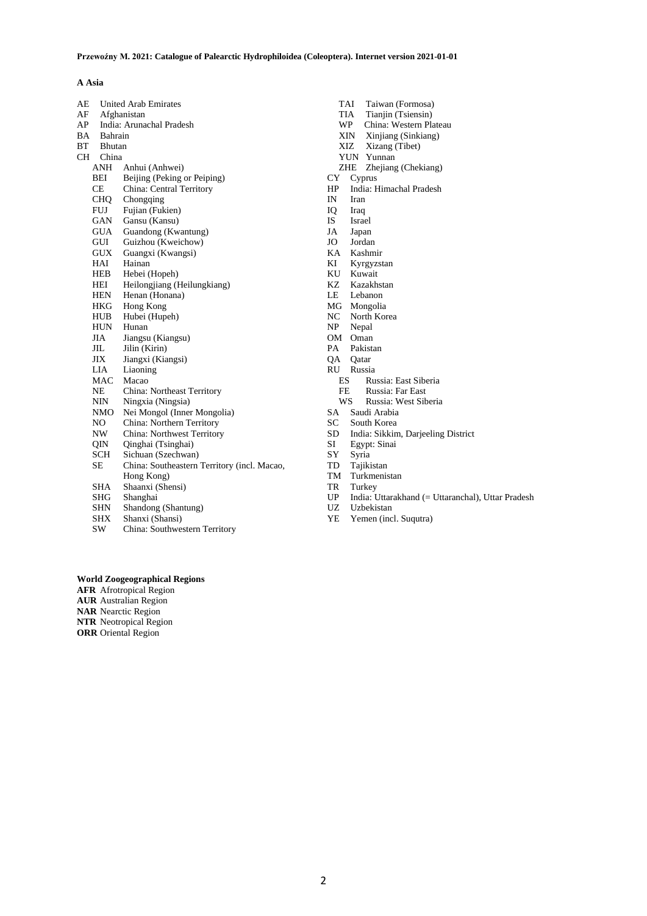**A Asia**

AE United Arab Emirates
AF Afghanistan
AP India: Arunachal Pradesh
BA Bahrain
BT Bhutan
CH China
- ANH Anhui (Anhwei)
- BEI Beijing (Peking or Peiping)
- CE China: Central Territory
- CHQ Chongqing
- FUJ Fujian (Fukien)
- GAN Gansu (Kansu)
- GUA Guandong (Kwantung)
- GUI Guizhou (Kweichow)
- GUX Guangxi (Kwangsi)
- HAI Hainan
- HEB Hebei (Hopeh)
- HEI Heilongjiang (Heilungkiang)
- HEN Henan (Honana)
- HKG Hong Kong
- HUB Hubei (Hupeh)
- HUN Hunan
- JIA Jiangsu (Kiangsu)
- JIL Jilin (Kirin)
- JIX Jiangxi (Kiangsi)
- LIA Liaoning
- MAC Macao
- NE China: Northeast Territory
- NIN Ningxia (Ningsia)
- NMO Nei Mongol (Inner Mongolia)
- NO China: Northern Territory
- NW China: Northwest Territory
- QIN Qinghai (Tsinghai)
- SCH Sichuan (Szechwan)
- SE China: Southeastern Territory (incl. Macao, Hong Kong)
- SHA Shaanxi (Shensi)
- SHG Shanghai
- SHN Shandong (Shantung)
- SHX Shanxi (Shansi)
- SW China: Southwestern Territory
- TAI Taiwan (Formosa)
- TIA Tianjin (Tsiensin)
- WP China: Western Plateau
- XIN Xinjiang (Sinkiang)
- XIZ Xizang (Tibet)
- YUN Yunnan
- ZHE Zhejiang (Chekiang)

CY Cyprus
HP India: Himachal Pradesh
IN Iran
IQ Iraq
IS Israel
JA Japan
JO Jordan
KA Kashmir
KI Kyrgyzstan
KU Kuwait
KZ Kazakhstan
LE Lebanon
MG Mongolia
NC North Korea
NP Nepal
OM Oman
PA Pakistan
QA Qatar
RU Russia
- ES Russia: East Siberia
- FE Russia: Far East
- WS Russia: West Siberia

SA Saudi Arabia
SC South Korea
SD India: Sikkim, Darjeeling District
SI Egypt: Sinai
SY Syria
TD Tajikistan
TM Turkmenistan
TR Turkey
UP India: Uttarakhand (= Uttaranchal), Uttar Pradesh
UZ Uzbekistan
YE Yemen (incl. Suqutra)

**World Zoogeographical Regions**

**AFR** Afrotropical Region
**AUR** Australian Region
**NAR** Nearctic Region
**NTR** Neotropical Region
**ORR** Oriental Region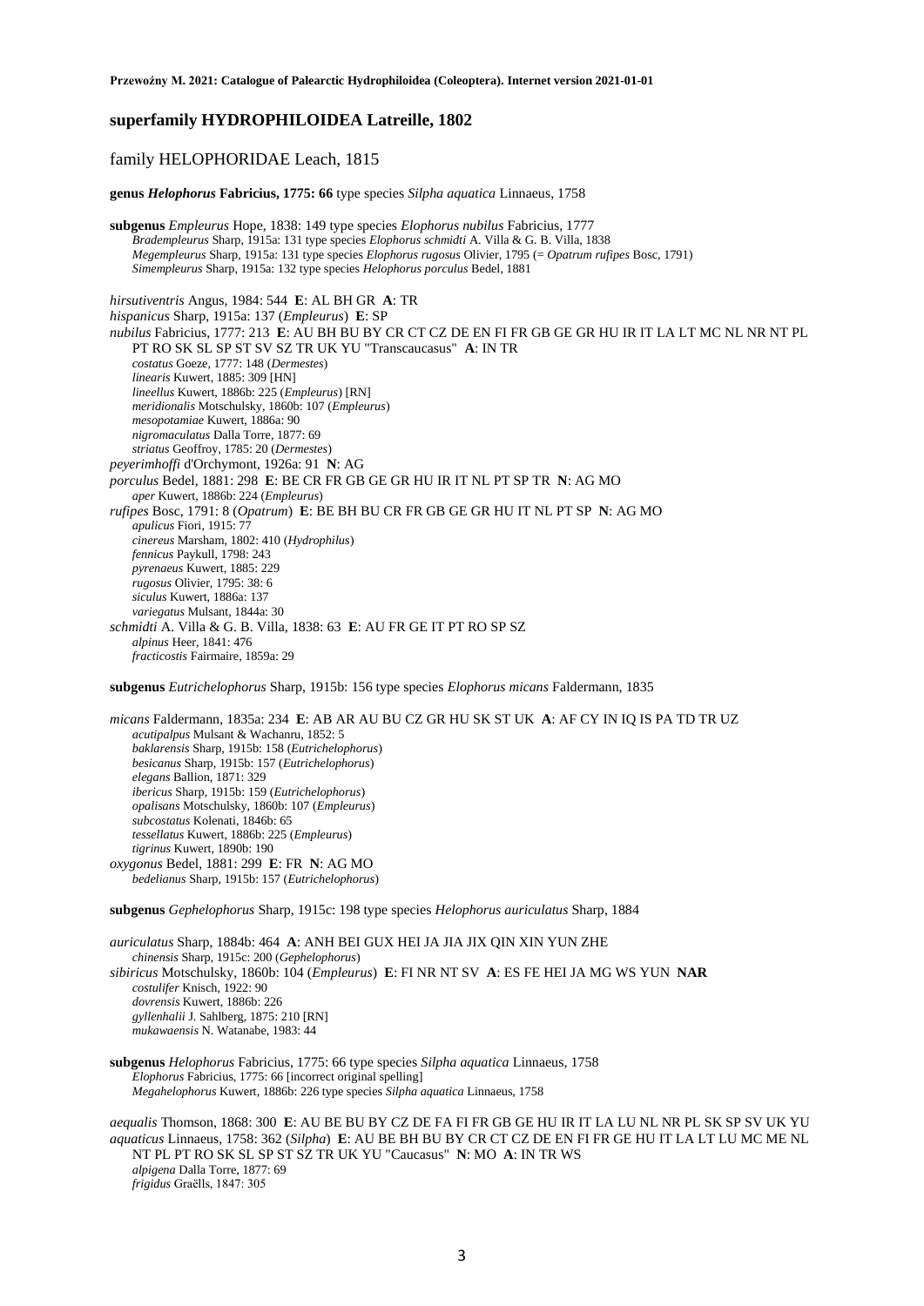## superfamily HYDROPHILOIDEA Latreille, 1802

### family HELOPHORIDAE Leach, 1815

**genus *Helophorus* Fabricius, 1775: 66** type species *Silpha aquatica* Linnaeus, 1758

**subgenus** *Empleurus* Hope, 1838: 149 type species *Elophorus nubilus* Fabricius, 1777
*Bradempleurus* Sharp, 1915a: 131 type species *Elophorus schmidti* A. Villa & G. B. Villa, 1838
*Megempleurus* Sharp, 1915a: 131 type species *Elophorus rugosus* Olivier, 1795 (= *Opatrum rufipes* Bosc, 1791)
*Simempleurus* Sharp, 1915a: 132 type species *Helophorus porculus* Bedel, 1881

*hirsutiventris* Angus, 1984: 544 **E**: AL BH GR **A**: TR
*hispanicus* Sharp, 1915a: 137 (*Empleurus*) **E**: SP
*nubilus* Fabricius, 1777: 213 **E**: AU BH BU BY CR CT CZ DE EN FI FR GB GE GR HU IR IT LA LT MC NL NR NT PL PT RO SK SL SP ST SV SZ TR UK YU "Transcaucasus" **A**: IN TR
*costatus* Goeze, 1777: 148 (*Dermestes*)
*linearis* Kuwert, 1885: 309 [HN]
*lineellus* Kuwert, 1886b: 225 (*Empleurus*) [RN]
*meridionalis* Motschulsky, 1860b: 107 (*Empleurus*)
*mesopotamiae* Kuwert, 1886a: 90
*nigromaculatus* Dalla Torre, 1877: 69
*striatus* Geoffroy, 1785: 20 (*Dermestes*)
*peyerimhoffi* d'Orchymont, 1926a: 91 **N**: AG
*porculus* Bedel, 1881: 298 **E**: BE CR FR GB GE GR HU IR IT NL PT SP TR **N**: AG MO
*aper* Kuwert, 1886b: 224 (*Empleurus*)
*rufipes* Bosc, 1791: 8 (*Opatrum*) **E**: BE BH BU CR FR GB GE GR HU IT NL PT SP **N**: AG MO
*apulicus* Fiori, 1915: 77
*cinereus* Marsham, 1802: 410 (*Hydrophilus*)
*fennicus* Paykull, 1798: 243
*pyrenaeus* Kuwert, 1885: 229
*rugosus* Olivier, 1795: 38: 6
*siculus* Kuwert, 1886a: 137
*variegatus* Mulsant, 1844a: 30
*schmidti* A. Villa & G. B. Villa, 1838: 63 **E**: AU FR GE IT PT RO SP SZ
*alpinus* Heer, 1841: 476
*fracticostis* Fairmaire, 1859a: 29

**subgenus** *Eutrichelophorus* Sharp, 1915b: 156 type species *Elophorus micans* Faldermann, 1835

*micans* Faldermann, 1835a: 234 **E**: AB AR AU BU CZ GR HU SK ST UK **A**: AF CY IN IQ IS PA TD TR UZ
*acutipalpus* Mulsant & Wachanru, 1852: 5
*baklarensis* Sharp, 1915b: 158 (*Eutrichelophorus*)
*besicanus* Sharp, 1915b: 157 (*Eutrichelophorus*)
*elegans* Ballion, 1871: 329
*ibericus* Sharp, 1915b: 159 (*Eutrichelophorus*)
*opalisans* Motschulsky, 1860b: 107 (*Empleurus*)
*subcostatus* Kolenati, 1846b: 65
*tessellatus* Kuwert, 1886b: 225 (*Empleurus*)
*tigrinus* Kuwert, 1890b: 190
*oxygonus* Bedel, 1881: 299 **E**: FR **N**: AG MO
*bedelianus* Sharp, 1915b: 157 (*Eutrichelophorus*)

**subgenus** *Gephelophorus* Sharp, 1915c: 198 type species *Helophorus auriculatus* Sharp, 1884

*auriculatus* Sharp, 1884b: 464 **A**: ANH BEI GUX HEI JA JIA JIX QIN XIN YUN ZHE
*chinensis* Sharp, 1915c: 200 (*Gephelophorus*)
*sibiricus* Motschulsky, 1860b: 104 (*Empleurus*) **E**: FI NR NT SV **A**: ES FE HEI JA MG WS YUN **NAR**
*costulifer* Knisch, 1922: 90
*dovrensis* Kuwert, 1886b: 226
*gyllenhalii* J. Sahlberg, 1875: 210 [RN]
*mukawaensis* N. Watanabe, 1983: 44

**subgenus** *Helophorus* Fabricius, 1775: 66 type species *Silpha aquatica* Linnaeus, 1758
*Elophorus* Fabricius, 1775: 66 [incorrect original spelling]
*Megahelophorus* Kuwert, 1886b: 226 type species *Silpha aquatica* Linnaeus, 1758

*aequalis* Thomson, 1868: 300 **E**: AU BE BU BY CZ DE FA FI FR GB GE HU IR IT LA LU NL NR PL SK SP SV UK YU
*aquaticus* Linnaeus, 1758: 362 (*Silpha*) **E**: AU BE BH BU BY CR CT CZ DE EN FI FR GE HU IT LA LT LU MC ME NL NT PL PT RO SK SL SP ST SZ TR UK YU "Caucasus" **N**: MO **A**: IN TR WS
*alpigena* Dalla Torre, 1877: 69
*frigidus* Graëlls, 1847: 305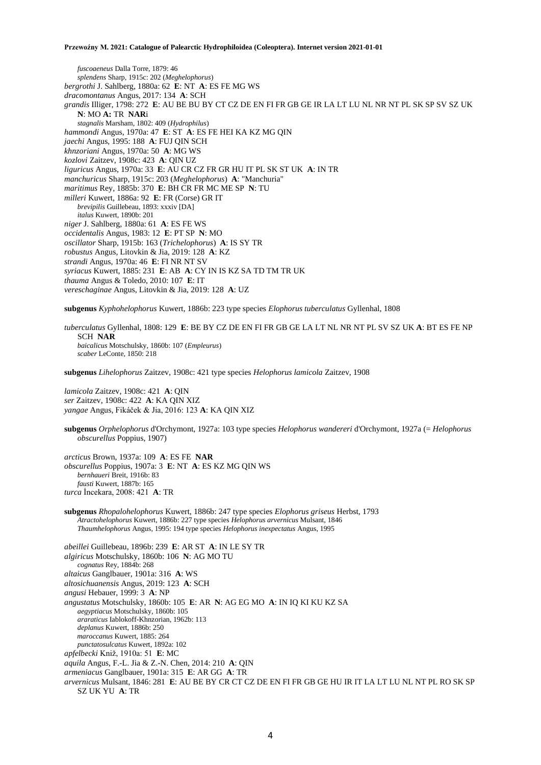*fuscoaeneus* Dalla Torre, 1879: 46
*splendens* Sharp, 1915c: 202 (*Meghelophorus*)

*bergrothi* J. Sahlberg, 1880a: 62 **E**: NT **A**: ES FE MG WS

*dracomontanus* Angus, 2017: 134 **A**: SCH

*grandis* Illiger, 1798: 272 **E**: AU BE BU BY CT CZ DE EN FI FR GB GE IR LA LT LU NL NR NT PL SK SP SV SZ UK **N**: MO **A:** TR **NAR**i
*stagnalis* Marsham, 1802: 409 (*Hydrophilus*)

*hammondi* Angus, 1970a: 47 **E**: ST **A**: ES FE HEI KA KZ MG QIN

*jaechi* Angus, 1995: 188 **A**: FUJ QIN SCH

*khnzoriani* Angus, 1970a: 50 **A**: MG WS

*kozlovi* Zaitzev, 1908c: 423 **A**: QIN UZ

*liguricus* Angus, 1970a: 33 **E**: AU CR CZ FR GR HU IT PL SK ST UK **A**: IN TR

*manchuricus* Sharp, 1915c: 203 (*Meghelophorus*) **A**: "Manchuria"

*maritimus* Rey, 1885b: 370 **E**: BH CR FR MC ME SP **N**: TU

*milleri* Kuwert, 1886a: 92 **E**: FR (Corse) GR IT
*brevipilis* Guillebeau, 1893: xxxiv [DA]
*italus* Kuwert, 1890b: 201

*niger* J. Sahlberg, 1880a: 61 **A**: ES FE WS

*occidentalis* Angus, 1983: 12 **E**: PT SP **N**: MO

*oscillator* Sharp, 1915b: 163 (*Trichelophorus*) **A**: IS SY TR

*robustus* Angus, Litovkin & Jia, 2019: 128 **A**: KZ

*strandi* Angus, 1970a: 46 **E**: FI NR NT SV

*syriacus* Kuwert, 1885: 231 **E**: AB **A**: CY IN IS KZ SA TD TM TR UK

*thauma* Angus & Toledo, 2010: 107 **E**: IT

*vereschaginae* Angus, Litovkin & Jia, 2019: 128 **A**: UZ

**subgenus** *Kyphohelophorus* Kuwert, 1886b: 223 type species *Elophorus tuberculatus* Gyllenhal, 1808

*tuberculatus* Gyllenhal, 1808: 129 **E**: BE BY CZ DE EN FI FR GB GE LA LT NL NR NT PL SV SZ UK **A**: BT ES FE NP SCH **NAR**
*baicalicus* Motschulsky, 1860b: 107 (*Empleurus*)
*scaber* LeConte, 1850: 218

**subgenus** *Lihelophorus* Zaitzev, 1908c: 421 type species *Helophorus lamicola* Zaitzev, 1908

*lamicola* Zaitzev, 1908c: 421 **A**: QIN

*ser* Zaitzev, 1908c: 422 **A**: KA QIN XIZ

*yangae* Angus, Fikáček & Jia, 2016: 123 **A**: KA QIN XIZ

**subgenus** *Orphelophorus* d'Orchymont, 1927a: 103 type species *Helophorus wandereri* d'Orchymont, 1927a (= *Helophorus obscurellus* Poppius, 1907)

*arcticus* Brown, 1937a: 109 **A**: ES FE **NAR**

*obscurellus* Poppius, 1907a: 3 **E**: NT **A**: ES KZ MG QIN WS
*bernhaueri* Breit, 1916b: 83
*fausti* Kuwert, 1887b: 165

*turca* İncekara, 2008: 421 **A**: TR

**subgenus** *Rhopalohelophorus* Kuwert, 1886b: 247 type species *Elophorus griseus* Herbst, 1793
*Atractohelophorus* Kuwert, 1886b: 227 type species *Helophorus arvernicus* Mulsant, 1846
*Thaumhelophorus* Angus, 1995: 194 type species *Helophorus inexpectatus* Angus, 1995

*abeillei* Guillebeau, 1896b: 239 **E**: AR ST **A**: IN LE SY TR

*algiricus* Motschulsky, 1860b: 106 **N**: AG MO TU
*cognatus* Rey, 1884b: 268

*altaicus* Ganglbauer, 1901a: 316 **A**: WS

*altosichuanensis* Angus, 2019: 123 **A**: SCH

*angusi* Hebauer, 1999: 3 **A**: NP

*angustatus* Motschulsky, 1860b: 105 **E**: AR **N**: AG EG MO **A**: IN IQ KI KU KZ SA
*aegyptiacus* Motschulsky, 1860b: 105
*ararаticus* Iablokoff-Khnzorian, 1962b: 113
*deplanus* Kuwert, 1886b: 250
*maroccanus* Kuwert, 1885: 264
*punctatosulcatus* Kuwert, 1892a: 102

*apfelbecki* Kniž, 1910a: 51 **E**: MC

*aquila* Angus, F.-L. Jia & Z.-N. Chen, 2014: 210 **A**: QIN

*armeniacus* Ganglbauer, 1901a: 315 **E**: AR GG **A**: TR

*arvernicus* Mulsant, 1846: 281 **E**: AU BE BY CR CT CZ DE EN FI FR GB GE HU IR IT LA LT LU NL NT PL RO SK SP SZ UK YU **A**: TR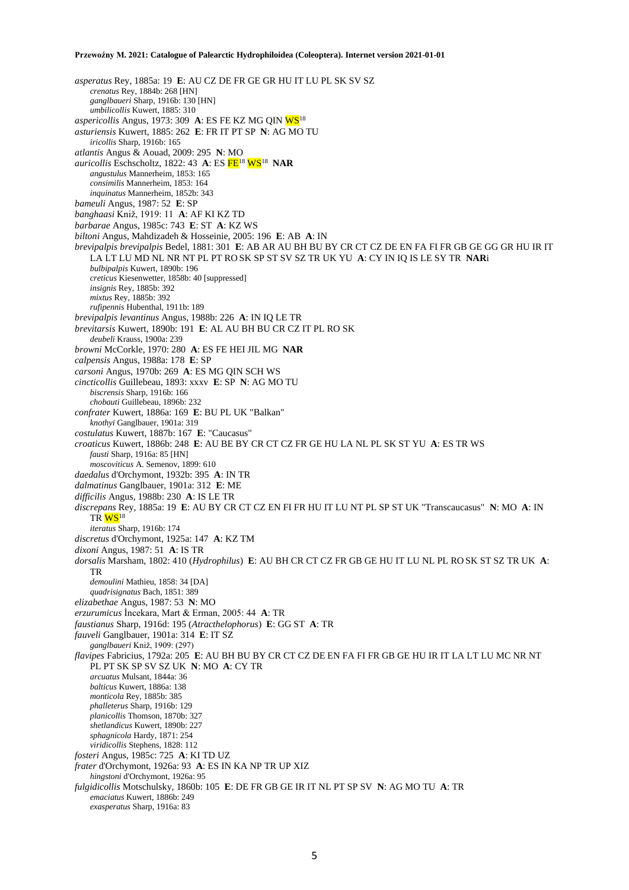*asperatus* Rey, 1885a: 19 **E**: AU CZ DE FR GE GR HU IT LU PL SK SV SZ
*crenatus* Rey, 1884b: 268 [HN]
*ganglbaueri* Sharp, 1916b: 130 [HN]
*umbilicollis* Kuwert, 1885: 310
*aspericollis* Angus, 1973: 309 **A**: ES FE KZ MG QIN WS[18]
*asturiensis* Kuwert, 1885: 262 **E**: FR IT PT SP **N**: AG MO TU
*iricollis* Sharp, 1916b: 165
*atlantis* Angus & Aouad, 2009: 295 **N**: MO
*auricollis* Eschscholtz, 1822: 43 **A**: ES FE[18] WS[18] **NAR**
*angustulus* Mannerheim, 1853: 165
*consimilis* Mannerheim, 1853: 164
*inquinatus* Mannerheim, 1852b: 343
*bameuli* Angus, 1987: 52 **E**: SP
*banghaasi* Kniž, 1919: 11 **A**: AF KI KZ TD
*barbarae* Angus, 1985c: 743 **E**: ST **A**: KZ WS
*biltoni* Angus, Mahdizadeh & Hosseinie, 2005: 196 **E**: AB **A**: IN
*brevipalpis brevipalpis* Bedel, 1881: 301 **E**: AB AR AU BH BU BY CR CT CZ DE EN FA FI FR GB GE GG GR HU IR IT LA LT LU MD NL NR NT PL PT RO SK SP ST SV SZ TR UK YU **A**: CY IN IQ IS LE SY TR **NAR**i
*bulbipalpis* Kuwert, 1890b: 196
*creticus* Kiesenwetter, 1858b: 40 [suppressed]
*insignis* Rey, 1885b: 392
*mixtus* Rey, 1885b: 392
*rufipennis* Hubenthal, 1911b: 189
*brevipalpis levantinus* Angus, 1988b: 226 **A**: IN IQ LE TR
*brevitarsis* Kuwert, 1890b: 191 **E**: AL AU BH BU CR CZ IT PL RO SK
*deubeli* Krauss, 1900a: 239
*browni* McCorkle, 1970: 280 **A**: ES FE HEI JIL MG **NAR**
*calpensis* Angus, 1988a: 178 **E**: SP
*carsoni* Angus, 1970b: 269 **A**: ES MG QIN SCH WS
*cincticollis* Guillebeau, 1893: xxxv **E**: SP **N**: AG MO TU
*biscrensis* Sharp, 1916b: 166
*chobauti* Guillebeau, 1896b: 232
*confrater* Kuwert, 1886a: 169 **E**: BU PL UK "Balkan"
*knothyi* Ganglbauer, 1901a: 319
*costulatus* Kuwert, 1887b: 167 **E**: "Caucasus"
*croaticus* Kuwert, 1886b: 248 **E**: AU BE BY CR CT CZ FR GE HU LA NL PL SK ST YU **A**: ES TR WS
*fausti* Sharp, 1916a: 85 [HN]
*moscoviticus* A. Semenov, 1899: 610
*daedalus* d'Orchymont, 1932b: 395 **A**: IN TR
*dalmatinus* Ganglbauer, 1901a: 312 **E**: ME
*difficilis* Angus, 1988b: 230 **A**: IS LE TR
*discrepans* Rey, 1885a: 19 **E**: AU BY CR CT CZ EN FI FR HU IT LU NT PL SP ST UK "Transcaucasus" **N**: MO **A**: IN TR WS[18]
*iteratus* Sharp, 1916b: 174
*discretus* d'Orchymont, 1925a: 147 **A**: KZ TM
*dixoni* Angus, 1987: 51 **A**: IS TR
*dorsalis* Marsham, 1802: 410 (*Hydrophilus*) **E**: AU BH CR CT CZ FR GB GE HU IT LU NL PL RO SK ST SZ TR UK **A**: TR
*demoulini* Mathieu, 1858: 34 [DA]
*quadrisignatus* Bach, 1851: 389
*elizabethae* Angus, 1987: 53 **N**: MO
*erzurumicus* İncekara, Mart & Erman, 2005: 44 **A**: TR
*faustianus* Sharp, 1916d: 195 (*Atracthelophorus*) **E**: GG ST **A**: TR
*fauveli* Ganglbauer, 1901a: 314 **E**: IT SZ
*ganglbaueri* Kniž, 1909: (297)
*flavipes* Fabricius, 1792a: 205 **E**: AU BH BU BY CR CT CZ DE EN FA FI FR GB GE HU IR IT LA LT LU MC NR NT PL PT SK SP SV SZ UK **N**: MO **A**: CY TR
*arcuatus* Mulsant, 1844a: 36
*balticus* Kuwert, 1886a: 138
*monticola* Rey, 1885b: 385
*phalleterus* Sharp, 1916b: 129
*planicollis* Thomson, 1870b: 327
*shetlandicus* Kuwert, 1890b: 227
*sphagnicola* Hardy, 1871: 254
*viridicollis* Stephens, 1828: 112
*fosteri* Angus, 1985c: 725 **A**: KI TD UZ
*frater* d'Orchymont, 1926a: 93 **A**: ES IN KA NP TR UP XIZ
*hingstoni* d'Orchymont, 1926a: 95
*fulgidicollis* Motschulsky, 1860b: 105 **E**: DE FR GB GE IR IT NL PT SP SV **N**: AG MO TU **A**: TR
*emaciatus* Kuwert, 1886b: 249
*exasperatus* Sharp, 1916a: 83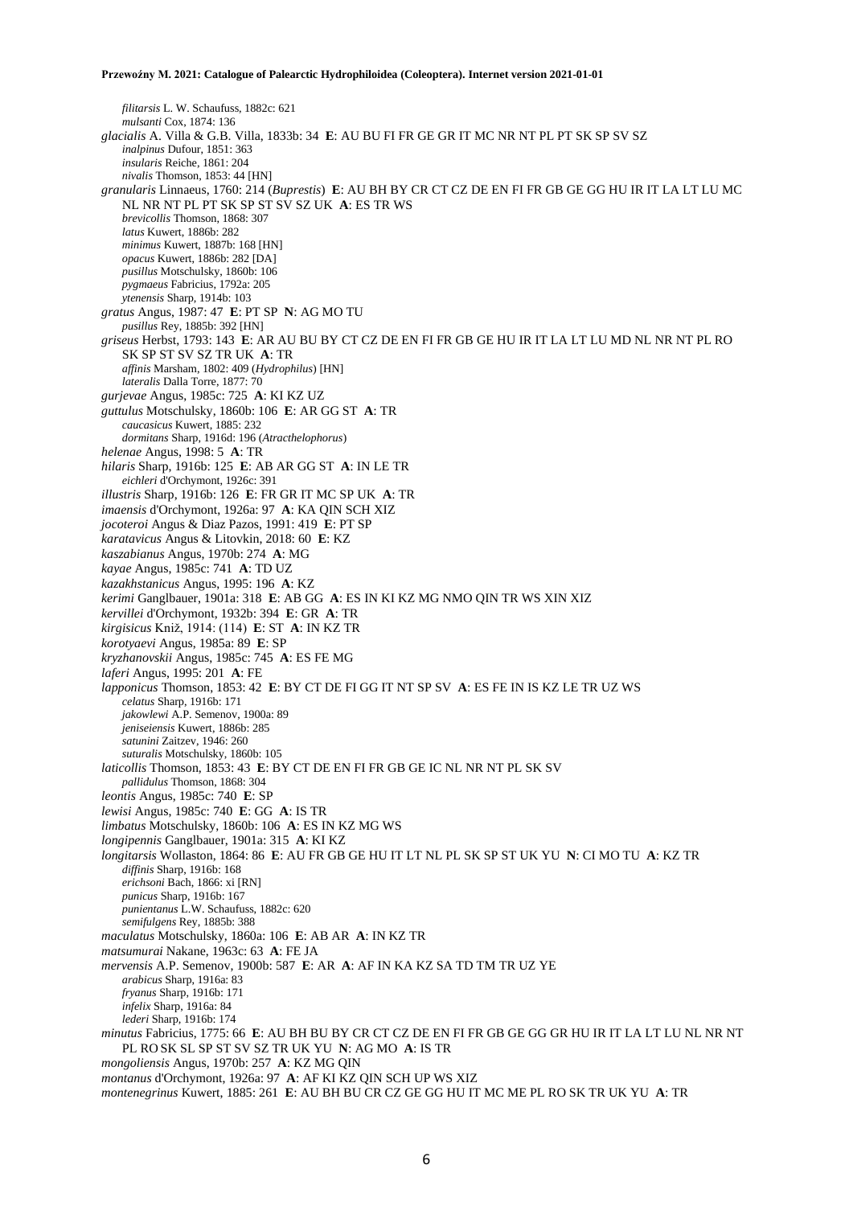*filitarsis* L. W. Schaufuss, 1882c: 621
*mulsanti* Cox, 1874: 136
*glacialis* A. Villa & G.B. Villa, 1833b: 34 **E**: AU BU FI FR GE GR IT MC NR NT PL PT SK SP SV SZ
*inalpinus* Dufour, 1851: 363
*insularis* Reiche, 1861: 204
*nivalis* Thomson, 1853: 44 [HN]
*granularis* Linnaeus, 1760: 214 (*Buprestis*) **E**: AU BH BY CR CT CZ DE EN FI FR GB GE GG HU IR IT LA LT LU MC NL NR NT PL PT SK SP ST SV SZ UK **A**: ES TR WS
*brevicollis* Thomson, 1868: 307
*latus* Kuwert, 1886b: 282
*minimus* Kuwert, 1887b: 168 [HN]
*opacus* Kuwert, 1886b: 282 [DA]
*pusillus* Motschulsky, 1860b: 106
*pygmaeus* Fabricius, 1792a: 205
*ytenensis* Sharp, 1914b: 103
*gratus* Angus, 1987: 47 **E**: PT SP **N**: AG MO TU
*pusillus* Rey, 1885b: 392 [HN]
*griseus* Herbst, 1793: 143 **E**: AR AU BU BY CT CZ DE EN FI FR GB GE HU IR IT LA LT LU MD NL NR NT PL RO SK SP ST SV SZ TR UK **A**: TR
*affinis* Marsham, 1802: 409 (*Hydrophilus*) [HN]
*lateralis* Dalla Torre, 1877: 70
*gurjevae* Angus, 1985c: 725 **A**: KI KZ UZ
*guttulus* Motschulsky, 1860b: 106 **E**: AR GG ST **A**: TR
*caucasicus* Kuwert, 1885: 232
*dormitans* Sharp, 1916d: 196 (*Atracthelophorus*)
*helenae* Angus, 1998: 5 **A**: TR
*hilaris* Sharp, 1916b: 125 **E**: AB AR GG ST **A**: IN LE TR
*eichleri* d'Orchymont, 1926c: 391
*illustris* Sharp, 1916b: 126 **E**: FR GR IT MC SP UK **A**: TR
*imaensis* d'Orchymont, 1926a: 97 **A**: KA QIN SCH XIZ
*jocoteroi* Angus & Diaz Pazos, 1991: 419 **E**: PT SP
*karatavicus* Angus & Litovkin, 2018: 60 **E**: KZ
*kaszabianus* Angus, 1970b: 274 **A**: MG
*kayae* Angus, 1985c: 741 **A**: TD UZ
*kazakhstanicus* Angus, 1995: 196 **A**: KZ
*kerimi* Ganglbauer, 1901a: 318 **E**: AB GG **A**: ES IN KI KZ MG NMO QIN TR WS XIN XIZ
*kervillei* d'Orchymont, 1932b: 394 **E**: GR **A**: TR
*kirgisicus* Kniž, 1914: (114) **E**: ST **A**: IN KZ TR
*korotyaevi* Angus, 1985a: 89 **E**: SP
*kryzhanovskii* Angus, 1985c: 745 **A**: ES FE MG
*laferi* Angus, 1995: 201 **A**: FE
*lapponicus* Thomson, 1853: 42 **E**: BY CT DE FI GG IT NT SP SV **A**: ES FE IN IS KZ LE TR UZ WS
*celatus* Sharp, 1916b: 171
*jakowlewi* A.P. Semenov, 1900a: 89
*jeniseiensis* Kuwert, 1886b: 285
*satunini* Zaitzev, 1946: 260
*suturalis* Motschulsky, 1860b: 105
*laticollis* Thomson, 1853: 43 **E**: BY CT DE EN FI FR GB GE IC NL NR NT PL SK SV
*pallidulus* Thomson, 1868: 304
*leontis* Angus, 1985c: 740 **E**: SP
*lewisi* Angus, 1985c: 740 **E**: GG **A**: IS TR
*limbatus* Motschulsky, 1860b: 106 **A**: ES IN KZ MG WS
*longipennis* Ganglbauer, 1901a: 315 **A**: KI KZ
*longitarsis* Wollaston, 1864: 86 **E**: AU FR GB GE HU IT LT NL PL SK SP ST UK YU **N**: CI MO TU **A**: KZ TR
*diffinis* Sharp, 1916b: 168
*erichsoni* Bach, 1866: xi [RN]
*punicus* Sharp, 1916b: 167
*punientanus* L.W. Schaufuss, 1882c: 620
*semifulgens* Rey, 1885b: 388
*maculatus* Motschulsky, 1860a: 106 **E**: AB AR **A**: IN KZ TR
*matsumurai* Nakane, 1963c: 63 **A**: FE JA
*mervensis* A.P. Semenov, 1900b: 587 **E**: AR **A**: AF IN KA KZ SA TD TM TR UZ YE
*arabicus* Sharp, 1916a: 83
*fryanus* Sharp, 1916b: 171
*infelix* Sharp, 1916a: 84
*lederi* Sharp, 1916b: 174
*minutus* Fabricius, 1775: 66 **E**: AU BH BU BY CR CT CZ DE EN FI FR GB GE GG GR HU IR IT LA LT LU NL NR NT PL RO SK SL SP ST SV SZ TR UK YU **N**: AG MO **A**: IS TR
*mongoliensis* Angus, 1970b: 257 **A**: KZ MG QIN
*montanus* d'Orchymont, 1926a: 97 **A**: AF KI KZ QIN SCH UP WS XIZ
*montenegrinus* Kuwert, 1885: 261 **E**: AU BH BU CR CZ GE GG HU IT MC ME PL RO SK TR UK YU **A**: TR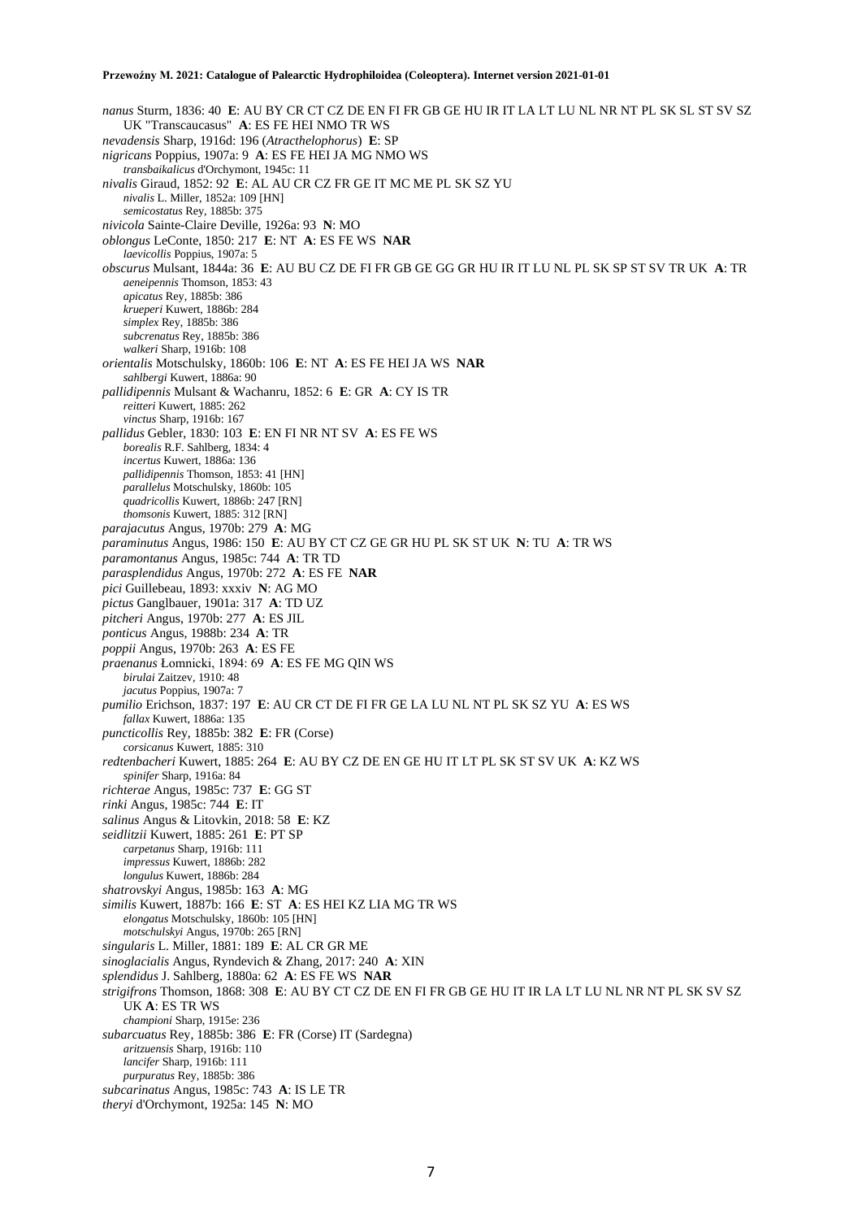*nanus* Sturm, 1836: 40 **E**: AU BY CR CT CZ DE EN FI FR GB GE HU IR IT LA LT LU NL NR NT PL SK SL ST SV SZ UK "Transcaucasus" **A**: ES FE HEI NMO TR WS

*nevadensis* Sharp, 1916d: 196 (*Atracthelophorus*) **E**: SP

*nigricans* Poppius, 1907a: 9 **A**: ES FE HEI JA MG NMO WS

*transbaikalicus* d'Orchymont, 1945c: 11

*nivalis* Giraud, 1852: 92 **E**: AL AU CR CZ FR GE IT MC ME PL SK SZ YU

*nivalis* L. Miller, 1852a: 109 [HN]

*semicostatus* Rey, 1885b: 375

*nivicola* Sainte-Claire Deville, 1926a: 93 **N**: MO

*oblongus* LeConte, 1850: 217 **E**: NT **A**: ES FE WS **NAR**

*laevicollis* Poppius, 1907a: 5

*obscurus* Mulsant, 1844a: 36 **E**: AU BU CZ DE FI FR GB GE GG GR HU IR IT LU NL PL SK SP ST SV TR UK **A**: TR

*aeneipennis* Thomson, 1853: 43

*apicatus* Rey, 1885b: 386

*krueperi* Kuwert, 1886b: 284

*simplex* Rey, 1885b: 386

*subcrenatus* Rey, 1885b: 386

*walkeri* Sharp, 1916b: 108

*orientalis* Motschulsky, 1860b: 106 **E**: NT **A**: ES FE HEI JA WS **NAR**

*sahlbergi* Kuwert, 1886a: 90

*pallidipennis* Mulsant & Wachanru, 1852: 6 **E**: GR **A**: CY IS TR

*reitteri* Kuwert, 1885: 262

*vinctus* Sharp, 1916b: 167

*pallidus* Gebler, 1830: 103 **E**: EN FI NR NT SV **A**: ES FE WS

*borealis* R.F. Sahlberg, 1834: 4

*incertus* Kuwert, 1886a: 136

*pallidipennis* Thomson, 1853: 41 [HN]

*parallelus* Motschulsky, 1860b: 105

*quadricollis* Kuwert, 1886b: 247 [RN]

*thomsonis* Kuwert, 1885: 312 [RN]

*parajacutus* Angus, 1970b: 279 **A**: MG

*paraminutus* Angus, 1986: 150 **E**: AU BY CT CZ GE GR HU PL SK ST UK **N**: TU **A**: TR WS

*paramontanus* Angus, 1985c: 744 **A**: TR TD

*parasplendidus* Angus, 1970b: 272 **A**: ES FE **NAR**

*pici* Guillebeau, 1893: xxxiv **N**: AG MO

*pictus* Ganglbauer, 1901a: 317 **A**: TD UZ

*pitcheri* Angus, 1970b: 277 **A**: ES JIL

*ponticus* Angus, 1988b: 234 **A**: TR

*poppii* Angus, 1970b: 263 **A**: ES FE

*praenanus* Łomnicki, 1894: 69 **A**: ES FE MG QIN WS

*birulai* Zaitzev, 1910: 48

*jacutus* Poppius, 1907a: 7

*pumilio* Erichson, 1837: 197 **E**: AU CR CT DE FI FR GE LA LU NL NT PL SK SZ YU **A**: ES WS

*fallax* Kuwert, 1886a: 135

*puncticollis* Rey, 1885b: 382 **E**: FR (Corse)

*corsicanus* Kuwert, 1885: 310

*redtenbacheri* Kuwert, 1885: 264 **E**: AU BY CZ DE EN GE HU IT LT PL SK ST SV UK **A**: KZ WS

*spinifer* Sharp, 1916a: 84

*richterae* Angus, 1985c: 737 **E**: GG ST

*rinki* Angus, 1985c: 744 **E**: IT

*salinus* Angus & Litovkin, 2018: 58 **E**: KZ

*seidlitzii* Kuwert, 1885: 261 **E**: PT SP

*carpetanus* Sharp, 1916b: 111

*impressus* Kuwert, 1886b: 282

*longulus* Kuwert, 1886b: 284

*shatrovskyi* Angus, 1985b: 163 **A**: MG

*similis* Kuwert, 1887b: 166 **E**: ST **A**: ES HEI KZ LIA MG TR WS

*elongatus* Motschulsky, 1860b: 105 [HN]

*motschulskyi* Angus, 1970b: 265 [RN]

*singularis* L. Miller, 1881: 189 **E**: AL CR GR ME

*sinoglacialis* Angus, Ryndevich & Zhang, 2017: 240 **A**: XIN

*splendidus* J. Sahlberg, 1880a: 62 **A**: ES FE WS **NAR**

*strigifrons* Thomson, 1868: 308 **E**: AU BY CT CZ DE EN FI FR GB GE HU IT IR LA LT LU NL NR NT PL SK SV SZ UK **A**: ES TR WS

*championi* Sharp, 1915e: 236

*subarcuatus* Rey, 1885b: 386 **E**: FR (Corse) IT (Sardegna)

*aritzuensis* Sharp, 1916b: 110

*lancifer* Sharp, 1916b: 111

*purpuratus* Rey, 1885b: 386

*subcarinatus* Angus, 1985c: 743 **A**: IS LE TR

*theryi* d'Orchymont, 1925a: 145 **N**: MO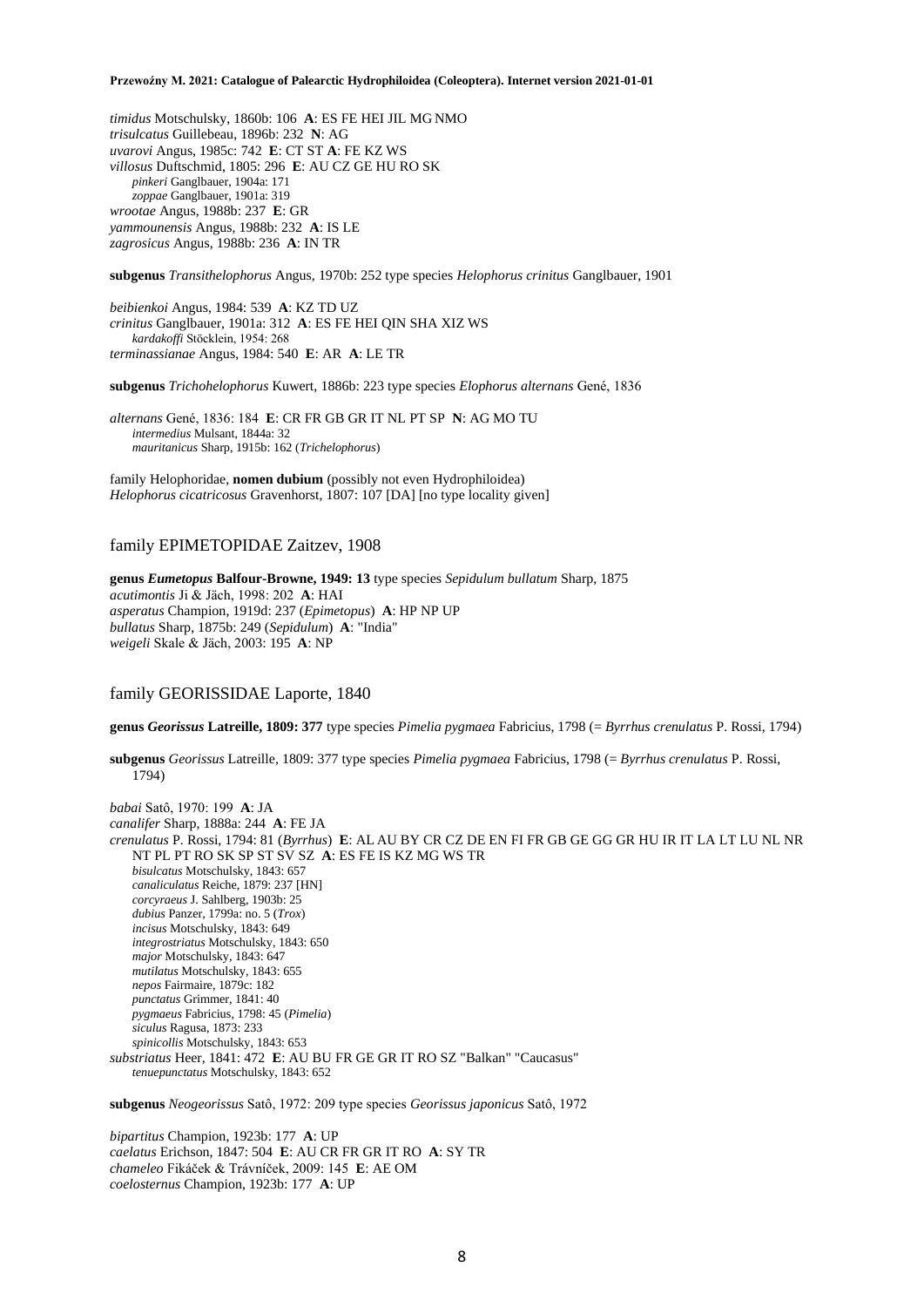*timidus* Motschulsky, 1860b: 106 **A**: ES FE HEI JIL MG NMO
*trisulcatus* Guillebeau, 1896b: 232 **N**: AG
*uvarovi* Angus, 1985c: 742 **E**: CT ST **A**: FE KZ WS
*villosus* Duftschmid, 1805: 296 **E**: AU CZ GE HU RO SK
  *pinkeri* Ganglbauer, 1904a: 171
  *zoppae* Ganglbauer, 1901a: 319
*wrootae* Angus, 1988b: 237 **E**: GR
*yammounensis* Angus, 1988b: 232 **A**: IS LE
*zagrosicus* Angus, 1988b: 236 **A**: IN TR

**subgenus** *Transithelophorus* Angus, 1970b: 252 type species *Helophorus crinitus* Ganglbauer, 1901

*beibienkoi* Angus, 1984: 539 **A**: KZ TD UZ
*crinitus* Ganglbauer, 1901a: 312 **A**: ES FE HEI QIN SHA XIZ WS
  *kardakoffi* Stöcklein, 1954: 268
*terminassianae* Angus, 1984: 540 **E**: AR **A**: LE TR

**subgenus** *Trichohelophorus* Kuwert, 1886b: 223 type species *Elophorus alternans* Gené, 1836

*alternans* Gené, 1836: 184 **E**: CR FR GB GR IT NL PT SP **N**: AG MO TU
  *intermedius* Mulsant, 1844a: 32
  *mauritanicus* Sharp, 1915b: 162 (*Trichelophorus*)

family Helophoridae, **nomen dubium** (possibly not even Hydrophiloidea)
*Helophorus cicatricosus* Gravenhorst, 1807: 107 [DA] [no type locality given]

## family EPIMETOPIDAE Zaitzev, 1908

**genus *Eumetopus* Balfour-Browne, 1949: 13** type species *Sepidulum bullatum* Sharp, 1875
*acutimontis* Ji & Jäch, 1998: 202 **A**: HAI
*asperatus* Champion, 1919d: 237 (*Epimetopus*) **A**: HP NP UP
*bullatus* Sharp, 1875b: 249 (*Sepidulum*) **A**: "India"
*weigeli* Skale & Jäch, 2003: 195 **A**: NP

## family GEORISSIDAE Laporte, 1840

**genus *Georissus* Latreille, 1809: 377** type species *Pimelia pygmaea* Fabricius, 1798 (= *Byrrhus crenulatus* P. Rossi, 1794)

**subgenus** *Georissus* Latreille, 1809: 377 type species *Pimelia pygmaea* Fabricius, 1798 (= *Byrrhus crenulatus* P. Rossi, 1794)

*babai* Satô, 1970: 199 **A**: JA
*canalifer* Sharp, 1888a: 244 **A**: FE JA
*crenulatus* P. Rossi, 1794: 81 (*Byrrhus*) **E**: AL AU BY CR CZ DE EN FI FR GB GE GG GR HU IR IT LA LT LU NL NR NT PL PT RO SK SP ST SV SZ **A**: ES FE IS KZ MG WS TR
  *bisulcatus* Motschulsky, 1843: 657
  *canaliculatus* Reiche, 1879: 237 [HN]
  *corcyraeus* J. Sahlberg, 1903b: 25
  *dubius* Panzer, 1799a: no. 5 (*Trox*)
  *incisus* Motschulsky, 1843: 649
  *integrostriatus* Motschulsky, 1843: 650
  *major* Motschulsky, 1843: 647
  *mutilatus* Motschulsky, 1843: 655
  *nepos* Fairmaire, 1879c: 182
  *punctatus* Grimmer, 1841: 40
  *pygmaeus* Fabricius, 1798: 45 (*Pimelia*)
  *siculus* Ragusa, 1873: 233
  *spinicollis* Motschulsky, 1843: 653
*substriatus* Heer, 1841: 472 **E**: AU BU FR GE GR IT RO SZ "Balkan" "Caucasus"
  *tenuepunctatus* Motschulsky, 1843: 652

**subgenus** *Neogeorissus* Satô, 1972: 209 type species *Georissus japonicus* Satô, 1972

*bipartitus* Champion, 1923b: 177 **A**: UP
*caelatus* Erichson, 1847: 504 **E**: AU CR FR GR IT RO **A**: SY TR
*chameleo* Fikáček & Trávníček, 2009: 145 **E**: AE OM
*coelosternus* Champion, 1923b: 177 **A**: UP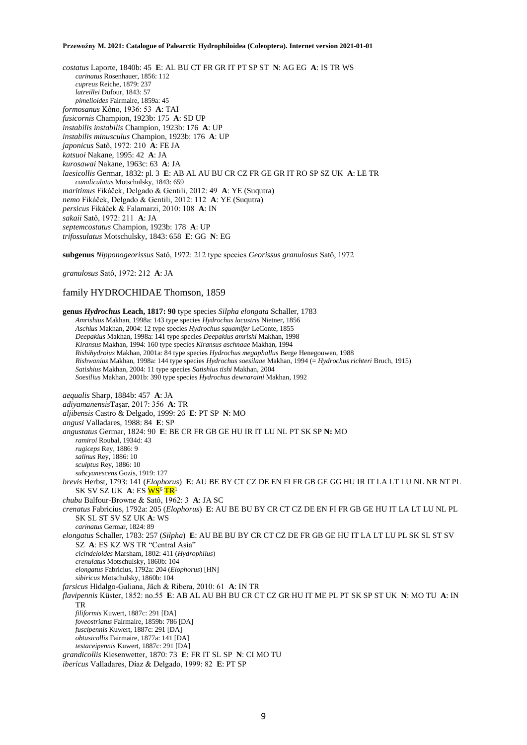*costatus* Laporte, 1840b: 45 **E**: AL BU CT FR GR IT PT SP ST **N**: AG EG **A**: IS TR WS
  *carinatus* Rosenhauer, 1856: 112
  *cupreus* Reiche, 1879: 237
  *latreillei* Dufour, 1843: 57
  *pimelioides* Fairmaire, 1859a: 45
*formosanus* Kôno, 1936: 53 **A**: TAI
*fusicornis* Champion, 1923b: 175 **A**: SD UP
*instabilis instabilis* Champion, 1923b: 176 **A**: UP
*instabilis minusculus* Champion, 1923b: 176 **A**: UP
*japonicus* Satô, 1972: 210 **A**: FE JA
*katsuoi* Nakane, 1995: 42 **A**: JA
*kurosawai* Nakane, 1963c: 63 **A**: JA
*laesicollis* Germar, 1832: pl. 3 **E**: AB AL AU BU CR CZ FR GE GR IT RO SP SZ UK **A**: LE TR
  *canaliculatus* Motschulsky, 1843: 659
*maritimus* Fikáček, Delgado & Gentili, 2012: 49 **A**: YE (Suqutra)
*nemo* Fikáček, Delgado & Gentili, 2012: 112 **A**: YE (Suqutra)
*persicus* Fikáček & Falamarzi, 2010: 108 **A**: IN
*sakaii* Satô, 1972: 211 **A**: JA
*septemcostatus* Champion, 1923b: 178 **A**: UP
*trifossulatus* Motschulsky, 1843: 658 **E**: GG **N**: EG

**subgenus** *Nipponogeorissus* Satô, 1972: 212 type species *Georissus granulosus* Satô, 1972

*granulosus* Satô, 1972: 212 **A**: JA

## family HYDROCHIDAE Thomson, 1859

**genus *Hydrochus* Leach, 1817: 90** type species *Silpha elongata* Schaller, 1783
  *Amrishius* Makhan, 1998a: 143 type species *Hydrochus lacustris* Nietner, 1856
  *Aschius* Makhan, 2004: 12 type species *Hydrochus squamifer* LeConte, 1855
  *Deepakius* Makhan, 1998a: 141 type species *Deepakius amrishi* Makhan, 1998
  *Kiransus* Makhan, 1994: 160 type species *Kiransus aschnaae* Makhan, 1994
  *Rishihydroius* Makhan, 2001a: 84 type species *Hydrochus megaphallus* Berge Henegouwen, 1988
  *Rishwanius* Makhan, 1998a: 144 type species *Hydrochus soesilaae* Makhan, 1994 (= *Hydrochus richteri* Bruch, 1915)
  *Satishius* Makhan, 2004: 11 type species *Satishius tishi* Makhan, 2004
  *Soesilius* Makhan, 2001b: 390 type species *Hydrochus dewnaraini* Makhan, 1992

*aequalis* Sharp, 1884b: 457 **A**: JA
*adiyamanensis* Taşar, 2017: 356 **A**: TR
*aljibensis* Castro & Delgado, 1999: 26 **E**: PT SP **N**: MO
*angusi* Valladares, 1988: 84 **E**: SP
*angustatus* Germar, 1824: 90 **E**: BE CR FR GB GE HU IR IT LU NL PT SK SP **N:** MO
  *ramiroi* Roubal, 1934d: 43
  *rugiceps* Rey, 1886: 9
  *salinus* Rey, 1886: 10
  *sculptus* Rey, 1886: 10
  *subcyanescens* Gozis, 1919: 127
*brevis* Herbst, 1793: 141 (*Elophorus*) **E**: AU BE BY CT CZ DE EN FI FR GB GE GG HU IR IT LA LT LU NL NR NT PL SK SV SZ UK **A**: ES WS[6] ~~TR~~[1]
*chubu* Balfour-Browne & Satô, 1962: 3 **A**: JA SC
*crenatus* Fabricius, 1792a: 205 (*Elophorus*) **E**: AU BE BU BY CR CT CZ DE EN FI FR GB GE HU IT LA LT LU NL PL SK SL ST SV SZ UK **A**: WS
  *carinatus* Germar, 1824: 89
*elongatus* Schaller, 1783: 257 (*Silpha*) **E**: AU BE BU BY CR CT CZ DE FR GB GE HU IT LA LT LU PL SK SL ST SV SZ **A**: ES KZ WS TR "Central Asia"
  *cicindeloides* Marsham, 1802: 411 (*Hydrophilus*)
  *crenulatus* Motschulsky, 1860b: 104
  *elongatus* Fabricius, 1792a: 204 (*Elophorus*) [HN]
  *sibiricus* Motschulsky, 1860b: 104
*farsicus* Hidalgo-Galiana, Jäch & Ribera, 2010: 61 **A**: IN TR
*flavipennis* Küster, 1852: no.55 **E**: AB AL AU BH BU CR CT CZ GR HU IT ME PL PT SK SP ST UK **N**: MO TU **A**: IN TR
  *filiformis* Kuwert, 1887c: 291 [DA]
  *foveostriatus* Fairmaire, 1859b: 786 [DA]
  *fuscipennis* Kuwert, 1887c: 291 [DA]
  *obtusicollis* Fairmaire, 1877a: 141 [DA]
  *testaceipennis* Kuwert, 1887c: 291 [DA]
*grandicollis* Kiesenwetter, 1870: 73 **E**: FR IT SL SP **N**: CI MO TU
*ibericus* Valladares, Díaz & Delgado, 1999: 82 **E**: PT SP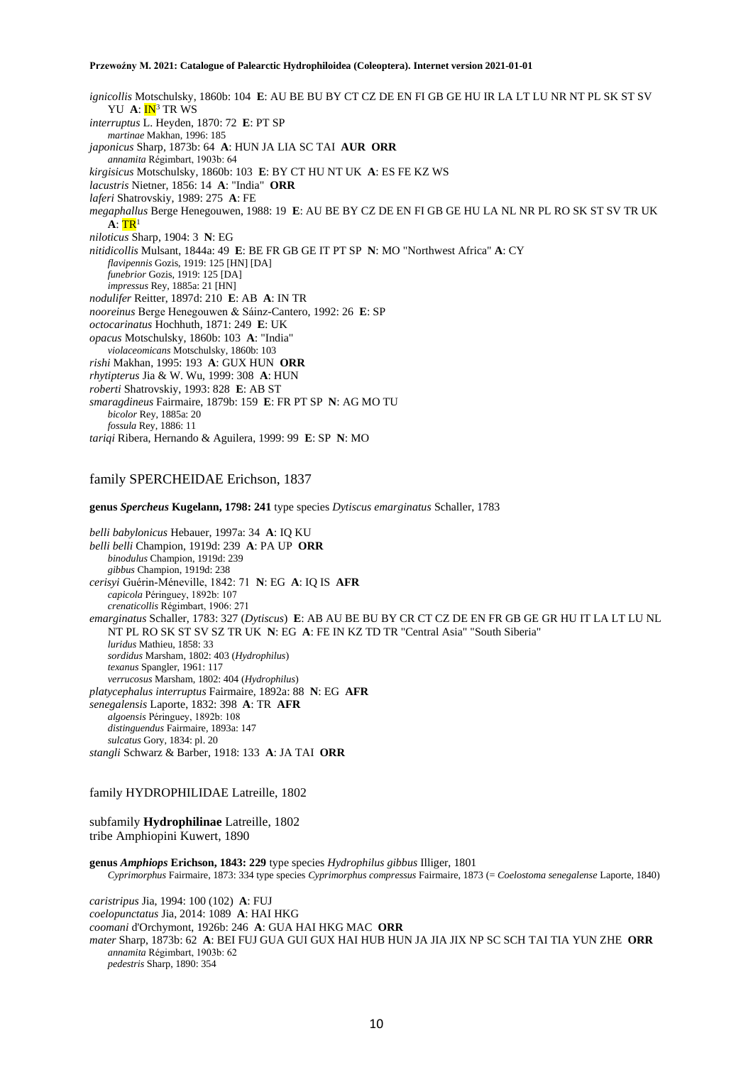*ignicollis* Motschulsky, 1860b: 104 **E**: AU BE BU BY CT CZ DE EN FI GB GE HU IR LA LT LU NR NT PL SK ST SV YU **A**: IN[3] TR WS

*interruptus* L. Heyden, 1870: 72 **E**: PT SP

*martinae* Makhan, 1996: 185

*japonicus* Sharp, 1873b: 64 **A**: HUN JA LIA SC TAI **AUR ORR**

*annamita* Régimbart, 1903b: 64

*kirgisicus* Motschulsky, 1860b: 103 **E**: BY CT HU NT UK **A**: ES FE KZ WS

*lacustris* Nietner, 1856: 14 **A**: "India" **ORR**

*laferi* Shatrovskiy, 1989: 275 **A**: FE

*megaphallus* Berge Henegouwen, 1988: 19 **E**: AU BE BY CZ DE EN FI GB GE HU LA NL NR PL RO SK ST SV TR UK **A**: TR[1]

*niloticus* Sharp, 1904: 3 **N**: EG

*nitidicollis* Mulsant, 1844a: 49 **E**: BE FR GB GE IT PT SP **N**: MO "Northwest Africa" **A**: CY

*flavipennis* Gozis, 1919: 125 [HN] [DA]

*funebrior* Gozis, 1919: 125 [DA]

*impressus* Rey, 1885a: 21 [HN]

*nodulifer* Reitter, 1897d: 210 **E**: AB **A**: IN TR

*nooreinus* Berge Henegouwen & Sáinz-Cantero, 1992: 26 **E**: SP

*octocarinatus* Hochhuth, 1871: 249 **E**: UK

*opacus* Motschulsky, 1860b: 103 **A**: "India"

*violaceomicans* Motschulsky, 1860b: 103

*rishi* Makhan, 1995: 193 **A**: GUX HUN **ORR**

*rhytipterus* Jia & W. Wu, 1999: 308 **A**: HUN

*roberti* Shatrovskiy, 1993: 828 **E**: AB ST

*smaragdineus* Fairmaire, 1879b: 159 **E**: FR PT SP **N**: AG MO TU

*bicolor* Rey, 1885a: 20

*fossula* Rey, 1886: 11

*tariqi* Ribera, Hernando & Aguilera, 1999: 99 **E**: SP **N**: MO

## family SPERCHEIDAE Erichson, 1837

**genus *Spercheus* Kugelann, 1798: 241** type species *Dytiscus emarginatus* Schaller, 1783

*belli babylonicus* Hebauer, 1997a: 34 **A**: IQ KU

*belli belli* Champion, 1919d: 239 **A**: PA UP **ORR**

*binodulus* Champion, 1919d: 239

*gibbus* Champion, 1919d: 238

*cerisyi* Guérin-Méneville, 1842: 71 **N**: EG **A**: IQ IS **AFR**

*capicola* Péringuey, 1892b: 107

*crenaticollis* Régimbart, 1906: 271

*emarginatus* Schaller, 1783: 327 (*Dytiscus*) **E**: AB AU BE BU BY CR CT CZ DE EN FR GB GE GR HU IT LA LT LU NL NT PL RO SK ST SV SZ TR UK **N**: EG **A**: FE IN KZ TD TR "Central Asia" "South Siberia"

*luridus* Mathieu, 1858: 33

*sordidus* Marsham, 1802: 403 (*Hydrophilus*)

*texanus* Spangler, 1961: 117

*verrucosus* Marsham, 1802: 404 (*Hydrophilus*)

*platycephalus interruptus* Fairmaire, 1892a: 88 **N**: EG **AFR**

*senegalensis* Laporte, 1832: 398 **A**: TR **AFR**

*algoensis* Péringuey, 1892b: 108

*distinguendus* Fairmaire, 1893a: 147

*sulcatus* Gory, 1834: pl. 20

*stangli* Schwarz & Barber, 1918: 133 **A**: JA TAI **ORR**

## family HYDROPHILIDAE Latreille, 1802

### subfamily **Hydrophilinae** Latreille, 1802

#### tribe Amphiopini Kuwert, 1890

**genus *Amphiops* Erichson, 1843: 229** type species *Hydrophilus gibbus* Illiger, 1801

*Cyprimorphus* Fairmaire, 1873: 334 type species *Cyprimorphus compressus* Fairmaire, 1873 (= *Coelostoma senegalense* Laporte, 1840)

*caristripus* Jia, 1994: 100 (102) **A**: FUJ

*coelopunctatus* Jia, 2014: 1089 **A**: HAI HKG

*coomani* d'Orchymont, 1926b: 246 **A**: GUA HAI HKG MAC **ORR**

*mater* Sharp, 1873b: 62 **A**: BEI FUJ GUA GUI GUX HAI HUB HUN JA JIA JIX NP SC SCH TAI TIA YUN ZHE **ORR**

*annamita* Régimbart, 1903b: 62

*pedestris* Sharp, 1890: 354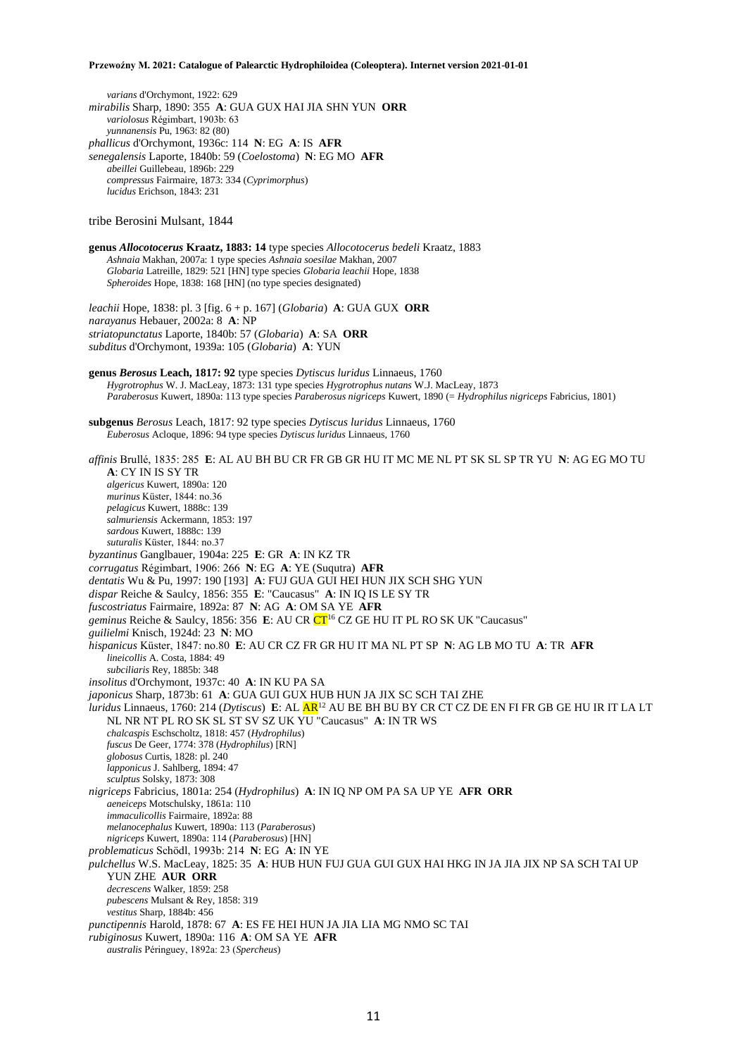*varians* d'Orchymont, 1922: 629

*mirabilis* Sharp, 1890: 355 **A**: GUA GUX HAI JIA SHN YUN **ORR**

*variolosus* Régimbart, 1903b: 63

*yunnanensis* Pu, 1963: 82 (80)

*phallicus* d'Orchymont, 1936c: 114 **N**: EG **A**: IS **AFR**

*senegalensis* Laporte, 1840b: 59 (*Coelostoma*) **N**: EG MO **AFR**

*abeillei* Guillebeau, 1896b: 229

*compressus* Fairmaire, 1873: 334 (*Cyprimorphus*)

*lucidus* Erichson, 1843: 231

tribe Berosini Mulsant, 1844

**genus *Allocotocerus* Kraatz, 1883: 14** type species *Allocotocerus bedeli* Kraatz, 1883

*Ashnaia* Makhan, 2007a: 1 type species *Ashnaia soesilae* Makhan, 2007

*Globaria* Latreille, 1829: 521 [HN] type species *Globaria leachii* Hope, 1838

*Spheroides* Hope, 1838: 168 [HN] (no type species designated)

*leachii* Hope, 1838: pl. 3 [fig. 6 + p. 167] (*Globaria*) **A**: GUA GUX **ORR**

*narayanus* Hebauer, 2002a: 8 **A**: NP

*striatopunctatus* Laporte, 1840b: 57 (*Globaria*) **A**: SA **ORR**

*subditus* d'Orchymont, 1939a: 105 (*Globaria*) **A**: YUN

**genus *Berosus* Leach, 1817: 92** type species *Dytiscus luridus* Linnaeus, 1760

*Hygrotrophus* W. J. MacLeay, 1873: 131 type species *Hygrotrophus nutans* W.J. MacLeay, 1873

*Paraberosus* Kuwert, 1890a: 113 type species *Paraberosus nigriceps* Kuwert, 1890 (= *Hydrophilus nigriceps* Fabricius, 1801)

**subgenus *Berosus* Leach, 1817: 92** type species *Dytiscus luridus* Linnaeus, 1760

*Euberosus* Acloque, 1896: 94 type species *Dytiscus luridus* Linnaeus, 1760

*affinis* Brullé, 1835: 285 **E**: AL AU BH BU CR FR GB GR HU IT MC ME NL PT SK SL SP TR YU **N**: AG EG MO TU **A**: CY IN IS SY TR

*algericus* Kuwert, 1890a: 120

*murinus* Küster, 1844: no.36

*pelagicus* Kuwert, 1888c: 139

*salmuriensis* Ackermann, 1853: 197

*sardous* Kuwert, 1888c: 139

*suturalis* Küster, 1844: no.37

*byzantinus* Ganglbauer, 1904a: 225 **E**: GR **A**: IN KZ TR

*corrugatus* Régimbart, 1906: 266 **N**: EG **A**: YE (Suqutra) **AFR**

*dentatis* Wu & Pu, 1997: 190 [193] **A**: FUJ GUA GUI HEI HUN JIX SCH SHG YUN

*dispar* Reiche & Saulcy, 1856: 355 **E**: "Caucasus" **A**: IN IQ IS LE SY TR

*fuscostriatus* Fairmaire, 1892a: 87 **N**: AG **A**: OM SA YE **AFR**

*geminus* Reiche & Saulcy, 1856: 356 **E**: AU CR CT[16] CZ GE HU IT PL RO SK UK "Caucasus"

*guilielmi* Knisch, 1924d: 23 **N**: MO

*hispanicus* Küster, 1847: no.80 **E**: AU CR CZ FR GR HU IT MA NL PT SP **N**: AG LB MO TU **A**: TR **AFR**

*lineicollis* A. Costa, 1884: 49

*subciliaris* Rey, 1885b: 348

*insolitus* d'Orchymont, 1937c: 40 **A**: IN KU PA SA

*japonicus* Sharp, 1873b: 61 **A**: GUA GUI GUX HUB HUN JA JIX SC SCH TAI ZHE

*luridus* Linnaeus, 1760: 214 (*Dytiscus*) **E**: AL AR[12] AU BE BH BU BY CR CT CZ DE EN FI FR GB GE HU IR IT LA LT NL NR NT PL RO SK SL ST SV SZ UK YU "Caucasus" **A**: IN TR WS

*chalcaspis* Eschscholtz, 1818: 457 (*Hydrophilus*)

*fuscus* De Geer, 1774: 378 (*Hydrophilus*) [RN]

*globosus* Curtis, 1828: pl. 240

*lapponicus* J. Sahlberg, 1894: 47

*sculptus* Solsky, 1873: 308

*nigriceps* Fabricius, 1801a: 254 (*Hydrophilus*) **A**: IN IQ NP OM PA SA UP YE **AFR ORR**

*aeneiceps* Motschulsky, 1861a: 110

*immaculicollis* Fairmaire, 1892a: 88

*melanocephalus* Kuwert, 1890a: 113 (*Paraberosus*)

*nigriceps* Kuwert, 1890a: 114 (*Paraberosus*) [HN]

*problematicus* Schödl, 1993b: 214 **N**: EG **A**: IN YE

*pulchellus* W.S. MacLeay, 1825: 35 **A**: HUB HUN FUJ GUA GUI GUX HAI HKG IN JA JIA JIX NP SA SCH TAI UP YUN ZHE **AUR ORR**

*decrescens* Walker, 1859: 258

*pubescens* Mulsant & Rey, 1858: 319

*vestitus* Sharp, 1884b: 456

*punctipennis* Harold, 1878: 67 **A**: ES FE HEI HUN JA JIA LIA MG NMO SC TAI

*rubiginosus* Kuwert, 1890a: 116 **A**: OM SA YE **AFR**

*australis* Péringuey, 1892a: 23 (*Spercheus*)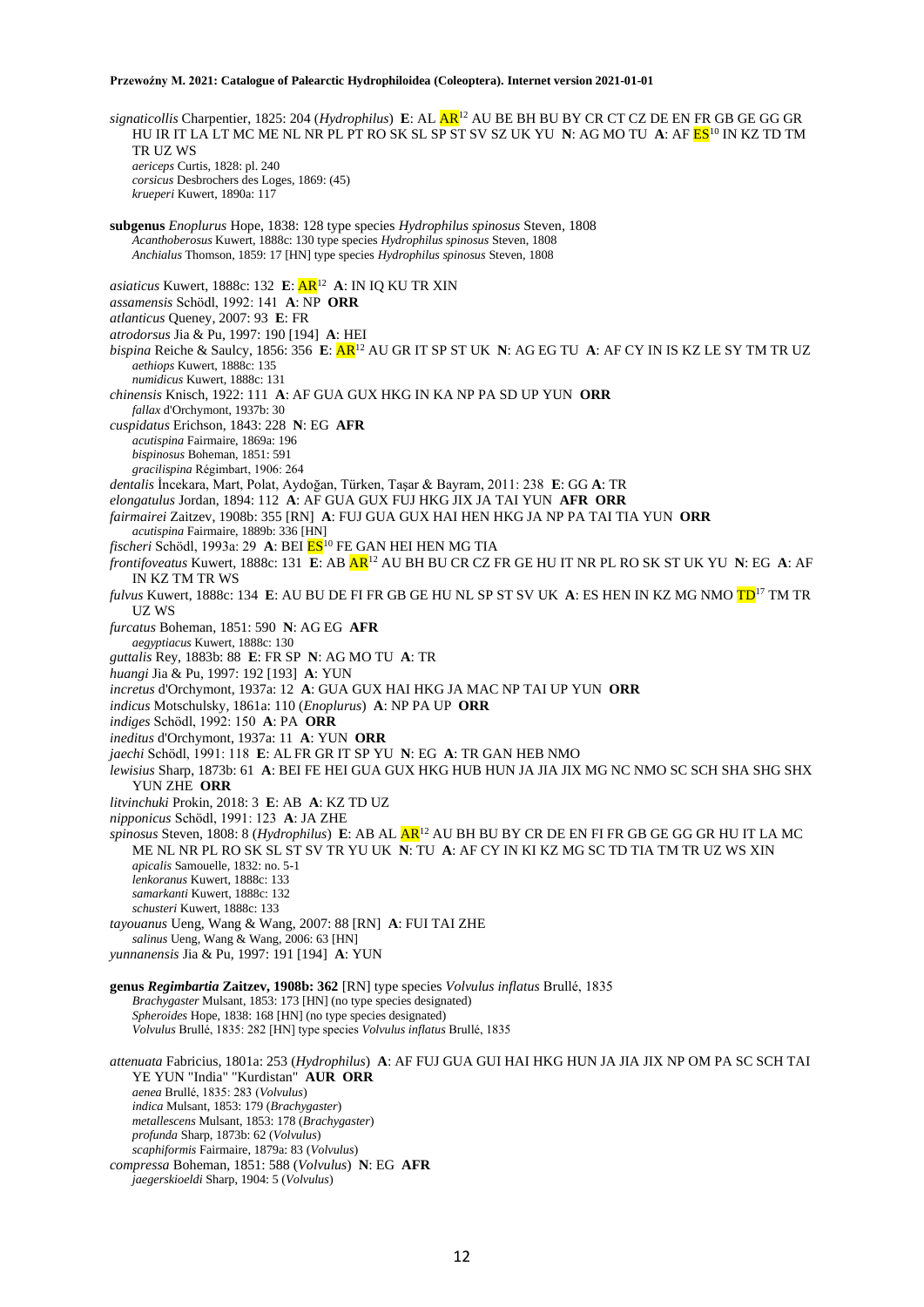*signaticollis* Charpentier, 1825: 204 (*Hydrophilus*) **E**: AL AR[12] AU BE BH BU BY CR CT CZ DE EN FR GB GE GG GR HU IR IT LA LT MC ME NL NR PL PT RO SK SL SP ST SV SZ UK YU **N**: AG MO TU **A**: AF ES[10] IN KZ TD TM TR UZ WS
*aericeps* Curtis, 1828: pl. 240
*corsicus* Desbrochers des Loges, 1869: (45)
*krueperi* Kuwert, 1890a: 117

**subgenus** *Enoplurus* Hope, 1838: 128 type species *Hydrophilus spinosus* Steven, 1808
*Acanthoberosus* Kuwert, 1888c: 130 type species *Hydrophilus spinosus* Steven, 1808
*Anchialus* Thomson, 1859: 17 [HN] type species *Hydrophilus spinosus* Steven, 1808

*asiaticus* Kuwert, 1888c: 132 **E**: AR[12] **A**: IN IQ KU TR XIN
*assamensis* Schödl, 1992: 141 **A**: NP **ORR**
*atlanticus* Queney, 2007: 93 **E**: FR
*atrodorsus* Jia & Pu, 1997: 190 [194] **A**: HEI
*bispina* Reiche & Saulcy, 1856: 356 **E**: AR[12] AU GR IT SP ST UK **N**: AG EG TU **A**: AF CY IN IS KZ LE SY TM TR UZ
*aethiops* Kuwert, 1888c: 135
*numidicus* Kuwert, 1888c: 131
*chinensis* Knisch, 1922: 111 **A**: AF GUA GUX HKG IN KA NP PA SD UP YUN **ORR**
*fallax* d'Orchymont, 1937b: 30
*cuspidatus* Erichson, 1843: 228 **N**: EG **AFR**
*acutispina* Fairmaire, 1869a: 196
*bispinosus* Boheman, 1851: 591
*gracilispina* Régimbart, 1906: 264
*dentalis* İncekara, Mart, Polat, Aydoğan, Türken, Taşar & Bayram, 2011: 238 **E**: GG **A**: TR
*elongatulus* Jordan, 1894: 112 **A**: AF GUA GUX FUJ HKG JIX JA TAI YUN **AFR ORR**
*fairmairei* Zaitzev, 1908b: 355 [RN] **A**: FUJ GUA GUX HAI HEN HKG JA NP PA TAI TIA YUN **ORR**
*acutispina* Fairmaire, 1889b: 336 [HN]
*fischeri* Schödl, 1993a: 29 **A**: BEI ES[10] FE GAN HEI HEN MG TIA
*frontifoveatus* Kuwert, 1888c: 131 **E**: AB AR[12] AU BH BU CR CZ FR GE HU IT NR PL RO SK ST UK YU **N**: EG **A**: AF IN KZ TM TR WS
*fulvus* Kuwert, 1888c: 134 **E**: AU BU DE FI FR GB GE HU NL SP ST SV UK **A**: ES HEN IN KZ MG NMO TD[17] TM TR UZ WS
*furcatus* Boheman, 1851: 590 **N**: AG EG **AFR**
*aegyptiacus* Kuwert, 1888c: 130
*guttalis* Rey, 1883b: 88 **E**: FR SP **N**: AG MO TU **A**: TR
*huangi* Jia & Pu, 1997: 192 [193] **A**: YUN
*incretus* d'Orchymont, 1937a: 12 **A**: GUA GUX HAI HKG JA MAC NP TAI UP YUN **ORR**
*indicus* Motschulsky, 1861a: 110 (*Enoplurus*) **A**: NP PA UP **ORR**
*indiges* Schödl, 1992: 150 **A**: PA **ORR**
*ineditus* d'Orchymont, 1937a: 11 **A**: YUN **ORR**
*jaechi* Schödl, 1991: 118 **E**: AL FR GR IT SP YU **N**: EG **A**: TR GAN HEB NMO
*lewisius* Sharp, 1873b: 61 **A**: BEI FE HEI GUA GUX HKG HUB HUN JA JIA JIX MG NC NMO SC SCH SHA SHG SHX YUN ZHE **ORR**
*litvinchuki* Prokin, 2018: 3 **E**: AB **A**: KZ TD UZ
*nipponicus* Schödl, 1991: 123 **A**: JA ZHE
*spinosus* Steven, 1808: 8 (*Hydrophilus*) **E**: AB AL AR[12] AU BH BU BY CR DE EN FI FR GB GE GG GR HU IT LA MC ME NL NR PL RO SK SL ST SV TR YU UK **N**: TU **A**: AF CY IN KI KZ MG SC TD TIA TM TR UZ WS XIN
*apicalis* Samouelle, 1832: no. 5-1
*lenkoranus* Kuwert, 1888c: 133
*samarkanti* Kuwert, 1888c: 132
*schusteri* Kuwert, 1888c: 133
*tayouanus* Ueng, Wang & Wang, 2007: 88 [RN] **A**: FUI TAI ZHE
*salinus* Ueng, Wang & Wang, 2006: 63 [HN]
*yunnanensis* Jia & Pu, 1997: 191 [194] **A**: YUN

**genus *Regimbartia* Zaitzev, 1908b: 362** [RN] type species *Volvulus inflatus* Brullé, 1835
*Brachygaster* Mulsant, 1853: 173 [HN] (no type species designated)
*Spheroides* Hope, 1838: 168 [HN] (no type species designated)
*Volvulus* Brullé, 1835: 282 [HN] type species *Volvulus inflatus* Brullé, 1835

*attenuata* Fabricius, 1801a: 253 (*Hydrophilus*) **A**: AF FUJ GUA GUI HAI HKG HUN JA JIA JIX NP OM PA SC SCH TAI YE YUN "India" "Kurdistan" **AUR ORR**
*aenea* Brullé, 1835: 283 (*Volvulus*)
*indica* Mulsant, 1853: 179 (*Brachygaster*)
*metallescens* Mulsant, 1853: 178 (*Brachygaster*)
*profunda* Sharp, 1873b: 62 (*Volvulus*)
*scaphiformis* Fairmaire, 1879a: 83 (*Volvulus*)
*compressa* Boheman, 1851: 588 (*Volvulus*) **N**: EG **AFR**
*jaegerskioeldi* Sharp, 1904: 5 (*Volvulus*)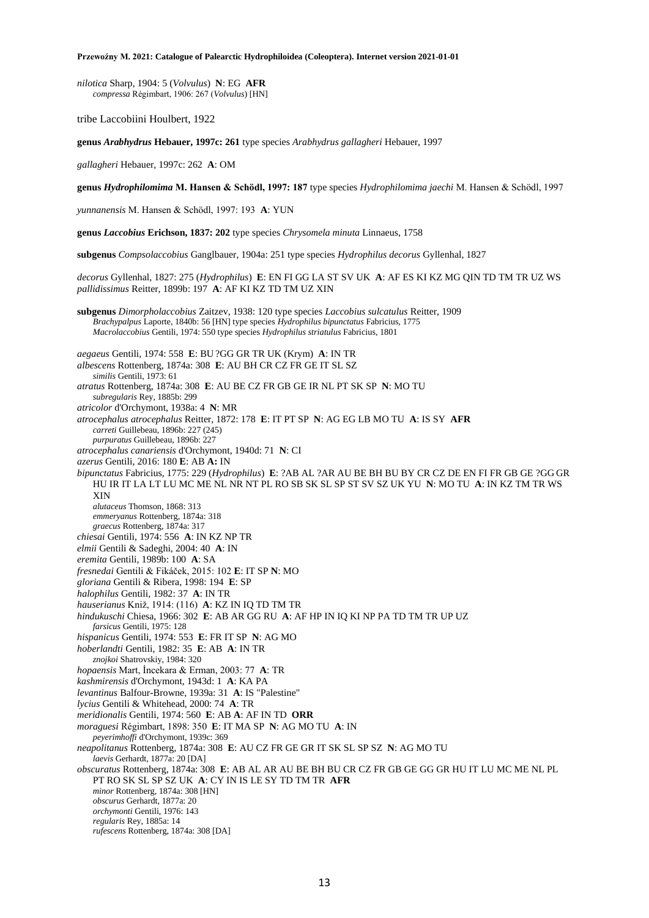*nilotica* Sharp, 1904: 5 (*Volvulus*) **N**: EG **AFR**
*compressa* Régimbart, 1906: 267 (*Volvulus*) [HN]

tribe Laccobiini Houlbert, 1922

**genus *Arabhydrus* Hebauer, 1997c: 261** type species *Arabhydrus gallagheri* Hebauer, 1997

*gallagheri* Hebauer, 1997c: 262 **A**: OM

**genus *Hydrophilomima* M. Hansen & Schödl, 1997: 187** type species *Hydrophilomima jaechi* M. Hansen & Schödl, 1997

*yunnanensis* M. Hansen & Schödl, 1997: 193 **A**: YUN

**genus *Laccobius* Erichson, 1837: 202** type species *Chrysomela minuta* Linnaeus, 1758

**subgenus** *Compsolaccobius* Ganglbauer, 1904a: 251 type species *Hydrophilus decorus* Gyllenhal, 1827

*decorus* Gyllenhal, 1827: 275 (*Hydrophilus*) **E**: EN FI GG LA ST SV UK **A**: AF ES KI KZ MG QIN TD TM TR UZ WS
*pallidissimus* Reitter, 1899b: 197 **A**: AF KI KZ TD TM UZ XIN

**subgenus** *Dimorpholaccobius* Zaitzev, 1938: 120 type species *Laccobius sulcatulus* Reitter, 1909
*Brachypalpus* Laporte, 1840b: 56 [HN] type species *Hydrophilus bipunctatus* Fabricius, 1775
*Macrolaccobius* Gentili, 1974: 550 type species *Hydrophilus striatulus* Fabricius, 1801

*aegaeus* Gentili, 1974: 558 **E**: BU ?GG GR TR UK (Krym) **A**: IN TR
*albescens* Rottenberg, 1874a: 308 **E**: AU BH CR CZ FR GE IT SL SZ
*similis* Gentili, 1973: 61
*atratus* Rottenberg, 1874a: 308 **E**: AU BE CZ FR GB GE IR NL PT SK SP **N**: MO TU
*subregularis* Rey, 1885b: 299
*atricolor* d'Orchymont, 1938a: 4 **N**: MR
*atrocephalus atrocephalus* Reitter, 1872: 178 **E**: IT PT SP **N**: AG EG LB MO TU **A**: IS SY **AFR**
*carreti* Guillebeau, 1896b: 227 (245)
*purpuratus* Guillebeau, 1896b: 227
*atrocephalus canariensis* d'Orchymont, 1940d: 71 **N**: CI
*azerus* Gentili, 2016: 180 **E**: AB **A:** IN
*bipunctatus* Fabricius, 1775: 229 (*Hydrophilus*) **E**: ?AB AL ?AR AU BE BH BU BY CR CZ DE EN FI FR GB GE ?GG GR HU IR IT LA LT LU MC ME NL NR NT PL RO SB SK SL SP ST SV SZ UK YU **N**: MO TU **A**: IN KZ TM TR WS XIN
*alutaceus* Thomson, 1868: 313
*emmeryanus* Rottenberg, 1874a: 318
*graecus* Rottenberg, 1874a: 317
*chiesai* Gentili, 1974: 556 **A**: IN KZ NP TR
*elmii* Gentili & Sadeghi, 2004: 40 **A**: IN
*eremita* Gentili, 1989b: 100 **A**: SA
*fresnedai* Gentili & Fikáček, 2015: 102 **E**: IT SP **N**: MO
*gloriana* Gentili & Ribera, 1998: 194 **E**: SP
*halophilus* Gentili, 1982: 37 **A**: IN TR
*hauserianus* Kniž, 1914: (116) **A**: KZ IN IQ TD TM TR
*hindukuschi* Chiesa, 1966: 302 **E**: AB AR GG RU **A**: AF HP IN IQ KI NP PA TD TM TR UP UZ
*farsicus* Gentili, 1975: 128
*hispanicus* Gentili, 1974: 553 **E**: FR IT SP **N**: AG MO
*hoberlandti* Gentili, 1982: 35 **E**: AB **A**: IN TR
*znojkoi* Shatrovskiy, 1984: 320
*hopaensis* Mart, İncekara & Erman, 2003: 77 **A**: TR
*kashmirensis* d'Orchymont, 1943d: 1 **A**: KA PA
*levantinus* Balfour-Browne, 1939a: 31 **A**: IS "Palestine"
*lycius* Gentili & Whitehead, 2000: 74 **A**: TR
*meridionalis* Gentili, 1974: 560 **E**: AB **A**: AF IN TD **ORR**
*moraguesi* Régimbart, 1898: 350 **E**: IT MA SP **N**: AG MO TU **A**: IN
*peyerimhoffi* d'Orchymont, 1939c: 369
*neapolitanus* Rottenberg, 1874a: 308 **E**: AU CZ FR GE GR IT SK SL SP SZ **N**: AG MO TU
*laevis* Gerhardt, 1877a: 20 [DA]
*obscuratus* Rottenberg, 1874a: 308 **E**: AB AL AR AU BE BH BU CR CZ FR GB GE GG GR HU IT LU MC ME NL PL PT RO SK SL SP SZ UK **A**: CY IN IS LE SY TD TM TR **AFR**
*minor* Rottenberg, 1874a: 308 [HN]
*obscurus* Gerhardt, 1877a: 20
*orchymonti* Gentili, 1976: 143
*regularis* Rey, 1885a: 14
*rufescens* Rottenberg, 1874a: 308 [DA]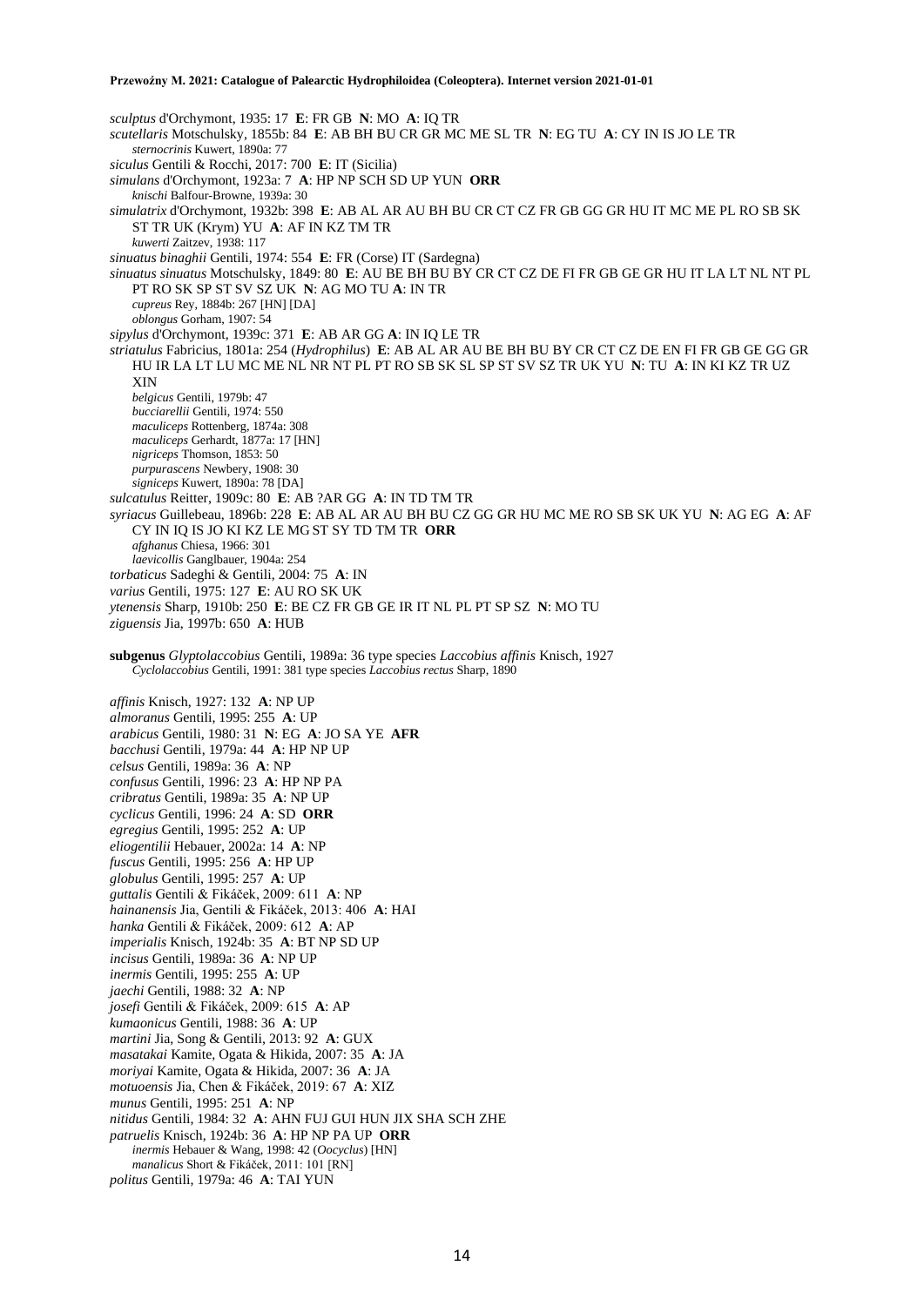*sculptus* d'Orchymont, 1935: 17 **E**: FR GB **N**: MO **A**: IQ TR
*scutellaris* Motschulsky, 1855b: 84 **E**: AB BH BU CR GR MC ME SL TR **N**: EG TU **A**: CY IN IS JO LE TR
    *sternocrinis* Kuwert, 1890a: 77
*siculus* Gentili & Rocchi, 2017: 700 **E**: IT (Sicilia)
*simulans* d'Orchymont, 1923a: 7 **A**: HP NP SCH SD UP YUN **ORR**
    *knischi* Balfour-Browne, 1939a: 30
*simulatrix* d'Orchymont, 1932b: 398 **E**: AB AL AR AU BH BU CR CT CZ FR GB GG GR HU IT MC ME PL RO SB SK ST TR UK (Krym) YU **A**: AF IN KZ TM TR
    *kuwerti* Zaitzev, 1938: 117
*sinuatus binaghii* Gentili, 1974: 554 **E**: FR (Corse) IT (Sardegna)
*sinuatus sinuatus* Motschulsky, 1849: 80 **E**: AU BE BH BU BY CR CT CZ DE FI FR GB GE GR HU IT LA LT NL NT PL PT RO SK SP ST SV SZ UK **N**: AG MO TU **A**: IN TR
    *cupreus* Rey, 1884b: 267 [HN] [DA]
    *oblongus* Gorham, 1907: 54
*sipylus* d'Orchymont, 1939c: 371 **E**: AB AR GG **A**: IN IQ LE TR
*striatulus* Fabricius, 1801a: 254 (*Hydrophilus*) **E**: AB AL AR AU BE BH BU BY CR CT CZ DE EN FI FR GB GE GG GR HU IR LA LT LU MC ME NL NR NT PL PT RO SB SK SL SP ST SV SZ TR UK YU **N**: TU **A**: IN KI KZ TR UZ XIN
    *belgicus* Gentili, 1979b: 47
    *bucciarellii* Gentili, 1974: 550
    *maculiceps* Rottenberg, 1874a: 308
    *maculiceps* Gerhardt, 1877a: 17 [HN]
    *nigriceps* Thomson, 1853: 50
    *purpurascens* Newbery, 1908: 30
    *signiceps* Kuwert, 1890a: 78 [DA]
*sulcatulus* Reitter, 1909c: 80 **E**: AB ?AR GG **A**: IN TD TM TR
*syriacus* Guillebeau, 1896b: 228 **E**: AB AL AR AU BH BU CZ GG GR HU MC ME RO SB SK UK YU **N**: AG EG **A**: AF CY IN IQ IS JO KI KZ LE MG ST SY TD TM TR **ORR**
    *afghanus* Chiesa, 1966: 301
    *laevicollis* Ganglbauer, 1904a: 254
*torbaticus* Sadeghi & Gentili, 2004: 75 **A**: IN
*varius* Gentili, 1975: 127 **E**: AU RO SK UK
*ytenensis* Sharp, 1910b: 250 **E**: BE CZ FR GB GE IR IT NL PL PT SP SZ **N**: MO TU
*ziguensis* Jia, 1997b: 650 **A**: HUB

**subgenus** *Glyptolaccobius* Gentili, 1989a: 36 type species *Laccobius affinis* Knisch, 1927
    *Cyclolaccobius* Gentili, 1991: 381 type species *Laccobius rectus* Sharp, 1890

*affinis* Knisch, 1927: 132 **A**: NP UP
*almoranus* Gentili, 1995: 255 **A**: UP
*arabicus* Gentili, 1980: 31 **N**: EG **A**: JO SA YE **AFR**
*bacchusi* Gentili, 1979a: 44 **A**: HP NP UP
*celsus* Gentili, 1989a: 36 **A**: NP
*confusus* Gentili, 1996: 23 **A**: HP NP PA
*cribratus* Gentili, 1989a: 35 **A**: NP UP
*cyclicus* Gentili, 1996: 24 **A**: SD **ORR**
*egregius* Gentili, 1995: 252 **A**: UP
*eliogentilii* Hebauer, 2002a: 14 **A**: NP
*fuscus* Gentili, 1995: 256 **A**: HP UP
*globulus* Gentili, 1995: 257 **A**: UP
*guttalis* Gentili & Fikáček, 2009: 611 **A**: NP
*hainanensis* Jia, Gentili & Fikáček, 2013: 406 **A**: HAI
*hanka* Gentili & Fikáček, 2009: 612 **A**: AP
*imperialis* Knisch, 1924b: 35 **A**: BT NP SD UP
*incisus* Gentili, 1989a: 36 **A**: NP UP
*inermis* Gentili, 1995: 255 **A**: UP
*jaechi* Gentili, 1988: 32 **A**: NP
*josefi* Gentili & Fikáček, 2009: 615 **A**: AP
*kumaonicus* Gentili, 1988: 36 **A**: UP
*martini* Jia, Song & Gentili, 2013: 92 **A**: GUX
*masatakai* Kamite, Ogata & Hikida, 2007: 35 **A**: JA
*moriyai* Kamite, Ogata & Hikida, 2007: 36 **A**: JA
*motuoensis* Jia, Chen & Fikáček, 2019: 67 **A**: XIZ
*munus* Gentili, 1995: 251 **A**: NP
*nitidus* Gentili, 1984: 32 **A**: AHN FUJ GUI HUN JIX SHA SCH ZHE
*patruelis* Knisch, 1924b: 36 **A**: HP NP PA UP **ORR**
    *inermis* Hebauer & Wang, 1998: 42 (*Oocyclus*) [HN]
    *manalicus* Short & Fikáček, 2011: 101 [RN]
*politus* Gentili, 1979a: 46 **A**: TAI YUN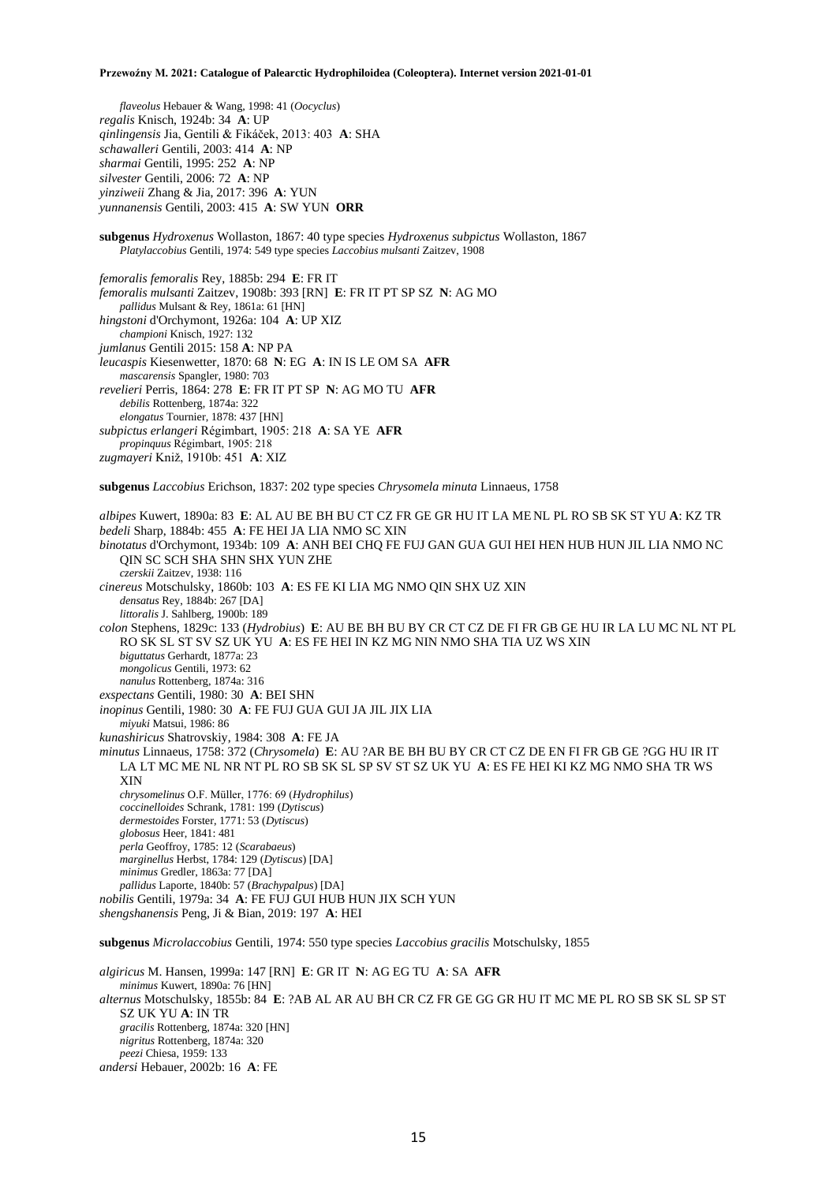*flaveolus* Hebauer & Wang, 1998: 41 (*Oocyclus*)
*regalis* Knisch, 1924b: 34 **A**: UP
*qinlingensis* Jia, Gentili & Fikáček, 2013: 403 **A**: SHA
*schawalleri* Gentili, 2003: 414 **A**: NP
*sharmai* Gentili, 1995: 252 **A**: NP
*silvester* Gentili, 2006: 72 **A**: NP
*yinziweii* Zhang & Jia, 2017: 396 **A**: YUN
*yunnanensis* Gentili, 2003: 415 **A**: SW YUN **ORR**

**subgenus** *Hydroxenus* Wollaston, 1867: 40 type species *Hydroxenus subpictus* Wollaston, 1867
*Platylaccobius* Gentili, 1974: 549 type species *Laccobius mulsanti* Zaitzev, 1908

*femoralis femoralis* Rey, 1885b: 294 **E**: FR IT
*femoralis mulsanti* Zaitzev, 1908b: 393 [RN] **E**: FR IT PT SP SZ **N**: AG MO
*pallidus* Mulsant & Rey, 1861a: 61 [HN]
*hingstoni* d'Orchymont, 1926a: 104 **A**: UP XIZ
*championi* Knisch, 1927: 132
*jumlanus* Gentili 2015: 158 **A**: NP PA
*leucaspis* Kiesenwetter, 1870: 68 **N**: EG **A**: IN IS LE OM SA **AFR**
*mascarensis* Spangler, 1980: 703
*revelieri* Perris, 1864: 278 **E**: FR IT PT SP **N**: AG MO TU **AFR**
*debilis* Rottenberg, 1874a: 322
*elongatus* Tournier, 1878: 437 [HN]
*subpictus erlangeri* Régimbart, 1905: 218 **A**: SA YE **AFR**
*propinquus* Régimbart, 1905: 218
*zugmayeri* Kniž, 1910b: 451 **A**: XIZ

**subgenus** *Laccobius* Erichson, 1837: 202 type species *Chrysomela minuta* Linnaeus, 1758

*albipes* Kuwert, 1890a: 83 **E**: AL AU BE BH BU CT CZ FR GE GR HU IT LA ME NL PL RO SB SK ST YU **A**: KZ TR
*bedeli* Sharp, 1884b: 455 **A**: FE HEI JA LIA NMO SC XIN
*binotatus* d'Orchymont, 1934b: 109 **A**: ANH BEI CHQ FE FUJ GAN GUA GUI HEI HEN HUB HUN JIL LIA NMO NC QIN SC SCH SHA SHN SHX YUN ZHE
*czerskii* Zaitzev, 1938: 116
*cinereus* Motschulsky, 1860b: 103 **A**: ES FE KI LIA MG NMO QIN SHX UZ XIN
*densatus* Rey, 1884b: 267 [DA]
*littoralis* J. Sahlberg, 1900b: 189
*colon* Stephens, 1829c: 133 (*Hydrobius*) **E**: AU BE BH BU BY CR CT CZ DE FI FR GB GE HU IR LA LU MC NL NT PL RO SK SL ST SV SZ UK YU **A**: ES FE HEI IN KZ MG NIN NMO SHA TIA UZ WS XIN
*biguttatus* Gerhardt, 1877a: 23
*mongolicus* Gentili, 1973: 62
*nanulus* Rottenberg, 1874a: 316
*exspectans* Gentili, 1980: 30 **A**: BEI SHN
*inopinus* Gentili, 1980: 30 **A**: FE FUJ GUA GUI JA JIL JIX LIA
*miyuki* Matsui, 1986: 86
*kunashiricus* Shatrovskiy, 1984: 308 **A**: FE JA
*minutus* Linnaeus, 1758: 372 (*Chrysomela*) **E**: AU ?AR BE BH BU BY CR CT CZ DE EN FI FR GB GE ?GG HU IR IT LA LT MC ME NL NR NT PL RO SB SK SL SP SV ST SZ UK YU **A**: ES FE HEI KI KZ MG NMO SHA TR WS XIN
*chrysomelinus* O.F. Müller, 1776: 69 (*Hydrophilus*)
*coccinelloides* Schrank, 1781: 199 (*Dytiscus*)
*dermestoides* Forster, 1771: 53 (*Dytiscus*)
*globosus* Heer, 1841: 481
*perla* Geoffroy, 1785: 12 (*Scarabaeus*)
*marginellus* Herbst, 1784: 129 (*Dytiscus*) [DA]
*minimus* Gredler, 1863a: 77 [DA]
*pallidus* Laporte, 1840b: 57 (*Brachypalpus*) [DA]
*nobilis* Gentili, 1979a: 34 **A**: FE FUJ GUI HUB HUN JIX SCH YUN
*shengshanensis* Peng, Ji & Bian, 2019: 197 **A**: HEI

**subgenus** *Microlaccobius* Gentili, 1974: 550 type species *Laccobius gracilis* Motschulsky, 1855

*algiricus* M. Hansen, 1999a: 147 [RN] **E**: GR IT **N**: AG EG TU **A**: SA **AFR**
*minimus* Kuwert, 1890a: 76 [HN]
*alternus* Motschulsky, 1855b: 84 **E**: ?AB AL AR AU BH CR CZ FR GE GG GR HU IT MC ME PL RO SB SK SL SP ST SZ UK YU **A**: IN TR
*gracilis* Rottenberg, 1874a: 320 [HN]
*nigritus* Rottenberg, 1874a: 320
*peezi* Chiesa, 1959: 133
*andersi* Hebauer, 2002b: 16 **A**: FE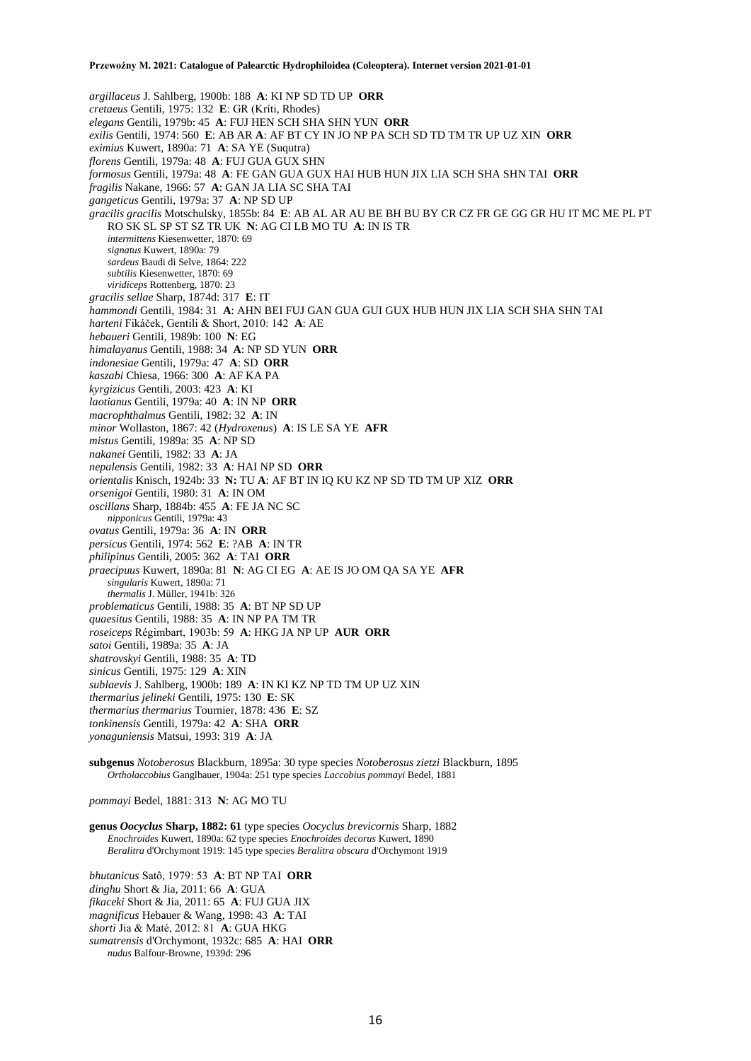*argillaceus* J. Sahlberg, 1900b: 188 **A**: KI NP SD TD UP **ORR**
*cretaeus* Gentili, 1975: 132 **E**: GR (Kriti, Rhodes)
*elegans* Gentili, 1979b: 45 **A**: FUJ HEN SCH SHA SHN YUN **ORR**
*exilis* Gentili, 1974: 560 **E**: AB AR **A**: AF BT CY IN JO NP PA SCH SD TD TM TR UP UZ XIN **ORR**
*eximius* Kuwert, 1890a: 71 **A**: SA YE (Suqutra)
*florens* Gentili, 1979a: 48 **A**: FUJ GUA GUX SHN
*formosus* Gentili, 1979a: 48 **A**: FE GAN GUA GUX HAI HUB HUN JIX LIA SCH SHA SHN TAI **ORR**
*fragilis* Nakane, 1966: 57 **A**: GAN JA LIA SC SHA TAI
*gangeticus* Gentili, 1979a: 37 **A**: NP SD UP
*gracilis gracilis* Motschulsky, 1855b: 84 **E**: AB AL AR AU BE BH BU BY CR CZ FR GE GG GR HU IT MC ME PL PT RO SK SL SP ST SZ TR UK **N**: AG CI LB MO TU **A**: IN IS TR
  *intermittens* Kiesenwetter, 1870: 69
  *signatus* Kuwert, 1890a: 79
  *sardeus* Baudi di Selve, 1864: 222
  *subtilis* Kiesenwetter, 1870: 69
  *viridiceps* Rottenberg, 1870: 23
*gracilis sellae* Sharp, 1874d: 317 **E**: IT
*hammondi* Gentili, 1984: 31 **A**: AHN BEI FUJ GAN GUA GUI GUX HUB HUN JIX LIA SCH SHA SHN TAI
*harteni* Fikáček, Gentili & Short, 2010: 142 **A**: AE
*hebaueri* Gentili, 1989b: 100 **N**: EG
*himalayanus* Gentili, 1988: 34 **A**: NP SD YUN **ORR**
*indonesiae* Gentili, 1979a: 47 **A**: SD **ORR**
*kaszabi* Chiesa, 1966: 300 **A**: AF KA PA
*kyrgizicus* Gentili, 2003: 423 **A**: KI
*laotianus* Gentili, 1979a: 40 **A**: IN NP **ORR**
*macrophthalmus* Gentili, 1982: 32 **A**: IN
*minor* Wollaston, 1867: 42 (*Hydroxenus*) **A**: IS LE SA YE **AFR**
*mistus* Gentili, 1989a: 35 **A**: NP SD
*nakanei* Gentili, 1982: 33 **A**: JA
*nepalensis* Gentili, 1982: 33 **A**: HAI NP SD **ORR**
*orientalis* Knisch, 1924b: 33 **N:** TU **A**: AF BT IN IQ KU KZ NP SD TD TM UP XIZ **ORR**
*orsenigoi* Gentili, 1980: 31 **A**: IN OM
*oscillans* Sharp, 1884b: 455 **A**: FE JA NC SC
  *nipponicus* Gentili, 1979a: 43
*ovatus* Gentili, 1979a: 36 **A**: IN **ORR**
*persicus* Gentili, 1974: 562 **E**: ?AB **A**: IN TR
*philipinus* Gentili, 2005: 362 **A**: TAI **ORR**
*praecipuus* Kuwert, 1890a: 81 **N**: AG CI EG **A**: AE IS JO OM QA SA YE **AFR**
  *singularis* Kuwert, 1890a: 71
  *thermalis* J. Müller, 1941b: 326
*problematicus* Gentili, 1988: 35 **A**: BT NP SD UP
*quaesitus* Gentili, 1988: 35 **A**: IN NP PA TM TR
*roseiceps* Régimbart, 1903b: 59 **A**: HKG JA NP UP **AUR ORR**
*satoi* Gentili, 1989a: 35 **A**: JA
*shatrovskyi* Gentili, 1988: 35 **A**: TD
*sinicus* Gentili, 1975: 129 **A**: XIN
*sublaevis* J. Sahlberg, 1900b: 189 **A**: IN KI KZ NP TD TM UP UZ XIN
*thermarius jelineki* Gentili, 1975: 130 **E**: SK
*thermarius thermarius* Tournier, 1878: 436 **E**: SZ
*tonkinensis* Gentili, 1979a: 42 **A**: SHA **ORR**
*yonaguniensis* Matsui, 1993: 319 **A**: JA

**subgenus** *Notoberosus* Blackburn, 1895a: 30 type species *Notoberosus zietzi* Blackburn, 1895
  *Ortholaccobius* Ganglbauer, 1904a: 251 type species *Laccobius pommayi* Bedel, 1881

*pommayi* Bedel, 1881: 313 **N**: AG MO TU

**genus *Oocyclus* Sharp, 1882: 61** type species *Oocyclus brevicornis* Sharp, 1882
  *Enochroides* Kuwert, 1890a: 62 type species *Enochroides decorus* Kuwert, 1890
  *Beralitra* d'Orchymont 1919: 145 type species *Beralitra obscura* d'Orchymont 1919

*bhutanicus* Satô, 1979: 53 **A**: BT NP TAI **ORR**
*dinghu* Short & Jia, 2011: 66 **A**: GUA
*fikaceki* Short & Jia, 2011: 65 **A**: FUJ GUA JIX
*magnificus* Hebauer & Wang, 1998: 43 **A**: TAI
*shorti* Jia & Maté, 2012: 81 **A**: GUA HKG
*sumatrensis* d'Orchymont, 1932c: 685 **A**: HAI **ORR**
  *nudus* Balfour-Browne, 1939d: 296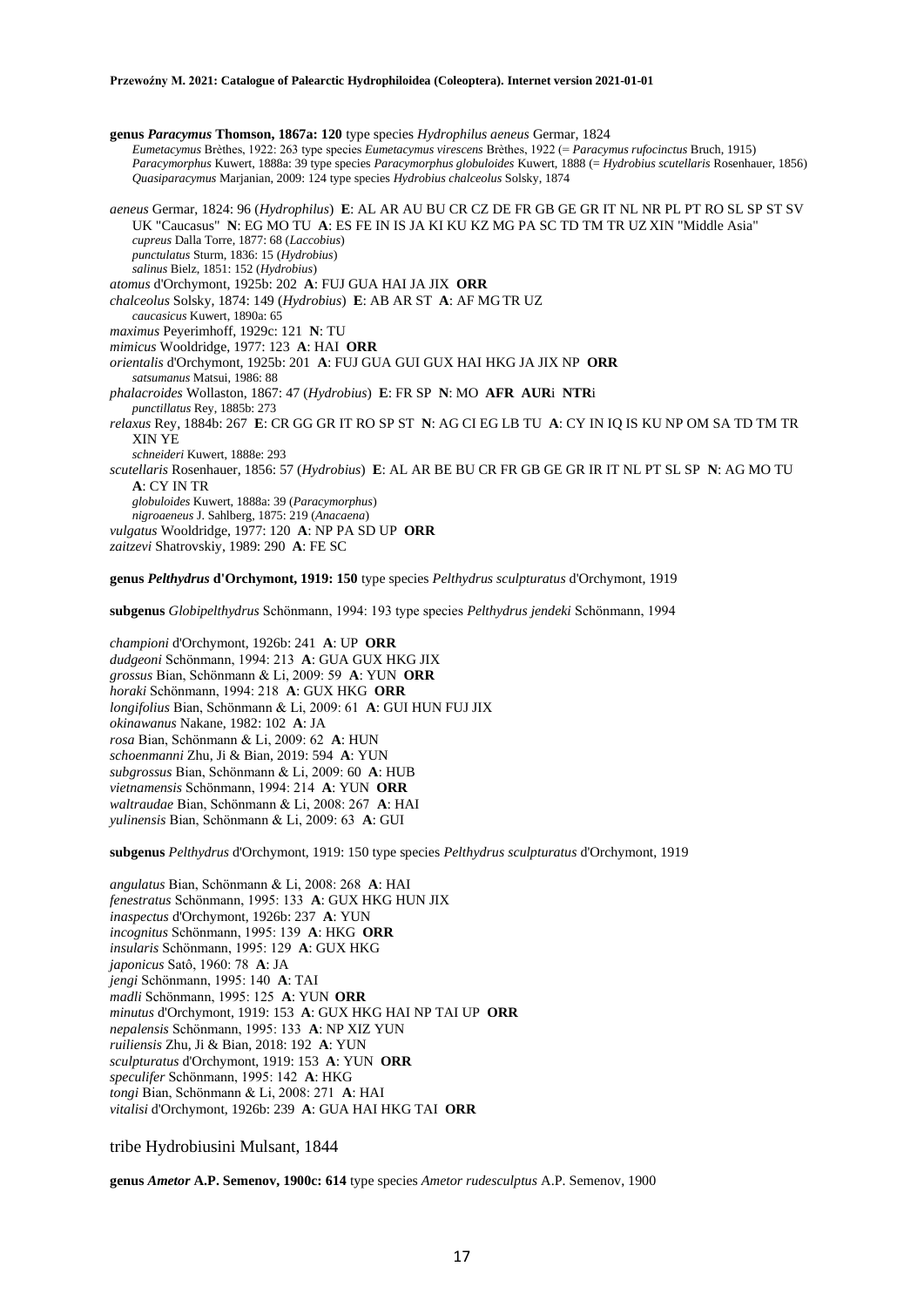**genus *Paracymus* Thomson, 1867a: 120** type species *Hydrophilus aeneus* Germar, 1824

*Eumetacymus* Brèthes, 1922: 263 type species *Eumetacymus virescens* Brèthes, 1922 (= *Paracymus rufocinctus* Bruch, 1915)
*Paracymorphus* Kuwert, 1888a: 39 type species *Paracymorphus globuloides* Kuwert, 1888 (= *Hydrobius scutellaris* Rosenhauer, 1856)
*Quasiparacymus* Marjanian, 2009: 124 type species *Hydrobius chalceolus* Solsky, 1874

*aeneus* Germar, 1824: 96 (*Hydrophilus*) **E**: AL AR AU BU CR CZ DE FR GB GE GR IT NL NR PL PT RO SL SP ST SV UK "Caucasus" **N**: EG MO TU **A**: ES FE IN IS JA KI KU KZ MG PA SC TD TM TR UZ XIN "Middle Asia"
*cupreus* Dalla Torre, 1877: 68 (*Laccobius*)
*punctulatus* Sturm, 1836: 15 (*Hydrobius*)
*salinus* Bielz, 1851: 152 (*Hydrobius*)
*atomus* d'Orchymont, 1925b: 202 **A**: FUJ GUA HAI JA JIX **ORR**
*chalceolus* Solsky, 1874: 149 (*Hydrobius*) **E**: AB AR ST **A**: AF MG TR UZ
*caucasicus* Kuwert, 1890a: 65
*maximus* Peyerimhoff, 1929c: 121 **N**: TU
*mimicus* Wooldridge, 1977: 123 **A**: HAI **ORR**
*orientalis* d'Orchymont, 1925b: 201 **A**: FUJ GUA GUI GUX HAI HKG JA JIX NP **ORR**
*satsumanus* Matsui, 1986: 88
*phalacroides* Wollaston, 1867: 47 (*Hydrobius*) **E**: FR SP **N**: MO **AFR AUR**i **NTR**i
*punctillatus* Rey, 1885b: 273
*relaxus* Rey, 1884b: 267 **E**: CR GG GR IT RO SP ST **N**: AG CI EG LB TU **A**: CY IN IQ IS KU NP OM SA TD TM TR XIN YE
*schneideri* Kuwert, 1888e: 293
*scutellaris* Rosenhauer, 1856: 57 (*Hydrobius*) **E**: AL AR BE BU CR FR GB GE GR IR IT NL PT SL SP **N**: AG MO TU **A**: CY IN TR
*globuloides* Kuwert, 1888a: 39 (*Paracymorphus*)
*nigroaeneus* J. Sahlberg, 1875: 219 (*Anacaena*)
*vulgatus* Wooldridge, 1977: 120 **A**: NP PA SD UP **ORR**
*zaitzevi* Shatrovskiy, 1989: 290 **A**: FE SC

**genus *Pelthydrus* d'Orchymont, 1919: 150** type species *Pelthydrus sculpturatus* d'Orchymont, 1919

**subgenus** *Globipelthydrus* Schönmann, 1994: 193 type species *Pelthydrus jendeki* Schönmann, 1994

*championi* d'Orchymont, 1926b: 241 **A**: UP **ORR**
*dudgeoni* Schönmann, 1994: 213 **A**: GUA GUX HKG JIX
*grossus* Bian, Schönmann & Li, 2009: 59 **A**: YUN **ORR**
*horaki* Schönmann, 1994: 218 **A**: GUX HKG **ORR**
*longifolius* Bian, Schönmann & Li, 2009: 61 **A**: GUI HUN FUJ JIX
*okinawanus* Nakane, 1982: 102 **A**: JA
*rosa* Bian, Schönmann & Li, 2009: 62 **A**: HUN
*schoenmanni* Zhu, Ji & Bian, 2019: 594 **A**: YUN
*subgrossus* Bian, Schönmann & Li, 2009: 60 **A**: HUB
*vietnamensis* Schönmann, 1994: 214 **A**: YUN **ORR**
*waltraudae* Bian, Schönmann & Li, 2008: 267 **A**: HAI
*yulinensis* Bian, Schönmann & Li, 2009: 63 **A**: GUI

**subgenus** *Pelthydrus* d'Orchymont, 1919: 150 type species *Pelthydrus sculpturatus* d'Orchymont, 1919

*angulatus* Bian, Schönmann & Li, 2008: 268 **A**: HAI
*fenestratus* Schönmann, 1995: 133 **A**: GUX HKG HUN JIX
*inaspectus* d'Orchymont, 1926b: 237 **A**: YUN
*incognitus* Schönmann, 1995: 139 **A**: HKG **ORR**
*insularis* Schönmann, 1995: 129 **A**: GUX HKG
*japonicus* Satô, 1960: 78 **A**: JA
*jengi* Schönmann, 1995: 140 **A**: TAI
*madli* Schönmann, 1995: 125 **A**: YUN **ORR**
*minutus* d'Orchymont, 1919: 153 **A**: GUX HKG HAI NP TAI UP **ORR**
*nepalensis* Schönmann, 1995: 133 **A**: NP XIZ YUN
*ruiliensis* Zhu, Ji & Bian, 2018: 192 **A**: YUN
*sculpturatus* d'Orchymont, 1919: 153 **A**: YUN **ORR**
*speculifer* Schönmann, 1995: 142 **A**: HKG
*tongi* Bian, Schönmann & Li, 2008: 271 **A**: HAI
*vitalisi* d'Orchymont, 1926b: 239 **A**: GUA HAI HKG TAI **ORR**

tribe Hydrobiusini Mulsant, 1844

**genus *Ametor* A.P. Semenov, 1900c: 614** type species *Ametor rudesculptus* A.P. Semenov, 1900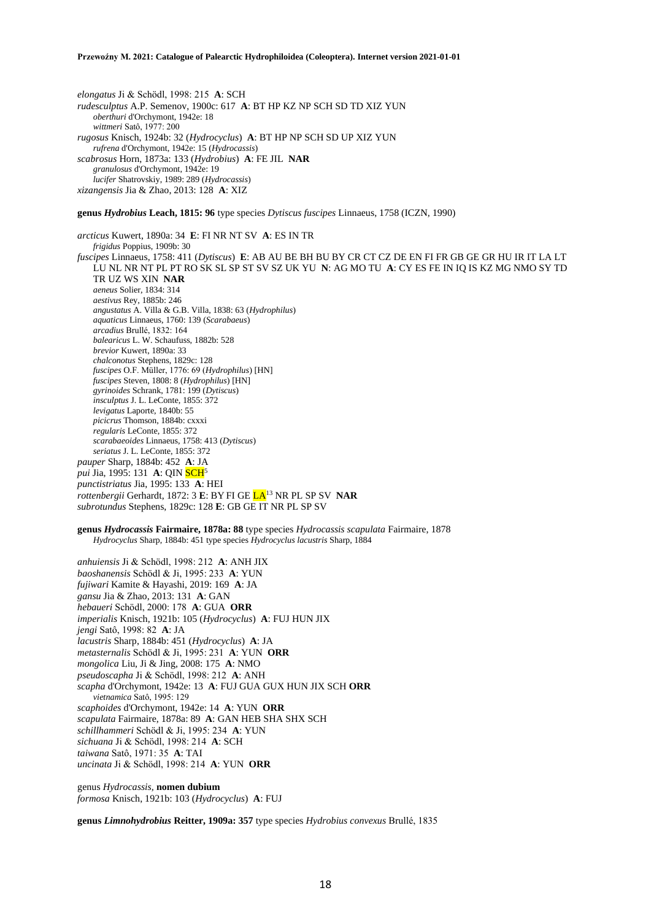*elongatus* Ji & Schödl, 1998: 215 **A**: SCH
*rudesculptus* A.P. Semenov, 1900c: 617 **A**: BT HP KZ NP SCH SD TD XIZ YUN
*oberthuri* d'Orchymont, 1942e: 18
*wittmeri* Satô, 1977: 200
*rugosus* Knisch, 1924b: 32 (*Hydrocyclus*) **A**: BT HP NP SCH SD UP XIZ YUN
*rufrena* d'Orchymont, 1942e: 15 (*Hydrocassis*)
*scabrosus* Horn, 1873a: 133 (*Hydrobius*) **A**: FE JIL **NAR**
*granulosus* d'Orchymont, 1942e: 19
*lucifer* Shatrovskiy, 1989: 289 (*Hydrocassis*)
*xizangensis* Jia & Zhao, 2013: 128 **A**: XIZ

**genus *Hydrobius* Leach, 1815: 96** type species *Dytiscus fuscipes* Linnaeus, 1758 (ICZN, 1990)

*arcticus* Kuwert, 1890a: 34 **E**: FI NR NT SV **A**: ES IN TR
*frigidus* Poppius, 1909b: 30
*fuscipes* Linnaeus, 1758: 411 (*Dytiscus*) **E**: AB AU BE BH BU BY CR CT CZ DE EN FI FR GB GE GR HU IR IT LA LT LU NL NR NT PL PT RO SK SL SP ST SV SZ UK YU **N**: AG MO TU **A**: CY ES FE IN IQ IS KZ MG NMO SY TD TR UZ WS XIN **NAR**
*aeneus* Solier, 1834: 314
*aestivus* Rey, 1885b: 246
*angustatus* A. Villa & G.B. Villa, 1838: 63 (*Hydrophilus*)
*aquaticus* Linnaeus, 1760: 139 (*Scarabaeus*)
*arcadius* Brullé, 1832: 164
*balearicus* L. W. Schaufuss, 1882b: 528
*brevior* Kuwert, 1890a: 33
*chalconotus* Stephens, 1829c: 128
*fuscipes* O.F. Müller, 1776: 69 (*Hydrophilus*) [HN]
*fuscipes* Steven, 1808: 8 (*Hydrophilus*) [HN]
*gyrinoides* Schrank, 1781: 199 (*Dytiscus*)
*insculptus* J. L. LeConte, 1855: 372
*levigatus* Laporte, 1840b: 55
*picicrus* Thomson, 1884b: cxxxi
*regularis* LeConte, 1855: 372
*scarabaeoides* Linnaeus, 1758: 413 (*Dytiscus*)
*seriatus* J. L. LeConte, 1855: 372
*pauper* Sharp, 1884b: 452 **A**: JA
*pui* Jia, 1995: 131 **A**: QIN SCH[5]
*punctistriatus* Jia, 1995: 133 **A**: HEI
*rottenbergii* Gerhardt, 1872: 3 **E**: BY FI GE LA[13] NR PL SP SV **NAR**
*subrotundus* Stephens, 1829c: 128 **E**: GB GE IT NR PL SP SV

**genus *Hydrocassis* Fairmaire, 1878a: 88** type species *Hydrocassis scapulata* Fairmaire, 1878
*Hydrocyclus* Sharp, 1884b: 451 type species *Hydrocyclus lacustris* Sharp, 1884

*anhuiensis* Ji & Schödl, 1998: 212 **A**: ANH JIX
*baoshanensis* Schödl & Ji, 1995: 233 **A**: YUN
*fujiwari* Kamite & Hayashi, 2019: 169 **A**: JA
*gansu* Jia & Zhao, 2013: 131 **A**: GAN
*hebaueri* Schödl, 2000: 178 **A**: GUA **ORR**
*imperialis* Knisch, 1921b: 105 (*Hydrocyclus*) **A**: FUJ HUN JIX
*jengi* Satô, 1998: 82 **A**: JA
*lacustris* Sharp, 1884b: 451 (*Hydrocyclus*) **A**: JA
*metasternalis* Schödl & Ji, 1995: 231 **A**: YUN **ORR**
*mongolica* Liu, Ji & Jing, 2008: 175 **A**: NMO
*pseudoscapha* Ji & Schödl, 1998: 212 **A**: ANH
*scapha* d'Orchymont, 1942e: 13 **A**: FUJ GUA GUX HUN JIX SCH **ORR**
*vietnamica* Satô, 1995: 129
*scaphoides* d'Orchymont, 1942e: 14 **A**: YUN **ORR**
*scapulata* Fairmaire, 1878a: 89 **A**: GAN HEB SHA SHX SCH
*schillhammeri* Schödl & Ji, 1995: 234 **A**: YUN
*sichuana* Ji & Schödl, 1998: 214 **A**: SCH
*taiwana* Satô, 1971: 35 **A**: TAI
*uncinata* Ji & Schödl, 1998: 214 **A**: YUN **ORR**

genus *Hydrocassis*, **nomen dubium**
*formosa* Knisch, 1921b: 103 (*Hydrocyclus*) **A**: FUJ

**genus *Limnohydrobius* Reitter, 1909a: 357** type species *Hydrobius convexus* Brullé, 1835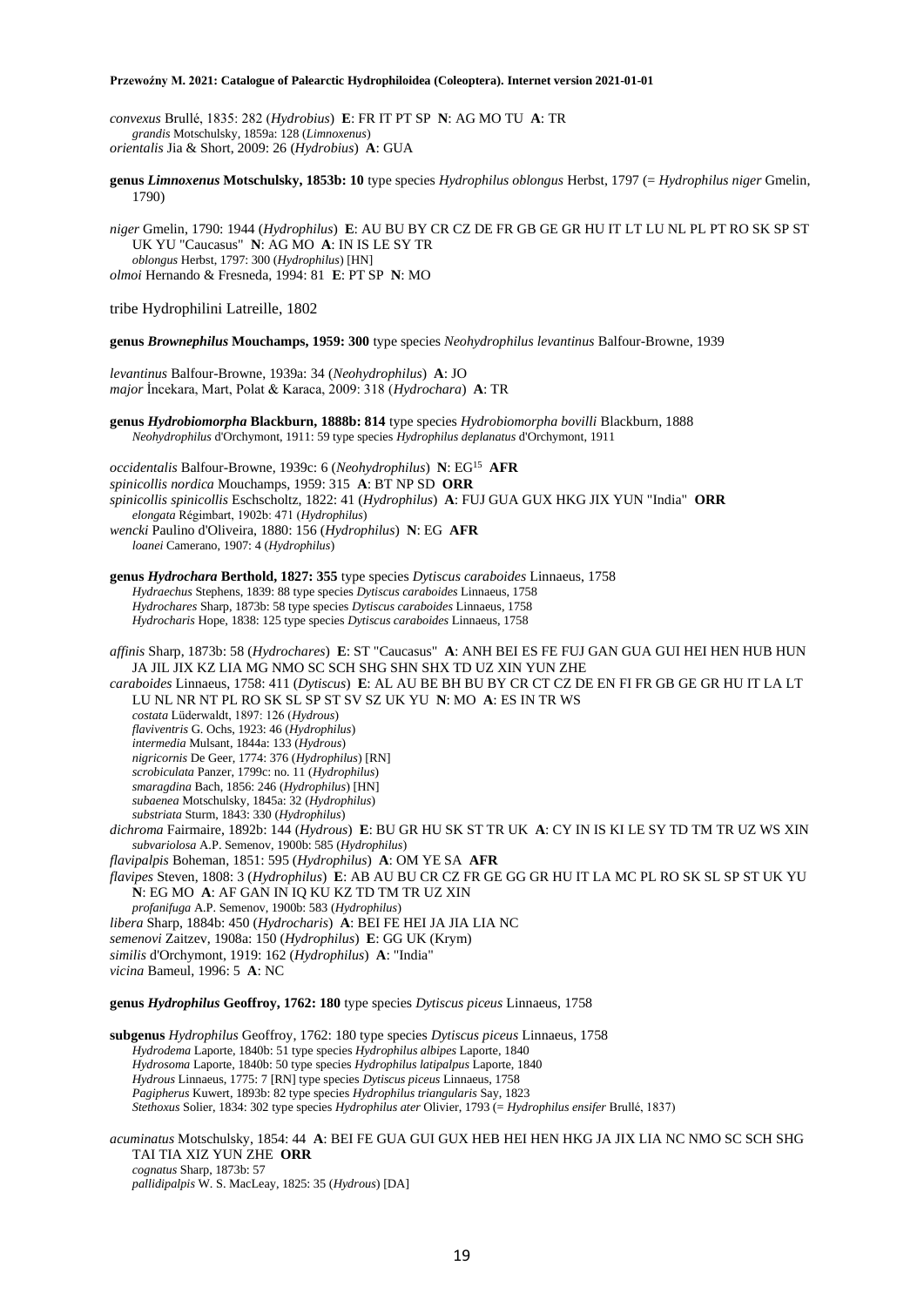*convexus* Brullé, 1835: 282 (*Hydrobius*) **E**: FR IT PT SP **N**: AG MO TU **A**: TR
*grandis* Motschulsky, 1859a: 128 (*Limnoxenus*)
*orientalis* Jia & Short, 2009: 26 (*Hydrobius*) **A**: GUA

**genus *Limnoxenus* Motschulsky, 1853b: 10** type species *Hydrophilus oblongus* Herbst, 1797 (= *Hydrophilus niger* Gmelin, 1790)

*niger* Gmelin, 1790: 1944 (*Hydrophilus*) **E**: AU BU BY CR CZ DE FR GB GE GR HU IT LT LU NL PL PT RO SK SP ST UK YU "Caucasus" **N**: AG MO **A**: IN IS LE SY TR
*oblongus* Herbst, 1797: 300 (*Hydrophilus*) [HN]
*olmoi* Hernando & Fresneda, 1994: 81 **E**: PT SP **N**: MO

tribe Hydrophilini Latreille, 1802

**genus *Brownephilus* Mouchamps, 1959: 300** type species *Neohydrophilus levantinus* Balfour-Browne, 1939

*levantinus* Balfour-Browne, 1939a: 34 (*Neohydrophilus*) **A**: JO
*major* İncekara, Mart, Polat & Karaca, 2009: 318 (*Hydrochara*) **A**: TR

**genus *Hydrobiomorpha* Blackburn, 1888b: 814** type species *Hydrobiomorpha bovilli* Blackburn, 1888
*Neohydrophilus* d'Orchymont, 1911: 59 type species *Hydrophilus deplanatus* d'Orchymont, 1911

*occidentalis* Balfour-Browne, 1939c: 6 (*Neohydrophilus*) **N**: EG[15] **AFR**
*spinicollis nordica* Mouchamps, 1959: 315 **A**: BT NP SD **ORR**
*spinicollis spinicollis* Eschscholtz, 1822: 41 (*Hydrophilus*) **A**: FUJ GUA GUX HKG JIX YUN "India" **ORR**
*elongata* Régimbart, 1902b: 471 (*Hydrophilus*)
*wencki* Paulino d'Oliveira, 1880: 156 (*Hydrophilus*) **N**: EG **AFR**
*loanei* Camerano, 1907: 4 (*Hydrophilus*)

**genus *Hydrochara* Berthold, 1827: 355** type species *Dytiscus caraboides* Linnaeus, 1758
*Hydraechus* Stephens, 1839: 88 type species *Dytiscus caraboides* Linnaeus, 1758
*Hydrochares* Sharp, 1873b: 58 type species *Dytiscus caraboides* Linnaeus, 1758
*Hydrocharis* Hope, 1838: 125 type species *Dytiscus caraboides* Linnaeus, 1758

*affinis* Sharp, 1873b: 58 (*Hydrochares*) **E**: ST "Caucasus" **A**: ANH BEI ES FE FUJ GAN GUA GUI HEI HEN HUB HUN JA JIL JIX KZ LIA MG NMO SC SCH SHG SHN SHX TD UZ XIN YUN ZHE
*caraboides* Linnaeus, 1758: 411 (*Dytiscus*) **E**: AL AU BE BH BU BY CR CT CZ DE EN FI FR GB GE GR HU IT LA LT LU NL NR NT PL RO SK SL SP ST SV SZ UK YU **N**: MO **A**: ES IN TR WS
*costata* Lüderwaldt, 1897: 126 (*Hydrous*)
*flaviventris* G. Ochs, 1923: 46 (*Hydrophilus*)
*intermedia* Mulsant, 1844a: 133 (*Hydrous*)
*nigricornis* De Geer, 1774: 376 (*Hydrophilus*) [RN]
*scrobiculata* Panzer, 1799c: no. 11 (*Hydrophilus*)
*smaragdina* Bach, 1856: 246 (*Hydrophilus*) [HN]
*subaenea* Motschulsky, 1845a: 32 (*Hydrophilus*)
*substriata* Sturm, 1843: 330 (*Hydrophilus*)
*dichroma* Fairmaire, 1892b: 144 (*Hydrous*) **E**: BU GR HU SK ST TR UK **A**: CY IN IS KI LE SY TD TM TR UZ WS XIN
*subvariolosa* A.P. Semenov, 1900b: 585 (*Hydrophilus*)
*flavipalpis* Boheman, 1851: 595 (*Hydrophilus*) **A**: OM YE SA **AFR**
*flavipes* Steven, 1808: 3 (*Hydrophilus*) **E**: AB AU BU CR CZ FR GE GG GR HU IT LA MC PL RO SK SL SP ST UK YU **N**: EG MO **A**: AF GAN IN IQ KU KZ TD TM TR UZ XIN
*profanifuga* A.P. Semenov, 1900b: 583 (*Hydrophilus*)
*libera* Sharp, 1884b: 450 (*Hydrocharis*) **A**: BEI FE HEI JA JIA LIA NC
*semenovi* Zaitzev, 1908a: 150 (*Hydrophilus*) **E**: GG UK (Krym)
*similis* d'Orchymont, 1919: 162 (*Hydrophilus*) **A**: "India"
*vicina* Bameul, 1996: 5 **A**: NC

**genus *Hydrophilus* Geoffroy, 1762: 180** type species *Dytiscus piceus* Linnaeus, 1758

**subgenus *Hydrophilus* Geoffroy, 1762: 180** type species *Dytiscus piceus* Linnaeus, 1758
*Hydrodema* Laporte, 1840b: 51 type species *Hydrophilus albipes* Laporte, 1840
*Hydrosoma* Laporte, 1840b: 50 type species *Hydrophilus latipalpus* Laporte, 1840
*Hydrous* Linnaeus, 1775: 7 [RN] type species *Dytiscus piceus* Linnaeus, 1758
*Pagipherus* Kuwert, 1893b: 82 type species *Hydrophilus triangularis* Say, 1823
*Stethoxus* Solier, 1834: 302 type species *Hydrophilus ater* Olivier, 1793 (= *Hydrophilus ensifer* Brullé, 1837)

*acuminatus* Motschulsky, 1854: 44 **A**: BEI FE GUA GUI GUX HEB HEI HEN HKG JA JIX LIA NC NMO SC SCH SHG TAI TIA XIZ YUN ZHE **ORR**
*cognatus* Sharp, 1873b: 57
*pallidipalpis* W. S. MacLeay, 1825: 35 (*Hydrous*) [DA]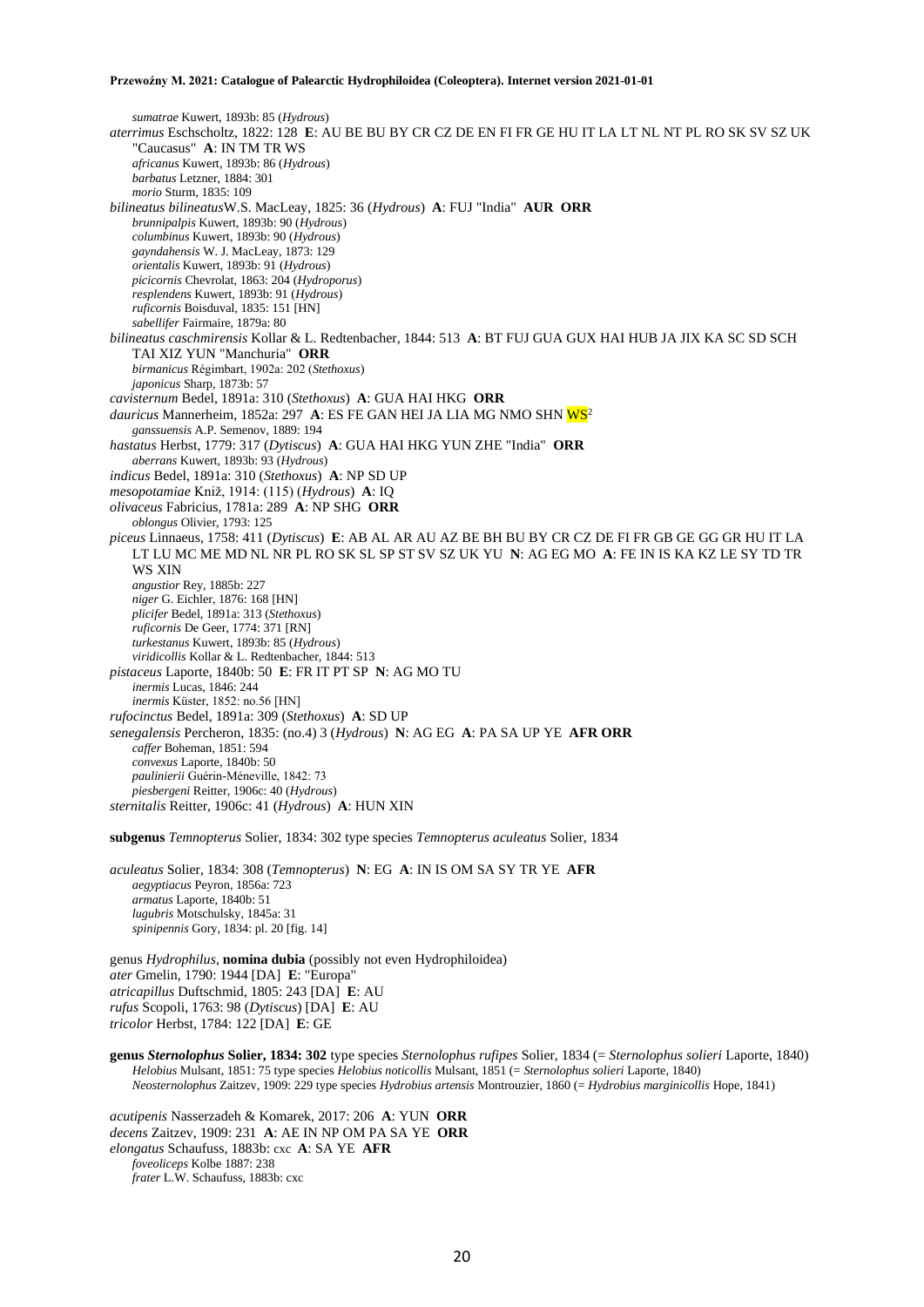*sumatrae* Kuwert, 1893b: 85 (*Hydrous*)

*aterrimus* Eschscholtz, 1822: 128 **E**: AU BE BU BY CR CZ DE EN FI FR GE HU IT LA LT NL NT PL RO SK SV SZ UK "Caucasus" **A**: IN TM TR WS

*africanus* Kuwert, 1893b: 86 (*Hydrous*)

*barbatus* Letzner, 1884: 301

*morio* Sturm, 1835: 109

*bilineatus bilineatus* W.S. MacLeay, 1825: 36 (*Hydrous*) **A**: FUJ "India" **AUR ORR**

*brunnipalpis* Kuwert, 1893b: 90 (*Hydrous*)

*columbinus* Kuwert, 1893b: 90 (*Hydrous*)

*gayndahensis* W. J. MacLeay, 1873: 129

*orientalis* Kuwert, 1893b: 91 (*Hydrous*)

*picicornis* Chevrolat, 1863: 204 (*Hydroporus*)

*resplendens* Kuwert, 1893b: 91 (*Hydrous*)

*ruficornis* Boisduval, 1835: 151 [HN]

*sabellifer* Fairmaire, 1879a: 80

*bilineatus caschmirensis* Kollar & L. Redtenbacher, 1844: 513 **A**: BT FUJ GUA GUX HAI HUB JA JIX KA SC SD SCH TAI XIZ YUN "Manchuria" **ORR**

*birmanicus* Régimbart, 1902a: 202 (*Stethoxus*)

*japonicus* Sharp, 1873b: 57

*cavisternum* Bedel, 1891a: 310 (*Stethoxus*) **A**: GUA HAI HKG **ORR**

*dauricus* Mannerheim, 1852a: 297 **A**: ES FE GAN HEI JA LIA MG NMO SHN WS[2]

*ganssuensis* A.P. Semenov, 1889: 194

*hastatus* Herbst, 1779: 317 (*Dytiscus*) **A**: GUA HAI HKG YUN ZHE "India" **ORR**

*aberrans* Kuwert, 1893b: 93 (*Hydrous*)

*indicus* Bedel, 1891a: 310 (*Stethoxus*) **A**: NP SD UP

*mesopotamiae* Kniž, 1914: (115) (*Hydrous*) **A**: IQ

*olivaceus* Fabricius, 1781a: 289 **A**: NP SHG **ORR**

*oblongus* Olivier, 1793: 125

*piceus* Linnaeus, 1758: 411 (*Dytiscus*) **E**: AB AL AR AU AZ BE BH BU BY CR CZ DE FI FR GB GE GG GR HU IT LA LT LU MC ME MD NL NR PL RO SK SL SP ST SV SZ UK YU **N**: AG EG MO **A**: FE IN IS KA KZ LE SY TD TR WS XIN

*angustior* Rey, 1885b: 227

*niger* G. Eichler, 1876: 168 [HN]

*plicifer* Bedel, 1891a: 313 (*Stethoxus*)

*ruficornis* De Geer, 1774: 371 [RN]

*turkestanus* Kuwert, 1893b: 85 (*Hydrous*)

*viridicollis* Kollar & L. Redtenbacher, 1844: 513

*pistaceus* Laporte, 1840b: 50 **E**: FR IT PT SP **N**: AG MO TU

*inermis* Lucas, 1846: 244

*inermis* Küster, 1852: no.56 [HN]

*rufocinctus* Bedel, 1891a: 309 (*Stethoxus*) **A**: SD UP

*senegalensis* Percheron, 1835: (no.4) 3 (*Hydrous*) **N**: AG EG **A**: PA SA UP YE **AFR ORR**

*caffer* Boheman, 1851: 594

*convexus* Laporte, 1840b: 50

*paulinierii* Guérin-Méneville, 1842: 73

*piesbergeni* Reitter, 1906c: 40 (*Hydrous*)

*sternitalis* Reitter, 1906c: 41 (*Hydrous*) **A**: HUN XIN

**subgenus** *Temnopterus* Solier, 1834: 302 type species *Temnopterus aculeatus* Solier, 1834

*aculeatus* Solier, 1834: 308 (*Temnopterus*) **N**: EG **A**: IN IS OM SA SY TR YE **AFR**

*aegyptiacus* Peyron, 1856a: 723

*armatus* Laporte, 1840b: 51

*lugubris* Motschulsky, 1845a: 31

*spinipennis* Gory, 1834: pl. 20 [fig. 14]

genus *Hydrophilus*, **nomina dubia** (possibly not even Hydrophiloidea)

*ater* Gmelin, 1790: 1944 [DA] **E**: "Europa"

*atricapillus* Duftschmid, 1805: 243 [DA] **E**: AU

*rufus* Scopoli, 1763: 98 (*Dytiscus*) [DA] **E**: AU

*tricolor* Herbst, 1784: 122 [DA] **E**: GE

**genus *Sternolophus* Solier, 1834: 302** type species *Sternolophus rufipes* Solier, 1834 (= *Sternolophus solieri* Laporte, 1840)

*Helobius* Mulsant, 1851: 75 type species *Helobius noticollis* Mulsant, 1851 (= *Sternolophus solieri* Laporte, 1840)

*Neosternolophus* Zaitzev, 1909: 229 type species *Hydrobius artensis* Montrouzier, 1860 (= *Hydrobius marginicollis* Hope, 1841)

*acutipenis* Nasserzadeh & Komarek, 2017: 206 **A**: YUN **ORR**

*decens* Zaitzev, 1909: 231 **A**: AE IN NP OM PA SA YE **ORR**

*elongatus* Schaufuss, 1883b: cxc **A**: SA YE **AFR**

*foveoliceps* Kolbe 1887: 238

*frater* L.W. Schaufuss, 1883b: cxc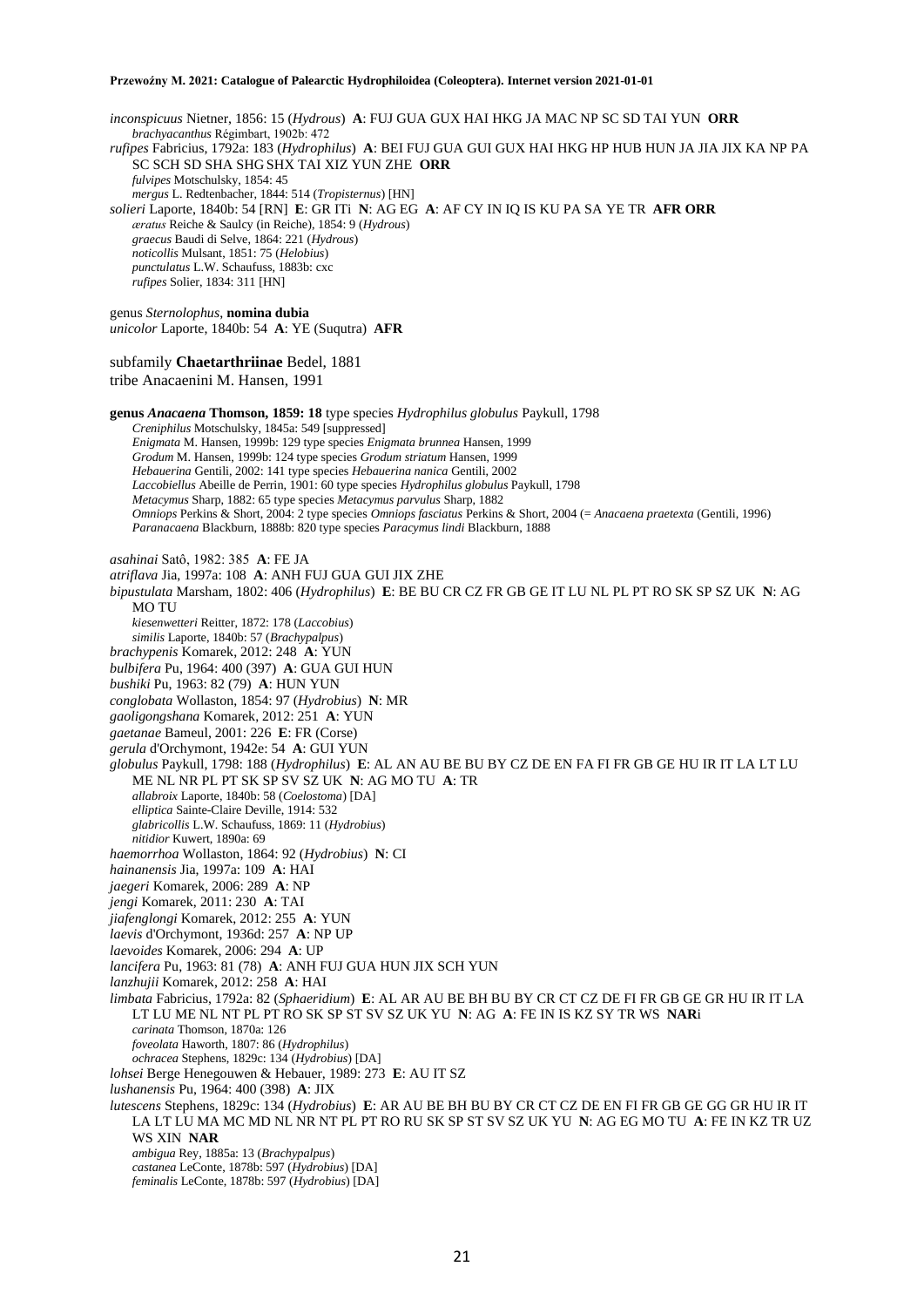*inconspicuus* Nietner, 1856: 15 (*Hydrous*) **A**: FUJ GUA GUX HAI HKG JA MAC NP SC SD TAI YUN **ORR**
*brachyacanthus* Régimbart, 1902b: 472

*rufipes* Fabricius, 1792a: 183 (*Hydrophilus*) **A**: BEI FUJ GUA GUI GUX HAI HKG HP HUB HUN JA JIA JIX KA NP PA SC SCH SD SHA SHG SHX TAI XIZ YUN ZHE **ORR**
*fulvipes* Motschulsky, 1854: 45
*mergus* L. Redtenbacher, 1844: 514 (*Tropisternus*) [HN]

*solieri* Laporte, 1840b: 54 [RN] **E**: GR ITi **N**: AG EG **A**: AF CY IN IQ IS KU PA SA YE TR **AFR ORR**
*æratus* Reiche & Saulcy (in Reiche), 1854: 9 (*Hydrous*)
*graecus* Baudi di Selve, 1864: 221 (*Hydrous*)
*noticollis* Mulsant, 1851: 75 (*Helobius*)
*punctulatus* L.W. Schaufuss, 1883b: cxc
*rufipes* Solier, 1834: 311 [HN]

genus *Sternolophus*, **nomina dubia**
*unicolor* Laporte, 1840b: 54 **A**: YE (Suqutra) **AFR**

subfamily **Chaetarthriinae** Bedel, 1881
tribe Anacaenini M. Hansen, 1991

**genus *Anacaena* Thomson, 1859: 18** type species *Hydrophilus globulus* Paykull, 1798
*Creniphilus* Motschulsky, 1845a: 549 [suppressed]
*Enigmata* M. Hansen, 1999b: 129 type species *Enigmata brunnea* Hansen, 1999
*Grodum* M. Hansen, 1999b: 124 type species *Grodum striatum* Hansen, 1999
*Hebauerina* Gentili, 2002: 141 type species *Hebauerina nanica* Gentili, 2002
*Laccobiellus* Abeille de Perrin, 1901: 60 type species *Hydrophilus globulus* Paykull, 1798
*Metacymus* Sharp, 1882: 65 type species *Metacymus parvulus* Sharp, 1882
*Omniops* Perkins & Short, 2004: 2 type species *Omniops fasciatus* Perkins & Short, 2004 (= *Anacaena praetexta* (Gentili, 1996)
*Paranacaena* Blackburn, 1888b: 820 type species *Paracymus lindi* Blackburn, 1888

*asahinai* Satô, 1982: 385 **A**: FE JA
*atriflava* Jia, 1997a: 108 **A**: ANH FUJ GUA GUI JIX ZHE
*bipustulata* Marsham, 1802: 406 (*Hydrophilus*) **E**: BE BU CR CZ FR GB GE IT LU NL PL PT RO SK SP SZ UK **N**: AG MO TU
*kiesenwetteri* Reitter, 1872: 178 (*Laccobius*)
*similis* Laporte, 1840b: 57 (*Brachypalpus*)
*brachypenis* Komarek, 2012: 248 **A**: YUN
*bulbifera* Pu, 1964: 400 (397) **A**: GUA GUI HUN
*bushiki* Pu, 1963: 82 (79) **A**: HUN YUN
*conglobata* Wollaston, 1854: 97 (*Hydrobius*) **N**: MR
*gaoligongshana* Komarek, 2012: 251 **A**: YUN
*gaetanae* Bameul, 2001: 226 **E**: FR (Corse)
*gerula* d'Orchymont, 1942e: 54 **A**: GUI YUN
*globulus* Paykull, 1798: 188 (*Hydrophilus*) **E**: AL AN AU BE BU BY CZ DE EN FA FI FR GB GE HU IR IT LA LT LU ME NL NR PL PT SK SP SV SZ UK **N**: AG MO TU **A**: TR
*allabroix* Laporte, 1840b: 58 (*Coelostoma*) [DA]
*elliptica* Sainte-Claire Deville, 1914: 532
*glabricollis* L.W. Schaufuss, 1869: 11 (*Hydrobius*)
*nitidior* Kuwert, 1890a: 69
*haemorrhoa* Wollaston, 1864: 92 (*Hydrobius*) **N**: CI
*hainanensis* Jia, 1997a: 109 **A**: HAI
*jaegeri* Komarek, 2006: 289 **A**: NP
*jengi* Komarek, 2011: 230 **A**: TAI
*jiafenglongi* Komarek, 2012: 255 **A**: YUN
*laevis* d'Orchymont, 1936d: 257 **A**: NP UP
*laevoides* Komarek, 2006: 294 **A**: UP
*lancifera* Pu, 1963: 81 (78) **A**: ANH FUJ GUA HUN JIX SCH YUN
*lanzhujii* Komarek, 2012: 258 **A**: HAI
*limbata* Fabricius, 1792a: 82 (*Sphaeridium*) **E**: AL AR AU BE BH BU BY CR CT CZ DE FI FR GB GE GR HU IR IT LA LT LU ME NL NT PL PT RO SK SP ST SV SZ UK YU **N**: AG **A**: FE IN IS KZ SY TR WS **NAR**i
*carinata* Thomson, 1870a: 126
*foveolata* Haworth, 1807: 86 (*Hydrophilus*)
*ochracea* Stephens, 1829c: 134 (*Hydrobius*) [DA]
*lohsei* Berge Henegouwen & Hebauer, 1989: 273 **E**: AU IT SZ
*lushanensis* Pu, 1964: 400 (398) **A**: JIX
*lutescens* Stephens, 1829c: 134 (*Hydrobius*) **E**: AR AU BE BH BU BY CR CT CZ DE EN FI FR GB GE GG GR HU IR IT LA LT LU MA MC MD NL NR NT PL PT RO RU SK SP ST SV SZ UK YU **N**: AG EG MO TU **A**: FE IN KZ TR UZ WS XIN **NAR**
*ambigua* Rey, 1885a: 13 (*Brachypalpus*)
*castanea* LeConte, 1878b: 597 (*Hydrobius*) [DA]
*feminalis* LeConte, 1878b: 597 (*Hydrobius*) [DA]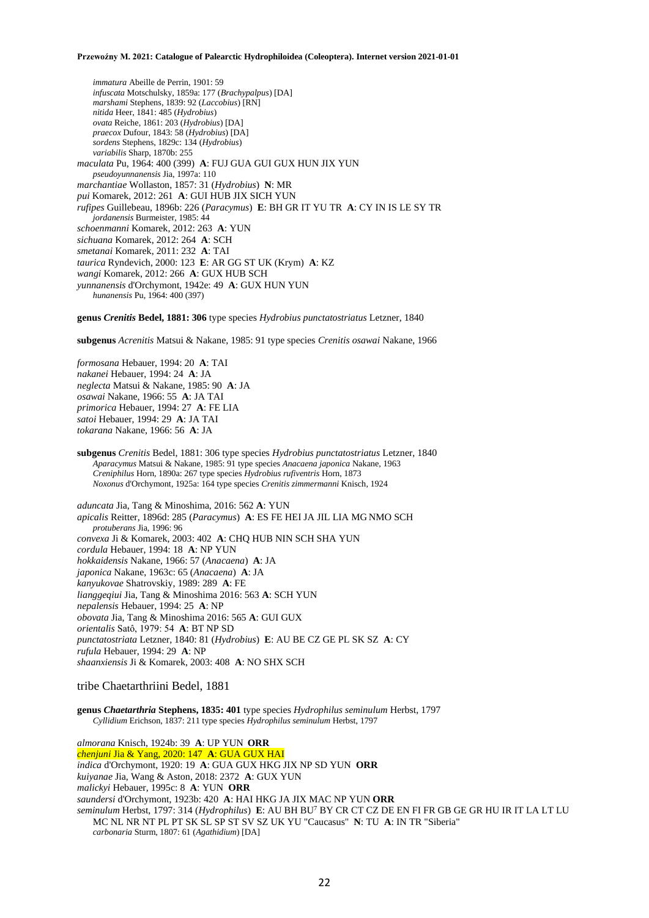*immatura* Abeille de Perrin, 1901: 59
*infuscata* Motschulsky, 1859a: 177 (*Brachypalpus*) [DA]
*marshami* Stephens, 1839: 92 (*Laccobius*) [RN]
*nitida* Heer, 1841: 485 (*Hydrobius*)
*ovata* Reiche, 1861: 203 (*Hydrobius*) [DA]
*praecox* Dufour, 1843: 58 (*Hydrobius*) [DA]
*sordens* Stephens, 1829c: 134 (*Hydrobius*)
*variabilis* Sharp, 1870b: 255

*maculata* Pu, 1964: 400 (399) **A**: FUJ GUA GUI GUX HUN JIX YUN
*pseudoyunnanensis* Jia, 1997a: 110

*marchantiae* Wollaston, 1857: 31 (*Hydrobius*) **N**: MR

*pui* Komarek, 2012: 261 **A**: GUI HUB JIX SICH YUN

*rufipes* Guillebeau, 1896b: 226 (*Paracymus*) **E**: BH GR IT YU TR **A**: CY IN IS LE SY TR
*jordanensis* Burmeister, 1985: 44

*schoenmanni* Komarek, 2012: 263 **A**: YUN

*sichuana* Komarek, 2012: 264 **A**: SCH

*smetanai* Komarek, 2011: 232 **A**: TAI

*taurica* Ryndevich, 2000: 123 **E**: AR GG ST UK (Krym) **A**: KZ

*wangi* Komarek, 2012: 266 **A**: GUX HUB SCH

*yunnanensis* d'Orchymont, 1942e: 49 **A**: GUX HUN YUN
*hunanensis* Pu, 1964: 400 (397)

**genus *Crenitis* Bedel, 1881: 306** type species *Hydrobius punctatostriatus* Letzner, 1840

**subgenus** *Acrenitis* Matsui & Nakane, 1985: 91 type species *Crenitis osawai* Nakane, 1966

*formosana* Hebauer, 1994: 20 **A**: TAI
*nakanei* Hebauer, 1994: 24 **A**: JA
*neglecta* Matsui & Nakane, 1985: 90 **A**: JA
*osawai* Nakane, 1966: 55 **A**: JA TAI
*primorica* Hebauer, 1994: 27 **A**: FE LIA
*satoi* Hebauer, 1994: 29 **A**: JA TAI
*tokarana* Nakane, 1966: 56 **A**: JA

**subgenus** *Crenitis* Bedel, 1881: 306 type species *Hydrobius punctatostriatus* Letzner, 1840
*Aparacymus* Matsui & Nakane, 1985: 91 type species *Anacaena japonica* Nakane, 1963
*Creniphilus* Horn, 1890a: 267 type species *Hydrobius rufiventris* Horn, 1873
*Noxonus* d'Orchymont, 1925a: 164 type species *Crenitis zimmermanni* Knisch, 1924

*aduncata* Jia, Tang & Minoshima, 2016: 562 **A**: YUN

*apicalis* Reitter, 1896d: 285 (*Paracymus*) **A**: ES FE HEI JA JIL LIA MG NMO SCH
*protuberans* Jia, 1996: 96

*convexa* Ji & Komarek, 2003: 402 **A**: CHQ HUB NIN SCH SHA YUN
*cordula* Hebauer, 1994: 18 **A**: NP YUN
*hokkaidensis* Nakane, 1966: 57 (*Anacaena*) **A**: JA
*japonica* Nakane, 1963c: 65 (*Anacaena*) **A**: JA
*kanyukovae* Shatrovskiy, 1989: 289 **A**: FE
*lianggeqiui* Jia, Tang & Minoshima 2016: 563 **A**: SCH YUN
*nepalensis* Hebauer, 1994: 25 **A**: NP
*obovata* Jia, Tang & Minoshima 2016: 565 **A**: GUI GUX
*orientalis* Satô, 1979: 54 **A**: BT NP SD
*punctatostriata* Letzner, 1840: 81 (*Hydrobius*) **E**: AU BE CZ GE PL SK SZ **A**: CY
*rufula* Hebauer, 1994: 29 **A**: NP
*shaanxiensis* Ji & Komarek, 2003: 408 **A**: NO SHX SCH

## tribe Chaetarthriini Bedel, 1881

**genus *Chaetarthria* Stephens, 1835: 401** type species *Hydrophilus seminulum* Herbst, 1797
*Cyllidium* Erichson, 1837: 211 type species *Hydrophilus seminulum* Herbst, 1797

*almorana* Knisch, 1924b: 39 **A**: UP YUN **ORR**
*chenjuni* Jia & Yang, 2020: 147 **A**: GUA GUX HAI
*indica* d'Orchymont, 1920: 19 **A**: GUA GUX HKG JIX NP SD YUN **ORR**
*kuiyanae* Jia, Wang & Aston, 2018: 2372 **A**: GUX YUN
*malickyi* Hebauer, 1995c: 8 **A**: YUN **ORR**
*saundersi* d'Orchymont, 1923b: 420 **A**: HAI HKG JA JIX MAC NP YUN **ORR**
*seminulum* Herbst, 1797: 314 (*Hydrophilus*) **E**: AU BH BU[7] BY CR CT CZ DE EN FI FR GB GE GR HU IR IT LA LT LU MC NL NR NT PL PT SK SL SP ST SV SZ UK YU "Caucasus" **N**: TU **A**: IN TR "Siberia"
*carbonaria* Sturm, 1807: 61 (*Agathidium*) [DA]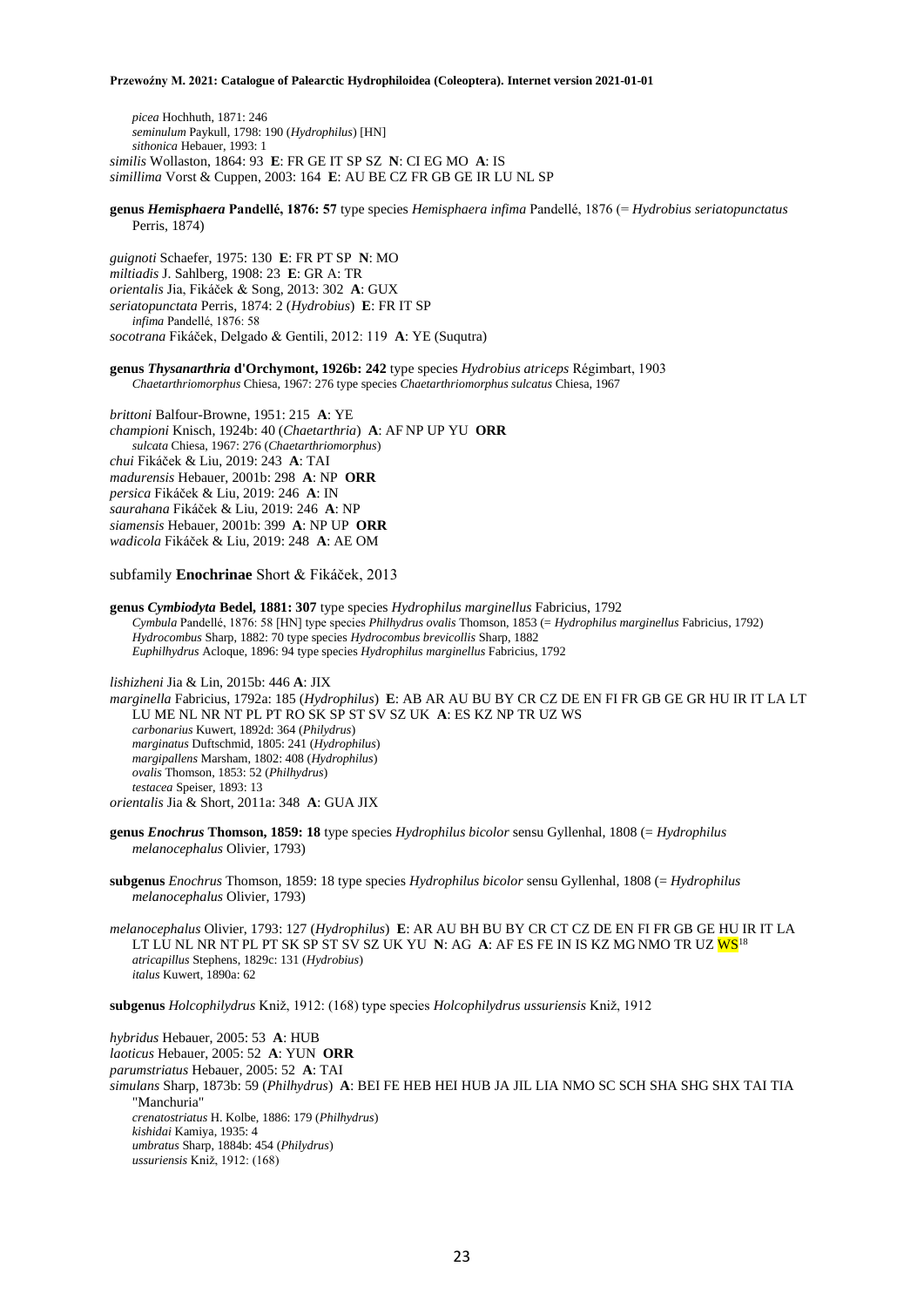*picea* Hochhuth, 1871: 246
*seminulum* Paykull, 1798: 190 (*Hydrophilus*) [HN]
*sithonica* Hebauer, 1993: 1
*similis* Wollaston, 1864: 93 **E**: FR GE IT SP SZ **N**: CI EG MO **A**: IS
*simillima* Vorst & Cuppen, 2003: 164 **E**: AU BE CZ FR GB GE IR LU NL SP

**genus *Hemisphaera* Pandellé, 1876: 57** type species *Hemisphaera infima* Pandellé, 1876 (= *Hydrobius seriatopunctatus* Perris, 1874)

*guignoti* Schaefer, 1975: 130 **E**: FR PT SP **N**: MO
*miltiadis* J. Sahlberg, 1908: 23 **E**: GR A: TR
*orientalis* Jia, Fikáček & Song, 2013: 302 **A**: GUX
*seriatopunctata* Perris, 1874: 2 (*Hydrobius*) **E**: FR IT SP
*infima* Pandellé, 1876: 58
*socotrana* Fikáček, Delgado & Gentili, 2012: 119 **A**: YE (Suqutra)

**genus *Thysanarthria* d'Orchymont, 1926b: 242** type species *Hydrobius atriceps* Régimbart, 1903
*Chaetarthriomorphus* Chiesa, 1967: 276 type species *Chaetarthriomorphus sulcatus* Chiesa, 1967

*brittoni* Balfour-Browne, 1951: 215 **A**: YE
*championi* Knisch, 1924b: 40 (*Chaetarthria*) **A**: AF NP UP YU **ORR**
*sulcata* Chiesa, 1967: 276 (*Chaetarthriomorphus*)
*chui* Fikáček & Liu, 2019: 243 **A**: TAI
*madurensis* Hebauer, 2001b: 298 **A**: NP **ORR**
*persica* Fikáček & Liu, 2019: 246 **A**: IN
*saurahana* Fikáček & Liu, 2019: 246 **A**: NP
*siamensis* Hebauer, 2001b: 399 **A**: NP UP **ORR**
*wadicola* Fikáček & Liu, 2019: 248 **A**: AE OM

subfamily **Enochrinae** Short & Fikáček, 2013

**genus *Cymbiodyta* Bedel, 1881: 307** type species *Hydrophilus marginellus* Fabricius, 1792
*Cymbula* Pandellé, 1876: 58 [HN] type species *Philhydrus ovalis* Thomson, 1853 (= *Hydrophilus marginellus* Fabricius, 1792)
*Hydrocombus* Sharp, 1882: 70 type species *Hydrocombus brevicollis* Sharp, 1882
*Euphilhydrus* Acloque, 1896: 94 type species *Hydrophilus marginellus* Fabricius, 1792

*lishizheni* Jia & Lin, 2015b: 446 **A**: JIX
*marginella* Fabricius, 1792a: 185 (*Hydrophilus*) **E**: AB AR AU BU BY CR CZ DE EN FI FR GB GE GR HU IR IT LA LT LU ME NL NR NT PL PT RO SK SP ST SV SZ UK **A**: ES KZ NP TR UZ WS
*carbonarius* Kuwert, 1892d: 364 (*Philydrus*)
*marginatus* Duftschmid, 1805: 241 (*Hydrophilus*)
*margipallens* Marsham, 1802: 408 (*Hydrophilus*)
*ovalis* Thomson, 1853: 52 (*Philhydrus*)
*testacea* Speiser, 1893: 13
*orientalis* Jia & Short, 2011a: 348 **A**: GUA JIX

**genus *Enochrus* Thomson, 1859: 18** type species *Hydrophilus bicolor* sensu Gyllenhal, 1808 (= *Hydrophilus melanocephalus* Olivier, 1793)

**subgenus** *Enochrus* Thomson, 1859: 18 type species *Hydrophilus bicolor* sensu Gyllenhal, 1808 (= *Hydrophilus melanocephalus* Olivier, 1793)

*melanocephalus* Olivier, 1793: 127 (*Hydrophilus*) **E**: AR AU BH BU BY CR CT CZ DE EN FI FR GB GE HU IR IT LA LT LU NL NR NT PL PT SK SP ST SV SZ UK YU **N**: AG **A**: AF ES FE IN IS KZ MG NMO TR UZ WS[18]
*atricapillus* Stephens, 1829c: 131 (*Hydrobius*)
*italus* Kuwert, 1890a: 62

**subgenus** *Holcophilydrus* Kniž, 1912: (168) type species *Holcophilydrus ussuriensis* Kniž, 1912

*hybridus* Hebauer, 2005: 53 **A**: HUB
*laoticus* Hebauer, 2005: 52 **A**: YUN **ORR**
*parumstriatus* Hebauer, 2005: 52 **A**: TAI
*simulans* Sharp, 1873b: 59 (*Philhydrus*) **A**: BEI FE HEB HEI HUB JA JIL LIA NMO SC SCH SHA SHG SHX TAI TIA "Manchuria"
*crenatostriatus* H. Kolbe, 1886: 179 (*Philhydrus*)
*kishidai* Kamiya, 1935: 4
*umbratus* Sharp, 1884b: 454 (*Philydrus*)
*ussuriensis* Kniž, 1912: (168)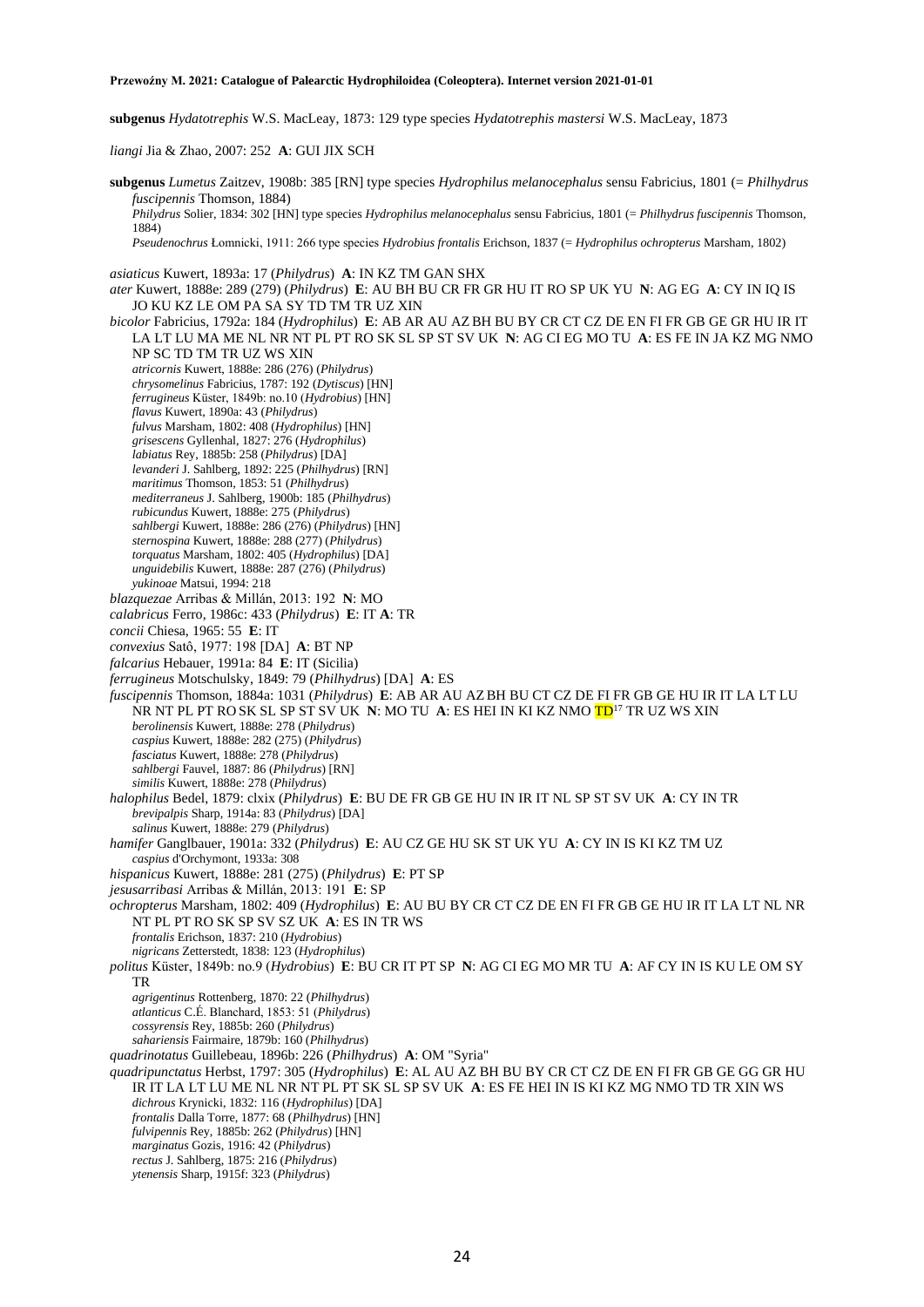**subgenus** *Hydatotrephis* W.S. MacLeay, 1873: 129 type species *Hydatotrephis mastersi* W.S. MacLeay, 1873

*liangi* Jia & Zhao, 2007: 252 **A**: GUI JIX SCH

**subgenus** *Lumetus* Zaitzev, 1908b: 385 [RN] type species *Hydrophilus melanocephalus* sensu Fabricius, 1801 (= *Philhydrus fuscipennis* Thomson, 1884)
*Philydrus* Solier, 1834: 302 [HN] type species *Hydrophilus melanocephalus* sensu Fabricius, 1801 (= *Philhydrus fuscipennis* Thomson, 1884)
*Pseudenochrus* Łomnicki, 1911: 266 type species *Hydrobius frontalis* Erichson, 1837 (= *Hydrophilus ochropterus* Marsham, 1802)

*asiaticus* Kuwert, 1893a: 17 (*Philydrus*) **A**: IN KZ TM GAN SHX
*ater* Kuwert, 1888e: 289 (279) (*Philydrus*) **E**: AU BH BU CR FR GR HU IT RO SP UK YU **N**: AG EG **A**: CY IN IQ IS JO KU KZ LE OM PA SA SY TD TM TR UZ XIN
*bicolor* Fabricius, 1792a: 184 (*Hydrophilus*) **E**: AB AR AU AZ BH BU BY CR CT CZ DE EN FI FR GB GE GR HU IR IT LA LT LU MA ME NL NR NT PL PT RO SK SL SP ST SV UK **N**: AG CI EG MO TU **A**: ES FE IN JA KZ MG NMO NP SC TD TM TR UZ WS XIN
*atricornis* Kuwert, 1888e: 286 (276) (*Philydrus*)
*chrysomelinus* Fabricius, 1787: 192 (*Dytiscus*) [HN]
*ferrugineus* Küster, 1849b: no.10 (*Hydrobius*) [HN]
*flavus* Kuwert, 1890a: 43 (*Philydrus*)
*fulvus* Marsham, 1802: 408 (*Hydrophilus*) [HN]
*grisescens* Gyllenhal, 1827: 276 (*Hydrophilus*)
*labiatus* Rey, 1885b: 258 (*Philydrus*) [DA]
*levanderi* J. Sahlberg, 1892: 225 (*Philhydrus*) [RN]
*maritimus* Thomson, 1853: 51 (*Philhydrus*)
*mediterraneus* J. Sahlberg, 1900b: 185 (*Philhydrus*)
*rubicundus* Kuwert, 1888e: 275 (*Philydrus*)
*sahlbergi* Kuwert, 1888e: 286 (276) (*Philydrus*) [HN]
*sternospina* Kuwert, 1888e: 288 (277) (*Philydrus*)
*torquatus* Marsham, 1802: 405 (*Hydrophilus*) [DA]
*unguidebilis* Kuwert, 1888e: 287 (276) (*Philydrus*)
*yukinoae* Matsui, 1994: 218
*blazquezae* Arribas & Millán, 2013: 192 **N**: MO
*calabricus* Ferro, 1986c: 433 (*Philydrus*) **E**: IT **A**: TR
*concii* Chiesa, 1965: 55 **E**: IT
*convexius* Satô, 1977: 198 [DA] **A**: BT NP
*falcarius* Hebauer, 1991a: 84 **E**: IT (Sicilia)
*ferrugineus* Motschulsky, 1849: 79 (*Philhydrus*) [DA] **A**: ES
*fuscipennis* Thomson, 1884a: 1031 (*Philydrus*) **E**: AB AR AU AZ BH BU CT CZ DE FI FR GB GE HU IR IT LA LT LU NR NT PL PT RO SK SL SP ST SV UK **N**: MO TU **A**: ES HEI IN KI KZ NMO TD[17] TR UZ WS XIN
*berolinensis* Kuwert, 1888e: 278 (*Philydrus*)
*caspius* Kuwert, 1888e: 282 (275) (*Philydrus*)
*fasciatus* Kuwert, 1888e: 278 (*Philydrus*)
*sahlbergi* Fauvel, 1887: 86 (*Philydrus*) [RN]
*similis* Kuwert, 1888e: 278 (*Philydrus*)
*halophilus* Bedel, 1879: clxix (*Philydrus*) **E**: BU DE FR GB GE HU IN IR IT NL SP ST SV UK **A**: CY IN TR
*brevipalpis* Sharp, 1914a: 83 (*Philydrus*) [DA]
*salinus* Kuwert, 1888e: 279 (*Philydrus*)
*hamifer* Ganglbauer, 1901a: 332 (*Philydrus*) **E**: AU CZ GE HU SK ST UK YU **A**: CY IN IS KI KZ TM UZ
*caspius* d'Orchymont, 1933a: 308
*hispanicus* Kuwert, 1888e: 281 (275) (*Philydrus*) **E**: PT SP
*jesusarribasi* Arribas & Millán, 2013: 191 **E**: SP
*ochropterus* Marsham, 1802: 409 (*Hydrophilus*) **E**: AU BU BY CR CT CZ DE EN FI FR GB GE HU IR IT LA LT NL NR NT PL PT RO SK SP SV SZ UK **A**: ES IN TR WS
*frontalis* Erichson, 1837: 210 (*Hydrobius*)
*nigricans* Zetterstedt, 1838: 123 (*Hydrophilus*)
*politus* Küster, 1849b: no.9 (*Hydrobius*) **E**: BU CR IT PT SP **N**: AG CI EG MO MR TU **A**: AF CY IN IS KU LE OM SY TR
*agrigentinus* Rottenberg, 1870: 22 (*Philhydrus*)
*atlanticus* C.É. Blanchard, 1853: 51 (*Philydrus*)
*cossyrensis* Rey, 1885b: 260 (*Philydrus*)
*sahariensis* Fairmaire, 1879b: 160 (*Philhydrus*)
*quadrinotatus* Guillebeau, 1896b: 226 (*Philhydrus*) **A**: OM "Syria"
*quadripunctatus* Herbst, 1797: 305 (*Hydrophilus*) **E**: AL AU AZ BH BU BY CR CT CZ DE EN FI FR GB GE GG GR HU IR IT LA LT LU ME NL NR NT PL PT SK SL SP SV UK **A**: ES FE HEI IN IS KI KZ MG NMO TD TR XIN WS
*dichrous* Krynicki, 1832: 116 (*Hydrophilus*) [DA]
*frontalis* Dalla Torre, 1877: 68 (*Philhydrus*) [HN]
*fulvipennis* Rey, 1885b: 262 (*Philydrus*) [HN]
*marginatus* Gozis, 1916: 42 (*Philydrus*)
*rectus* J. Sahlberg, 1875: 216 (*Philydrus*)
*ytenensis* Sharp, 1915f: 323 (*Philydrus*)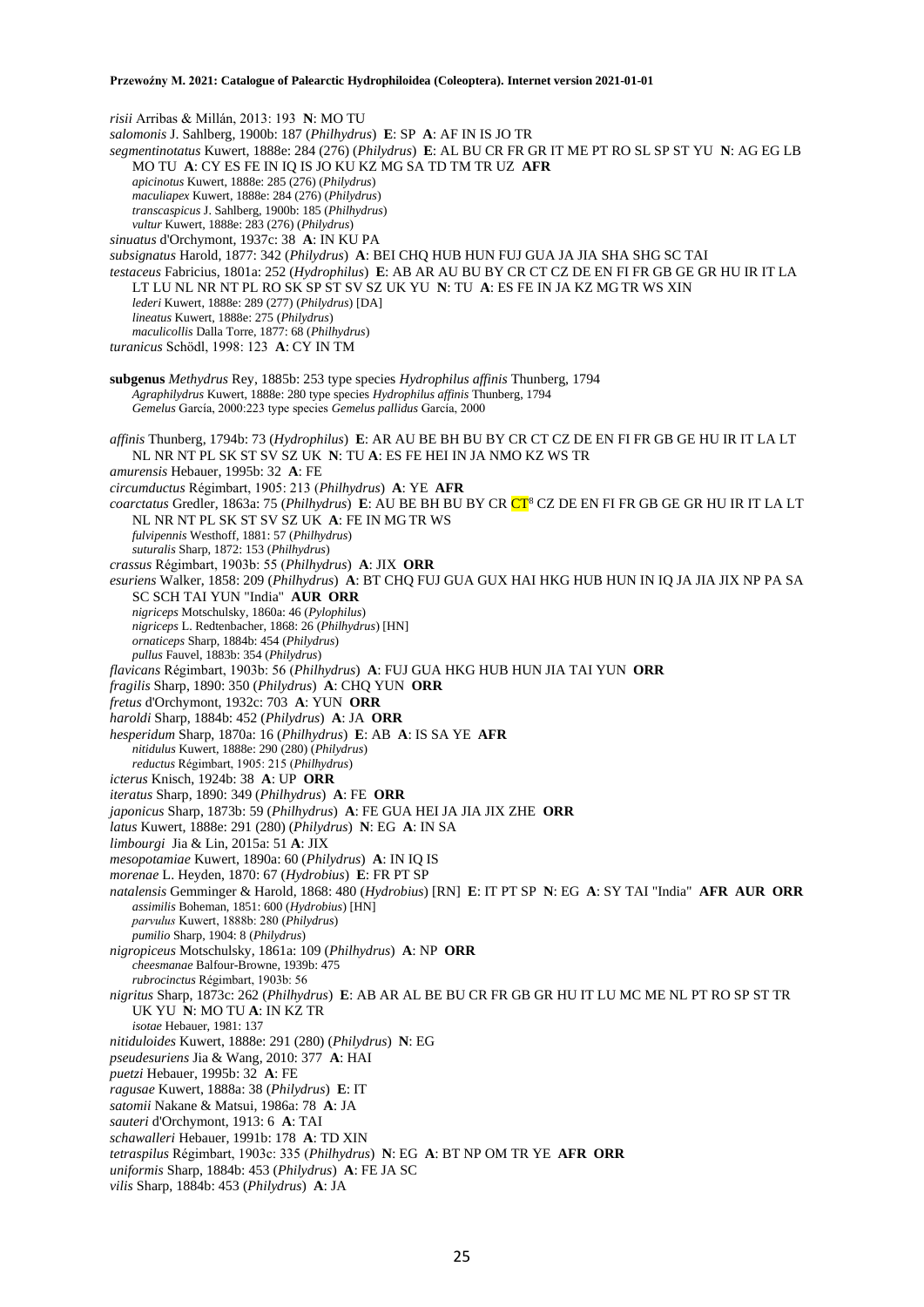*risii* Arribas & Millán, 2013: 193 **N**: MO TU
*salomonis* J. Sahlberg, 1900b: 187 (*Philhydrus*) **E**: SP **A**: AF IN IS JO TR
*segmentinotatus* Kuwert, 1888e: 284 (276) (*Philydrus*) **E**: AL BU CR FR GR IT ME PT RO SL SP ST YU **N**: AG EG LB MO TU **A**: CY ES FE IN IQ IS JO KU KZ MG SA TD TM TR UZ **AFR**
*apicinotus* Kuwert, 1888e: 285 (276) (*Philydrus*)
*maculiapex* Kuwert, 1888e: 284 (276) (*Philydrus*)
*transcaspicus* J. Sahlberg, 1900b: 185 (*Philhydrus*)
*vultur* Kuwert, 1888e: 283 (276) (*Philydrus*)
*sinuatus* d'Orchymont, 1937c: 38 **A**: IN KU PA
*subsignatus* Harold, 1877: 342 (*Philydrus*) **A**: BEI CHQ HUB HUN FUJ GUA JA JIA SHA SHG SC TAI
*testaceus* Fabricius, 1801a: 252 (*Hydrophilus*) **E**: AB AR AU BU BY CR CT CZ DE EN FI FR GB GE GR HU IR IT LA LT LU NL NR NT PL RO SK SP ST SV SZ UK YU **N**: TU **A**: ES FE IN JA KZ MG TR WS XIN
*lederi* Kuwert, 1888e: 289 (277) (*Philydrus*) [DA]
*lineatus* Kuwert, 1888e: 275 (*Philydrus*)
*maculicollis* Dalla Torre, 1877: 68 (*Philhydrus*)
*turanicus* Schödl, 1998: 123 **A**: CY IN TM

**subgenus** *Methydrus* Rey, 1885b: 253 type species *Hydrophilus affinis* Thunberg, 1794
*Agraphilydrus* Kuwert, 1888e: 280 type species *Hydrophilus affinis* Thunberg, 1794
*Gemelus* García, 2000:223 type species *Gemelus pallidus* García, 2000

*affinis* Thunberg, 1794b: 73 (*Hydrophilus*) **E**: AR AU BE BH BU BY CR CT CZ DE EN FI FR GB GE HU IR IT LA LT NL NR NT PL SK ST SV SZ UK **N**: TU **A**: ES FE HEI IN JA NMO KZ WS TR
*amurensis* Hebauer, 1995b: 32 **A**: FE
*circumductus* Régimbart, 1905: 213 (*Philhydrus*) **A**: YE **AFR**
*coarctatus* Gredler, 1863a: 75 (*Philhydrus*) **E**: AU BE BH BU BY CR CT[8] CZ DE EN FI FR GB GE GR HU IR IT LA LT NL NR NT PL SK ST SV SZ UK **A**: FE IN MG TR WS
*fulvipennis* Westhoff, 1881: 57 (*Philhydrus*)
*suturalis* Sharp, 1872: 153 (*Philhydrus*)
*crassus* Régimbart, 1903b: 55 (*Philhydrus*) **A**: JIX **ORR**
*esuriens* Walker, 1858: 209 (*Philhydrus*) **A**: BT CHQ FUJ GUA GUX HAI HKG HUB HUN IN IQ JA JIA JIX NP PA SA SC SCH TAI YUN "India" **AUR ORR**
*nigriceps* Motschulsky, 1860a: 46 (*Pylophilus*)
*nigriceps* L. Redtenbacher, 1868: 26 (*Philhydrus*) [HN]
*ornaticeps* Sharp, 1884b: 454 (*Philydrus*)
*pullus* Fauvel, 1883b: 354 (*Philydrus*)
*flavicans* Régimbart, 1903b: 56 (*Philhydrus*) **A**: FUJ GUA HKG HUB HUN JIA TAI YUN **ORR**
*fragilis* Sharp, 1890: 350 (*Philydrus*) **A**: CHQ YUN **ORR**
*fretus* d'Orchymont, 1932c: 703 **A**: YUN **ORR**
*haroldi* Sharp, 1884b: 452 (*Philydrus*) **A**: JA **ORR**
*hesperidum* Sharp, 1870a: 16 (*Philhydrus*) **E**: AB **A**: IS SA YE **AFR**
*nitidulus* Kuwert, 1888e: 290 (280) (*Philydrus*)
*reductus* Régimbart, 1905: 215 (*Philhydrus*)
*icterus* Knisch, 1924b: 38 **A**: UP **ORR**
*iteratus* Sharp, 1890: 349 (*Philhydrus*) **A**: FE **ORR**
*japonicus* Sharp, 1873b: 59 (*Philhydrus*) **A**: FE GUA HEI JA JIA JIX ZHE **ORR**
*latus* Kuwert, 1888e: 291 (280) (*Philydrus*) **N**: EG **A**: IN SA
*limbourgi* Jia & Lin, 2015a: 51 **A**: JIX
*mesopotamiae* Kuwert, 1890a: 60 (*Philydrus*) **A**: IN IQ IS
*morenae* L. Heyden, 1870: 67 (*Hydrobius*) **E**: FR PT SP
*natalensis* Gemminger & Harold, 1868: 480 (*Hydrobius*) [RN] **E**: IT PT SP **N**: EG **A**: SY TAI "India" **AFR AUR ORR**
*assimilis* Boheman, 1851: 600 (*Hydrobius*) [HN]
*parvulus* Kuwert, 1888b: 280 (*Philydrus*)
*pumilio* Sharp, 1904: 8 (*Philydrus*)
*nigropiceus* Motschulsky, 1861a: 109 (*Philhydrus*) **A**: NP **ORR**
*cheesmanae* Balfour-Browne, 1939b: 475
*rubrocinctus* Régimbart, 1903b: 56
*nigritus* Sharp, 1873c: 262 (*Philhydrus*) **E**: AB AR AL BE BU CR FR GB GR HU IT LU MC ME NL PT RO SP ST TR UK YU **N**: MO TU **A**: IN KZ TR
*isotae* Hebauer, 1981: 137
*nitiduloides* Kuwert, 1888e: 291 (280) (*Philydrus*) **N**: EG
*pseudesuriens* Jia & Wang, 2010: 377 **A**: HAI
*puetzi* Hebauer, 1995b: 32 **A**: FE
*ragusae* Kuwert, 1888a: 38 (*Philydrus*) **E**: IT
*satomii* Nakane & Matsui, 1986a: 78 **A**: JA
*sauteri* d'Orchymont, 1913: 6 **A**: TAI
*schawalleri* Hebauer, 1991b: 178 **A**: TD XIN
*tetraspilus* Régimbart, 1903c: 335 (*Philhydrus*) **N**: EG **A**: BT NP OM TR YE **AFR ORR**
*uniformis* Sharp, 1884b: 453 (*Philydrus*) **A**: FE JA SC
*vilis* Sharp, 1884b: 453 (*Philydrus*) **A**: JA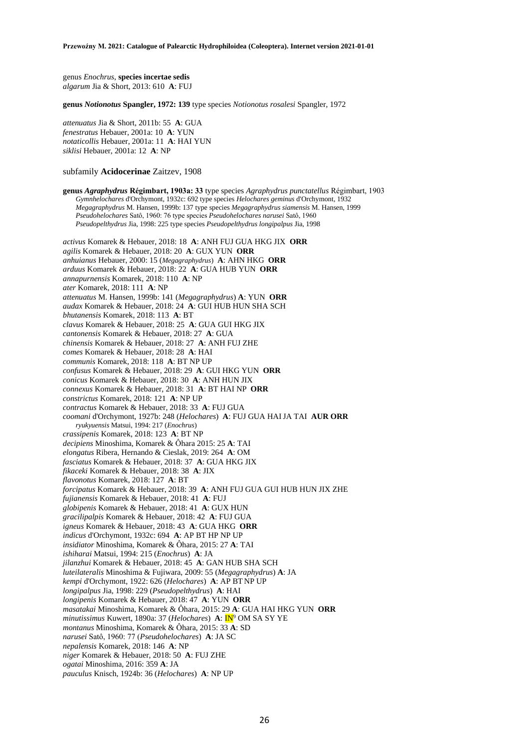genus *Enochrus*, **species incertae sedis**
*algarum* Jia & Short, 2013: 610 **A**: FUJ

**genus *Notionotus* Spangler, 1972: 139** type species *Notionotus rosalesi* Spangler, 1972

*attenuatus* Jia & Short, 2011b: 55 **A**: GUA
*fenestratus* Hebauer, 2001a: 10 **A**: YUN
*notaticollis* Hebauer, 2001a: 11 **A**: HAI YUN
*siklisi* Hebauer, 2001a: 12 **A**: NP

subfamily **Acidocerinae** Zaitzev, 1908

**genus *Agraphydrus* Régimbart, 1903a: 33** type species *Agraphydrus punctatellus* Régimbart, 1903
*Gymnhelochares* d'Orchymont, 1932c: 692 type species *Helochares geminus* d'Orchymont, 1932
*Megagraphydrus* M. Hansen, 1999b: 137 type species *Megagraphydrus siamensis* M. Hansen, 1999
*Pseudohelochares* Satô, 1960: 76 type species *Pseudohelochares narusei* Satô, 1960
*Pseudopelthydrus* Jia, 1998: 225 type species *Pseudopelthydrus longipalpus* Jia, 1998

*activus* Komarek & Hebauer, 2018: 18 **A**: ANH FUJ GUA HKG JIX **ORR**
*agilis* Komarek & Hebauer, 2018: 20 **A**: GUX YUN **ORR**
*anhuianus* Hebauer, 2000: 15 (*Megagraphydrus*) **A**: AHN HKG **ORR**
*arduus* Komarek & Hebauer, 2018: 22 **A**: GUA HUB YUN **ORR**
*annapurnensis* Komarek, 2018: 110 **A**: NP
*ater* Komarek, 2018: 111 **A**: NP
*attenuatus* M. Hansen, 1999b: 141 (*Megagraphydrus*) **A**: YUN **ORR**
*audax* Komarek & Hebauer, 2018: 24 **A**: GUI HUB HUN SHA SCH
*bhutanensis* Komarek, 2018: 113 **A**: BT
*clavus* Komarek & Hebauer, 2018: 25 **A**: GUA GUI HKG JIX
*cantonensis* Komarek & Hebauer, 2018: 27 **A**: GUA
*chinensis* Komarek & Hebauer, 2018: 27 **A**: ANH FUJ ZHE
*comes* Komarek & Hebauer, 2018: 28 **A**: HAI
*communis* Komarek, 2018: 118 **A**: BT NP UP
*confusus* Komarek & Hebauer, 2018: 29 **A**: GUI HKG YUN **ORR**
*conicus* Komarek & Hebauer, 2018: 30 **A**: ANH HUN JIX
*connexus* Komarek & Hebauer, 2018: 31 **A**: BT HAI NP **ORR**
*constrictus* Komarek, 2018: 121 **A**: NP UP
*contractus* Komarek & Hebauer, 2018: 33 **A**: FUJ GUA
*coomani* d'Orchymont, 1927b: 248 (*Helochares*) **A**: FUJ GUA HAI JA TAI **AUR ORR**
*ryukyuensis* Matsui, 1994: 217 (*Enochrus*)
*crassipenis* Komarek, 2018: 123 **A**: BT NP
*decipiens* Minoshima, Komarek & Ôhara 2015: 25 **A**: TAI
*elongatus* Ribera, Hernando & Cieslak, 2019: 264 **A**: OM
*fasciatus* Komarek & Hebauer, 2018: 37 **A**: GUA HKG JIX
*fikaceki* Komarek & Hebauer, 2018: 38 **A**: JIX
*flavonotus* Komarek, 2018: 127 **A**: BT
*forcipatus* Komarek & Hebauer, 2018: 39 **A**: ANH FUJ GUA GUI HUB HUN JIX ZHE
*fujianensis* Komarek & Hebauer, 2018: 41 **A**: FUJ
*globipenis* Komarek & Hebauer, 2018: 41 **A**: GUX HUN
*gracilipalpis* Komarek & Hebauer, 2018: 42 **A**: FUJ GUA
*igneus* Komarek & Hebauer, 2018: 43 **A**: GUA HKG **ORR**
*indicus* d'Orchymont, 1932c: 694 **A**: AP BT HP NP UP
*insidiator* Minoshima, Komarek & Ôhara, 2015: 27 **A**: TAI
*ishiharai* Matsui, 1994: 215 (*Enochrus*) **A**: JA
*jilanzhui* Komarek & Hebauer, 2018: 45 **A**: GAN HUB SHA SCH
*luteilateralis* Minoshima & Fujiwara, 2009: 55 (*Megagraphydrus*) **A**: JA
*kempi* d'Orchymont, 1922: 626 (*Helochares*) **A**: AP BT NP UP
*longipalpus* Jia, 1998: 229 (*Pseudopelthydrus*) **A**: HAI
*longipenis* Komarek & Hebauer, 2018: 47 **A**: YUN **ORR**
*masatakai* Minoshima, Komarek & Ôhara, 2015: 29 **A**: GUA HAI HKG YUN **ORR**
*minutissimus* Kuwert, 1890a: 37 (*Helochares*) **A**: IN[9] OM SA SY YE
*montanus* Minoshima, Komarek & Ôhara, 2015: 33 **A**: SD
*narusei* Satô, 1960: 77 (*Pseudohelochares*) **A**: JA SC
*nepalensis* Komarek, 2018: 146 **A**: NP
*niger* Komarek & Hebauer, 2018: 50 **A**: FUJ ZHE
*ogatai* Minoshima, 2016: 359 **A**: JA
*pauculus* Knisch, 1924b: 36 (*Helochares*) **A**: NP UP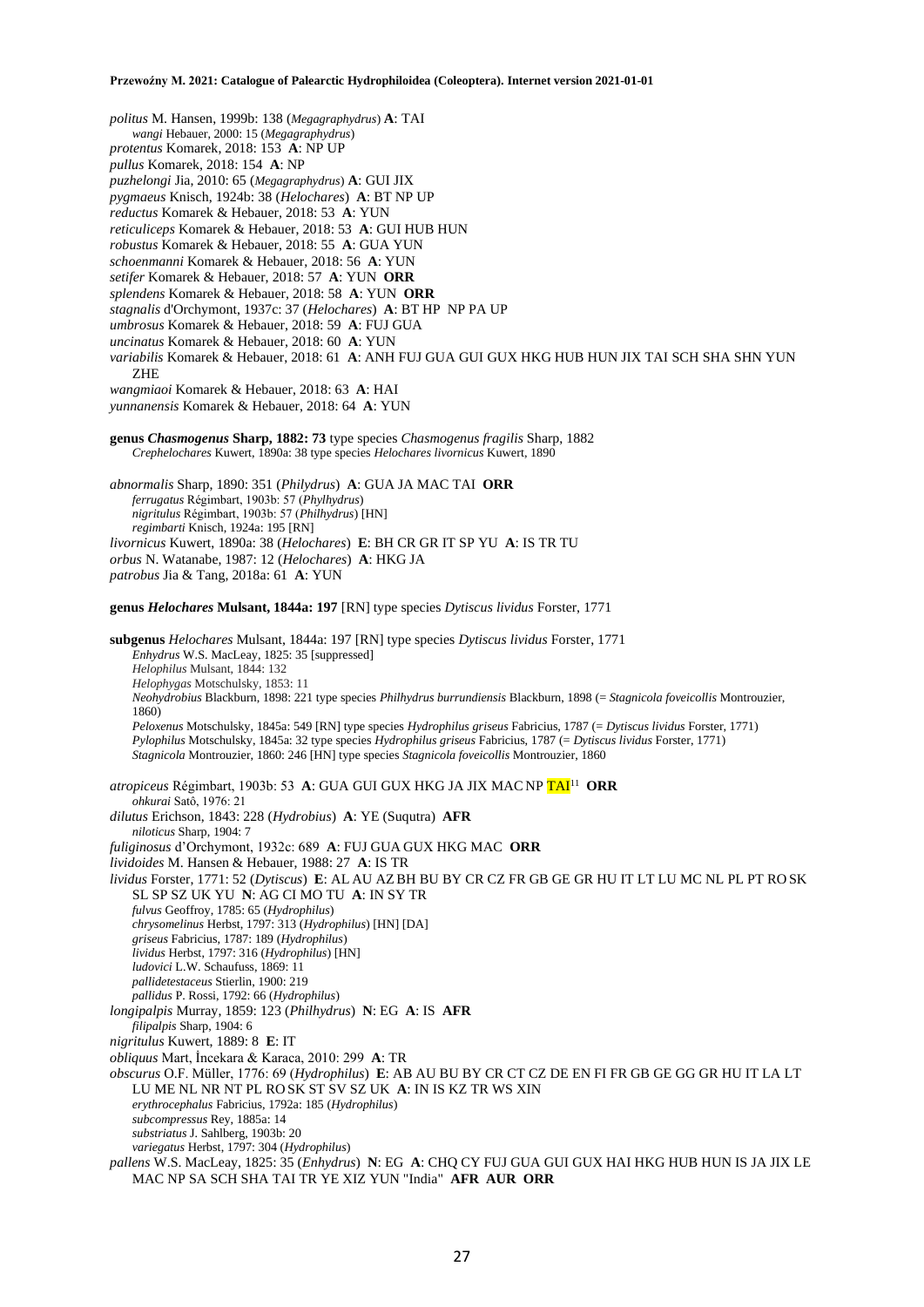*politus* M. Hansen, 1999b: 138 (*Megagraphydrus*) **A**: TAI
*wangi* Hebauer, 2000: 15 (*Megagraphydrus*)
*protentus* Komarek, 2018: 153 **A**: NP UP
*pullus* Komarek, 2018: 154 **A**: NP
*puzhelongi* Jia, 2010: 65 (*Megagraphydrus*) **A**: GUI JIX
*pygmaeus* Knisch, 1924b: 38 (*Helochares*) **A**: BT NP UP
*reductus* Komarek & Hebauer, 2018: 53 **A**: YUN
*reticuliceps* Komarek & Hebauer, 2018: 53 **A**: GUI HUB HUN
*robustus* Komarek & Hebauer, 2018: 55 **A**: GUA YUN
*schoenmanni* Komarek & Hebauer, 2018: 56 **A**: YUN
*setifer* Komarek & Hebauer, 2018: 57 **A**: YUN **ORR**
*splendens* Komarek & Hebauer, 2018: 58 **A**: YUN **ORR**
*stagnalis* d'Orchymont, 1937c: 37 (*Helochares*) **A**: BT HP NP PA UP
*umbrosus* Komarek & Hebauer, 2018: 59 **A**: FUJ GUA
*uncinatus* Komarek & Hebauer, 2018: 60 **A**: YUN
*variabilis* Komarek & Hebauer, 2018: 61 **A**: ANH FUJ GUA GUI GUX HKG HUB HUN JIX TAI SCH SHA SHN YUN ZHE
*wangmiaoi* Komarek & Hebauer, 2018: 63 **A**: HAI
*yunnanensis* Komarek & Hebauer, 2018: 64 **A**: YUN

**genus *Chasmogenus* Sharp, 1882: 73** type species *Chasmogenus fragilis* Sharp, 1882
*Crephelochares* Kuwert, 1890a: 38 type species *Helochares livornicus* Kuwert, 1890

*abnormalis* Sharp, 1890: 351 (*Philydrus*) **A**: GUA JA MAC TAI **ORR**
*ferrugatus* Régimbart, 1903b: 57 (*Phylhydrus*)
*nigritulus* Régimbart, 1903b: 57 (*Philhydrus*) [HN]
*regimbarti* Knisch, 1924a: 195 [RN]
*livornicus* Kuwert, 1890a: 38 (*Helochares*) **E**: BH CR GR IT SP YU **A**: IS TR TU
*orbus* N. Watanabe, 1987: 12 (*Helochares*) **A**: HKG JA
*patrobus* Jia & Tang, 2018a: 61 **A**: YUN

**genus *Helochares* Mulsant, 1844a: 197** [RN] type species *Dytiscus lividus* Forster, 1771

**subgenus** *Helochares* Mulsant, 1844a: 197 [RN] type species *Dytiscus lividus* Forster, 1771
*Enhydrus* W.S. MacLeay, 1825: 35 [suppressed]
*Helophilus* Mulsant, 1844: 132
*Helophygas* Motschulsky, 1853: 11
*Neohydrobius* Blackburn, 1898: 221 type species *Philhydrus burrundiensis* Blackburn, 1898 (= *Stagnicola foveicollis* Montrouzier, 1860)
*Peloxenus* Motschulsky, 1845a: 549 [RN] type species *Hydrophilus griseus* Fabricius, 1787 (= *Dytiscus lividus* Forster, 1771)
*Pylophilus* Motschulsky, 1845a: 32 type species *Hydrophilus griseus* Fabricius, 1787 (= *Dytiscus lividus* Forster, 1771)
*Stagnicola* Montrouzier, 1860: 246 [HN] type species *Stagnicola foveicollis* Montrouzier, 1860

*atropiceus* Régimbart, 1903b: 53 **A**: GUA GUI GUX HKG JA JIX MAC NP TAI[11] **ORR**
*ohkurai* Satô, 1976: 21
*dilutus* Erichson, 1843: 228 (*Hydrobius*) **A**: YE (Suqutra) **AFR**
*niloticus* Sharp, 1904: 7
*fuliginosus* d'Orchymont, 1932c: 689 **A**: FUJ GUA GUX HKG MAC **ORR**
*lividoides* M. Hansen & Hebauer, 1988: 27 **A**: IS TR
*lividus* Forster, 1771: 52 (*Dytiscus*) **E**: AL AU AZ BH BU BY CR CZ FR GB GE GR HU IT LT LU MC NL PL PT RO SK SL SP SZ UK YU **N**: AG CI MO TU **A**: IN SY TR
*fulvus* Geoffroy, 1785: 65 (*Hydrophilus*)
*chrysomelinus* Herbst, 1797: 313 (*Hydrophilus*) [HN] [DA]
*griseus* Fabricius, 1787: 189 (*Hydrophilus*)
*lividus* Herbst, 1797: 316 (*Hydrophilus*) [HN]
*ludovici* L.W. Schaufuss, 1869: 11
*pallidetestaceus* Stierlin, 1900: 219
*pallidus* P. Rossi, 1792: 66 (*Hydrophilus*)
*longipalpis* Murray, 1859: 123 (*Philhydrus*) **N**: EG **A**: IS **AFR**
*filipalpis* Sharp, 1904: 6
*nigritulus* Kuwert, 1889: 8 **E**: IT
*obliquus* Mart, İncekara & Karaca, 2010: 299 **A**: TR
*obscurus* O.F. Müller, 1776: 69 (*Hydrophilus*) **E**: AB AU BU BY CR CT CZ DE EN FI FR GB GE GG GR HU IT LA LT LU ME NL NR NT PL RO SK ST SV SZ UK **A**: IN IS KZ TR WS XIN
*erythrocephalus* Fabricius, 1792a: 185 (*Hydrophilus*)
*subcompressus* Rey, 1885a: 14
*substriatus* J. Sahlberg, 1903b: 20
*variegatus* Herbst, 1797: 304 (*Hydrophilus*)
*pallens* W.S. MacLeay, 1825: 35 (*Enhydrus*) **N**: EG **A**: CHQ CY FUJ GUA GUI GUX HAI HKG HUB HUN IS JA JIX LE MAC NP SA SCH SHA TAI TR YE XIZ YUN "India" **AFR AUR ORR**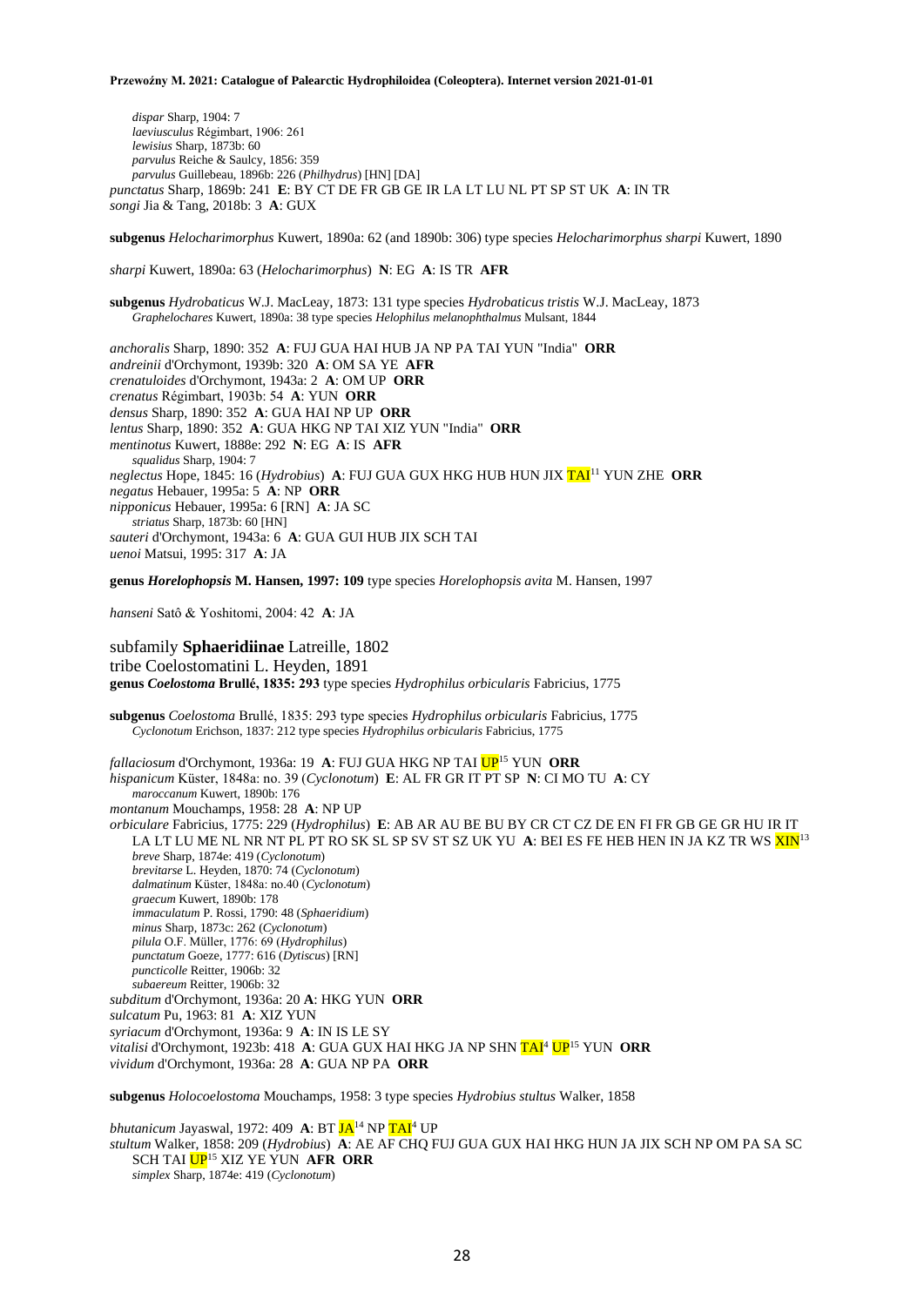*dispar* Sharp, 1904: 7
*laeviusculus* Régimbart, 1906: 261
*lewisius* Sharp, 1873b: 60
*parvulus* Reiche & Saulcy, 1856: 359
*parvulus* Guillebeau, 1896b: 226 (*Philhydrus*) [HN] [DA]

*punctatus* Sharp, 1869b: 241 **E**: BY CT DE FR GB GE IR LA LT LU NL PT SP ST UK **A**: IN TR
*songi* Jia & Tang, 2018b: 3 **A**: GUX

**subgenus** *Helocharimorphus* Kuwert, 1890a: 62 (and 1890b: 306) type species *Helocharimorphus sharpi* Kuwert, 1890

*sharpi* Kuwert, 1890a: 63 (*Helocharimorphus*) **N**: EG **A**: IS TR **AFR**

**subgenus** *Hydrobaticus* W.J. MacLeay, 1873: 131 type species *Hydrobaticus tristis* W.J. MacLeay, 1873
*Graphelochares* Kuwert, 1890a: 38 type species *Helophilus melanophthalmus* Mulsant, 1844

*anchoralis* Sharp, 1890: 352 **A**: FUJ GUA HAI HUB JA NP PA TAI YUN "India" **ORR**
*andreinii* d'Orchymont, 1939b: 320 **A**: OM SA YE **AFR**
*crenatuloides* d'Orchymont, 1943a: 2 **A**: OM UP **ORR**
*crenatus* Régimbart, 1903b: 54 **A**: YUN **ORR**
*densus* Sharp, 1890: 352 **A**: GUA HAI NP UP **ORR**
*lentus* Sharp, 1890: 352 **A**: GUA HKG NP TAI XIZ YUN "India" **ORR**
*mentinotus* Kuwert, 1888e: 292 **N**: EG **A**: IS **AFR**
*squalidus* Sharp, 1904: 7
*neglectus* Hope, 1845: 16 (*Hydrobius*) **A**: FUJ GUA GUX HKG HUB HUN JIX TAI[11] YUN ZHE **ORR**
*negatus* Hebauer, 1995a: 5 **A**: NP **ORR**
*nipponicus* Hebauer, 1995a: 6 [RN] **A**: JA SC
*striatus* Sharp, 1873b: 60 [HN]
*sauteri* d'Orchymont, 1943a: 6 **A**: GUA GUI HUB JIX SCH TAI
*uenoi* Matsui, 1995: 317 **A**: JA

**genus *Horelophopsis* M. Hansen, 1997: 109** type species *Horelophopsis avita* M. Hansen, 1997

*hanseni* Satô & Yoshitomi, 2004: 42 **A**: JA

subfamily **Sphaeridiinae** Latreille, 1802
tribe Coelostomatini L. Heyden, 1891
**genus *Coelostoma* Brullé, 1835: 293** type species *Hydrophilus orbicularis* Fabricius, 1775

**subgenus** *Coelostoma* Brullé, 1835: 293 type species *Hydrophilus orbicularis* Fabricius, 1775
*Cyclonotum* Erichson, 1837: 212 type species *Hydrophilus orbicularis* Fabricius, 1775

*fallaciosum* d'Orchymont, 1936a: 19 **A**: FUJ GUA HKG NP TAI UP[15] YUN **ORR**
*hispanicum* Küster, 1848a: no. 39 (*Cyclonotum*) **E**: AL FR GR IT PT SP **N**: CI MO TU **A**: CY
*maroccanum* Kuwert, 1890b: 176
*montanum* Mouchamps, 1958: 28 **A**: NP UP
*orbiculare* Fabricius, 1775: 229 (*Hydrophilus*) **E**: AB AR AU BE BU BY CR CT CZ DE EN FI FR GB GE GR HU IR IT LA LT LU ME NL NR NT PL PT RO SK SL SP SV ST SZ UK YU **A**: BEI ES FE HEB HEN IN JA KZ TR WS XIN[13]
*breve* Sharp, 1874e: 419 (*Cyclonotum*)
*brevitarse* L. Heyden, 1870: 74 (*Cyclonotum*)
*dalmatinum* Küster, 1848a: no.40 (*Cyclonotum*)
*graecum* Kuwert, 1890b: 178
*immaculatum* P. Rossi, 1790: 48 (*Sphaeridium*)
*minus* Sharp, 1873c: 262 (*Cyclonotum*)
*pilula* O.F. Müller, 1776: 69 (*Hydrophilus*)
*punctatum* Goeze, 1777: 616 (*Dytiscus*) [RN]
*puncticolle* Reitter, 1906b: 32
*subaereum* Reitter, 1906b: 32
*subditum* d'Orchymont, 1936a: 20 **A**: HKG YUN **ORR**
*sulcatum* Pu, 1963: 81 **A**: XIZ YUN
*syriacum* d'Orchymont, 1936a: 9 **A**: IN IS LE SY
*vitalisi* d'Orchymont, 1923b: 418 **A**: GUA GUX HAI HKG JA NP SHN TAI[4] UP[15] YUN **ORR**
*vividum* d'Orchymont, 1936a: 28 **A**: GUA NP PA **ORR**

**subgenus** *Holocoelostoma* Mouchamps, 1958: 3 type species *Hydrobius stultus* Walker, 1858

*bhutanicum* Jayaswal, 1972: 409 **A**: BT JA[14] NP TAI[4] UP
*stultum* Walker, 1858: 209 (*Hydrobius*) **A**: AE AF CHQ FUJ GUA GUX HAI HKG HUN JA JIX SCH NP OM PA SA SC SCH TAI UP[15] XIZ YE YUN **AFR ORR**
*simplex* Sharp, 1874e: 419 (*Cyclonotum*)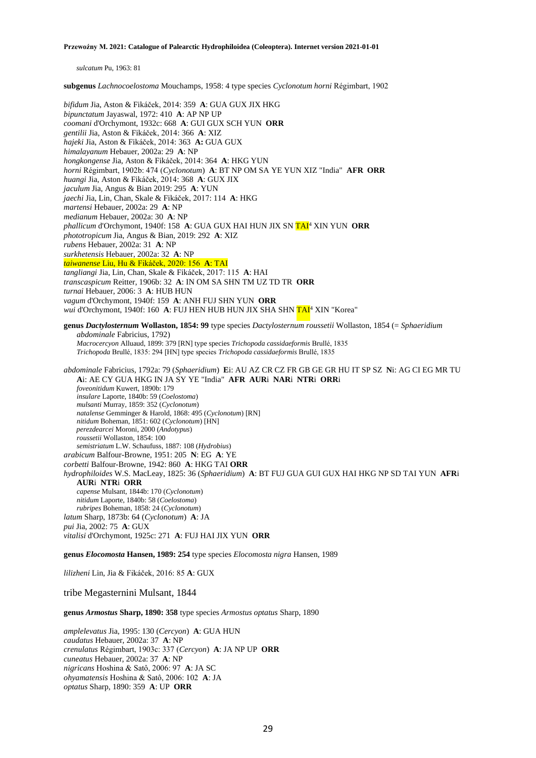*sulcatum* Pu, 1963: 81

**subgenus** *Lachnocoelostoma* Mouchamps, 1958: 4 type species *Cyclonotum horni* Régimbart, 1902

*bifidum* Jia, Aston & Fikáček, 2014: 359 **A**: GUA GUX JIX HKG
*bipunctatum* Jayaswal, 1972: 410 **A**: AP NP UP
*coomani* d'Orchymont, 1932c: 668 **A**: GUI GUX SCH YUN **ORR**
*gentilii* Jia, Aston & Fikáček, 2014: 366 **A**: XIZ
*hajeki* Jia, Aston & Fikáček, 2014: 363 **A:** GUA GUX
*himalayanum* Hebauer, 2002a: 29 **A**: NP
*hongkongense* Jia, Aston & Fikáček, 2014: 364 **A**: HKG YUN
*horni* Régimbart, 1902b: 474 (*Cyclonotum*) **A**: BT NP OM SA YE YUN XIZ "India" **AFR ORR**
*huangi* Jia, Aston & Fikáček, 2014: 368 **A**: GUX JIX
*jaculum* Jia, Angus & Bian 2019: 295 **A**: YUN
*jaechi* Jia, Lin, Chan, Skale & Fikáček, 2017: 114 **A**: HKG
*martensi* Hebauer, 2002a: 29 **A**: NP
*medianum* Hebauer, 2002a: 30 **A**: NP
*phallicum* d'Orchymont, 1940f: 158 **A**: GUA GUX HAI HUN JIX SN TAI[4] XIN YUN **ORR**
*phototropicum* Jia, Angus & Bian, 2019: 292 **A**: XIZ
*rubens* Hebauer, 2002a: 31 **A**: NP
*surkhetensis* Hebauer, 2002a: 32 **A**: NP
*taiwanense* Liu, Hu & Fikáček, 2020: 156 **A**: TAI
*tangliangi* Jia, Lin, Chan, Skale & Fikáček, 2017: 115 **A**: HAI
*transcaspicum* Reitter, 1906b: 32 **A**: IN OM SA SHN TM UZ TD TR **ORR**
*turnai* Hebauer, 2006: 3 **A**: HUB HUN
*vagum* d'Orchymont, 1940f: 159 **A**: ANH FUJ SHN YUN **ORR**
*wui* d'Orchymont, 1940f: 160 **A**: FUJ HEN HUB HUN JIX SHA SHN TAI[4] XIN "Korea"

**genus *Dactylosternum* Wollaston, 1854: 99** type species *Dactylosternum roussetii* Wollaston, 1854 (= *Sphaeridium abdominale* Fabricius, 1792)
*Macrocercyon* Alluaud, 1899: 379 [RN] type species *Trichopoda cassidaeformis* Brullé, 1835
*Trichopoda* Brullé, 1835: 294 [HN] type species *Trichopoda cassidaeformis* Brullé, 1835

*abdominale* Fabricius, 1792a: 79 (*Sphaeridium*) **E**i: AU AZ CR CZ FR GB GE GR HU IT SP SZ **N**i: AG CI EG MR TU **A**i: AE CY GUA HKG IN JA SY YE "India" **AFR AUR**i **NAR**i **NTR**i **ORR**i
*foveonitidum* Kuwert, 1890b: 179
*insulare* Laporte, 1840b: 59 (*Coelostoma*)
*mulsanti* Murray, 1859: 352 (*Cyclonotum*)
*natalense* Gemminger & Harold, 1868: 495 (*Cyclonotum*) [RN]
*nitidum* Boheman, 1851: 602 (*Cyclonotum*) [HN]
*perezdearcei* Moroni, 2000 (*Andotypus*)
*roussetii* Wollaston, 1854: 100
*semistriatum* L.W. Schaufuss, 1887: 108 (*Hydrobius*)
*arabicum* Balfour-Browne, 1951: 205 **N**: EG **A**: YE
*corbetti* Balfour-Browne, 1942: 860 **A**: HKG TAI **ORR**
*hydrophiloides* W.S. MacLeay, 1825: 36 (*Sphaeridium*) **A**: BT FUJ GUA GUI GUX HAI HKG NP SD TAI YUN **AFR**i **AUR**i **NTR**i **ORR**
*capense* Mulsant, 1844b: 170 (*Cyclonotum*)
*nitidum* Laporte, 1840b: 58 (*Coelostoma*)
*rubripes* Boheman, 1858: 24 (*Cyclonotum*)
*latum* Sharp, 1873b: 64 (*Cyclonotum*) **A**: JA
*pui* Jia, 2002: 75 **A**: GUX
*vitalisi* d'Orchymont, 1925c: 271 **A**: FUJ HAI JIX YUN **ORR**

**genus *Elocomosta* Hansen, 1989: 254** type species *Elocomosta nigra* Hansen, 1989

*lilizheni* Lin, Jia & Fikáček, 2016: 85 **A**: GUX

## tribe Megasternini Mulsant, 1844

**genus *Armostus* Sharp, 1890: 358** type species *Armostus optatus* Sharp, 1890

*amplelevatus* Jia, 1995: 130 (*Cercyon*) **A**: GUA HUN
*caudatus* Hebauer, 2002a: 37 **A**: NP
*crenulatus* Régimbart, 1903c: 337 (*Cercyon*) **A**: JA NP UP **ORR**
*cuneatus* Hebauer, 2002a: 37 **A**: NP
*nigricans* Hoshina & Satô, 2006: 97 **A**: JA SC
*ohyamatensis* Hoshina & Satô, 2006: 102 **A**: JA
*optatus* Sharp, 1890: 359 **A**: UP **ORR**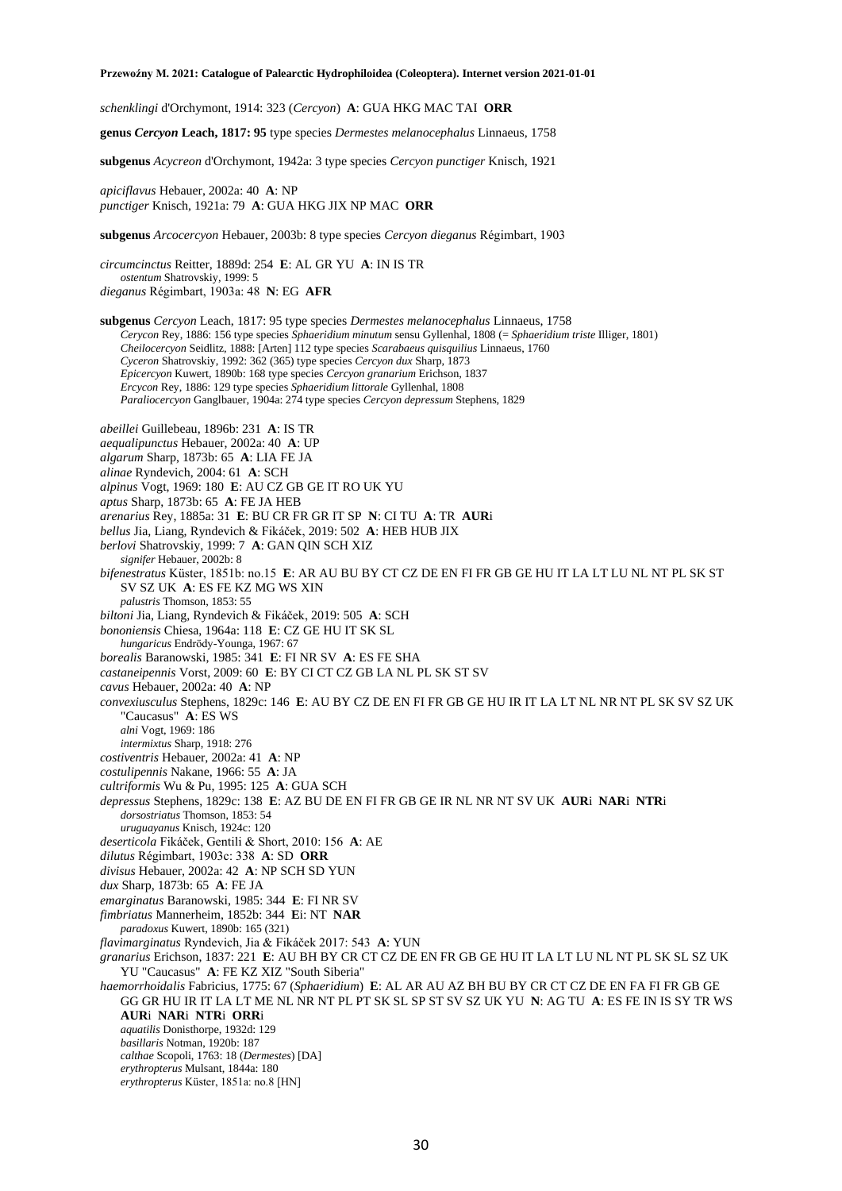*schenklingi* d'Orchymont, 1914: 323 (*Cercyon*) **A**: GUA HKG MAC TAI **ORR**

**genus *Cercyon* Leach, 1817: 95** type species *Dermestes melanocephalus* Linnaeus, 1758

**subgenus** *Acycreon* d'Orchymont, 1942a: 3 type species *Cercyon punctiger* Knisch, 1921

*apiciflavus* Hebauer, 2002a: 40 **A**: NP
*punctiger* Knisch, 1921a: 79 **A**: GUA HKG JIX NP MAC **ORR**

**subgenus** *Arcocercyon* Hebauer, 2003b: 8 type species *Cercyon dieganus* Régimbart, 1903

*circumcinctus* Reitter, 1889d: 254 **E**: AL GR YU **A**: IN IS TR
*ostentum* Shatrovskiy, 1999: 5
*dieganus* Régimbart, 1903a: 48 **N**: EG **AFR**

**subgenus** *Cercyon* Leach, 1817: 95 type species *Dermestes melanocephalus* Linnaeus, 1758
*Cercycon* Rey, 1886: 156 type species *Sphaeridium minutum* sensu Gyllenhal, 1808 (= *Sphaeridium triste* Illiger, 1801)
*Cheilocercyon* Seidlitz, 1888: [Arten] 112 type species *Scarabaeus quisquilius* Linnaeus, 1760
*Cyceron* Shatrovskiy, 1992: 362 (365) type species *Cercyon dux* Sharp, 1873
*Epicercyon* Kuwert, 1890b: 168 type species *Cercyon granarium* Erichson, 1837
*Ercycon* Rey, 1886: 129 type species *Sphaeridium littorale* Gyllenhal, 1808
*Paraliocercyon* Ganglbauer, 1904a: 274 type species *Cercyon depressum* Stephens, 1829

*abeillei* Guillebeau, 1896b: 231 **A**: IS TR
*aequalipunctus* Hebauer, 2002a: 40 **A**: UP
*algarum* Sharp, 1873b: 65 **A**: LIA FE JA
*alinae* Ryndevich, 2004: 61 **A**: SCH
*alpinus* Vogt, 1969: 180 **E**: AU CZ GB GE IT RO UK YU
*aptus* Sharp, 1873b: 65 **A**: FE JA HEB
*arenarius* Rey, 1885a: 31 **E**: BU CR FR GR IT SP **N**: CI TU **A**: TR **AUR**i
*bellus* Jia, Liang, Ryndevich & Fikáček, 2019: 502 **A**: HEB HUB JIX
*berlovi* Shatrovskiy, 1999: 7 **A**: GAN QIN SCH XIZ
*signifer* Hebauer, 2002b: 8
*bifenestratus* Küster, 1851b: no.15 **E**: AR AU BU BY CT CZ DE EN FI FR GB GE HU IT LA LT LU NL NT PL SK ST SV SZ UK **A**: ES FE KZ MG WS XIN
*palustris* Thomson, 1853: 55
*biltoni* Jia, Liang, Ryndevich & Fikáček, 2019: 505 **A**: SCH
*bononiensis* Chiesa, 1964a: 118 **E**: CZ GE HU IT SK SL
*hungaricus* Endrödy-Younga, 1967: 67
*borealis* Baranowski, 1985: 341 **E**: FI NR SV **A**: ES FE SHA
*castaneipennis* Vorst, 2009: 60 **E**: BY CI CT CZ GB LA NL PL SK ST SV
*cavus* Hebauer, 2002a: 40 **A**: NP
*convexiusculus* Stephens, 1829c: 146 **E**: AU BY CZ DE EN FI FR GB GE HU IR IT LA LT NL NR NT PL SK SV SZ UK "Caucasus" **A**: ES WS
*alni* Vogt, 1969: 186
*intermixtus* Sharp, 1918: 276
*costiventris* Hebauer, 2002a: 41 **A**: NP
*costulipennis* Nakane, 1966: 55 **A**: JA
*cultriformis* Wu & Pu, 1995: 125 **A**: GUA SCH
*depressus* Stephens, 1829c: 138 **E**: AZ BU DE EN FI FR GB GE IR NL NR NT SV UK **AUR**i **NAR**i **NTR**i
*dorsostriatus* Thomson, 1853: 54
*uruguayanus* Knisch, 1924c: 120
*deserticola* Fikáček, Gentili & Short, 2010: 156 **A**: AE
*dilutus* Régimbart, 1903c: 338 **A**: SD **ORR**
*divisus* Hebauer, 2002a: 42 **A**: NP SCH SD YUN
*dux* Sharp, 1873b: 65 **A**: FE JA
*emarginatus* Baranowski, 1985: 344 **E**: FI NR SV
*fimbriatus* Mannerheim, 1852b: 344 **E**i: NT **NAR**
*paradoxus* Kuwert, 1890b: 165 (321)
*flavimarginatus* Ryndevich, Jia & Fikáček 2017: 543 **A**: YUN
*granarius* Erichson, 1837: 221 **E**: AU BH BY CR CT CZ DE EN FR GB GE HU IT LA LT LU NL NT PL SK SL SZ UK YU "Caucasus" **A**: FE KZ XIZ "South Siberia"
*haemorrhoidalis* Fabricius, 1775: 67 (*Sphaeridium*) **E**: AL AR AU AZ BH BU BY CR CT CZ DE EN FA FI FR GB GE GG GR HU IR IT LA LT ME NL NR NT PL PT SK SL SP ST SV SZ UK YU **N**: AG TU **A**: ES FE IN IS SY TR WS **AUR**i **NAR**i **NTR**i **ORR**i
*aquatilis* Donisthorpe, 1932d: 129
*basillaris* Notman, 1920b: 187
*calthae* Scopoli, 1763: 18 (*Dermestes*) [DA]
*erythropterus* Mulsant, 1844a: 180
*erythropterus* Küster, 1851a: no.8 [HN]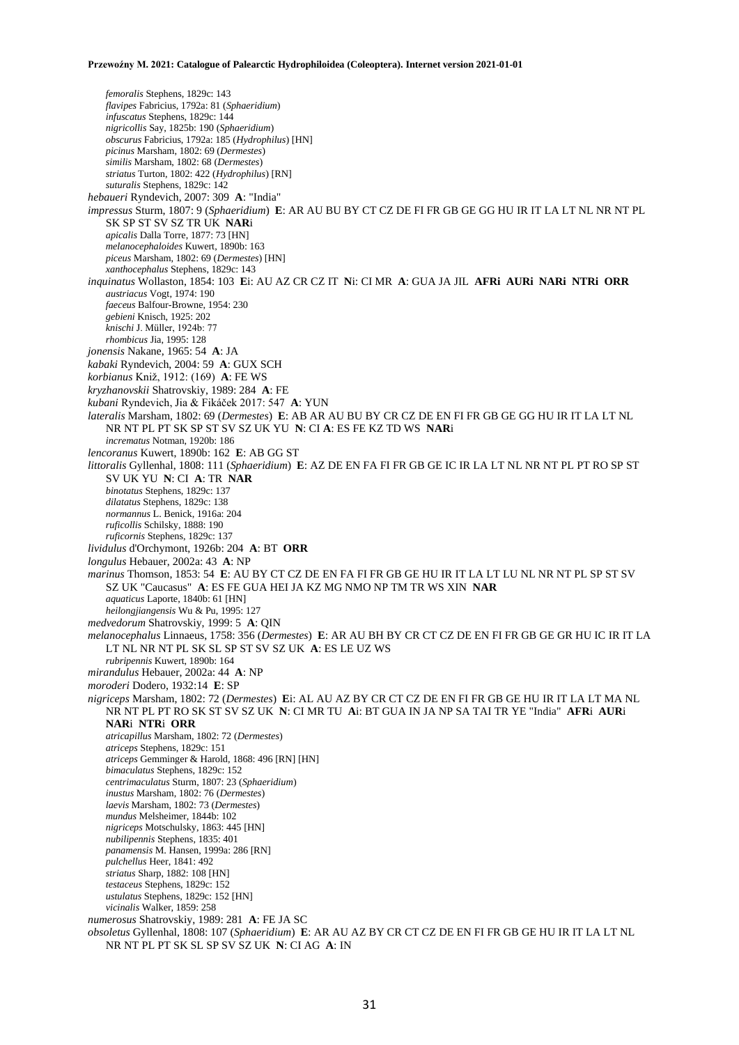*femoralis* Stephens, 1829c: 143
*flavipes* Fabricius, 1792a: 81 (*Sphaeridium*)
*infuscatus* Stephens, 1829c: 144
*nigricollis* Say, 1825b: 190 (*Sphaeridium*)
*obscurus* Fabricius, 1792a: 185 (*Hydrophilus*) [HN]
*picinus* Marsham, 1802: 69 (*Dermestes*)
*similis* Marsham, 1802: 68 (*Dermestes*)
*striatus* Turton, 1802: 422 (*Hydrophilus*) [RN]
*suturalis* Stephens, 1829c: 142

*hebaueri* Ryndevich, 2007: 309 **A**: "India"

*impressus* Sturm, 1807: 9 (*Sphaeridium*) **E**: AR AU BU BY CT CZ DE FI FR GB GE GG HU IR IT LA LT NL NR NT PL SK SP ST SV SZ TR UK **NAR**i
*apicalis* Dalla Torre, 1877: 73 [HN]
*melanocephaloides* Kuwert, 1890b: 163
*piceus* Marsham, 1802: 69 (*Dermestes*) [HN]
*xanthocephalus* Stephens, 1829c: 143

*inquinatus* Wollaston, 1854: 103 **E**i: AU AZ CR CZ IT **N**i: CI MR **A**: GUA JA JIL **AFRi AURi NARi NTRi ORR**
*austriacus* Vogt, 1974: 190
*faeceus* Balfour-Browne, 1954: 230
*gebieni* Knisch, 1925: 202
*knischi* J. Müller, 1924b: 77
*rhombicus* Jia, 1995: 128

*jonensis* Nakane, 1965: 54 **A**: JA

*kabaki* Ryndevich, 2004: 59 **A**: GUX SCH

*korbianus* Kniž, 1912: (169) **A**: FE WS

*kryzhanovskii* Shatrovskiy, 1989: 284 **A**: FE

*kubani* Ryndevich, Jia & Fikáček 2017: 547 **A**: YUN

*lateralis* Marsham, 1802: 69 (*Dermestes*) **E**: AB AR AU BU BY CR CZ DE EN FI FR GB GE GG HU IR IT LA LT NL NR NT PL PT SK SP ST SV SZ UK YU **N**: CI **A**: ES FE KZ TD WS **NAR**i
*incrematus* Notman, 1920b: 186

*lencoranus* Kuwert, 1890b: 162 **E**: AB GG ST

*littoralis* Gyllenhal, 1808: 111 (*Sphaeridium*) **E**: AZ DE EN FA FI FR GB GE IC IR LA LT NL NR NT PL PT RO SP ST SV UK YU **N**: CI **A**: TR **NAR**
*binotatus* Stephens, 1829c: 137
*dilatatus* Stephens, 1829c: 138
*normannus* L. Benick, 1916a: 204
*ruficollis* Schilsky, 1888: 190
*ruficornis* Stephens, 1829c: 137

*lividulus* d'Orchymont, 1926b: 204 **A**: BT **ORR**

*longulus* Hebauer, 2002a: 43 **A**: NP

*marinus* Thomson, 1853: 54 **E**: AU BY CT CZ DE EN FA FI FR GB GE HU IR IT LA LT LU NL NR NT PL SP ST SV SZ UK "Caucasus" **A**: ES FE GUA HEI JA KZ MG NMO NP TM TR WS XIN **NAR**
*aquaticus* Laporte, 1840b: 61 [HN]
*heilongjiangensis* Wu & Pu, 1995: 127

*medvedorum* Shatrovskiy, 1999: 5 **A**: QIN

*melanocephalus* Linnaeus, 1758: 356 (*Dermestes*) **E**: AR AU BH BY CR CT CZ DE EN FI FR GB GE GR HU IC IR IT LA LT NL NR NT PL SK SL SP ST SV SZ UK **A**: ES LE UZ WS
*rubripennis* Kuwert, 1890b: 164

*mirandulus* Hebauer, 2002a: 44 **A**: NP

*moroderi* Dodero, 1932:14 **E**: SP

*nigriceps* Marsham, 1802: 72 (*Dermestes*) **E**i: AL AU AZ BY CR CT CZ DE EN FI FR GB GE HU IR IT LA LT MA NL NR NT PL PT RO SK ST SV SZ UK **N**: CI MR TU **A**i: BT GUA IN JA NP SA TAI TR YE "India" **AFR**i **AUR**i **NAR**i **NTR**i **ORR**
*atricapillus* Marsham, 1802: 72 (*Dermestes*)
*atriceps* Stephens, 1829c: 151
*atriceps* Gemminger & Harold, 1868: 496 [RN] [HN]
*bimaculatus* Stephens, 1829c: 152
*centrimaculatus* Sturm, 1807: 23 (*Sphaeridium*)
*inustus* Marsham, 1802: 76 (*Dermestes*)
*laevis* Marsham, 1802: 73 (*Dermestes*)
*mundus* Melsheimer, 1844b: 102
*nigriceps* Motschulsky, 1863: 445 [HN]
*nubilipennis* Stephens, 1835: 401
*panamensis* M. Hansen, 1999a: 286 [RN]
*pulchellus* Heer, 1841: 492
*striatus* Sharp, 1882: 108 [HN]
*testaceus* Stephens, 1829c: 152
*ustulatus* Stephens, 1829c: 152 [HN]
*vicinalis* Walker, 1859: 258

*numerosus* Shatrovskiy, 1989: 281 **A**: FE JA SC

*obsoletus* Gyllenhal, 1808: 107 (*Sphaeridium*) **E**: AR AU AZ BY CR CT CZ DE EN FI FR GB GE HU IR IT LA LT NL NR NT PL PT SK SL SP SV SZ UK **N**: CI AG **A**: IN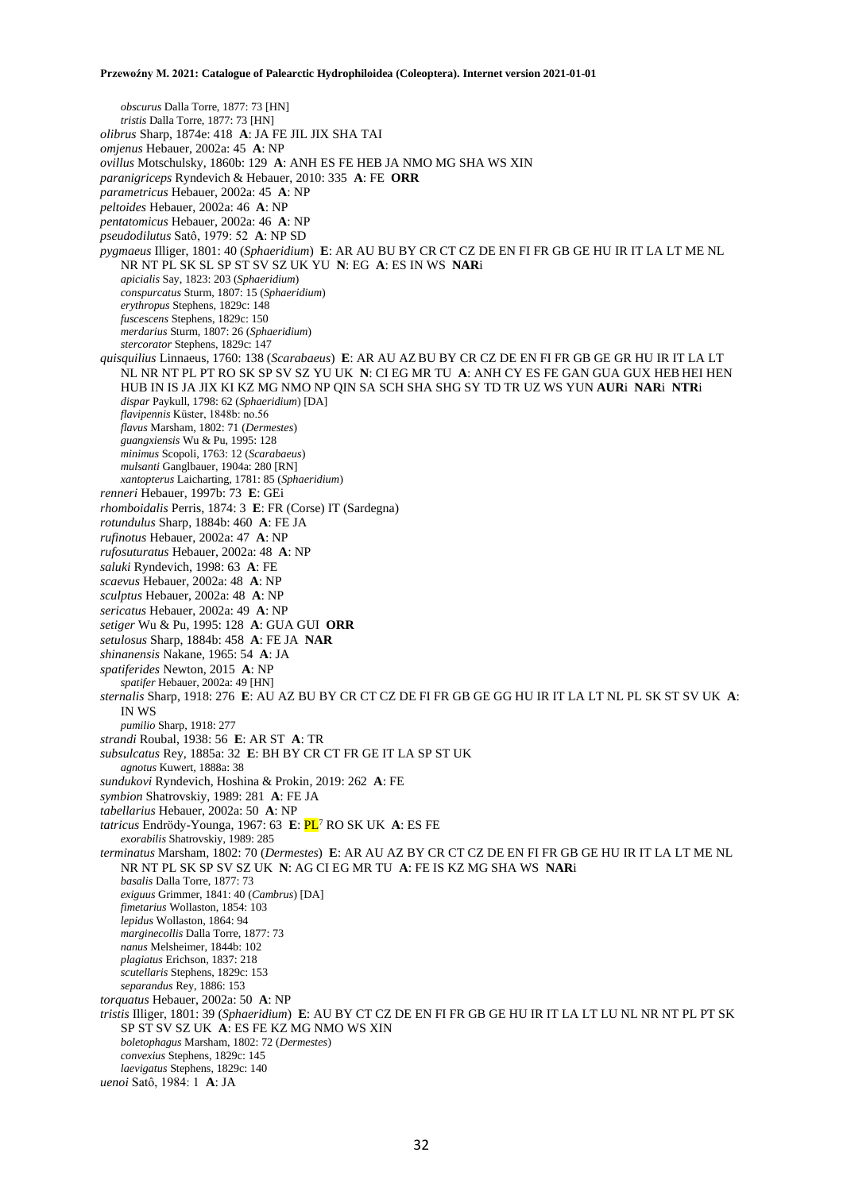*obscurus* Dalla Torre, 1877: 73 [HN]
*tristis* Dalla Torre, 1877: 73 [HN]

*olibrus* Sharp, 1874e: 418 **A**: JA FE JIL JIX SHA TAI

*omjenus* Hebauer, 2002a: 45 **A**: NP

*ovillus* Motschulsky, 1860b: 129 **A**: ANH ES FE HEB JA NMO MG SHA WS XIN

*paranigriceps* Ryndevich & Hebauer, 2010: 335 **A**: FE **ORR**

*parametricus* Hebauer, 2002a: 45 **A**: NP

*peltoides* Hebauer, 2002a: 46 **A**: NP

*pentatomicus* Hebauer, 2002a: 46 **A**: NP

*pseudodilutus* Satô, 1979: 52 **A**: NP SD

*pygmaeus* Illiger, 1801: 40 (*Sphaeridium*) **E**: AR AU BU BY CR CT CZ DE EN FI FR GB GE HU IR IT LA LT ME NL NR NT PL SK SL SP ST SV SZ UK YU **N**: EG **A**: ES IN WS **NAR**i
*apicialis* Say, 1823: 203 (*Sphaeridium*)
*conspurcatus* Sturm, 1807: 15 (*Sphaeridium*)
*erythropus* Stephens, 1829c: 148
*fuscescens* Stephens, 1829c: 150
*merdarius* Sturm, 1807: 26 (*Sphaeridium*)
*stercorator* Stephens, 1829c: 147

*quisquilius* Linnaeus, 1760: 138 (*Scarabaeus*) **E**: AR AU AZ BU BY CR CZ DE EN FI FR GB GE GR HU IR IT LA LT NL NR NT PL PT RO SK SP SV SZ YU UK **N**: CI EG MR TU **A**: ANH CY ES FE GAN GUA GUX HEB HEI HEN HUB IN IS JA JIX KI KZ MG NMO NP QIN SA SCH SHA SHG SY TD TR UZ WS YUN **AUR**i **NAR**i **NTR**i
*dispar* Paykull, 1798: 62 (*Sphaeridium*) [DA]
*flavipennis* Küster, 1848b: no.56
*flavus* Marsham, 1802: 71 (*Dermestes*)
*guangxiensis* Wu & Pu, 1995: 128
*minimus* Scopoli, 1763: 12 (*Scarabaeus*)
*mulsanti* Ganglbauer, 1904a: 280 [RN]
*xantopterus* Laicharting, 1781: 85 (*Sphaeridium*)

*renneri* Hebauer, 1997b: 73 **E**: GEi

*rhomboidalis* Perris, 1874: 3 **E**: FR (Corse) IT (Sardegna)

*rotundulus* Sharp, 1884b: 460 **A**: FE JA

*rufinotus* Hebauer, 2002a: 47 **A**: NP

*rufosuturatus* Hebauer, 2002a: 48 **A**: NP

*saluki* Ryndevich, 1998: 63 **A**: FE

*scaevus* Hebauer, 2002a: 48 **A**: NP

*sculptus* Hebauer, 2002a: 48 **A**: NP

*sericatus* Hebauer, 2002a: 49 **A**: NP

*setiger* Wu & Pu, 1995: 128 **A**: GUA GUI **ORR**

*setulosus* Sharp, 1884b: 458 **A**: FE JA **NAR**

*shinanensis* Nakane, 1965: 54 **A**: JA

*spatiferides* Newton, 2015 **A**: NP
*spatifer* Hebauer, 2002a: 49 [HN]

*sternalis* Sharp, 1918: 276 **E**: AU AZ BU BY CR CT CZ DE FI FR GB GE GG HU IR IT LA LT NL PL SK ST SV UK **A**: IN WS
*pumilio* Sharp, 1918: 277

*strandi* Roubal, 1938: 56 **E**: AR ST **A**: TR

*subsulcatus* Rey, 1885a: 32 **E**: BH BY CR CT FR GE IT LA SP ST UK
*agnotus* Kuwert, 1888a: 38

*sundukovi* Ryndevich, Hoshina & Prokin, 2019: 262 **A**: FE

*symbion* Shatrovskiy, 1989: 281 **A**: FE JA

*tabellarius* Hebauer, 2002a: 50 **A**: NP

*tatricus* Endrödy-Younga, 1967: 63 **E**: PL[7] RO SK UK **A**: ES FE
*exorabilis* Shatrovskiy, 1989: 285

*terminatus* Marsham, 1802: 70 (*Dermestes*) **E**: AR AU AZ BY CR CT CZ DE EN FI FR GB GE HU IR IT LA LT ME NL NR NT PL SK SP SV SZ UK **N**: AG CI EG MR TU **A**: FE IS KZ MG SHA WS **NAR**i
*basalis* Dalla Torre, 1877: 73
*exiguus* Grimmer, 1841: 40 (*Cambrus*) [DA]
*fimetarius* Wollaston, 1854: 103
*lepidus* Wollaston, 1864: 94
*marginecollis* Dalla Torre, 1877: 73
*nanus* Melsheimer, 1844b: 102
*plagiatus* Erichson, 1837: 218
*scutellaris* Stephens, 1829c: 153
*separandus* Rey, 1886: 153

*torquatus* Hebauer, 2002a: 50 **A**: NP

*tristis* Illiger, 1801: 39 (*Sphaeridium*) **E**: AU BY CT CZ DE EN FI FR GB GE HU IR IT LA LT LU NL NR NT PL PT SK SP ST SV SZ UK **A**: ES FE KZ MG NMO WS XIN
*boletophagus* Marsham, 1802: 72 (*Dermestes*)
*convexius* Stephens, 1829c: 145
*laevigatus* Stephens, 1829c: 140

*uenoi* Satô, 1984: 1 **A**: JA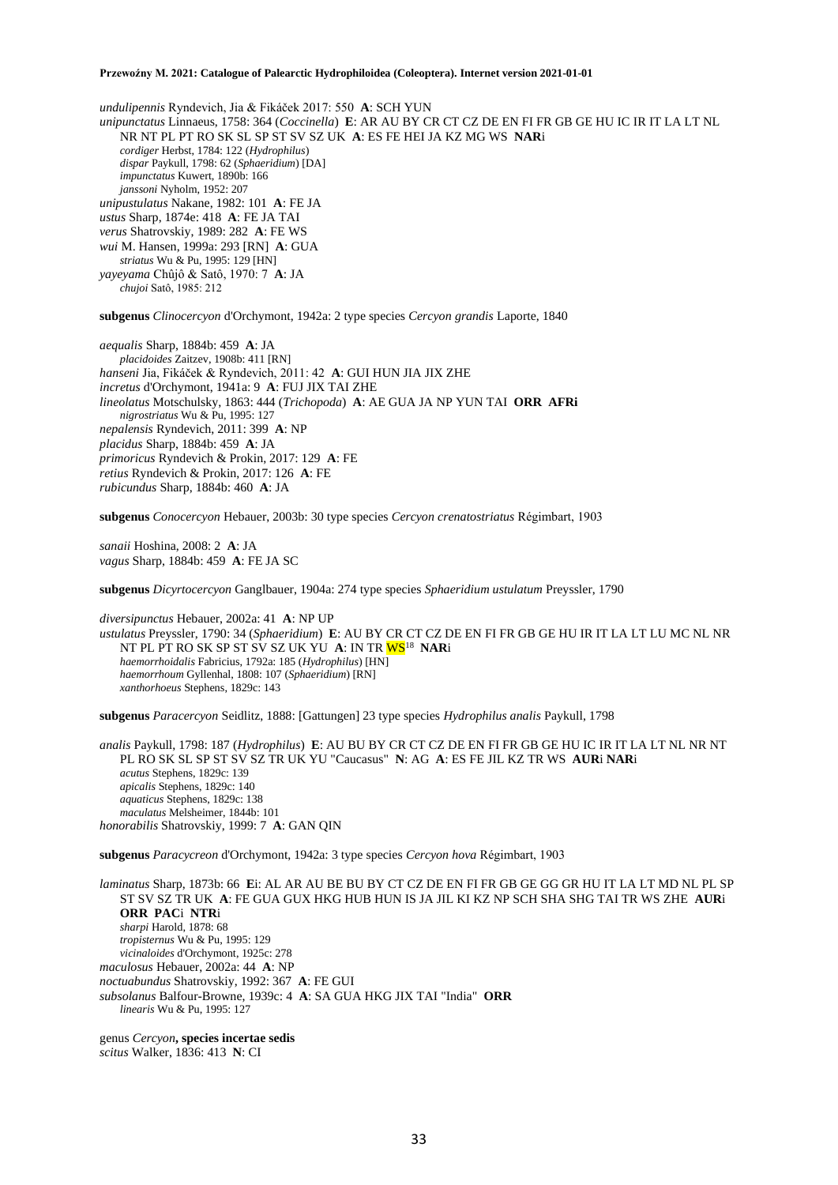*undulipennis* Ryndevich, Jia & Fikáček 2017: 550 **A**: SCH YUN
*unipunctatus* Linnaeus, 1758: 364 (*Coccinella*) **E**: AR AU BY CR CT CZ DE EN FI FR GB GE HU IC IR IT LA LT NL NR NT PL PT RO SK SL SP ST SV SZ UK **A**: ES FE HEI JA KZ MG WS **NAR**i
*cordiger* Herbst, 1784: 122 (*Hydrophilus*)
*dispar* Paykull, 1798: 62 (*Sphaeridium*) [DA]
*impunctatus* Kuwert, 1890b: 166
*janssoni* Nyholm, 1952: 207
*unipustulatus* Nakane, 1982: 101 **A**: FE JA
*ustus* Sharp, 1874e: 418 **A**: FE JA TAI
*verus* Shatrovskiy, 1989: 282 **A**: FE WS
*wui* M. Hansen, 1999a: 293 [RN] **A**: GUA
*striatus* Wu & Pu, 1995: 129 [HN]
*yayeyama* Chûjô & Satô, 1970: 7 **A**: JA
*chujoi* Satô, 1985: 212

**subgenus** *Clinocercyon* d'Orchymont, 1942a: 2 type species *Cercyon grandis* Laporte, 1840

*aequalis* Sharp, 1884b: 459 **A**: JA
*placidoides* Zaitzev, 1908b: 411 [RN]
*hanseni* Jia, Fikáček & Ryndevich, 2011: 42 **A**: GUI HUN JIA JIX ZHE
*incretus* d'Orchymont, 1941a: 9 **A**: FUJ JIX TAI ZHE
*lineolatus* Motschulsky, 1863: 444 (*Trichopoda*) **A**: AE GUA JA NP YUN TAI **ORR AFRi**
*nigrostriatus* Wu & Pu, 1995: 127
*nepalensis* Ryndevich, 2011: 399 **A**: NP
*placidus* Sharp, 1884b: 459 **A**: JA
*primoricus* Ryndevich & Prokin, 2017: 129 **A**: FE
*retius* Ryndevich & Prokin, 2017: 126 **A**: FE
*rubicundus* Sharp, 1884b: 460 **A**: JA

**subgenus** *Conocercyon* Hebauer, 2003b: 30 type species *Cercyon crenatostriatus* Régimbart, 1903

*sanaii* Hoshina, 2008: 2 **A**: JA
*vagus* Sharp, 1884b: 459 **A**: FE JA SC

**subgenus** *Dicyrtocercyon* Ganglbauer, 1904a: 274 type species *Sphaeridium ustulatum* Preyssler, 1790

*diversipunctus* Hebauer, 2002a: 41 **A**: NP UP
*ustulatus* Preyssler, 1790: 34 (*Sphaeridium*) **E**: AU BY CR CT CZ DE EN FI FR GB GE HU IR IT LA LT LU MC NL NR NT PL PT RO SK SP ST SV SZ UK YU **A**: IN TR WS[18] **NAR**i
*haemorrhoidalis* Fabricius, 1792a: 185 (*Hydrophilus*) [HN]
*haemorrhoum* Gyllenhal, 1808: 107 (*Sphaeridium*) [RN]
*xanthorhoeus* Stephens, 1829c: 143

**subgenus** *Paracercyon* Seidlitz, 1888: [Gattungen] 23 type species *Hydrophilus analis* Paykull, 1798

*analis* Paykull, 1798: 187 (*Hydrophilus*) **E**: AU BU BY CR CT CZ DE EN FI FR GB GE HU IC IR IT LA LT NL NR NT PL RO SK SL SP ST SV SZ TR UK YU "Caucasus" **N**: AG **A**: ES FE JIL KZ TR WS **AUR**i **NAR**i
*acutus* Stephens, 1829c: 139
*apicalis* Stephens, 1829c: 140
*aquaticus* Stephens, 1829c: 138
*maculatus* Melsheimer, 1844b: 101
*honorabilis* Shatrovskiy, 1999: 7 **A**: GAN QIN

**subgenus** *Paracycreon* d'Orchymont, 1942a: 3 type species *Cercyon hova* Régimbart, 1903

*laminatus* Sharp, 1873b: 66 **E**i: AL AR AU BE BU BY CT CZ DE EN FI FR GB GE GG GR HU IT LA LT MD NL PL SP ST SV SZ TR UK **A**: FE GUA GUX HKG HUB HUN IS JA JIL KI KZ NP SCH SHA SHG TAI TR WS ZHE **AUR**i **ORR PAC**i **NTR**i
*sharpi* Harold, 1878: 68
*tropisternus* Wu & Pu, 1995: 129
*vicinaloides* d'Orchymont, 1925c: 278
*maculosus* Hebauer, 2002a: 44 **A**: NP
*noctuabundus* Shatrovskiy, 1992: 367 **A**: FE GUI
*subsolanus* Balfour-Browne, 1939c: 4 **A**: SA GUA HKG JIX TAI "India" **ORR**
*linearis* Wu & Pu, 1995: 127

genus *Cercyon*, **species incertae sedis**
*scitus* Walker, 1836: 413 **N**: CI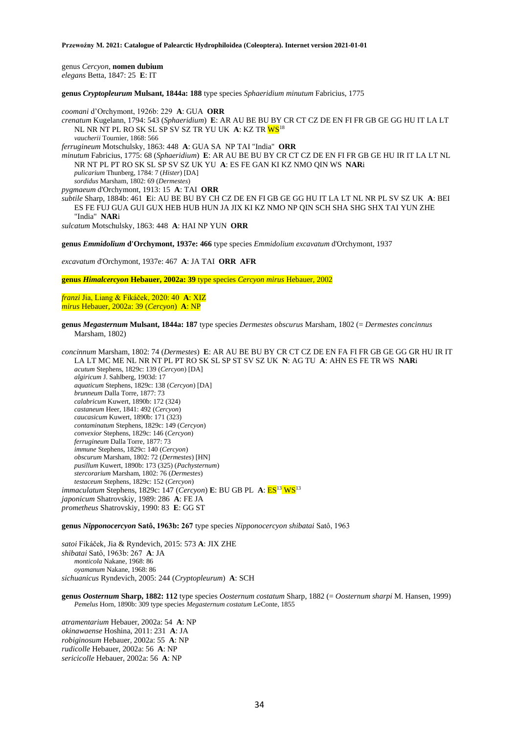genus *Cercyon*, **nomen dubium**
*elegans* Betta, 1847: 25 **E**: IT

**genus *Cryptopleurum* Mulsant, 1844a: 188** type species *Sphaeridium minutum* Fabricius, 1775

*coomani* d'Orchymont, 1926b: 229 **A**: GUA **ORR**
*crenatum* Kugelann, 1794: 543 (*Sphaeridium*) **E**: AR AU BE BU BY CR CT CZ DE EN FI FR GB GE GG HU IT LA LT NL NR NT PL RO SK SL SP SV SZ TR YU UK **A**: KZ TR WS[18]
*vaucherii* Tournier, 1868: 566
*ferrugineum* Motschulsky, 1863: 448 **A**: GUA SA NP TAI "India" **ORR**
*minutum* Fabricius, 1775: 68 (*Sphaeridium*) **E**: AR AU BE BU BY CR CT CZ DE EN FI FR GB GE HU IR IT LA LT NL NR NT PL PT RO SK SL SP SV SZ UK YU **A**: ES FE GAN KI KZ NMO QIN WS **NAR**i
*pulicarium* Thunberg, 1784: 7 (*Hister*) [DA]
*sordidus* Marsham, 1802: 69 (*Dermestes*)
*pygmaeum* d'Orchymont, 1913: 15 **A**: TAI **ORR**
*subtile* Sharp, 1884b: 461 **E**i: AU BE BU BY CH CZ DE EN FI GB GE GG HU IT LA LT NL NR PL SV SZ UK **A**: BEI ES FE FUJ GUA GUI GUX HEB HUB HUN JA JIX KI KZ NMO NP QIN SCH SHA SHG SHX TAI YUN ZHE "India" **NAR**i
*sulcatum* Motschulsky, 1863: 448 **A**: HAI NP YUN **ORR**

**genus *Emmidolium* d'Orchymont, 1937e: 466** type species *Emmidolium excavatum* d'Orchymont, 1937

*excavatum* d'Orchymont, 1937e: 467 **A**: JA TAI **ORR AFR**

**genus *Himalcercyon* Hebauer, 2002a: 39** type species *Cercyon mirus* Hebauer, 2002

*franzi* Jia, Liang & Fikáček, 2020: 40 **A**: XIZ
*mirus* Hebauer, 2002a: 39 (*Cercyon*) **A**: NP

**genus *Megasternum* Mulsant, 1844a: 187** type species *Dermestes obscurus* Marsham, 1802 (= *Dermestes concinnus* Marsham, 1802)

*concinnum* Marsham, 1802: 74 (*Dermestes*) **E**: AR AU BE BU BY CR CT CZ DE EN FA FI FR GB GE GG GR HU IR IT LA LT MC ME NL NR NT PL PT RO SK SL SP ST SV SZ UK **N**: AG TU **A**: AHN ES FE TR WS **NAR**i
*acutum* Stephens, 1829c: 139 (*Cercyon*) [DA]
*algiricum* J. Sahlberg, 1903d: 17
*aquaticum* Stephens, 1829c: 138 (*Cercyon*) [DA]
*brunneum* Dalla Torre, 1877: 73
*calabricum* Kuwert, 1890b: 172 (324)
*castaneum* Heer, 1841: 492 (*Cercyon*)
*caucasicum* Kuwert, 1890b: 171 (323)
*contaminatum* Stephens, 1829c: 149 (*Cercyon*)
*convexior* Stephens, 1829c: 146 (*Cercyon*)
*ferrugineum* Dalla Torre, 1877: 73
*immune* Stephens, 1829c: 140 (*Cercyon*)
*obscurum* Marsham, 1802: 72 (*Dermestes*) [HN]
*pusillum* Kuwert, 1890b: 173 (325) (*Pachysternum*)
*stercorarium* Marsham, 1802: 76 (*Dermestes*)
*testaceum* Stephens, 1829c: 152 (*Cercyon*)
*immaculatum* Stephens, 1829c: 147 (*Cercyon*) **E**: BU GB PL **A**: ES[13] WS[13]
*japonicum* Shatrovskiy, 1989: 286 **A**: FE JA
*prometheus* Shatrovskiy, 1990: 83 **E**: GG ST

**genus *Nipponocercyon* Satô, 1963b: 267** type species *Nipponocercyon shibatai* Satô, 1963

*satoi* Fikáček, Jia & Ryndevich, 2015: 573 **A**: JIX ZHE
*shibatai* Satô, 1963b: 267 **A**: JA
*monticola* Nakane, 1968: 86
*oyamanum* Nakane, 1968: 86
*sichuanicus* Ryndevich, 2005: 244 (*Cryptopleurum*) **A**: SCH

**genus *Oosternum* Sharp, 1882: 112** type species *Oosternum costatum* Sharp, 1882 (= *Oosternum sharpi* M. Hansen, 1999)
*Pemelus* Horn, 1890b: 309 type species *Megasternum costatum* LeConte, 1855

*atramentarium* Hebauer, 2002a: 54 **A**: NP
*okinawaense* Hoshina, 2011: 231 **A**: JA
*robiginosum* Hebauer, 2002a: 55 **A**: NP
*rudicolle* Hebauer, 2002a: 56 **A**: NP
*sericicolle* Hebauer, 2002a: 56 **A**: NP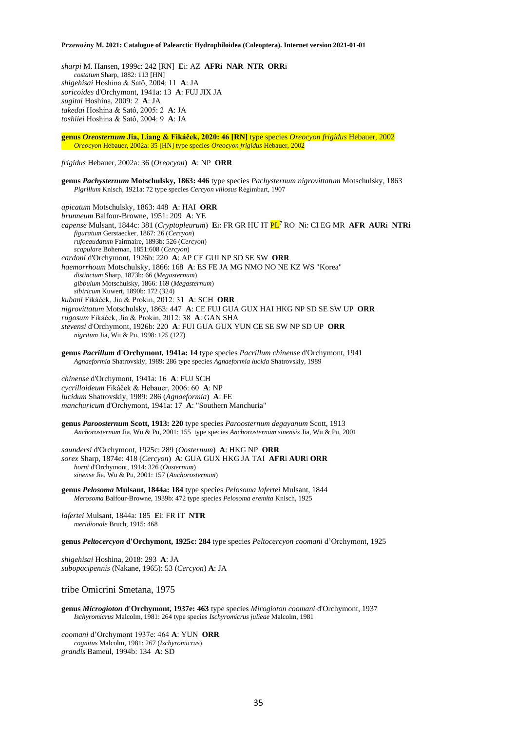*sharpi* M. Hansen, 1999c: 242 [RN] **E**i: AZ **AFR**i **NAR NTR ORR**i
    *costatum* Sharp, 1882: 113 [HN]
*shigehisai* Hoshina & Satô, 2004: 11 **A**: JA
*soricoides* d'Orchymont, 1941a: 13 **A**: FUJ JIX JA
*sugitai* Hoshina, 2009: 2 **A**: JA
*takedai* Hoshina & Satô, 2005: 2 **A**: JA
*toshiiei* Hoshina & Satô, 2004: 9 **A**: JA

**genus *Oreosternum* Jia, Liang & Fikáček, 2020: 46 [RN]** type species *Oreocyon frigidus* Hebauer, 2002
    *Oreocyon* Hebauer, 2002a: 35 [HN] type species *Oreocyon frigidus* Hebauer, 2002

*frigidus* Hebauer, 2002a: 36 (*Oreocyon*) **A**: NP **ORR**

**genus *Pachysternum* Motschulsky, 1863: 446** type species *Pachysternum nigrovittatum* Motschulsky, 1863
    *Pigrillum* Knisch, 1921a: 72 type species *Cercyon villosus* Régimbart, 1907

*apicatum* Motschulsky, 1863: 448 **A**: HAI **ORR**
*brunneum* Balfour-Browne, 1951: 209 **A**: YE
*capense* Mulsant, 1844c: 381 (*Cryptopleurum*) **E**i: FR GR HU IT PL[7] RO **N**i: CI EG MR **AFR AUR**i **NTRi**
    *figuratum* Gerstaecker, 1867: 26 (*Cercyon*)
    *rufocaudatum* Fairmaire, 1893b: 526 (*Cercyon*)
    *scapulare* Boheman, 1851:608 (*Cercyon*)
*cardoni* d'Orchymont, 1926b: 220 **A**: AP CE GUI NP SD SE SW **ORR**
*haemorrhoum* Motschulsky, 1866: 168 **A**: ES FE JA MG NMO NO NE KZ WS "Korea"
    *distinctum* Sharp, 1873b: 66 (*Megasternum*)
    *gibbulum* Motschulsky, 1866: 169 (*Megasternum*)
    *sibiricum* Kuwert, 1890b: 172 (324)
*kubani* Fikáček, Jia & Prokin, 2012: 31 **A**: SCH **ORR**
*nigrovittatum* Motschulsky, 1863: 447 **A**: CE FUJ GUA GUX HAI HKG NP SD SE SW UP **ORR**
*rugosum* Fikáček, Jia & Prokin, 2012: 38 **A**: GAN SHA
*stevensi* d'Orchymont, 1926b: 220 **A**: FUI GUA GUX YUN CE SE SW NP SD UP **ORR**
    *nigritum* Jia, Wu & Pu, 1998: 125 (127)

**genus *Pacrillum* d'Orchymont, 1941a: 14** type species *Pacrillum chinense* d'Orchymont, 1941
    *Agnaeformia* Shatrovskiy, 1989: 286 type species *Agnaeformia lucida* Shatrovskiy, 1989

*chinense* d'Orchymont, 1941a: 16 **A**: FUJ SCH
*cycrilloideum* Fikáček & Hebauer, 2006: 60 **A**: NP
*lucidum* Shatrovskiy, 1989: 286 (*Agnaeformia*) **A**: FE
*manchuricum* d'Orchymont, 1941a: 17 **A**: "Southern Manchuria"

**genus *Paroosternum* Scott, 1913: 220** type species *Paroosternum degayanum* Scott, 1913
    *Anchorosternum* Jia, Wu & Pu, 2001: 155 type species *Anchorosternum sinensis* Jia, Wu & Pu, 2001

*saundersi* d'Orchymont, 1925c: 289 (*Oosternum*) **A**: HKG NP **ORR**
*sorex* Sharp, 1874e: 418 (*Cercyon*) **A**: GUA GUX HKG JA TAI **AFR**i **AUR**i **ORR**
    *horni* d'Orchymont, 1914: 326 (*Oosternum*)
    *sinense* Jia, Wu & Pu, 2001: 157 (*Anchorosternum*)

**genus *Pelosoma* Mulsant, 1844a: 184** type species *Pelosoma lafertei* Mulsant, 1844
    *Merosoma* Balfour-Browne, 1939b: 472 type species *Pelosoma eremita* Knisch, 1925

*lafertei* Mulsant, 1844a: 185 **E**i: FR IT **NTR**
    *meridionale* Bruch, 1915: 468

**genus *Peltocercyon* d'Orchymont, 1925c: 284** type species *Peltocercyon coomani* d'Orchymont, 1925

*shigehisai* Hoshina, 2018: 293 **A**: JA
*subopacipennis* (Nakane, 1965): 53 (*Cercyon*) **A**: JA

## tribe Omicrini Smetana, 1975

**genus *Microgioton* d'Orchymont, 1937e: 463** type species *Mirogioton coomani* d'Orchymont, 1937
    *Ischyromicrus* Malcolm, 1981: 264 type species *Ischyromicrus julieae* Malcolm, 1981

*coomani* d'Orchymont 1937e: 464 **A**: YUN **ORR**
    *cognitus* Malcolm, 1981: 267 (*Ischyromicrus*)
*grandis* Bameul, 1994b: 134 **A**: SD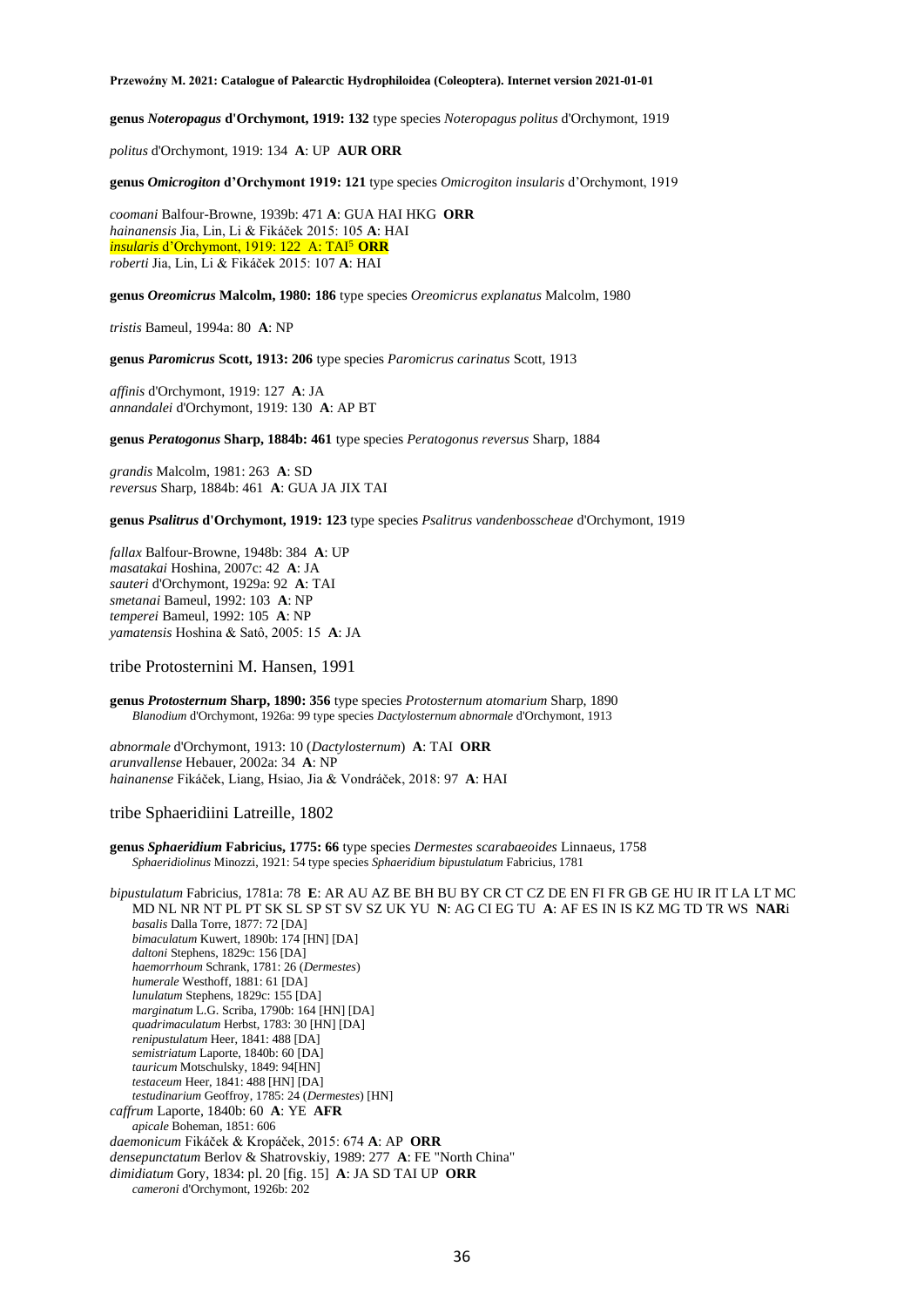**genus *Noteropagus* d'Orchymont, 1919: 132** type species *Noteropagus politus* d'Orchymont, 1919

*politus* d'Orchymont, 1919: 134 **A**: UP **AUR ORR**

**genus *Omicrogiton* d'Orchymont 1919: 121** type species *Omicrogiton insularis* d'Orchymont, 1919

*coomani* Balfour-Browne, 1939b: 471 **A**: GUA HAI HKG **ORR**
*hainanensis* Jia, Lin, Li & Fikáček 2015: 105 **A**: HAI
*insularis* d'Orchymont, 1919: 122 A: TAI[5] **ORR**
*roberti* Jia, Lin, Li & Fikáček 2015: 107 **A**: HAI

**genus *Oreomicrus* Malcolm, 1980: 186** type species *Oreomicrus explanatus* Malcolm, 1980

*tristis* Bameul, 1994a: 80 **A**: NP

**genus *Paromicrus* Scott, 1913: 206** type species *Paromicrus carinatus* Scott, 1913

*affinis* d'Orchymont, 1919: 127 **A**: JA
*annandalei* d'Orchymont, 1919: 130 **A**: AP BT

**genus *Peratogonus* Sharp, 1884b: 461** type species *Peratogonus reversus* Sharp, 1884

*grandis* Malcolm, 1981: 263 **A**: SD
*reversus* Sharp, 1884b: 461 **A**: GUA JA JIX TAI

**genus *Psalitrus* d'Orchymont, 1919: 123** type species *Psalitrus vandenbosscheae* d'Orchymont, 1919

*fallax* Balfour-Browne, 1948b: 384 **A**: UP
*masatakai* Hoshina, 2007c: 42 **A**: JA
*sauteri* d'Orchymont, 1929a: 92 **A**: TAI
*smetanai* Bameul, 1992: 103 **A**: NP
*temperei* Bameul, 1992: 105 **A**: NP
*yamatensis* Hoshina & Satô, 2005: 15 **A**: JA

## tribe Protosternini M. Hansen, 1991

**genus *Protosternum* Sharp, 1890: 356** type species *Protosternum atomarium* Sharp, 1890
*Blanodium* d'Orchymont, 1926a: 99 type species *Dactylosternum abnormale* d'Orchymont, 1913

*abnormale* d'Orchymont, 1913: 10 (*Dactylosternum*) **A**: TAI **ORR**
*arunvallense* Hebauer, 2002a: 34 **A**: NP
*hainanense* Fikáček, Liang, Hsiao, Jia & Vondráček, 2018: 97 **A**: HAI

## tribe Sphaeridiini Latreille, 1802

**genus *Sphaeridium* Fabricius, 1775: 66** type species *Dermestes scarabaeoides* Linnaeus, 1758
*Sphaeridiolinus* Minozzi, 1921: 54 type species *Sphaeridium bipustulatum* Fabricius, 1781

*bipustulatum* Fabricius, 1781a: 78 **E**: AR AU AZ BE BH BU BY CR CT CZ DE EN FI FR GB GE HU IR IT LA LT MC MD NL NR NT PL PT SK SL SP ST SV SZ UK YU **N**: AG CI EG TU **A**: AF ES IN IS KZ MG TD TR WS **NAR**i
*basalis* Dalla Torre, 1877: 72 [DA]
*bimaculatum* Kuwert, 1890b: 174 [HN] [DA]
*daltoni* Stephens, 1829c: 156 [DA]
*haemorrhoum* Schrank, 1781: 26 (*Dermestes*)
*humerale* Westhoff, 1881: 61 [DA]
*lunulatum* Stephens, 1829c: 155 [DA]
*marginatum* L.G. Scriba, 1790b: 164 [HN] [DA]
*quadrimaculatum* Herbst, 1783: 30 [HN] [DA]
*renipustulatum* Heer, 1841: 488 [DA]
*semistriatum* Laporte, 1840b: 60 [DA]
*tauricum* Motschulsky, 1849: 94[HN]
*testaceum* Heer, 1841: 488 [HN] [DA]
*testudinarium* Geoffroy, 1785: 24 (*Dermestes*) [HN]
*caffrum* Laporte, 1840b: 60 **A**: YE **AFR**
*apicale* Boheman, 1851: 606
*daemonicum* Fikáček & Kropáček, 2015: 674 **A**: AP **ORR**
*densepunctatum* Berlov & Shatrovskiy, 1989: 277 **A**: FE "North China"
*dimidiatum* Gory, 1834: pl. 20 [fig. 15] **A**: JA SD TAI UP **ORR**
*cameroni* d'Orchymont, 1926b: 202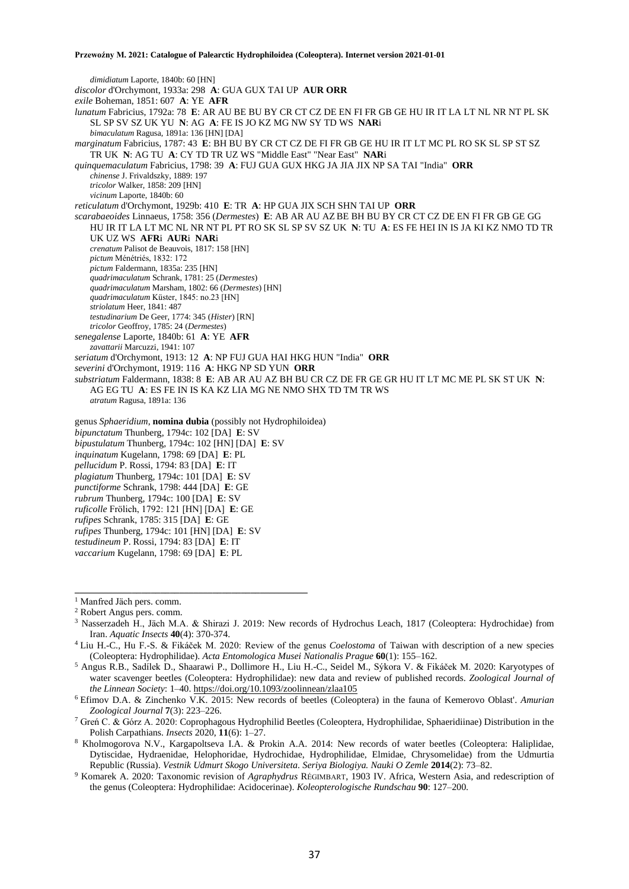*dimidiatum* Laporte, 1840b: 60 [HN]

*discolor* d'Orchymont, 1933a: 298 **A**: GUA GUX TAI UP **AUR ORR**

*exile* Boheman, 1851: 607 **A**: YE **AFR**

*lunatum* Fabricius, 1792a: 78 **E**: AR AU BE BU BY CR CT CZ DE EN FI FR GB GE HU IR IT LA LT NL NR NT PL SK SL SP SV SZ UK YU **N**: AG **A**: FE IS JO KZ MG NW SY TD WS **NAR**i

*bimaculatum* Ragusa, 1891a: 136 [HN] [DA]

*marginatum* Fabricius, 1787: 43 **E**: BH BU BY CR CT CZ DE FI FR GB GE HU IR IT LT MC PL RO SK SL SP ST SZ TR UK **N**: AG TU **A**: CY TD TR UZ WS "Middle East" "Near East" **NAR**i

*quinquemaculatum* Fabricius, 1798: 39 **A**: FUJ GUA GUX HKG JA JIA JIX NP SA TAI "India" **ORR**

*chinense* J. Frivaldszky, 1889: 197

*tricolor* Walker, 1858: 209 [HN]

*vicinum* Laporte, 1840b: 60

*reticulatum* d'Orchymont, 1929b: 410 **E**: TR **A**: HP GUA JIX SCH SHN TAI UP **ORR**

*scarabaeoides* Linnaeus, 1758: 356 (*Dermestes*) **E**: AB AR AU AZ BE BH BU BY CR CT CZ DE EN FI FR GB GE GG HU IR IT LA LT MC NL NR NT PL PT RO SK SL SP SV SZ UK **N**: TU **A**: ES FE HEI IN IS JA KI KZ NMO TD TR UK UZ WS **AFR**i **AUR**i **NAR**i

*crenatum* Palisot de Beauvois, 1817: 158 [HN]

*pictum* Ménétriés, 1832: 172

*pictum* Faldermann, 1835a: 235 [HN]

*quadrimaculatum* Schrank, 1781: 25 (*Dermestes*)

*quadrimaculatum* Marsham, 1802: 66 (*Dermestes*) [HN]

*quadrimaculatum* Küster, 1845: no.23 [HN]

*striolatum* Heer, 1841: 487

*testudinarium* De Geer, 1774: 345 (*Hister*) [RN]

*tricolor* Geoffroy, 1785: 24 (*Dermestes*)

*senegalense* Laporte, 1840b: 61 **A**: YE **AFR**

*zavattarii* Marcuzzi, 1941: 107

*seriatum* d'Orchymont, 1913: 12 **A**: NP FUJ GUA HAI HKG HUN "India" **ORR**

*severini* d'Orchymont, 1919: 116 **A**: HKG NP SD YUN **ORR**

*substriatum* Faldermann, 1838: 8 **E**: AB AR AU AZ BH BU CR CZ DE FR GE GR HU IT LT MC ME PL SK ST UK **N**: AG EG TU **A**: ES FE IN IS KA KZ LIA MG NE NMO SHX TD TM TR WS

*atratum* Ragusa, 1891a: 136

genus *Sphaeridium*, **nomina dubia** (possibly not Hydrophiloidea)

*bipunctatum* Thunberg, 1794c: 102 [DA] **E**: SV

*bipustulatum* Thunberg, 1794c: 102 [HN] [DA] **E**: SV

*inquinatum* Kugelann, 1798: 69 [DA] **E**: PL

*pellucidum* P. Rossi, 1794: 83 [DA] **E**: IT

*plagiatum* Thunberg, 1794c: 101 [DA] **E**: SV

*punctiforme* Schrank, 1798: 444 [DA] **E**: GE

*rubrum* Thunberg, 1794c: 100 [DA] **E**: SV

*ruficolle* Frölich, 1792: 121 [HN] [DA] **E**: GE

*rufipes* Schrank, 1785: 315 [DA] **E**: GE

*rufipes* Thunberg, 1794c: 101 [HN] [DA] **E**: SV

*testudineum* P. Rossi, 1794: 83 [DA] **E**: IT

*vaccarium* Kugelann, 1798: 69 [DA] **E**: PL

---

[1] Manfred Jäch pers. comm.

[2] Robert Angus pers. comm.

[3] Nasserzadeh H., Jäch M.A. & Shirazi J. 2019: New records of Hydrochus Leach, 1817 (Coleoptera: Hydrochidae) from Iran. *Aquatic Insects* **40**(4): 370-374.

[4] Liu H.-C., Hu F.-S. & Fikáček M. 2020: Review of the genus *Coelostoma* of Taiwan with description of a new species (Coleoptera: Hydrophilidae). *Acta Entomologica Musei Nationalis Prague* **60**(1): 155–162.

[5] Angus R.B., Sadílek D., Shaarawi P., Dollimore H., Liu H.-C., Seidel M., Sýkora V. & Fikáček M. 2020: Karyotypes of water scavenger beetles (Coleoptera: Hydrophilidae): new data and review of published records. *Zoological Journal of the Linnean Society*: 1–40. https://doi.org/10.1093/zoolinnean/zlaa105

[6] Efimov D.A. & Zinchenko V.K. 2015: New records of beetles (Coleoptera) in the fauna of Kemerovo Oblast'. *Amurian Zoological Journal* **7**(3): 223–226.

[7] Greń C. & Górz A. 2020: Coprophagous Hydrophilid Beetles (Coleoptera, Hydrophilidae, Sphaeridiinae) Distribution in the Polish Carpathians. *Insects* 2020, **11**(6): 1–27.

[8] Kholmogorova N.V., Kargapoltseva I.A. & Prokin A.A. 2014: New records of water beetles (Coleoptera: Haliplidae, Dytiscidae, Hydraenidae, Helophoridae, Hydrochidae, Hydrophilidae, Elmidae, Chrysomelidae) from the Udmurtia Republic (Russia). *Vestnik Udmurt Skogo Universiteta. Seriya Biologiya. Nauki O Zemle* **2014**(2): 73–82.

[9] Komarek A. 2020: Taxonomic revision of *Agraphydrus* RÉGIMBART, 1903 IV. Africa, Western Asia, and redescription of the genus (Coleoptera: Hydrophilidae: Acidocerinae). *Koleopterologische Rundschau* **90**: 127–200.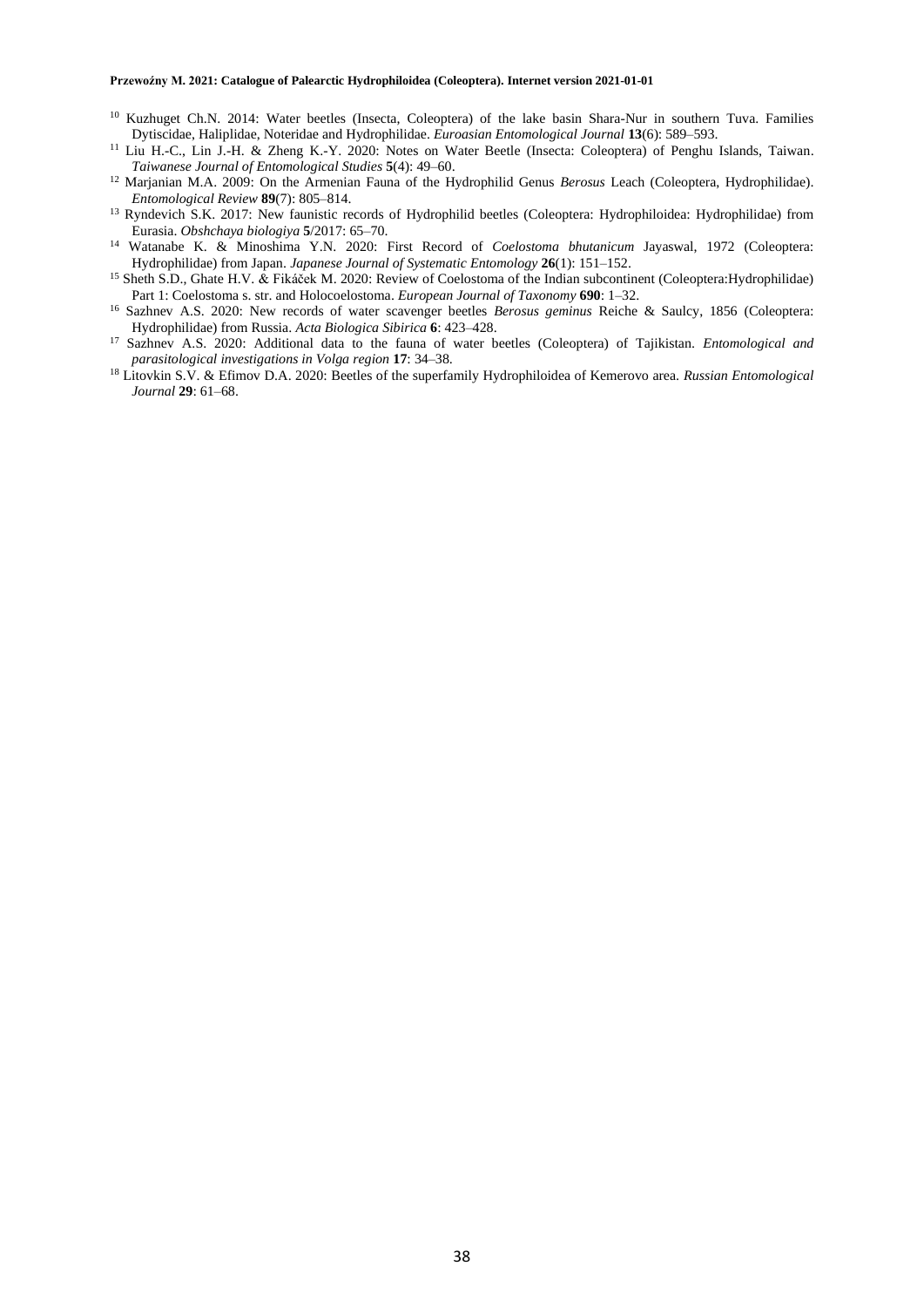[10] Kuzhuget Ch.N. 2014: Water beetles (Insecta, Coleoptera) of the lake basin Shara-Nur in southern Tuva. Families Dytiscidae, Haliplidae, Noteridae and Hydrophilidae. *Euroasian Entomological Journal* **13**(6): 589–593.

[11] Liu H.-C., Lin J.-H. & Zheng K.-Y. 2020: Notes on Water Beetle (Insecta: Coleoptera) of Penghu Islands, Taiwan. *Taiwanese Journal of Entomological Studies* **5**(4): 49–60.

[12] Marjanian M.A. 2009: On the Armenian Fauna of the Hydrophilid Genus *Berosus* Leach (Coleoptera, Hydrophilidae). *Entomological Review* **89**(7): 805–814.

[13] Ryndevich S.K. 2017: New faunistic records of Hydrophilid beetles (Coleoptera: Hydrophiloidea: Hydrophilidae) from Eurasia. *Obshchaya biologiya* **5**/2017: 65–70.

[14] Watanabe K. & Minoshima Y.N. 2020: First Record of *Coelostoma bhutanicum* Jayaswal, 1972 (Coleoptera: Hydrophilidae) from Japan. *Japanese Journal of Systematic Entomology* **26**(1): 151–152.

[15] Sheth S.D., Ghate H.V. & Fikáček M. 2020: Review of Coelostoma of the Indian subcontinent (Coleoptera:Hydrophilidae) Part 1: Coelostoma s. str. and Holocoelostoma. *European Journal of Taxonomy* **690**: 1–32.

[16] Sazhnev A.S. 2020: New records of water scavenger beetles *Berosus geminus* Reiche & Saulcy, 1856 (Coleoptera: Hydrophilidae) from Russia. *Acta Biologica Sibirica* **6**: 423–428.

[17] Sazhnev A.S. 2020: Additional data to the fauna of water beetles (Coleoptera) of Tajikistan. *Entomological and parasitological investigations in Volga region* **17**: 34–38.

[18] Litovkin S.V. & Efimov D.A. 2020: Beetles of the superfamily Hydrophiloidea of Kemerovo area. *Russian Entomological Journal* **29**: 61–68.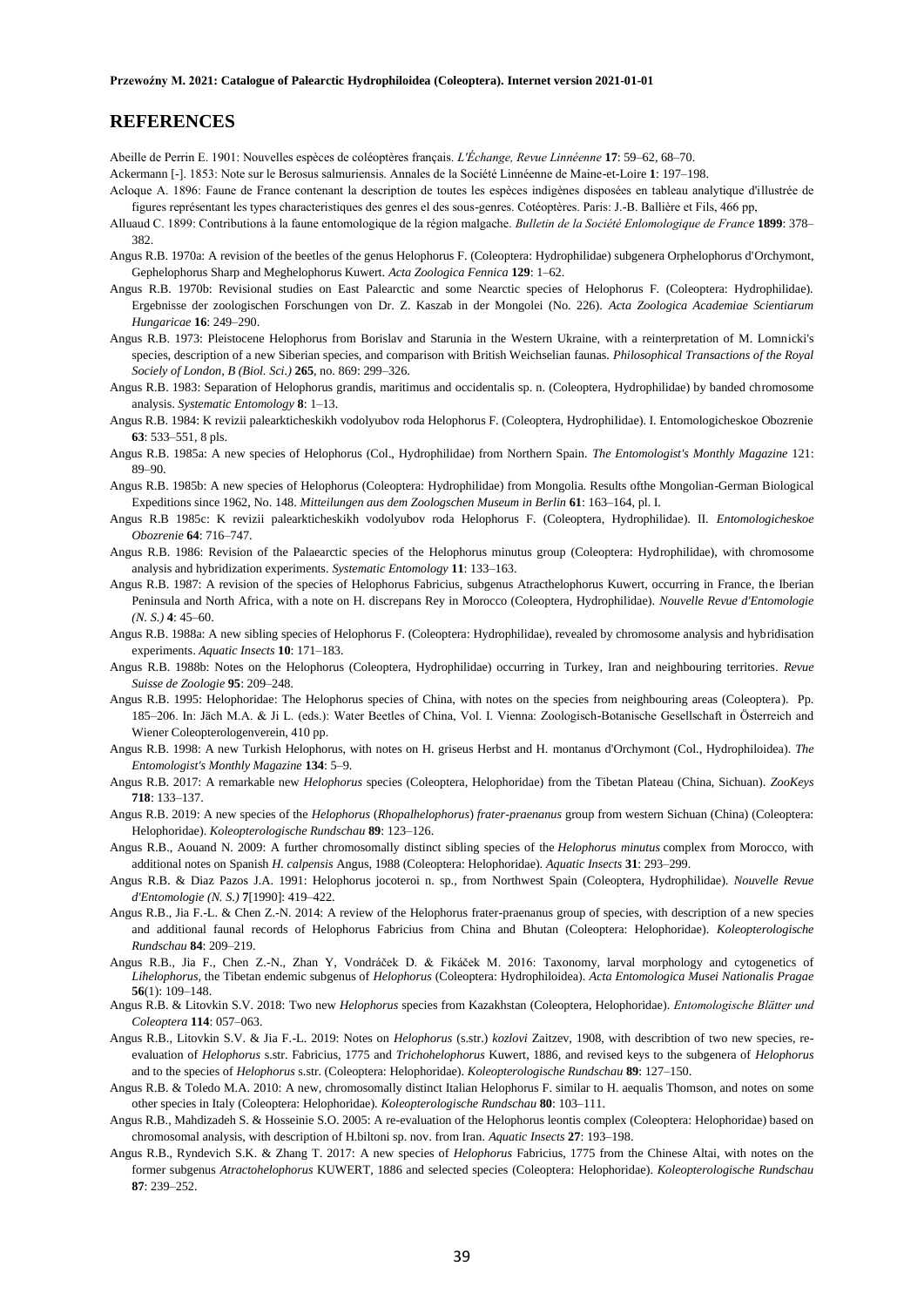## REFERENCES

Abeille de Perrin E. 1901: Nouvelles espèces de coléoptères français. *L'Échange, Revue Linnéenne* **17**: 59–62, 68–70.

Ackermann [-]. 1853: Note sur le Berosus salmuriensis. Annales de la Société Linnéenne de Maine-et-Loire **1**: 197–198.

Acloque A. 1896: Faune de France contenant la description de toutes les espèces indigènes disposées en tableau analytique d'illustrée de figures représentant les types characteristiques des genres el des sous-genres. Cotéoptères. Paris: J.-B. Ballière et Fils, 466 pp,

Alluaud C. 1899: Contributions à la faune entomologique de la région malgache. *Bulletin de la Société Enlomologique de France* **1899**: 378–382.

Angus R.B. 1970a: A revision of the beetles of the genus Helophorus F. (Coleoptera: Hydrophilidae) subgenera Orphelophorus d'Orchymont, Gephelophorus Sharp and Meghelophorus Kuwert. *Acta Zoologica Fennica* **129**: 1–62.

Angus R.B. 1970b: Revisional studies on East Palearctic and some Nearctic species of Helophorus F. (Coleoptera: Hydrophilidae). Ergebnisse der zoologischen Forschungen von Dr. Z. Kaszab in der Mongolei (No. 226). *Acta Zoologica Academiae Scientiarum Hungaricae* **16**: 249–290.

Angus R.B. 1973: Pleistocene Helophorus from Borislav and Starunia in the Western Ukraine, with a reinterpretation of M. Lomnicki's species, description of a new Siberian species, and comparison with British Weichselian faunas. *Philosophical Transactions of the Royal Sociely of London, B (Biol. Sci.)* **265**, no. 869: 299–326.

Angus R.B. 1983: Separation of Helophorus grandis, maritimus and occidentalis sp. n. (Coleoptera, Hydrophilidae) by banded chromosome analysis. *Systematic Entomology* **8**: 1–13.

Angus R.B. 1984: K revizii palearkticheskikh vodolyubov roda Helophorus F. (Coleoptera, Hydrophilidae). I. Entomologicheskoe Obozrenie **63**: 533–551, 8 pls.

Angus R.B. 1985a: A new species of Helophorus (Col., Hydrophilidae) from Northern Spain. *The Entomologist's Monthly Magazine* 121: 89–90.

Angus R.B. 1985b: A new species of Helophorus (Coleoptera: Hydrophilidae) from Mongolia. Results ofthe Mongolian-German Biological Expeditions since 1962, No. 148. *Mitteilungen aus dem Zoologschen Museum in Berlin* **61**: 163–164, pl. I.

Angus R.B 1985c: K revizii palearkticheskikh vodolyubov roda Helophorus F. (Coleoptera, Hydrophilidae). II. *Entomologicheskoe Obozrenie* **64**: 716–747.

Angus R.B. 1986: Revision of the Palaearctic species of the Helophorus minutus group (Coleoptera: Hydrophilidae), with chromosome analysis and hybridization experiments. *Systematic Entomology* **11**: 133–163.

Angus R.B. 1987: A revision of the species of Helophorus Fabricius, subgenus Atracthelophorus Kuwert, occurring in France, the Iberian Peninsula and North Africa, with a note on H. discrepans Rey in Morocco (Coleoptera, Hydrophilidae). *Nouvelle Revue d'Entomologie (N. S.)* **4**: 45–60.

Angus R.B. 1988a: A new sibling species of Helophorus F. (Coleoptera: Hydrophilidae), revealed by chromosome analysis and hybridisation experiments. *Aquatic Insects* **10**: 171–183.

Angus R.B. 1988b: Notes on the Helophorus (Coleoptera, Hydrophilidae) occurring in Turkey, Iran and neighbouring territories. *Revue Suisse de Zoologie* **95**: 209–248.

Angus R.B. 1995: Helophoridae: The Helophorus species of China, with notes on the species from neighbouring areas (Coleoptera). Pp. 185–206. In: Jäch M.A. & Ji L. (eds.): Water Beetles of China, Vol. I. Vienna: Zoologisch-Botanische Gesellschaft in Österreich and Wiener Coleopterologenverein, 410 pp.

Angus R.B. 1998: A new Turkish Helophorus, with notes on H. griseus Herbst and H. montanus d'Orchymont (Col., Hydrophiloidea). *The Entomologist's Monthly Magazine* **134**: 5–9.

Angus R.B. 2017: A remarkable new *Helophorus* species (Coleoptera, Helophoridae) from the Tibetan Plateau (China, Sichuan). *ZooKeys* **718**: 133–137.

Angus R.B. 2019: A new species of the *Helophorus* (*Rhopalhelophorus*) *frater-praenanus* group from western Sichuan (China) (Coleoptera: Helophoridae). *Koleopterologische Rundschau* **89**: 123–126.

Angus R.B., Aouand N. 2009: A further chromosomally distinct sibling species of the *Helophorus minutus* complex from Morocco, with additional notes on Spanish *H. calpensis* Angus, 1988 (Coleoptera: Helophoridae). *Aquatic Insects* **31**: 293–299.

Angus R.B. & Diaz Pazos J.A. 1991: Helophorus jocoteroi n. sp., from Northwest Spain (Coleoptera, Hydrophilidae). *Nouvelle Revue d'Entomologie (N. S.)* **7**[1990]: 419–422.

Angus R.B., Jia F.-L. & Chen Z.-N. 2014: A review of the Helophorus frater-praenanus group of species, with description of a new species and additional faunal records of Helophorus Fabricius from China and Bhutan (Coleoptera: Helophoridae). *Koleopterologische Rundschau* **84**: 209–219.

Angus R.B., Jia F., Chen Z.-N., Zhan Y, Vondráček D. & Fikáček M. 2016: Taxonomy, larval morphology and cytogenetics of *Lihelophorus*, the Tibetan endemic subgenus of *Helophorus* (Coleoptera: Hydrophiloidea). *Acta Entomologica Musei Nationalis Pragae* **56**(1): 109–148.

Angus R.B. & Litovkin S.V. 2018: Two new *Helophorus* species from Kazakhstan (Coleoptera, Helophoridae). *Entomologische Blätter und Coleoptera* **114**: 057–063.

Angus R.B., Litovkin S.V. & Jia F.-L. 2019: Notes on *Helophorus* (s.str.) *kozlovi* Zaitzev, 1908, with describtion of two new species, re-evaluation of *Helophorus* s.str. Fabricius, 1775 and *Trichohelophorus* Kuwert, 1886, and revised keys to the subgenera of *Helophorus* and to the species of *Helophorus* s.str. (Coleoptera: Helophoridae). *Koleopterologische Rundschau* **89**: 127–150.

Angus R.B. & Toledo M.A. 2010: A new, chromosomally distinct Italian Helophorus F. similar to H. aequalis Thomson, and notes on some other species in Italy (Coleoptera: Helophoridae). *Koleopterologische Rundschau* **80**: 103–111.

Angus R.B., Mahdizadeh S. & Hosseinie S.O. 2005: A re-evaluation of the Helophorus leontis complex (Coleoptera: Helophoridae) based on chromosomal analysis, with description of H.biltoni sp. nov. from Iran. *Aquatic Insects* **27**: 193–198.

Angus R.B., Ryndevich S.K. & Zhang T. 2017: A new species of *Helophorus* Fabricius, 1775 from the Chinese Altai, with notes on the former subgenus *Atractohelophorus* KUWERT, 1886 and selected species (Coleoptera: Helophoridae). *Koleopterologische Rundschau* **87**: 239–252.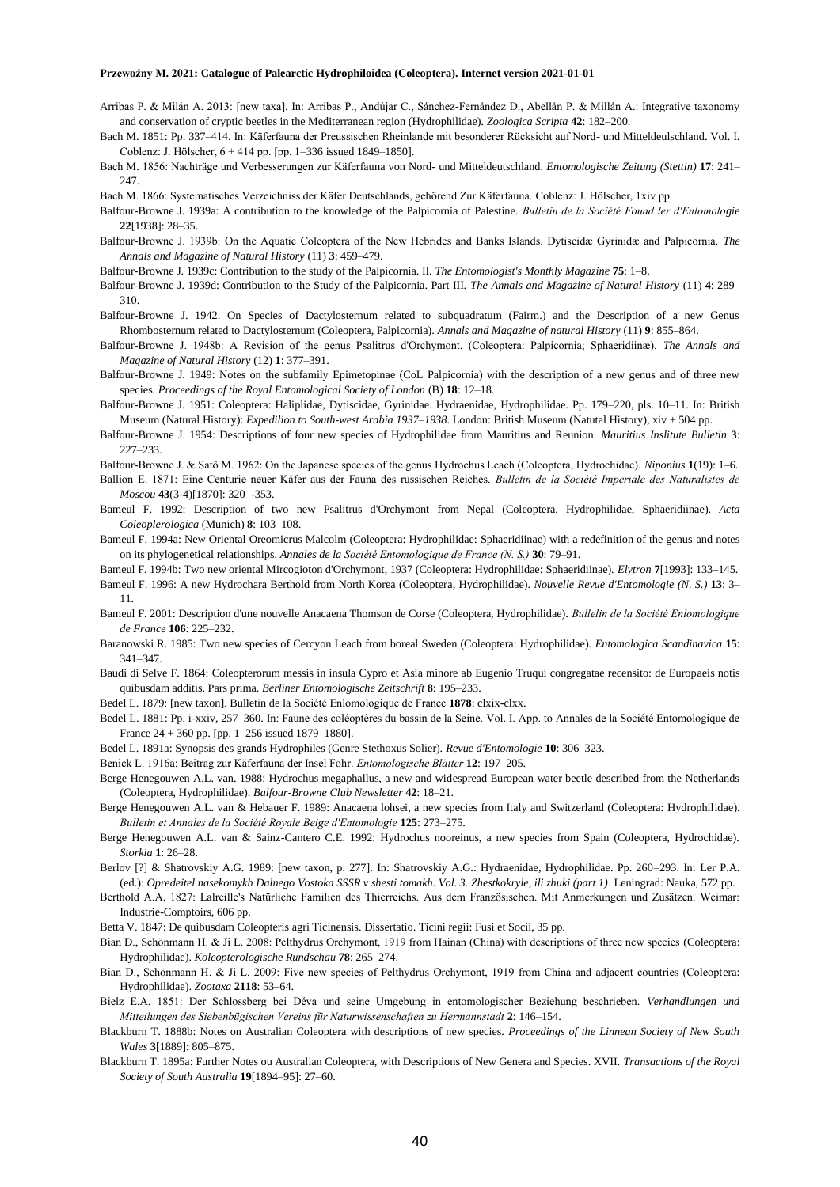Arribas P. & Milán A. 2013: [new taxa]. In: Arribas P., Andújar C., Sánchez-Fernández D., Abellán P. & Millán A.: Integrative taxonomy and conservation of cryptic beetles in the Mediterranean region (Hydrophilidae). *Zoologica Scripta* **42**: 182–200.

Bach M. 1851: Pp. 337–414. In: Käferfauna der Preussischen Rheinlande mit besonderer Rücksicht auf Nord- und Mitteldeulschland. Vol. I. Coblenz: J. Hölscher, 6 + 414 pp. [pp. 1–336 issued 1849–1850].

Bach M. 1856: Nachträge und Verbesserungen zur Käferfauna von Nord- und Mitteldeutschland. *Entomologische Zeitung (Stettin)* **17**: 241–247.

Bach M. 1866: Systematisches Verzeichniss der Käfer Deutschlands, gehörend Zur Käferfauna. Coblenz: J. Hölscher, 1xiv pp.

Balfour-Browne J. 1939a: A contribution to the knowledge of the Palpicornia of Palestine. *Bulletin de la Société Fouad ler d'Enlomologie* **22**[1938]: 28–35.

Balfour-Browne J. 1939b: On the Aquatic Coleoptera of the New Hebrides and Banks Islands. Dytiscidæ Gyrinidæ and Palpicornia. *The Annals and Magazine of Natural History* (11) **3**: 459–479.

Balfour-Browne J. 1939c: Contribution to the study of the Palpicornia. II. *The Entomologist's Monthly Magazine* **75**: 1–8.

Balfour-Browne J. 1939d: Contribution to the Study of the Palpicornia. Part III. *The Annals and Magazine of Natural History* (11) **4**: 289–310.

Balfour-Browne J. 1942. On Species of Dactylosternum related to subquadratum (Fairm.) and the Description of a new Genus Rhombosternum related to Dactylosternum (Coleoptera, Palpicornia). *Annals and Magazine of natural History* (11) **9**: 855–864.

Balfour-Browne J. 1948b: A Revision of the genus Psalitrus d'Orchymont. (Coleoptera: Palpicornia; Sphaeridiinæ). *The Annals and Magazine of Natural History* (12) **1**: 377–391.

Balfour-Browne J. 1949: Notes on the subfamily Epimetopinae (CoL Palpicornia) with the description of a new genus and of three new species. *Proceedings of the Royal Entomological Society of London* (B) **18**: 12–18.

Balfour-Browne J. 1951: Coleoptera: Haliplidae, Dytiscidae, Gyrinidae. Hydraenidae, Hydrophilidae. Pp. 179–220, pls. 10–11. In: British Museum (Natural History): *Expedilion to South-west Arabia 1937–1938*. London: British Museum (Natutal History), xiv + 504 pp.

Balfour-Browne J. 1954: Descriptions of four new species of Hydrophilidae from Mauritius and Reunion. *Mauritius Inslitute Bulletin* **3**: 227–233.

Balfour-Browne J. & Satô M. 1962: On the Japanese species of the genus Hydrochus Leach (Coleoptera, Hydrochidae). *Niponius* **1**(19): 1–6.

Ballion E. 1871: Eine Centurie neuer Käfer aus der Fauna des russischen Reiches. *Bulletin de la Société Imperiale des Naturalistes de Moscou* **43**(3-4)[1870]: 320–-353.

Bameul F. 1992: Description of two new Psalitrus d'Orchymont from Nepal (Coleoptera, Hydrophilidae, Sphaeridiinae). *Acta Coleoplerologica* (Munich) **8**: 103–108.

Bameul F. 1994a: New Oriental Oreomicrus Malcolm (Coleoptera: Hydrophilidae: Sphaeridiinae) with a redefinition of the genus and notes on its phylogenetical relationships. *Annales de la Société Entomologique de France (N. S.)* **30**: 79–91.

Bameul F. 1994b: Two new oriental Mircogioton d'Orchymont, 1937 (Coleoptera: Hydrophilidae: Sphaeridiinae). *Elytron* **7**[1993]: 133–145.

Bameul F. 1996: A new Hydrochara Berthold from North Korea (Coleoptera, Hydrophilidae). *Nouvelle Revue d'Entomologie (N. S.)* **13**: 3–11.

Bameul F. 2001: Description d'une nouvelle Anacaena Thomson de Corse (Coleoptera, Hydrophilidae). *Bullelin de la Société Enlomologique de France* **106**: 225–232.

Baranowski R. 1985: Two new species of Cercyon Leach from boreal Sweden (Coleoptera: Hydrophilidae). *Entomologica Scandinavica* **15**: 341–347.

Baudi di Selve F. 1864: Coleopterorum messis in insula Cypro et Asia minore ab Eugenio Truqui congregatae recensito: de Europaeis notis quibusdam additis. Pars prima. *Berliner Entomologische Zeitschrift* **8**: 195–233.

Bedel L. 1879: [new taxon]. Bulletin de la Société Enlomologique de France **1878**: clxix-clxx.

Bedel L. 1881: Pp. i-xxiv, 257–360. In: Faune des coléoptères du bassin de la Seine. Vol. I. App. to Annales de la Société Entomologique de France 24 + 360 pp. [pp. 1–256 issued 1879–1880].

Bedel L. 1891a: Synopsis des grands Hydrophiles (Genre Stethoxus Solier). *Revue d'Entomologie* **10**: 306–323.

Benick L. 1916a: Beitrag zur Käferfauna der Insel Fohr. *Entomologische Blätter* **12**: 197–205.

Berge Henegouwen A.L. van. 1988: Hydrochus megaphallus, a new and widespread European water beetle described from the Netherlands (Coleoptera, Hydrophilidae). *Balfour-Browne Club Newsletter* **42**: 18–21.

Berge Henegouwen A.L. van & Hebauer F. 1989: Anacaena lohsei, a new species from Italy and Switzerland (Coleoptera: Hydrophilidae). *Bulletin et Annales de la Société Royale Beige d'Entomologie* **125**: 273–275.

Berge Henegouwen A.L. van & Sainz-Cantero C.E. 1992: Hydrochus nooreinus, a new species from Spain (Coleoptera, Hydrochidae). *Storkia* **1**: 26–28.

Berlov [?] & Shatrovskiy A.G. 1989: [new taxon, p. 277]. In: Shatrovskiy A.G.: Hydraenidae, Hydrophilidae. Pp. 260–293. In: Ler P.A. (ed.): *Opredeitel nasekomykh Dalnego Vostoka SSSR v shesti tomakh. Vol. 3. Zhestkokryle, ili zhuki (part 1)*. Leningrad: Nauka, 572 pp.

Berthold A.A. 1827: Lalreille's Natürliche Familien des Thierreihs. Aus dem Französischen. Mit Anmerkungen und Zusätzen. Weimar: Industrie-Comptoirs, 606 pp.

Betta V. 1847: De quibusdam Coleopteris agri Ticinensis. Dissertatio. Ticini regii: Fusi et Socii, 35 pp.

Bian D., Schönmann H. & Ji L. 2008: Pelthydrus Orchymont, 1919 from Hainan (China) with descriptions of three new species (Coleoptera: Hydrophilidae). *Koleopterologische Rundschau* **78**: 265–274.

Bian D., Schönmann H. & Ji L. 2009: Five new species of Pelthydrus Orchymont, 1919 from China and adjacent countries (Coleoptera: Hydrophilidae). *Zootaxa* **2118**: 53–64.

Bielz E.A. 1851: Der Schlossberg bei Déva und seine Umgebung in entomologischer Beziehung beschrieben. *Verhandlungen und Mitteilungen des Siebenbügischen Vereins für Naturwissenschaften zu Hermannstadt* **2**: 146–154.

Blackburn T. 1888b: Notes on Australian Coleoptera with descriptions of new species. *Proceedings of the Linnean Society of New South Wales* **3**[1889]: 805–875.

Blackburn T. 1895a: Further Notes ou Australian Coleoptera, with Descriptions of New Genera and Species. XVII. *Transactions of the Royal Society of South Australia* **19**[1894–95]: 27–60.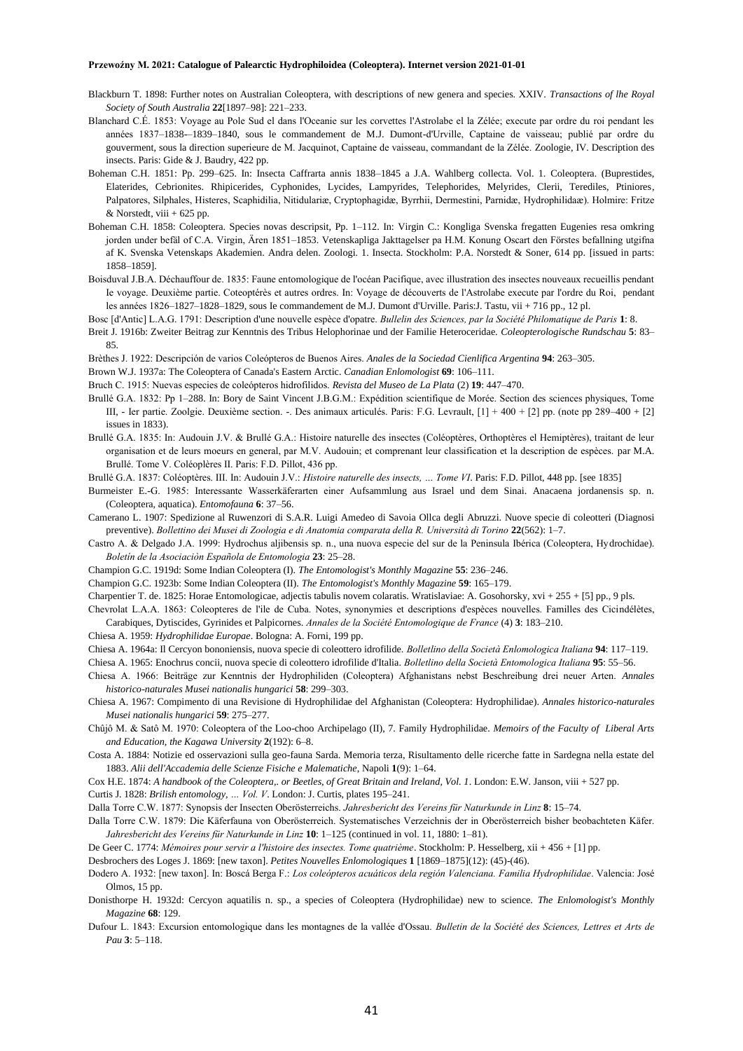Blackburn T. 1898: Further notes on Australian Coleoptera, with descriptions of new genera and species. XXIV. *Transactions of lhe Royal Society of South Australia* **22**[1897–98]: 221–233.

Blanchard C.É. 1853: Voyage au Pole Sud el dans l'Oceanie sur les corvettes l'Astrolabe el la Zélée; execute par ordre du roi pendant les années 1837–1838-–1839–1840, sous le commandement de M.J. Dumont-d'Urville, Captaine de vaisseau; publié par ordre du gouverment, sous la direction superieure de M. Jacquinot, Captaine de vaisseau, commandant de la Zélée. Zoologie, IV. Description des insects. Paris: Gide & J. Baudry, 422 pp.

Boheman C.H. 1851: Pp. 299–625. In: Insecta Caffrarta annis 1838–1845 a J.A. Wahlberg collecta. Vol. 1. Coleoptera. (Buprestides, Elaterides, Cebrionites. Rhipicerides, Cyphonides, Lycides, Lampyrides, Telephorides, Melyrides, Clerii, Terediles, Ptiniores, Palpatores, Silphales, Histeres, Scaphidilia, Nitidulariæ, Cryptophagidæ, Byrrhii, Dermestini, Parnidæ, Hydrophilidææ). Holmire: Fritze & Norstedt, viii + 625 pp.

Boheman C.H. 1858: Coleoptera. Species novas descripsit, Pp. 1–112. In: Virgin C.: Kongliga Svenska fregatten Eugenies resa omkring jorden under befäl of C.A. Virgin, Ären 1851–1853. Vetenskapliga Jakttagelser pa H.M. Konung Oscart den Förstes befallning utgifna af K. Svenska Vetenskaps Akademien. Andra delen. Zoologi. 1. Insecta. Stockholm: P.A. Norstedt & Soner, 614 pp. [issued in parts: 1858–1859].

Boisduval J.B.A. Déchauffour de. 1835: Faune entomologique de l'océan Pacifique, avec illustration des insectes nouveaux recueillis pendant Ie voyage. Deuxième partie. Coteoptérès et autres ordres. In: Voyage de découverts de l'Astrolabe execute par l'ordre du Roi, pendant les années 1826–1827–1828–1829, sous Ie commandement de M.J. Dumont d'Urville. Paris:J. Tastu, vii + 716 pp., 12 pl.

Bosc [d'Antic] L.A.G. 1791: Description d'une nouvelle espèce d'opatre. *Bullelin des Sciences, par la Société Philomatique de Paris* **1**: 8.

Breit J. 1916b: Zweiter Beitrag zur Kenntnis des Tribus Helophorinae und der Familie Heteroceridae. *Coleopterologische Rundschau* **5**: 83–85.

Brèthes J. 1922: Descripción de varios Coleópteros de Buenos Aires. *Anales de la Sociedad Cienlifica Argentina* **94**: 263–305.

Brown W.J. 1937a: The Coleoptera of Canada's Eastern Arctic. *Canadian Enlomologist* **69**: 106–111.

Bruch C. 1915: Nuevas especies de coleópteros hidrofilidos. *Revista del Museo de La Plata* (2) **19**: 447–470.

Brullé G.A. 1832: Pp 1–288. In: Bory de Saint Vincent J.B.G.M.: Expédition scientifique de Morée. Section des sciences physiques, Tome III, - Ier partie. Zoolgie. Deuxième section. -. Des animaux articulés. Paris: F.G. Levrault, [1] + 400 + [2] pp. (note pp 289–400 + [2] issues in 1833).

Brullé G.A. 1835: In: Audouin J.V. & Brullé G.A.: Histoire naturelle des insectes (Coléoptères, Orthoptères el Hemiptères), traitant de leur organisation et de leurs moeurs en general, par M.V. Audouin; et comprenant leur classification et la description de espèces. par M.A. Brullé. Tome V. Coléoplères II. Paris: F.D. Pillot, 436 pp.

Brullé G.A. 1837: Coléoptères. III. In: Audouin J.V.: *Histoire naturelle des insects, … Tome VI*. Paris: F.D. Pillot, 448 pp. [see 1835]

Burmeister E.-G. 1985: Interessante Wasserkäferarten einer Aufsammlung aus Israel und dem Sinai. Anacaena jordanensis sp. n. (Coleoptera, aquatica). *Entomofauna* **6**: 37–56.

Camerano L. 1907: Spedizione al Ruwenzori di S.A.R. Luigi Amedeo di Savoia Ollca degli Abruzzi. Nuove specie di coleotteri (Diagnosi preventive). *Bollettino dei Musei di Zoologia e di Anatomia comparata della R. Università di Torino* **22**(562): 1–7.

Castro A. & Delgado J.A. 1999: Hydrochus aljibensis sp. n., una nuova especie del sur de la Peninsula Ibérica (Coleoptera, Hydrochidae). *Boletín de la Asociaciòn Española de Entomologia* **23**: 25–28.

Champion G.C. 1919d: Some Indian Coleoptera (I). *The Entomologist's Monthly Magazine* **55**: 236–246.

Champion G.C. 1923b: Some Indian Coleoptera (II). *The Entomologist's Monthly Magazine* **59**: 165–179.

Charpentier T. de. 1825: Horae Entomologicae, adjectis tabulis novem colaratis. Wratislaviae: A. Gosohorsky, xvi + 255 + [5] pp., 9 pls.

Chevrolat L.A.A. 1863: Coleopteres de l'ile de Cuba. Notes, synonymies et descriptions d'espèces nouvelles. Familles des Cicindélètes, Carabiques, Dytiscides, Gyrinides et Palpicornes. *Annales de la Société Entomologique de France* (4) **3**: 183–210.

Chiesa A. 1959: *Hydrophilidae Europae*. Bologna: A. Forni, 199 pp.

Chiesa A. 1964a: Il Cercyon bononiensis, nuova specie di coleottero idrofilide. *Bolletlino della Società Enlomologica Italiana* **94**: 117–119.

Chiesa A. 1965: Enochrus concii, nuova specie di coleottero idrofilide d'Italia. *Bolletlino della Società Entomologica Italiana* **95**: 55–56.

Chiesa A. 1966: Beiträge zur Kenntnis der Hydrophiliden (Coleoptera) Afghanistans nebst Beschreibung drei neuer Arten. *Annales historico-naturales Musei nationalis hungarici* **58**: 299–303.

Chiesa A. 1967: Compimento di una Revisione di Hydrophilidae del Afghanistan (Coleoptera: Hydrophilidae). *Annales historico-naturales Musei nationalis hungarici* **59**: 275–277.

Chûjô M. & Satô M. 1970: Coleoptera of the Loo-choo Archipelago (II), 7. Family Hydrophilidae. *Memoirs of the Faculty of Liberal Arts and Education, the Kagawa University* **2**(192): 6–8.

Costa A. 1884: Notizie ed osservazioni sulla geo-fauna Sarda. Memoria terza, Risultamento delle ricerche fatte in Sardegna nella estate del 1883. *Alii dell'Accademia delle Scienze Fisiche e Malematiche*, Napoli **1**(9): 1–64.

Cox H.E. 1874: *A handbook of the Coleoptera,. or Beetles, of Great Britain and Ireland, Vol. 1*. London: E.W. Janson, viii + 527 pp.

Curtis J. 1828: *Brilish entomology, … Vol. V*. London: J. Curtis, plates 195–241.

Dalla Torre C.W. 1877: Synopsis der Insecten Oberösterreichs. *Jahresbericht des Vereins für Naturkunde in Linz* **8**: 15–74.

Dalla Torre C.W. 1879: Die Käferfauna von Oberösterreich. Systematisches Verzeichnis der in Oberösterreich bisher beobachteten Käfer. *Jahresbericht des Vereins für Naturkunde in Linz* **10**: 1–125 (continued in vol. 11, 1880: 1–81).

De Geer C. 1774: *Mémoires pour servir a l'histoire des insectes. Tome quatrième*. Stockholm: P. Hesselberg, xii + 456 + [1] pp.

Desbrochers des Loges J. 1869: [new taxon]. *Petites Nouvelles Enlomologiques* **1** [1869–1875](12): (45)-(46).

Dodero A. 1932: [new taxon]. In: Boscá Berga F.: *Los coleópteros acuáticos dela región Valenciana. Familia Hydrophilidae*. Valencia: José Olmos, 15 pp.

Donisthorpe H. 1932d: Cercyon aquatilis n. sp., a species of Coleoptera (Hydrophilidae) new to science. *The Enlomologist's Monthly Magazine* **68**: 129.

Dufour L. 1843: Excursion entomologique dans les montagnes de la vallée d'Ossau. *Bulletin de la Société des Sciences, Lettres et Arts de Pau* **3**: 5–118.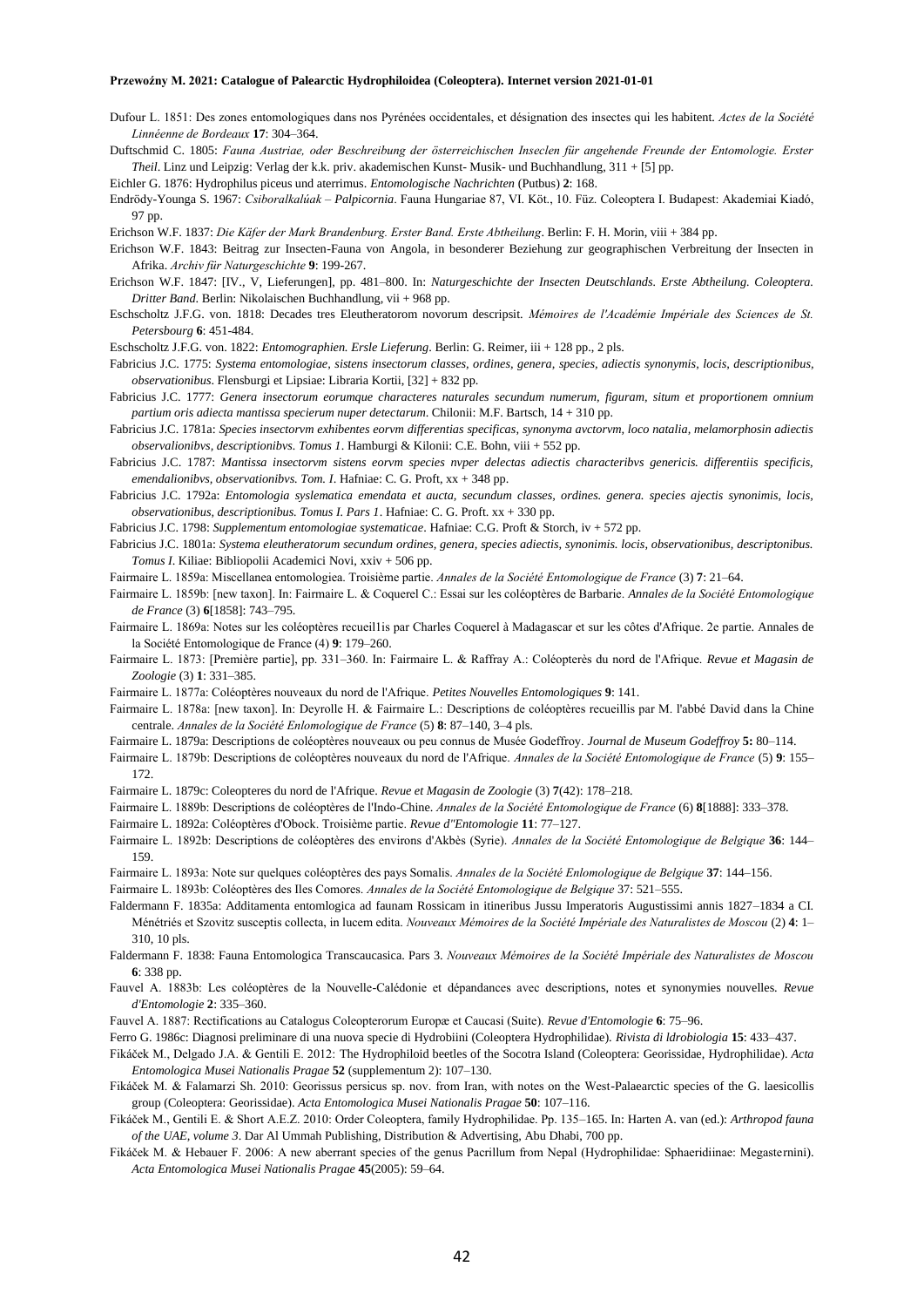Dufour L. 1851: Des zones entomologiques dans nos Pyrénées occidentales, et désignation des insectes qui les habitent. *Actes de la Société Linnéenne de Bordeaux* **17**: 304–364.

Duftschmid C. 1805: *Fauna Austriae, oder Beschreibung der österreichischen Inseclen für angehende Freunde der Entomologie. Erster Theil*. Linz und Leipzig: Verlag der k.k. priv. akademischen Kunst- Musik- und Buchhandlung, 311 + [5] pp.

Eichler G. 1876: Hydrophilus piceus und aterrimus. *Entomologische Nachrichten* (Putbus) **2**: 168.

Endrödy-Younga S. 1967: *Csiboralkalúak – Palpicornia*. Fauna Hungariae 87, VI. Köt., 10. Füz. Coleoptera I. Budapest: Akademiai Kiadó, 97 pp.

Erichson W.F. 1837: *Die Käfer der Mark Brandenburg. Erster Band. Erste Abtheilung*. Berlin: F. H. Morin, viii + 384 pp.

Erichson W.F. 1843: Beitrag zur Insecten-Fauna von Angola, in besonderer Beziehung zur geographischen Verbreitung der Insecten in Afrika. *Archiv für Naturgeschichte* **9**: 199-267.

Erichson W.F. 1847: [IV., V, Lieferungen], pp. 481–800. In: *Naturgeschichte der Insecten Deutschlands. Erste Abtheilung. Coleoptera. Dritter Band*. Berlin: Nikolaischen Buchhandlung, vii + 968 pp.

Eschscholtz J.F.G. von. 1818: Decades tres Eleutheratorom novorum descripsit. *Mémoires de l'Académie Impériale des Sciences de St. Petersbourg* **6**: 451-484.

Eschscholtz J.F.G. von. 1822: *Entomographien. Ersle Lieferung*. Berlin: G. Reimer, iii + 128 pp., 2 pls.

Fabricius J.C. 1775: *Systema entomologiae, sistens insectorum classes, ordines, genera, species, adiectis synonymis, locis, descriptionibus, observationibus*. Flensburgi et Lipsiae: Libraria Kortii, [32] + 832 pp.

Fabricius J.C. 1777: *Genera insectorum eorumque characteres naturales secundum numerum, figuram, situm et proportionem omnium partium oris adiecta mantissa specierum nuper detectarum*. Chilonii: M.F. Bartsch, 14 + 310 pp.

Fabricius J.C. 1781a: *Species insectorvm exhibentes eorvm differentias specificas, synonyma avctorvm, loco natalia, melamorphosin adiectis observalionibvs, descriptionibvs. Tomus 1*. Hamburgi & Kilonii: C.E. Bohn, viii + 552 pp.

Fabricius J.C. 1787: *Mantissa insectorvm sistens eorvm species nvper delectas adiectis characteribvs genericis. differentiis specificis, emendalionibvs, observationibvs. Tom. I*. Hafniae: C. G. Proft, xx + 348 pp.

Fabricius J.C. 1792a: *Entomologia syslematica emendata et aucta, secundum classes, ordines. genera. species ajectis synonimis, locis, observationibus, descriptionibus. Tomus I. Pars 1*. Hafniae: C. G. Proft. xx + 330 pp.

Fabricius J.C. 1798: *Supplementum entomologiae systematicae*. Hafniae: C.G. Proft & Storch, iv + 572 pp.

Fabricius J.C. 1801a: *Systema eleutheratorum secundum ordines, genera, species adiectis, synonimis. locis, observationibus, descriptonibus. Tomus I*. Kiliae: Bibliopolii Academici Novi, xxiv + 506 pp.

Fairmaire L. 1859a: Miscellanea entomologiea. Troisième partie. *Annales de la Société Entomologique de France* (3) **7**: 21–64.

Fairmaire L. 1859b: [new taxon]. In: Fairmaire L. & Coquerel C.: Essai sur les coléoptères de Barbarie. *Annales de la Société Entomologique de France* (3) **6**[1858]: 743–795.

Fairmaire L. 1869a: Notes sur les coléoptères recueil1is par Charles Coquerel à Madagascar et sur les côtes d'Afrique. 2e partie. Annales de la Société Entomologique de France (4) **9**: 179–260.

Fairmaire L. 1873: [Première partie], pp. 331–360. In: Fairmaire L. & Raffray A.: Coléopterès du nord de l'Afrique. *Revue et Magasin de Zoologie* (3) **1**: 331–385.

Fairmaire L. 1877a: Coléoptères nouveaux du nord de l'Afrique. *Petites Nouvelles Entomologiques* **9**: 141.

Fairmaire L. 1878a: [new taxon]. In: Deyrolle H. & Fairmaire L.: Descriptions de coléoptères recueillis par M. l'abbé David dans la Chine centrale. *Annales de la Société Enlomologique de France* (5) **8**: 87–140, 3–4 pls.

Fairmaire L. 1879a: Descriptions de coléoptères nouveaux ou peu connus de Musée Godeffroy. *Journal de Museum Godeffroy* **5:** 80–114.

Fairmaire L. 1879b: Descriptions de coléoptères nouveaux du nord de l'Afrique. *Annales de la Société Entomologique de France* (5) **9**: 155–172.

Fairmaire L. 1879c: Coleopteres du nord de l'Afrique. *Revue et Magasin de Zoologie* (3) **7**(42): 178–218.

Fairmaire L. 1889b: Descriptions de coléoptères de l'Indo-Chine. *Annales de la Société Entomologique de France* (6) **8**[1888]: 333–378.

Fairmaire L. 1892a: Coléoptères d'Obock. Troisième partie. *Revue d"Entomologie* **11**: 77–127.

Fairmaire L. 1892b: Descriptions de coléoptères des environs d'Akbès (Syrie). *Annales de la Société Entomologique de Belgique* **36**: 144–159.

Fairmaire L. 1893a: Note sur quelques coléoptères des pays Somalis. *Annales de la Société Enlomologique de Belgique* **37**: 144–156.

Fairmaire L. 1893b: Coléoptères des Iles Comores. *Annales de la Société Entomologique de Belgique* 37: 521–555.

Faldermann F. 1835a: Additamenta entomlogica ad faunam Rossicam in itineribus Jussu Imperatoris Augustissimi annis 1827–1834 a CI. Ménétriés et Szovitz susceptis collecta, in lucem edita. *Nouveaux Mémoires de la Société Impériale des Naturalistes de Moscou* (2) **4**: 1–310, 10 pls.

Faldermann F. 1838: Fauna Entomologica Transcaucasica. Pars 3. *Nouveaux Mémoires de la Société Impériale des Naturalistes de Moscou* **6**: 338 pp.

Fauvel A. 1883b: Les coléoptères de la Nouvelle-Calédonie et dépandances avec descriptions, notes et synonymies nouvelles. *Revue d'Entomologie* **2**: 335–360.

Fauvel A. 1887: Rectifications au Catalogus Coleopterorum Europæ et Caucasi (Suite). *Revue d'Entomologie* **6**: 75–96.

Ferro G. 1986c: Diagnosi preliminare di una nuova specie di Hydrobiini (Coleoptera Hydrophilidae). *Rivista di ldrobiologia* **15**: 433–437.

Fikáček M., Delgado J.A. & Gentili E. 2012: The Hydrophiloid beetles of the Socotra Island (Coleoptera: Georissidae, Hydrophilidae). *Acta Entomologica Musei Nationalis Pragae* **52** (supplementum 2): 107–130.

Fikáček M. & Falamarzi Sh. 2010: Georissus persicus sp. nov. from Iran, with notes on the West-Palaearctic species of the G. laesicollis group (Coleoptera: Georissidae). *Acta Entomologica Musei Nationalis Pragae* **50**: 107–116.

Fikáček M., Gentili E. & Short A.E.Z. 2010: Order Coleoptera, family Hydrophilidae. Pp. 135–165. In: Harten A. van (ed.): *Arthropod fauna of the UAE, volume 3*. Dar Al Ummah Publishing, Distribution & Advertising, Abu Dhabi, 700 pp.

Fikáček M. & Hebauer F. 2006: A new aberrant species of the genus Pacrillum from Nepal (Hydrophilidae: Sphaeridiinae: Megasternini). *Acta Entomologica Musei Nationalis Pragae* **45**(2005): 59–64.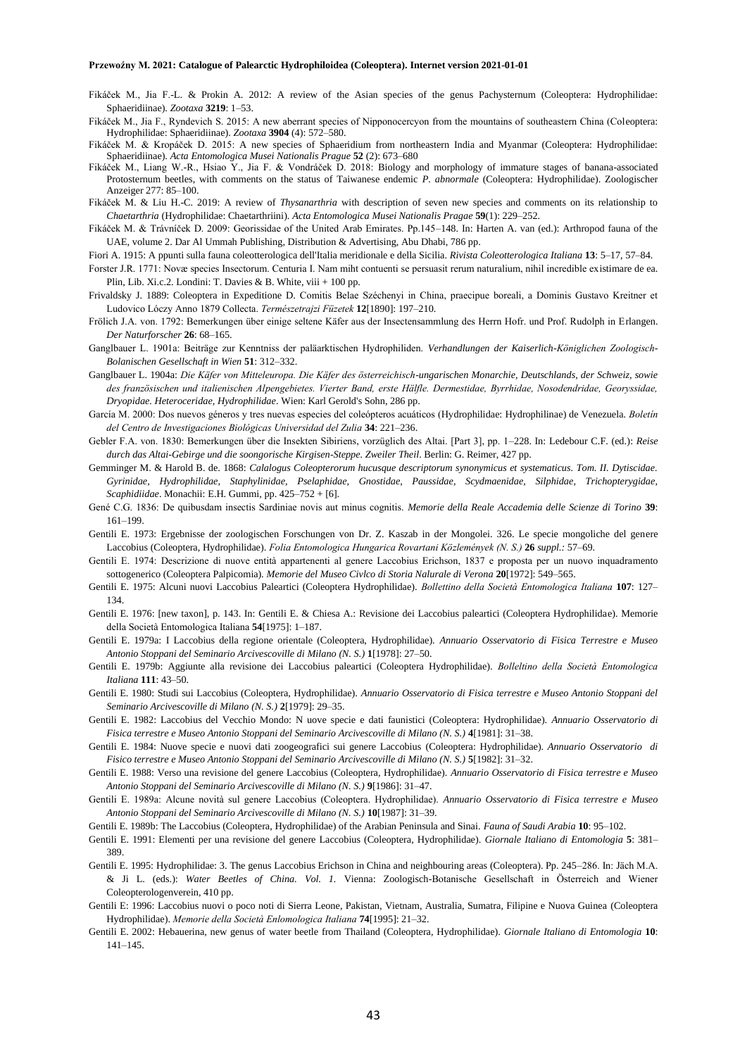Fikáček M., Jia F.-L. & Prokin A. 2012: A review of the Asian species of the genus Pachysternum (Coleoptera: Hydrophilidae: Sphaeridiinae). *Zootaxa* **3219**: 1–53.

Fikáček M., Jia F., Ryndevich S. 2015: A new aberrant species of Nipponocercyon from the mountains of southeastern China (Coleoptera: Hydrophilidae: Sphaeridiinae). *Zootaxa* **3904** (4): 572–580.

Fikáček M. & Kropáček D. 2015: A new species of Sphaeridium from northeastern India and Myanmar (Coleoptera: Hydrophilidae: Sphaeridiinae). *Acta Entomologica Musei Nationalis Prague* **52** (2): 673–680

Fikáček M., Liang W.-R., Hsiao Y., Jia F. & Vondráček D. 2018: Biology and morphology of immature stages of banana-associated Protosternum beetles, with comments on the status of Taiwanese endemic *P. abnormale* (Coleoptera: Hydrophilidae). Zoologischer Anzeiger 277: 85–100.

Fikáček M. & Liu H.-C. 2019: A review of *Thysanarthria* with description of seven new species and comments on its relationship to *Chaetarthria* (Hydrophilidae: Chaetarthriini). *Acta Entomologica Musei Nationalis Pragae* **59**(1): 229–252.

Fikáček M. & Trávníček D. 2009: Georissidae of the United Arab Emirates. Pp.145–148. In: Harten A. van (ed.): Arthropod fauna of the UAE, volume 2. Dar Al Ummah Publishing, Distribution & Advertising, Abu Dhabi, 786 pp.

Fiori A. 1915: A ppunti sulla fauna coleotterologica dell'Italia meridionale e della Sicilia. *Rivista Coleotterologica Italiana* **13**: 5–17, 57–84.

Forster J.R. 1771: Novæ species Insectorum. Centuria I. Nam miht contuenti se persuasit rerum naturalium, nihil incredible existimare de ea. Plin, Lib. Xi.c.2. Londini: T. Davies & B. White, viii + 100 pp.

Frivaldsky J. 1889: Coleoptera in Expeditione D. Comitis Belae Széchenyi in China, praecipue boreali, a Dominis Gustavo Kreitner et Ludovico Lóczy Anno 1879 Collecta. *Természetrajzi Füzetek* **12**[1890]: 197–210.

Frölich J.A. von. 1792: Bemerkungen über einige seltene Käfer aus der Insectensammlung des Herrn Hofr. und Prof. Rudolph in Erlangen. *Der Naturforscher* **26**: 68–165.

Ganglbauer L. 1901a: Beiträge zur Kenntniss der paläarktischen Hydrophiliden. *Verhandlungen der Kaiserlich-Königlichen Zoologisch-Bolanischen Gesellschaft in Wien* **51**: 312–332.

Ganglbauer L. 1904a: *Die Käfer von Mitteleuropa. Die Käfer des österreichisch-ungarischen Monarchie, Deutschlands, der Schweiz, sowie des französischen und italienischen Alpengebietes. Vierter Band, erste Hälfle. Dermestidae, Byrrhidae, Nosodendridae, Georyssidae, Dryopidae. Heteroceridae, Hydrophilidae*. Wien: Karl Gerold's Sohn, 286 pp.

García M. 2000: Dos nuevos géneros y tres nuevas especies del coleópteros acuáticos (Hydrophilidae: Hydrophilinae) de Venezuela. *Boletín del Centro de Investigaciones Biológicas Universidad del Zulia* **34**: 221–236.

Gebler F.A. von. 1830: Bemerkungen über die Insekten Sibiriens, vorzüglich des Altai. [Part 3], pp. 1–228. In: Ledebour C.F. (ed.): *Reise durch das Altai-Gebirge und die soongorische Kirgisen-Steppe. Zweiler Theil*. Berlin: G. Reimer, 427 pp.

Gemminger M. & Harold B. de. 1868: *Calalogus Coleopterorum hucusque descriptorum synonymicus et systematicus. Tom. II. Dytiscidae. Gyrinidae, Hydrophilidae, Staphylinidae, Pselaphidae, Gnostidae, Paussidae, Scydmaenidae, Silphidae, Trichopterygidae, Scaphidiidae*. Monachii: E.H. Gummi, pp. 425–752 + [6].

Gené C.G. 1836: De quibusdam insectis Sardiniae novis aut minus cognitis. *Memorie della Reale Accademia delle Scienze di Torino* **39**: 161–199.

Gentili E. 1973: Ergebnisse der zoologischen Forschungen von Dr. Z. Kaszab in der Mongolei. 326. Le specie mongoliche del genere Laccobius (Coleoptera, Hydrophilidae). *Folia Entomologica Hungarica Rovartani Közlemények (N. S.)* **26** *suppl.:* 57–69.

Gentili E. 1974: Descrizione di nuove entità appartenenti al genere Laccobius Erichson, 1837 e proposta per un nuovo inquadramento sottogenerico (Coleoptera Palpicomia). *Memorie del Museo Civlco di Storia Nalurale di Verona* **20**[1972]: 549–565.

Gentili E. 1975: Alcuni nuovi Laccobius Paleartici (Coleoptera Hydrophilidae). *Bollettino della Società Entomologica Italiana* **107**: 127–134.

Gentili E. 1976: [new taxon], p. 143. In: Gentili E. & Chiesa A.: Revisione dei Laccobius paleartici (Coleoptera Hydrophilidae). Memorie della Società Entomologica Italiana **54**[1975]: 1–187.

Gentili E. 1979a: I Laccobius della regione orientale (Coleoptera, Hydrophilidae). *Annuario Osservatorio di Fisica Terrestre e Museo Antonio Stoppani del Seminario Arcivescoville di Milano (N. S.)* **1**[1978]: 27–50.

Gentili E. 1979b: Aggiunte alla revisione dei Laccobius paleartici (Coleoptera Hydrophilidae). *Bolleltino della Società Entomologica Italiana* **111**: 43–50.

Gentili E. 1980: Studi sui Laccobius (Coleoptera, Hydrophilidae). *Annuario Osservatorio di Fisica terrestre e Museo Antonio Stoppani del Seminario Arcivescoville di Milano (N. S.)* **2**[1979]: 29–35.

Gentili E. 1982: Laccobius del Vecchio Mondo: N uove specie e dati faunistici (Coleoptera: Hydrophilidae). *Annuario Osservatorio di Fisica terrestre e Museo Antonio Stoppani del Seminario Arcivescoville di Milano (N. S.)* **4**[1981]: 31–38.

Gentili E. 1984: Nuove specie e nuovi dati zoogeografici sui genere Laccobius (Coleoptera: Hydrophilidae). *Annuario Osservatorio di Fisico terrestre e Museo Antonio Stoppani del Seminario Arcivescoville di Milano (N. S.)* **5**[1982]: 31–32.

Gentili E. 1988: Verso una revisione del genere Laccobius (Coleoptera, Hydrophilidae). *Annuario Osservatorio di Fisica terrestre e Museo Antonio Stoppani del Seminario Arcivescoville di Milano (N. S.)* **9**[1986]: 31–47.

Gentili E. 1989a: Alcune novità sul genere Laccobius (Coleoptera. Hydrophilidae). *Annuario Osservatorio di Fisica terrestre e Museo Antonio Stoppani del Seminario Arcivescoville di Milano (N. S.)* **10**[1987]: 31–39.

Gentili E. 1989b: The Laccobius (Coleoptera, Hydrophilidae) of the Arabian Peninsula and Sinai. *Fauna of Saudi Arabia* **10**: 95–102.

Gentili E. 1991: Elementi per una revisione del genere Laccobius (Coleoptera, Hydrophilidae). *Giornale Italiano di Entomologia* **5**: 381–389.

Gentili E. 1995: Hydrophilidae: 3. The genus Laccobius Erichson in China and neighbouring areas (Coleoptera). Pp. 245–286. In: Jäch M.A. & Ji L. (eds.): *Water Beetles of China. Vol. 1.* Vienna: Zoologisch-Botanische Gesellschaft in Österreich and Wiener Coleopterologenverein, 410 pp.

Gentili E: 1996: Laccobius nuovi o poco noti di Sierra Leone, Pakistan, Vietnam, Australia, Sumatra, Filipine e Nuova Guinea (Coleoptera Hydrophilidae). *Memorie della Società Enlomologica Italiana* **74**[1995]: 21–32.

Gentili E. 2002: Hebauerina, new genus of water beetle from Thailand (Coleoptera, Hydrophilidae). *Giornale Italiano di Entomologia* **10**: 141–145.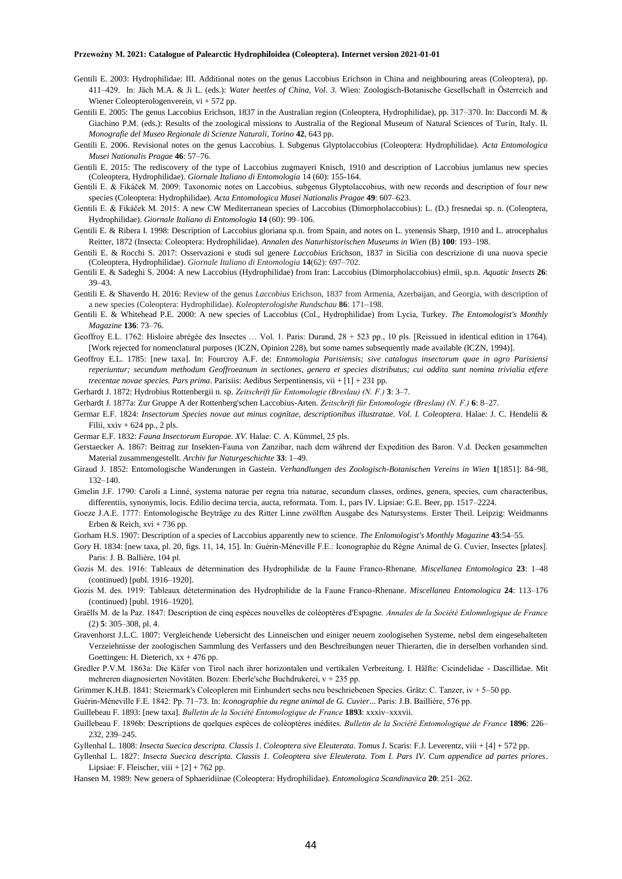Gentili E. 2003: Hydrophilidae: III. Additional notes on the genus Laccobius Erichson in China and neighbouring areas (Coleoptera), pp. 411–429. In: Jäch M.A. & Ji L. (eds.): *Water beetles of China, Vol. 3*. Wien: Zoologisch-Botanische Gesellschaft in Österreich and Wiener Coleopterologenverein, vi + 572 pp.

Gentili E. 2005: The genus Laccobius Erichson, 1837 in the Australian region (Coleoptera, Hydrophilidae), pp. 317–370. In: Daccordi M. & Giachino P.M. (eds.): Results of the zoological missions to Australia of the Regional Museum of Natural Sciences of Turin, Italy. II. *Monografie del Museo Regionale di Scienze Naturali, Torino* **42**, 643 pp.

Gentili E. 2006. Revisional notes on the genus Laccobius. I. Subgenus Glyptolaccobius (Coleoptera: Hydrophilidae). *Acta Entomologica Musei Nationalis Pragae* **46**: 57–76.

Gentili E. 2015: The rediscovery of the type of Laccobius zugmayeri Knisch, 1910 and description of Laccobius jumlanus new species (Coleoptera, Hydrophilidae). *Giornale Italiano di Entomologia* 14 (60): 155-164.

Gentili E. & Fikáček M. 2009: Taxonomic notes on Laccobius, subgenus Glyptolaccobius, with new records and description of four new species (Coleoptera: Hydrophilidae). *Acta Entomologica Musei Nationalis Pragae* **49**: 607–623.

Gentili E. & Fikáček M. 2015: A new CW Mediterranean species of Laccobius (Dimorpholaccobius): L. (D.) fresnedai sp. n. (Coleoptera, Hydrophilidae). *Giornale Italiano di Entomologia* **14** (60): 99–106.

Gentili E. & Ribera I. 1998: Description of Laccobius gloriana sp.n. from Spain, and notes on L. ytenensis Sharp, 1910 and L. atrocephalus Reitter, 1872 (Insecta: Coleoptera: Hydrophilidae). *Annalen des Naturhistorischen Museums in Wien* (B) **100**: 193–198.

Gentili E. & Rocchi S. 2017: Osservazioni e studi sul genere *Laccobius* Erichson, 1837 in Sicilia con descrizione di una nuova specie (Coleoptera, Hydrophilidae). *Giornale Italiano di Entomologia* **14**(62): 697–702.

Gentili E. & Sadeghi S. 2004: A new Laccobius (Hydrophilidae) from Iran: Laccobius (Dimorpholaccobius) elmii, sp.n. *Aquatic Insects* **26**: 39–43.

Gentili E. & Shaverdo H. 2016: Review of the genus *Laccobius* Erichson, 1837 from Armenia, Azerbaijan, and Georgia, with description of a new species (Coleoptera: Hydrophilidae). *Koleopterologishe Rundschau* **86**: 171–198.

Gentili E. & Whitehead P.E. 2000: A new species of Laccobius (Col., Hydrophilidae) from Lycia, Turkey. *The Entomologist's Monthly Magazine* **136**: 73–76.

Geoffroy E.L. 1762: Hisloire abrégée des Insectes … Vol. 1. Paris: Durand, 28 + 523 pp., 10 pls. [Reissued in identical edition in 1764). [Work rejected for nomenclatural purposes (ICZN, Opinion 228), but some names subsequently made available (ICZN, 1994)].

Geoffroy E.L. 1785: [new taxa]. In: Fourcroy A.F. de: *Entomologia Parisiensis; sive catalogus insectorum quae in agro Parisiensi reperiuntur; secundum methodum Geoffroeanum in sectiones, genera et species distributus; cui addita sunt nomina trivialia etfere trecentae novae species. Pars prima*. Parisiis: Aedibus Serpentinensis, vii + [1] + 231 pp.

Gerhardt J. 1872: Hydrobius Rottenbergii n. sp. *Zeitschrift für Entomologie (Breslau) (N. F.)* **3**: 3–7.

Gerhardt J. 1877a: Zur Gruppe A der Rottenberg'schen Laccobius-Arten. *Zeitschrift für Entomologie (Breslau) (N. F.)* **6**: 8–27.

Germar E.F. 1824: *Insectorum Species novae aut minus cognitae, descriptionibus illustratae. Vol. I. Coleoptera*. Halae: J. C. Hendelii & Filii, xxiv + 624 pp., 2 pls.

Germar E.F. 1832: *Fauna Insectorum Europae. XV*. Halae: C. A. Kümmel, 25 pls.

Gerstaecker A. 1867: Beitrag zur Insekten-Fauna von Zanzibar, nach dem während der Expedition des Baron. V.d. Decken gesammelten Material zusammengestellt. *Archiv fur Naturgeschichte* **33**: 1–49.

Giraud J. 1852: Entomologische Wanderungen in Gastein. *Verhandlungen des Zoologisch-Botanischen Vereins in Wien* **1**[1851]: 84–98, 132–140.

Gmelin J.F. 1790: Caroli a Linné, systema naturae per regna tria naturae, secundum classes, ordines, genera, species, cum characteribus, differentiis, synonymis, locis. Edilio decima tercia, aucta, reformata. Tom. I., pars IV. Lipsiae: G.E. Beer, pp. 1517–2224.

Goeze J.A.E. 1777: Entomologische Beyträge zu des Ritter Linne zwölften Ausgabe des Natursystems. Erster Theil. Leipzig: Weidmanns Erben & Reich, xvi + 736 pp.

Gorham H.S. 1907: Description of a species of Laccobius apparently new to science. *The Enlomologist's Monthly Magazine* **43**:54–55.

Gory H. 1834: [new taxa, pl. 20, figs. 11, 14, 15]. In: Guérin-Méneville F.E.: Iconographie du Règne Animal de G. Cuvier, Insectes [plates]. Paris: J. B. Ballière, 104 pl.

Gozis M. des. 1916: Tableaux de détermination des Hydrophilidæ de la Faune Franco-Rhenane. *Miscellanea Entomologica* **23**: 1–48 (continued) [publ. 1916–1920].

Gozis M. des. 1919: Tableaux détetermination des Hydrophilidæ de la Faune Franco-Rhenane. *Miscellanea Entomologica* **24**: 113–176 (continued) [publ. 1916–1920].

Graëlls M. de la Paz. 1847: Description de cinq espèces nouvelles de coléoptères d'Espagne. *Annales de la Société Enlomnlogique de France* (2) **5**: 305–308, pl. 4.

Gravenhorst J.L.C. 1807: Vergleichende Uebersicht des Linneischen und einiger neuern zoologisehen Systeme, nebsl dem eingesehalteten Verzeiehnisse der zoologischen Sammlung des Verfassers und den Beschreibungen neuer Thierarten, die in derselben vorhanden sind. Goettingen: H. Dieterich, xx + 476 pp.

Gredler P.V.M. 1863a: Die Käfer von Tirol nach ihrer horizontalen und vertikalen Verbreitung. I. Hälfte: Cicindelidae - Dascillidae. Mit mehreren diagnosirten Novitäten. Bozen: Eberle'sche Buchdrukerei, v + 235 pp.

Grimmer K.H.B. 1841: Steiermark's Coleopleren mit Einhundert sechs neu beschriebenen Species. Grätz: C. Tanzer, iv + 5–50 pp.

Guérin-Méneville F.E. 1842: Pp. 71–73. In: *Iconographie du regne animal de G. Cuvier*... Paris: J.B. Baillière, 576 pp.

Guillebeau F. 1893: [new taxa]. *Bulletin de la Société Entomologique de France* **1893**: xxxiv–xxxvii.

Guillebeau F. 1896b: Descriptions de quelques espèces de coléoptères inédites. *Bulletin de la Société Entomologique de France* **1896**: 226–232, 239–245.

Gyllenhal L. 1808: *Insecta Suecica descripta. Classis 1. Coleoptera sive Eleuterata. Tomus I*. Scaris: F.J. Leverentz, viii + [4] + 572 pp.

Gyllenhal L. 1827: *Insecta Suecica descripta. Classis 1. Coleoptera sive Eleuterata. Tom I. Pars IV. Cum appendice ad partes priores*. Lipsiae: F. Fleischer, viii + [2] + 762 pp.

Hansen M. 1989: New genera of Sphaeridiinae (Coleoptera: Hydrophilidae). *Entomologica Scandinavica* **20**: 251–262.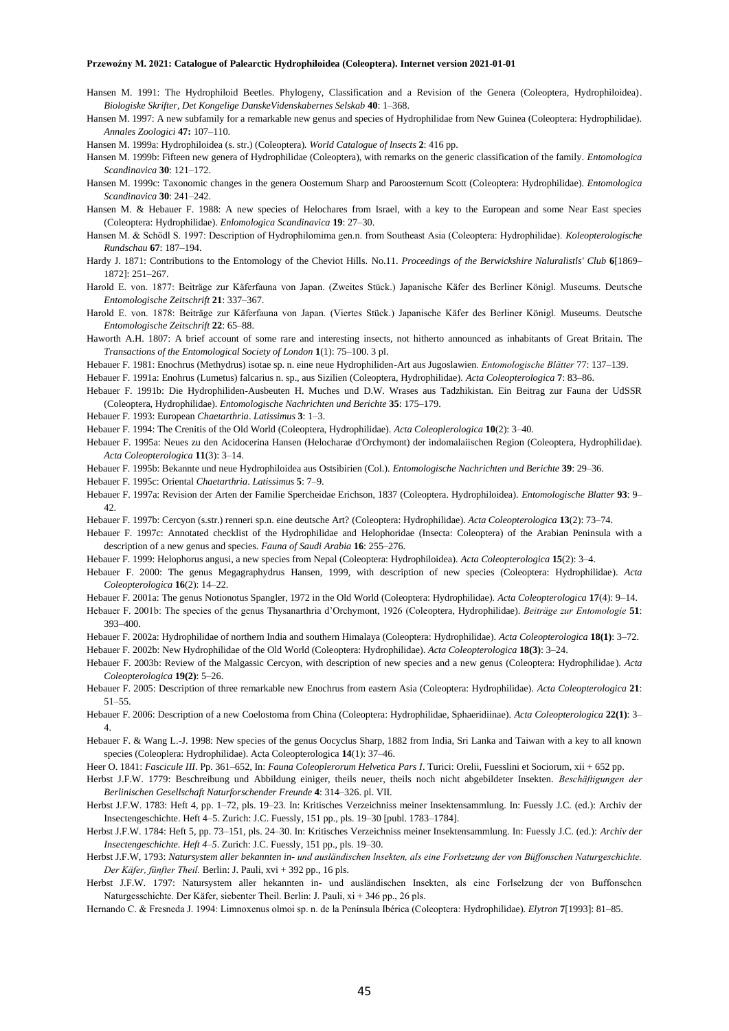Hansen M. 1991: The Hydrophiloid Beetles. Phylogeny, Classification and a Revision of the Genera (Coleoptera, Hydrophiloidea). *Biologiske Skrifter, Det Kongelige DanskeVidenskabernes Selskab* **40**: 1–368.

Hansen M. 1997: A new subfamily for a remarkable new genus and species of Hydrophilidae from New Guinea (Coleoptera: Hydrophilidae). *Annales Zoologici* **47:** 107–110.

Hansen M. 1999a: Hydrophiloidea (s. str.) (Coleoptera). *World Catalogue of lnsects* **2**: 416 pp.

Hansen M. 1999b: Fifteen new genera of Hydrophilidae (Coleoptera), with remarks on the generic classification of the family. *Entomologica Scandinavica* **30**: 121–172.

Hansen M. 1999c: Taxonomic changes in the genera Oosternum Sharp and Paroosternum Scott (Coleoptera: Hydrophilidae). *Entomologica Scandinavica* **30**: 241–242.

Hansen M. & Hebauer F. 1988: A new species of Helochares from Israel, with a key to the European and some Near East species (Coleoptera: Hydrophilidae). *Enlomologica Scandinavica* **19**: 27–30.

Hansen M. & Schödl S. 1997: Description of Hydrophilomima gen.n. from Southeast Asia (Coleoptera: Hydrophilidae). *Koleopterologische Rundschau* **67**: 187–194.

Hardy J. 1871: Contributions to the Entomology of the Cheviot Hills. No.11. *Proceedings of the Berwickshire Naluralistls' Club* **6**[1869–1872]: 251–267.

Harold E. von. 1877: Beiträge zur Käferfauna von Japan. (Zweites Stück.) Japanische Käfer des Berliner Königl. Museums. Deutsche *Entomologische Zeitschrift* **21**: 337–367.

Harold E. von. 1878: Beiträge zur Käferfauna von Japan. (Viertes Stück.) Japanische Käfer des Berliner Königl. Museums. Deutsche *Entomologische Zeitschrift* **22**: 65–88.

Haworth A.H. 1807: A brief account of some rare and interesting insects, not hitherto announced as inhabitants of Great Britain. The *Transactions of the Entomological Society of London* **1**(1): 75–100. 3 pl.

Hebauer F. 1981: Enochrus (Methydrus) isotae sp. n. eine neue Hydrophiliden-Art aus Jugoslawien. *Entomologische Blätter* 77: 137–139.

Hebauer F. 1991a: Enohrus (Lumetus) falcarius n. sp., aus Sizilien (Coleoptera, Hydrophilidae). *Acta Coleopterologica* **7**: 83–86.

Hebauer F. 1991b: Die Hydrophiliden-Ausbeuten H. Muches und D.W. Wrases aus Tadzhikistan. Ein Beitrag zur Fauna der UdSSR (Coleoptera, Hydrophilidae). *Entomologische Nachrichten und Berichte* **35**: 175–179.

Hebauer F. 1993: European *Chaetarthria*. *Latissimus* **3**: 1–3.

Hebauer F. 1994: The Crenitis of the Old World (Coleoptera, Hydrophilidae). *Acta Coleoplerologica* **10**(2): 3–40.

Hebauer F. 1995a: Neues zu den Acidocerina Hansen (Helocharae d'Orchymont) der indomalaiischen Region (Coleoptera, Hydrophilidae). *Acta Coleopterologica* **11**(3): 3–14.

Hebauer F. 1995b: Bekannte und neue Hydrophiloidea aus Ostsibirien (Col.). *Entomologische Nachrichten und Berichte* **39**: 29–36.

Hebauer F. 1995c: Oriental *Chaetarthria*. *Latissimus* **5**: 7–9.

Hebauer F. 1997a: Revision der Arten der Familie Spercheidae Erichson, 1837 (Coleoptera. Hydrophiloidea). *Entomologische Blatter* **93**: 9–42.

Hebauer F. 1997b: Cercyon (s.str.) renneri sp.n. eine deutsche Art? (Coleoptera: Hydrophilidae). *Acta Coleopterologica* **13**(2): 73–74.

Hebauer F. 1997c: Annotated checklist of the Hydrophilidae and Helophoridae (Insecta: Coleoptera) of the Arabian Peninsula with a description of a new genus and species. *Fauna of Saudi Arabia* **16**: 255–276.

Hebauer F. 1999: Helophorus angusi, a new species from Nepal (Coleoptera: Hydrophiloidea). *Acta Coleopterologica* **15**(2): 3–4.

Hebauer F. 2000: The genus Megagraphydrus Hansen, 1999, with description of new species (Coleoptera: Hydrophilidae). *Acta Coleopterologica* **16**(2): 14–22.

Hebauer F. 2001a: The genus Notionotus Spangler, 1972 in the Old World (Coleoptera: Hydrophilidae). *Acta Coleopterologica* **17**(4): 9–14.

Hebauer F. 2001b: The species of the genus Thysanarthria d'Orchymont, 1926 (Coleoptera, Hydrophilidae). *Beiträge zur Entomologie* **51**: 393–400.

Hebauer F. 2002a: Hydrophilidae of northern India and southern Himalaya (Coleoptera: Hydrophilidae). *Acta Coleopterologica* **18(1)**: 3–72.

Hebauer F. 2002b: New Hydrophilidae of the Old World (Coleoptera: Hydrophilidae). *Acta Coleopterologica* **18(3)**: 3–24.

Hebauer F. 2003b: Review of the Malgassic Cercyon, with description of new species and a new genus (Coleoptera: Hydrophilidae). *Acta Coleopterologica* **19(2)**: 5–26.

Hebauer F. 2005: Description of three remarkable new Enochrus from eastern Asia (Coleoptera: Hydrophilidae). *Acta Coleopterologica* **21**: 51–55.

Hebauer F. 2006: Description of a new Coelostoma from China (Coleoptera: Hydrophilidae, Sphaeridiinae). *Acta Coleopterologica* **22(1)**: 3–4.

Hebauer F. & Wang L.-J. 1998: New species of the genus Oocyclus Sharp, 1882 from India, Sri Lanka and Taiwan with a key to all known species (Coleoplera: Hydrophilidae). Acta Coleopterologica **14**(1): 37–46.

Heer O. 1841: *Fascicule III*. Pp. 361–652, In: *Fauna Coleoplerorum Helvetica Pars I*. Turici: Orelii, Fuesslini et Sociorum, xii + 652 pp.

Herbst J.F.W. 1779: Beschreibung und Abbildung einiger, theils neuer, theils noch nicht abgebildeter Insekten. *Beschäftigungen der Berlinischen Gesellschaft Naturforschender Freunde* **4**: 314–326. pl. VII.

Herbst J.F.W. 1783: Heft 4, pp. 1–72, pls. 19–23. In: Kritisches Verzeichniss meiner Insektensammlung. In: Fuessly J.C. (ed.): Archiv der Insectengeschichte. Heft 4–5. Zurich: J.C. Fuessly, 151 pp., pls. 19–30 [publ. 1783–1784].

Herbst J.F.W. 1784: Heft 5, pp. 73–151, pls. 24–30. In: Kritisches Verzeichniss meiner Insektensammlung. In: Fuessly J.C. (ed.): *Archiv der Insectengeschichte. Heft 4–5*. Zurich: J.C. Fuessly, 151 pp., pls. 19–30.

Herbst J.F.W, 1793: *Natursystem aller bekannten in- und ausländischen lnsekten, als eine Forlsetzung der von Büffonschen Naturgeschichte. Der Käfer, fünfter Theil.* Berlin: J. Pauli, xvi + 392 pp., 16 pls.

Herbst J.F.W. 1797: Natursystem aller hekannten in- und ausländischen Insekten, als eine Forlselzung der von Buffonschen Naturgesschichte. Der Käfer, siebenter Theil. Berlin: J. Pauli, xi + 346 pp., 26 pls.

Hernando C. & Fresneda J. 1994: Limnoxenus olmoi sp. n. de la Península Ibérica (Coleoptera: Hydrophilidae). *Elytron* **7**[1993]: 81–85.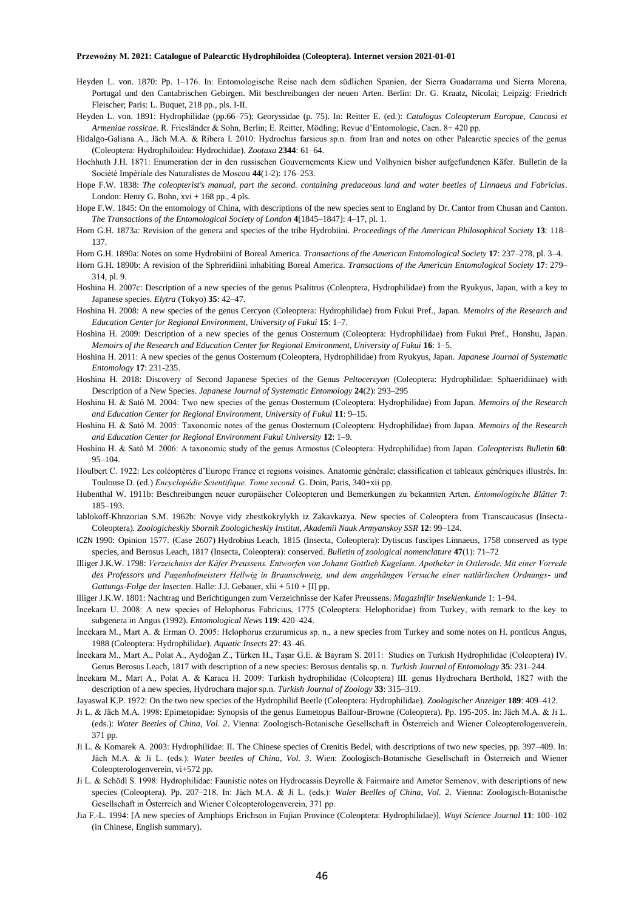Heyden L. von. 1870: Pp. 1–176. In: Entomologische Reise nach dem südlichen Spanien, der Sierra Guadarrama und Sierra Morena, Portugal und den Cantabrischen Gebirgen. Mit beschreibungen der neuen Arten. Berlin: Dr. G. Kraatz, Nicolai; Leipzig: Friedrich Fleischer; Paris: L. Buquet, 218 pp., pls. I-II.

Heyden L. von. 1891: Hydrophilidae (pp.66–75); Georyssidae (p. 75). In: Reitter E. (ed.): *Catalogus Coleopterum Europae, Caucasi et Armeniae rossicae*. R. Friesländer & Sohn, Berlin; E. Reitter, Mödling; Revue d'Entomologie, Caen. 8+ 420 pp.

Hidalgo-Galiana A., Jäch M.A. & Ribera I. 2010: Hydrochus farsicus sp.n. from Iran and notes on other Palearctic species of the genus (Coleoptera: Hydrophiloidea: Hydrochidae). *Zootaxa* **2344**: 61–64.

Hochhuth J.H. 1871: Enumeration der in den russischen Gouvernements Kiew und Volhynien bisher aufgefundenen Käfer. Bulletin de la Société Impériale des Naturalistes de Moscou **44**(1-2): 176–253.

Hope F.W. 1838: *The coleopterist's manual, part the second. containing predaceous land and water beetles of Linnaeus and Fabricius*. London: Henry G. Bohn, xvi + 168 pp., 4 pls.

Hope F.W. 1845: On the entomology of China, with descriptions of the new species sent to England by Dr. Cantor from Chusan and Canton. *The Transactions of the Entomological Society of London* **4**[1845–1847]: 4–17, pl. 1.

Horn G.H. 1873a: Revision of the genera and species of the tribe Hydrobiini. *Proceedings of the American Philosophical Society* **13**: 118–137.

Horn G.H. 1890a: Notes on some Hydrobiini of Boreal America. *Transactions of the American Entomological Society* **17**: 237–278, pl. 3–4.

Horn G.H. 1890b: A revision of the Sphrerìdiini inhabiting Boreal America. *Transactions of the American Entomological Society* **17**: 279–314, pl. 9.

Hoshina H. 2007c: Description of a new species of the genus Psalitrus (Coleoptera, Hydrophilidae) from the Ryukyus, Japan, with a key to Japanese species. *Elytra* (Tokyo) **35**: 42–47.

Hoshina H. 2008: A new species of the genus Cercyon (Coleoptera: Hydrophilidae) from Fukui Pref., Japan. *Memoirs of the Research and Education Center for Regional Environment, University of Fukui* **15**: 1–7.

Hoshina H. 2009: Description of a new species of the genus Oosternum (Coleoptera: Hydrophilidae) from Fukui Pref., Honshu, Japan. *Memoirs of the Research and Education Center for Regional Environment, University of Fukui* **16**: 1–5.

Hoshina H. 2011: A new species of the genus Oosternum (Coleoptera, Hydrophilidae) from Ryukyus, Japan. *Japanese Journal of Systematic Entomology* **17**: 231-235.

Hoshina H. 2018: Discovery of Second Japanese Species of the Genus *Peltocercyon* (Coleoptera: Hydrophilidae: Sphaeridiinae) with Description of a New Species. *Japanese Journal of Systematic Entomology* **24**(2): 293–295

Hoshina H. & Satô M. 2004: Two new species of the genus Oosternum (Coleoptera: Hydrophilidae) from Japan. *Memoirs of the Research and Education Center for Regional Environment, University of Fukui* **11**: 9–15.

Hoshina H. & Satô M. 2005: Taxonomic notes of the genus Oosternum (Coleoptera: Hydrophilidae) from Japan. *Memoirs of the Research and Education Center for Regional Environment Fukui University* **12**: 1–9.

Hoshina H. & Satô M. 2006: A taxonomic study of the genus Armostus (Coleoptera: Hydrophilidae) from Japan. *Coleopterists Bulletin* **60**: 95–104.

Houlbert C. 1922: Les coléoptères d'Europe France et regions voisines. Anatomie générale; classification et tableaux génériques illustrés. In: Toulouse D. (ed.) *Encyclopédie Scientifique. Tome second.* G. Doin, Paris, 340+xii pp.

Hubenthal W. 1911b: Beschreibungen neuer europäischer Coleopteren und Bemerkungen zu bekannten Arten. *Entomologische Blätter* **7**: 185–193.

lablokoff-Khnzorian S.M. 1962b: Novye vidy zhestkokrylykh iz Zakavkazya. New species of Coleoptera from Transcaucasus (Insecta-Coleoptera). *Zoologicheskiy Sbornik Zoologicheskiy Institut, Akademii Nauk Armyanskoy SSR* **12**: 99–124.

ICZN 1990: Opinion 1577. (Case 2607) Hydrobius Leach, 1815 (Insecta, Coleoptera): Dytiscus fuscipes Linnaeus, 1758 conserved as type species, and Berosus Leach, 1817 (Insecta, Coleoptera): conserved. *Bulletin of zoological nomenclature* **47**(1): 71–72

Illiger J.K.W. 1798: *Verzeichniss der Käfer Preussens. Entworfen von Johann Gottlieb Kugelann. Apotheker in Ostlerode. Mit einer Vorrede des Professors und Pagenhofmeisters Hellwig in Braunschweig, und dem angehängen Versuche einer natlürlischen Ordnungs- und Gattungs-Folge der lnsecten*. Halle: J.J. Gebauer, xlii + 510 + [I] pp.

llliger J.K.W. 1801: Nachtrag und Berichtigungen zum Verzeichnisse der Kafer Preussens. *Magazinfiir Inseklenkunde* 1: 1–94.

İncekara U. 2008: A new species of Helophorus Fabricius, 1775 (Coleoptera: Helophoridae) from Turkey, with remark to the key to subgenera in Angus (1992). *Entomological News* **119**: 420–424.

İncekara M., Mart A. & Erman O. 2005: Helophorus erzurumicus sp. n., a new species from Turkey and some notes on H. ponticus Angus, 1988 (Coleoptera: Hydrophilidae). *Aquatic Insects* **27**: 43–46.

İncekara M., Mart A., Polat A., Aydoğan Z., Türken H., Taşar G.E. & Bayram S. 2011: Studies on Turkish Hydrophilidae (Coleoptera) IV. Genus Berosus Leach, 1817 with description of a new species: Berosus dentalis sp. n. *Turkish Journal of Entomology* **35**: 231–244.

İncekara M., Mart A., Polat A. & Karaca H. 2009: Turkish hydrophilidae (Coleoptera) III. genus Hydrochara Berthold, 1827 with the description of a new species, Hydrochara major sp.n. *Turkish Journal of Zoology* **33**: 315–319.

Jayaswal K.P. 1972: On the two new species of the Hydrophilid Beetle (Coleoptera: Hydrophilidae). *Zoologischer Anzeiger* **189**: 409–412.

Ji L. & Jäch M.A. 1998: Epimetopidae: Synopsis of the genus Eumetopus Balfour-Browne (Coleoptera). Pp. 195-205. In: Jäch M.A. & Ji L. (eds.): *Water Beetles of China, Vol. 2*. Vienna: Zoologisch-Botanische Gesellschaft in Österreich and Wiener Coleopterologenverein, 371 pp.

Ji L. & Komarek A. 2003: Hydrophilidae: II. The Chinese species of Crenitis Bedel, with descriptions of two new species, pp. 397–409. In: Jäch M.A. & Ji L. (eds.): *Water beetles of China, Vol. 3*. Wien: Zoologisch-Botanische Gesellschaft in Österreich and Wiener Coleopterologenverein, vi+572 pp.

Ji L. & Schödl S. 1998: Hydrophilidae: Faunistic notes on Hydrocassis Deyrolle & Fairmaire and Ametor Semenov, with descriptions of new species (Coleoptera). Pp. 207–218. In: Jäch M.A. & Ji L. (eds.): *Waler Beelles of China, Vol. 2*. Vienna: Zoologisch-Botanische Gesellschaft in Österreich and Wiener Coleopterologenverein, 371 pp.

Jia F.-L. 1994: [A new species of Amphiops Erichson in Fujian Province (Coleoptera: Hydrophilidae)]. *Wuyi Science Journal* **11**: 100–102 (in Chinese, English summary).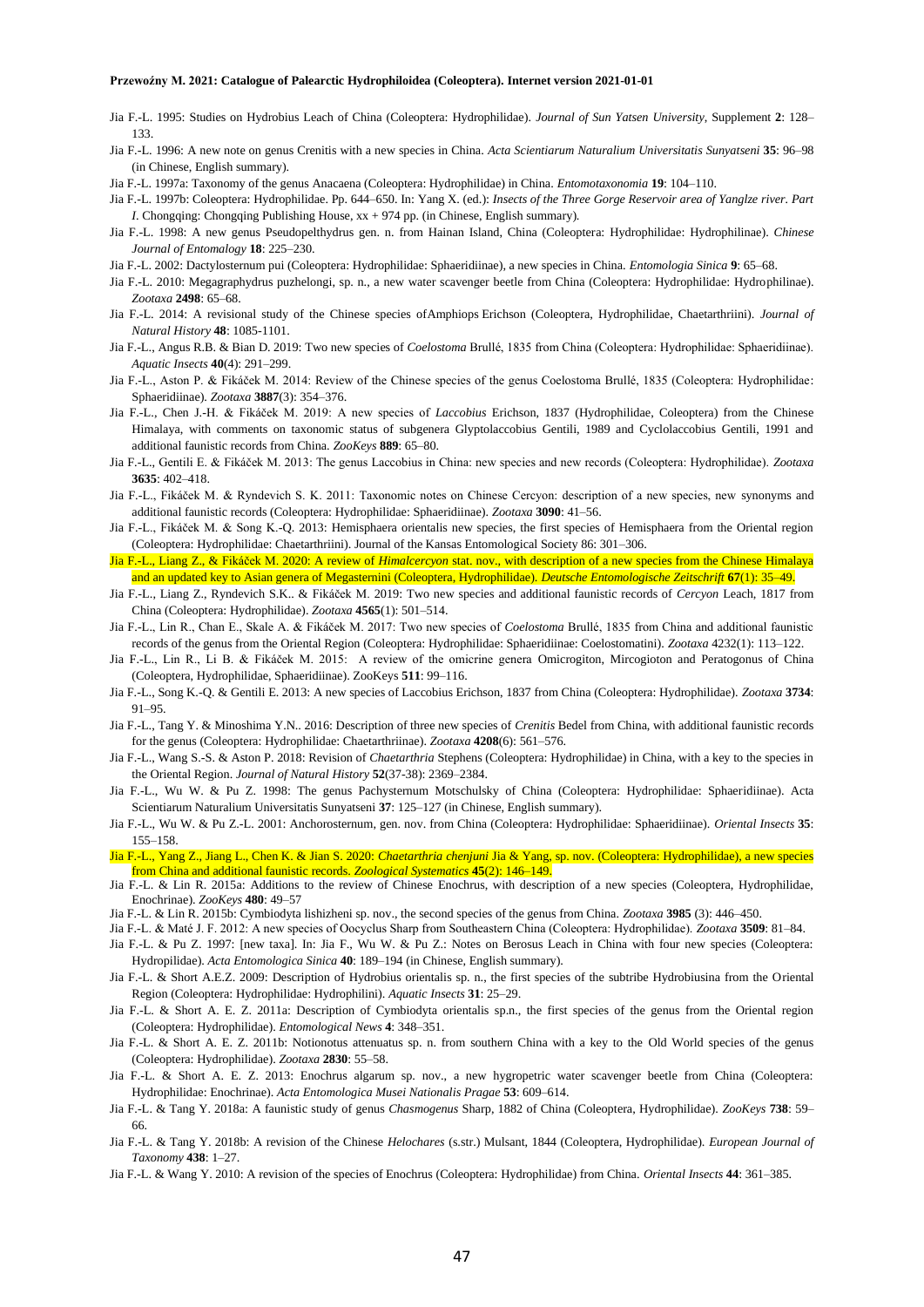Jia F.-L. 1995: Studies on Hydrobius Leach of China (Coleoptera: Hydrophilidae). *Journal of Sun Yatsen University*, Supplement **2**: 128–133.

Jia F.-L. 1996: A new note on genus Crenitis with a new species in China. *Acta Scientiarum Naturalium Universitatis Sunyatseni* **35**: 96–98 (in Chinese, English summary).

Jia F.-L. 1997a: Taxonomy of the genus Anacaena (Coleoptera: Hydrophilidae) in China. *Entomotaxonomia* **19**: 104–110.

Jia F.-L. 1997b: Coleoptera: Hydrophilidae. Pp. 644–650. In: Yang X. (ed.): *Insects of the Three Gorge Reservoir area of Yanglze river. Part I*. Chongqing: Chongqing Publishing House, xx + 974 pp. (in Chinese, English summary).

Jia F.-L. 1998: A new genus Pseudopelthydrus gen. n. from Hainan Island, China (Coleoptera: Hydrophilidae: Hydrophilinae). *Chinese Journal of Entomology* **18**: 225–230.

Jia F.-L. 2002: Dactylosternum pui (Coleoptera: Hydrophilidae: Sphaeridiinae), a new species in China. *Entomologia Sinica* **9**: 65–68.

Jia F.-L. 2010: Megagraphydrus puzhelongi, sp. n., a new water scavenger beetle from China (Coleoptera: Hydrophilidae: Hydrophilinae). *Zootaxa* **2498**: 65–68.

Jia F.-L. 2014: A revisional study of the Chinese species ofAmphiops Erichson (Coleoptera, Hydrophilidae, Chaetarthriini). *Journal of Natural History* **48**: 1085-1101.

Jia F.-L., Angus R.B. & Bian D. 2019: Two new species of *Coelostoma* Brullé, 1835 from China (Coleoptera: Hydrophilidae: Sphaeridiinae). *Aquatic Insects* **40**(4): 291–299.

Jia F.-L., Aston P. & Fikáček M. 2014: Review of the Chinese species of the genus Coelostoma Brullé, 1835 (Coleoptera: Hydrophilidae: Sphaeridiinae). *Zootaxa* **3887**(3): 354–376.

Jia F.-L., Chen J.-H. & Fikáček M. 2019: A new species of *Laccobius* Erichson, 1837 (Hydrophilidae, Coleoptera) from the Chinese Himalaya, with comments on taxonomic status of subgenera Glyptolaccobius Gentili, 1989 and Cyclolaccobius Gentili, 1991 and additional faunistic records from China. *ZooKeys* **889**: 65–80.

Jia F.-L., Gentili E. & Fikáček M. 2013: The genus Laccobius in China: new species and new records (Coleoptera: Hydrophilidae). *Zootaxa* **3635**: 402–418.

Jia F.-L., Fikáček M. & Ryndevich S. K. 2011: Taxonomic notes on Chinese Cercyon: description of a new species, new synonyms and additional faunistic records (Coleoptera: Hydrophilidae: Sphaeridiinae). *Zootaxa* **3090**: 41–56.

Jia F.-L., Fikáček M. & Song K.-Q. 2013: Hemisphaera orientalis new species, the first species of Hemisphaera from the Oriental region (Coleoptera: Hydrophilidae: Chaetarthriini). Journal of the Kansas Entomological Society 86: 301–306.

Jia F.-L., Liang Z., & Fikáček M. 2020: A review of *Himalcercyon* stat. nov., with description of a new species from the Chinese Himalaya and an updated key to Asian genera of Megasternini (Coleoptera, Hydrophilidae). *Deutsche Entomologische Zeitschrift* **67**(1): 35–49.

Jia F.-L., Liang Z., Ryndevich S.K.. & Fikáček M. 2019: Two new species and additional faunistic records of *Cercyon* Leach, 1817 from China (Coleoptera: Hydrophilidae). *Zootaxa* **4565**(1): 501–514.

Jia F.-L., Lin R., Chan E., Skale A. & Fikáček M. 2017: Two new species of *Coelostoma* Brullé, 1835 from China and additional faunistic records of the genus from the Oriental Region (Coleoptera: Hydrophilidae: Sphaeridiinae: Coelostomatini). *Zootaxa* 4232(1): 113–122.

Jia F.-L., Lin R., Li B. & Fikáček M. 2015: A review of the omicrine genera Omicrogiton, Mircogioton and Peratogonus of China (Coleoptera, Hydrophilidae, Sphaeridiinae). ZooKeys **511**: 99–116.

Jia F.-L., Song K.-Q. & Gentili E. 2013: A new species of Laccobius Erichson, 1837 from China (Coleoptera: Hydrophilidae). *Zootaxa* **3734**: 91–95.

Jia F.-L., Tang Y. & Minoshima Y.N.. 2016: Description of three new species of *Crenitis* Bedel from China, with additional faunistic records for the genus (Coleoptera: Hydrophilidae: Chaetarthriinae). *Zootaxa* **4208**(6): 561–576.

Jia F.-L., Wang S.-S. & Aston P. 2018: Revision of *Chaetarthria* Stephens (Coleoptera: Hydrophilidae) in China, with a key to the species in the Oriental Region. *Journal of Natural History* **52**(37-38): 2369–2384.

Jia F.-L., Wu W. & Pu Z. 1998: The genus Pachysternum Motschulsky of China (Coleoptera: Hydrophilidae: Sphaeridiinae). Acta Scientiarum Naturalium Universitatis Sunyatseni **37**: 125–127 (in Chinese, English summary).

Jia F.-L., Wu W. & Pu Z.-L. 2001: Anchorosternum, gen. nov. from China (Coleoptera: Hydrophilidae: Sphaeridiinae). *Oriental Insects* **35**: 155–158.

Jia F.-L., Yang Z., Jiang L., Chen K. & Jian S. 2020: *Chaetarthria chenjuni* Jia & Yang, sp. nov. (Coleoptera: Hydrophilidae), a new species from China and additional faunistic records. *Zoological Systematics* **45**(2): 146–149.

Jia F.-L. & Lin R. 2015a: Additions to the review of Chinese Enochrus, with description of a new species (Coleoptera, Hydrophilidae, Enochrinae). *ZooKeys* **480**: 49–57

Jia F.-L. & Lin R. 2015b: Cymbiodyta lishizheni sp. nov., the second species of the genus from China. *Zootaxa* **3985** (3): 446–450.

Jia F.-L. & Maté J. F. 2012: A new species of Oocyclus Sharp from Southeastern China (Coleoptera: Hydrophilidae). *Zootaxa* **3509**: 81–84.

Jia F.-L. & Pu Z. 1997: [new taxa]. In: Jia F., Wu W. & Pu Z.: Notes on Berosus Leach in China with four new species (Coleoptera: Hydropilidae). *Acta Entomologica Sinica* **40**: 189–194 (in Chinese, English summary).

Jia F.-L. & Short A.E.Z. 2009: Description of Hydrobius orientalis sp. n., the first species of the subtribe Hydrobiusina from the Oriental Region (Coleoptera: Hydrophilidae: Hydrophilini). *Aquatic Insects* **31**: 25–29.

Jia F.-L. & Short A. E. Z. 2011a: Description of Cymbiodyta orientalis sp.n., the first species of the genus from the Oriental region (Coleoptera: Hydrophilidae). *Entomological News* **4**: 348–351.

Jia F.-L. & Short A. E. Z. 2011b: Notionotus attenuatus sp. n. from southern China with a key to the Old World species of the genus (Coleoptera: Hydrophilidae). *Zootaxa* **2830**: 55–58.

Jia F.-L. & Short A. E. Z. 2013: Enochrus algarum sp. nov., a new hygropetric water scavenger beetle from China (Coleoptera: Hydrophilidae: Enochrinae). *Acta Entomologica Musei Nationalis Pragae* **53**: 609–614.

Jia F.-L. & Tang Y. 2018a: A faunistic study of genus *Chasmogenus* Sharp, 1882 of China (Coleoptera, Hydrophilidae). *ZooKeys* **738**: 59–66.

Jia F.-L. & Tang Y. 2018b: A revision of the Chinese *Helochares* (s.str.) Mulsant, 1844 (Coleoptera, Hydrophilidae). *European Journal of Taxonomy* **438**: 1–27.

Jia F.-L. & Wang Y. 2010: A revision of the species of Enochrus (Coleoptera: Hydrophilidae) from China. *Oriental Insects* **44**: 361–385.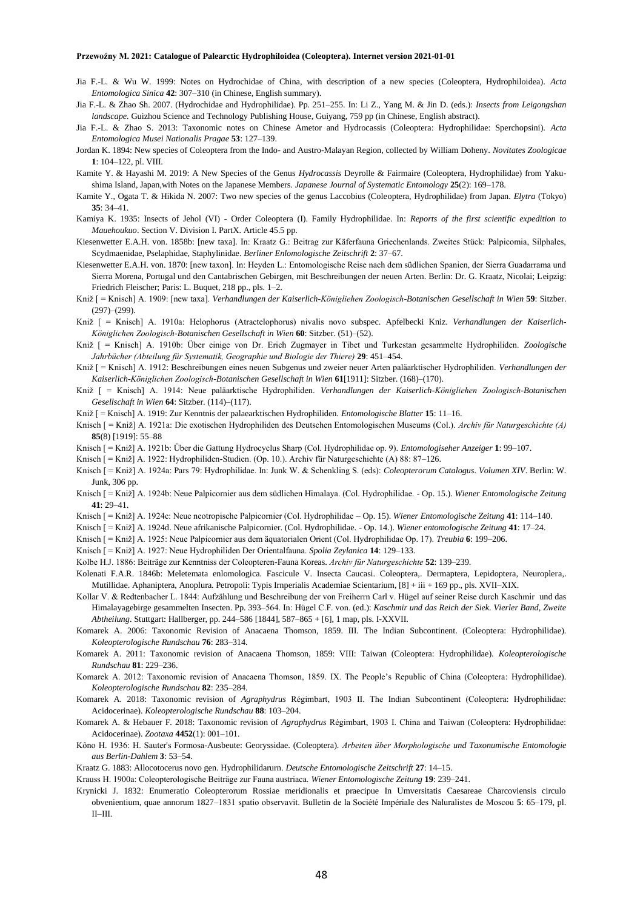Jia F.-L. & Wu W. 1999: Notes on Hydrochidae of China, with description of a new species (Coleoptera, Hydrophiloidea). *Acta Entomologica Sinica* **42**: 307–310 (in Chinese, English summary).

Jia F.-L. & Zhao Sh. 2007. (Hydrochidae and Hydrophilidae). Pp. 251–255. In: Li Z., Yang M. & Jin D. (eds.): *Insects from Leigongshan landscape*. Guizhou Science and Technology Publishing House, Guiyang, 759 pp (in Chinese, English abstract).

Jia F.-L. & Zhao S. 2013: Taxonomic notes on Chinese Ametor and Hydrocassis (Coleoptera: Hydrophilidae: Sperchopsini). *Acta Entomologica Musei Nationalis Pragae* **53**: 127–139.

Jordan K. 1894: New species of Coleoptera from the Indo- and Austro-Malayan Region, collected by William Doheny. *Novitates Zoologicae* **1**: 104–122, pl. VIII.

Kamite Y. & Hayashi M. 2019: A New Species of the Genus *Hydrocassis* Deyrolle & Fairmaire (Coleoptera, Hydrophilidae) from Yakushima Island, Japan,with Notes on the Japanese Members. *Japanese Journal of Systematic Entomology* **25**(2): 169–178.

Kamite Y., Ogata T. & Hikida N. 2007: Two new species of the genus Laccobius (Coleoptera, Hydrophilidae) from Japan. *Elytra* (Tokyo) **35**: 34–41.

Kamiya K. 1935: Insects of Jehol (VI) - Order Coleoptera (I). Family Hydrophilidae. In: *Reports of the first scientific expedition to Mauehoukuo*. Section V. Division I. PartX. Article 45.5 pp.

Kiesenwetter E.A.H. von. 1858b: [new taxa]. In: Kraatz G.: Beitrag zur Käferfauna Griechenlands. Zweites Stück: Palpicornia, Silphales, Scydmaenidae, Pselaphidae, Staphylinidae. *Berliner Enlomologische Zeitschrift* **2**: 37–67.

Kiesenwetter E.A.H. von. 1870: [new taxon]. In: Heyden L.: Entomologische Reise nach dem südlichen Spanien, der Sierra Guadarrama und Sierra Morena, Portugal und den Cantabrischen Gebirgen, mit Beschreibungen der neuen Arten. Berlin: Dr. G. Kraatz, Nicolai; Leipzig: Friedrich Fleischer; Paris: L. Buquet, 218 pp., pls. 1–2.

Kniž [ = Knisch] A. 1909: [new taxa]. *Verhandlungen der Kaiserlich-Königliehen Zoologisch-Botanischen Gesellschaft in Wien* **59**: Sitzber. (297)–(299).

Kniž [ = Knisch] A. 1910a: Helophorus (Atractelophorus) nivalis novo subspec. Apfelbecki Kniz. *Verhandlungen der Kaiserlich-Königlichen Zoologisch-Botanischen Gesellschaft in Wien* **60**: Sitzber. (51)–(52).

Kniž [ = Knisch] A. 1910b: Über einige von Dr. Erich Zugmayer in Tibet und Turkestan gesammelte Hydrophiliden. *Zoologische Jahrbücher (Abteilung für Systematik, Geographie und Biologie der Thiere)* **29**: 451–454.

Kniž [ = Knisch] A. 1912: Beschreibungen eines neuen Subgenus und zweier neuer Arten paläarktischer Hydrophiliden. *Verhandlungen der Kaiserlich-Königlichen Zoologisch-Botanischen Gesellschaft in Wien* **61**[1911]: Sitzber. (168)–(170).

Kniž [ = Knisch] A. 1914: Neue paläarktische Hydrophiliden. *Verhandlungen der Kaiserlich-Königliehen Zoologisch-Botanischen Gesellschaft in Wien* **64**: Sitzber. (114)–(117).

Kniž [ = Knisch] A. 1919: Zur Kenntnis der palaearktischen Hydrophiliden. *Entomologische Blatter* **15**: 11–16.

Knisch [ = Kniž] A. 1921a: Die exotischen Hydrophiliden des Deutschen Entomologischen Museums (Col.). *Archiv für Naturgeschichte (A)* **85**(8) [1919]: 55–88

Knisch [ = Kniž] A. 1921b: Über die Gattung Hydrocyclus Sharp (Col. Hydrophilidae op. 9). *Entomologiseher Anzeiger* **1**: 99–107.

Knisch [ = Kniž] A. 1922: Hydrophiliden-Studien. (Op. 10.). Archiv für Naturgeschiehte (A) 88: 87–126.

Knisch [ = Kniž] A. 1924a: Pars 79: Hydrophilidae. In: Junk W. & Schenkling S. (eds): *Coleopterorum Catalogus. Volumen XIV*. Berlin: W. Junk, 306 pp.

Knisch [ = Kniž] A. 1924b: Neue Palpicornier aus dem südlichen Himalaya. (Col. Hydrophilidae. - Op. 15.). *Wiener Entomologische Zeitung* **41**: 29–41.

Knisch [ = Kniž] A. 1924c: Neue neotropische Palpicornier (Col. Hydrophilidae – Op. 15). *Wiener Entomologische Zeitung* **41**: 114–140.

Knisch [ = Kniž] A. 1924d. Neue afrikanische Palpicornier. (Col. Hydrophilidae. - Op. 14.). *Wiener entomologische Zeitung* **41**: 17–24.

Knisch [ = Kniž] A. 1925: Neue Palpicornier aus dem äquatorialen Orient (Col. Hydrophilidae Op. 17). *Treubia* **6**: 199–206.

Knisch [ = Kniž] A. 1927: Neue Hydrophiliden Der Orientalfauna. *Spolia Zeylanica* **14**: 129–133.

Kolbe H.J. 1886: Beiträge zur Kenntniss der Coleopteren-Fauna Koreas. *Archiv für Naturgeschichte* **52**: 139–239.

Kolenati F.A.R. 1846b: Meletemata enlomologica. Fascicule V. Insecta Caucasi. Coleoptera,. Dermaptera, Lepidoptera, Neuroplera,. Mutillidae. Aphaniptera, Anoplura. Petropoli: Typis Irnperialis Academiae Scientarium, [8] + iii + 169 pp., pls. XVII–XIX.

Kollar V. & Redtenbacher L. 1844: Aufzählung und Beschreibung der von Freiherrn Carl v. Hügel auf seiner Reise durch Kaschmir und das Himalayagebirge gesammelten Insecten. Pp. 393–564. In: Hügel C.F. von. (ed.): *Kaschmir und das Reich der Siek. Vierler Band, Zweite Abtheilung*. Stuttgart: Hallberger, pp. 244–586 [1844], 587–865 + [6], 1 map, pls. I-XXVII.

Komarek A. 2006: Taxonomic Revision of Anacaena Thomson, 1859. III. The Indian Subcontinent. (Coleoptera: Hydrophilidae). *Koleopterologische Rundschau* **76**: 283–314.

Komarek A. 2011: Taxonomic revision of Anacaena Thomson, 1859: VIII: Taiwan (Coleoptera: Hydrophilidae). *Koleopterologische Rundschau* **81**: 229–236.

Komarek A. 2012: Taxonomic revision of Anacaena Thomson, 1859. IX. The People's Republic of China (Coleoptera: Hydrophilidae). *Koleopterologische Rundschau* **82**: 235–284.

Komarek A. 2018: Taxonomic revision of *Agraphydrus* Régimbart, 1903 II. The Indian Subcontinent (Coleoptera: Hydrophilidae: Acidocerinae). *Koleopterologische Rundschau* **88**: 103–204.

Komarek A. & Hebauer F. 2018: Taxonomic revision of *Agraphydrus* Régimbart, 1903 I. China and Taiwan (Coleoptera: Hydrophilidae: Acidocerinae). *Zootaxa* **4452**(1): 001–101.

Kôno H. 1936: H. Sauter's Formosa-Ausbeute: Georyssidae. (Coleoptera). *Arbeiten über Morphologische und Taxonumische Entomologie aus Berlin-Dahlem* **3**: 53–54.

Kraatz G. 1883: Allocotocerus novo gen. Hydrophilidarurn. *Deutsche Entomologische Zeitschrift* **27**: 14–15.

Krauss H. 1900a: Coleopterologische Beiträge zur Fauna austriaca. *Wiener Entomologische Zeitung* **19**: 239–241.

Krynicki J. 1832: Enumeratio Coleopterorum Rossiae meridionalis et praecipue In Umversitatis Caesareae Charcoviensis circulo obvenientium, quae annorum 1827–1831 spatio observavit. Bulletin de la Société Impériale des Naluralistes de Moscou **5**: 65–179, pl. II–III.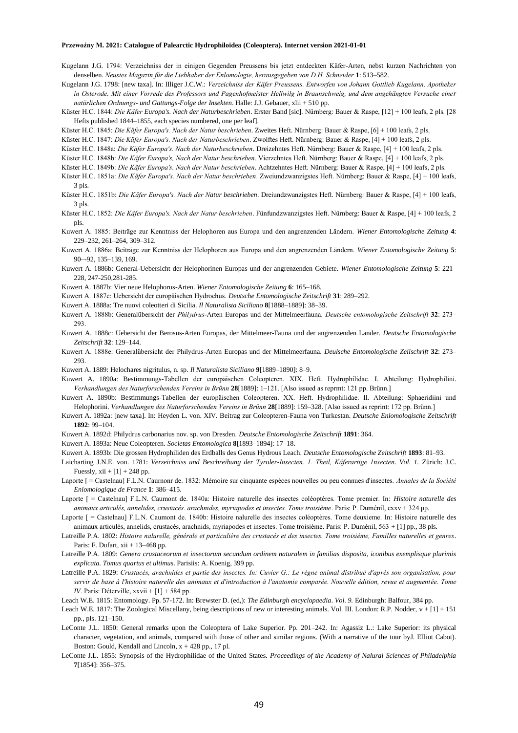Kugelann J.G. 1794: Verzeichniss der in einigen Gegenden Preussens bis jetzt entdeckten Käfer-Arten, nebst kurzen Nachrichten von denselben. *Neustes Magazin für die Liebhaber der Enlomologie, herausgegeben von D.H. Schneider* **1**: 513–582.

Kugelann J.G. 1798: [new taxa]. In: Illiger J.C.W.: *Verzeichniss der Käfer Preussens. Entworfen von Johann Gottlieb Kugelann, Apotheker in Osterode. Mit einer Vorrede des Professors und Pagenhofmeister Hellwilg in Braunschweig, und dem angehängten Versuche einer natürlichen Ordnungs- und Gattungs-Folge der Insekten*. Halle: J.J. Gebauer, xlii + 510 pp.

Küster H.C. 1844: *Die Käfer Europa's. Nach der Naturbeschrieben*. Erster Band [sic]. Nürnberg: Bauer & Raspe, [12] + 100 leafs, 2 pls. [28 Hefts published 1844–1855, each species numbered, one per leaf].

Küster H.C. 1845: *Die Käfer Europa's. Nach der Natur beschrieben*. Zweites Heft. Nürnberg: Bauer & Raspe, [6] + 100 leafs, 2 pls.

Küster H.C. 1847: *Die Käfer Europa's. Nach der Naturbeschrieben*. Zwolftes Heft. Nürnberg: Bauer & Raspe, [4] + 100 leafs, 2 pls.

Küster H.C. 1848a: *Die Käfer Europa's. Nach der Naturbeschrieben*. Dreizehntes Heft. Nürnberg: Bauer & Raspe, [4] + 100 leafs, 2 pls.

Küster H.C. 1848b: *Die Käfer Europa's, Nach der Natur beschrieben*. Vierzehntes Heft. Nürnberg: Bauer & Raspe, [4] + 100 leafs, 2 pls.

Küster H.C. 1849b: *Die Käfer Europa's. Nach der Natur beschrieben*. Achtzehntes Heft. Nürnberg: Bauer & Raspe, [4] + 100 leafs, 2 pls.

Küster H.C. 1851a: *Die Käfer Europa's. Nach der Natur beschrieben*. Zweiundzwanzigstes Heft. Nürnberg: Bauer & Raspe, [4] + 100 leafs, 3 pls.

Küster H.C. 1851b: *Die Käfer Europa's. Nach der Natur beschrieben*. Dreiundzwanzigstes Heft. Nürnberg: Bauer & Raspe, [4] + 100 leafs, 3 pls.

Küster H.C. 1852: *Die Käfer Europa's. Nach der Natur beschrieben*. Fünfundzwanzigstes Heft. Nürnberg: Bauer & Raspe, [4] + 100 leafs, 2 pls.

Kuwert A. 1885: Beiträge zur Kenntniss der Helophoren aus Europa und den angrenzenden Ländern. *Wiener Entomologische Zeitung* **4**: 229–232, 261–264, 309–312.

Kuwert A. 1886a: Beiträge zur Kenntniss der Helophoren aus Europa und den angrenzenden Ländern. *Wiener Entomologische Zeitung* **5**: 90–-92, 135–139, 169.

Kuwert A. 1886b: General-Uebersicht der Helophorinen Europas und der angrenzenden Gebiete. *Wiener Entomologische Zeitung* **5**: 221–228, 247-250,281-285.

Kuwert A. 1887b: Vier neue Helophorus-Arten. *Wiener Entomologische Zeitung* **6**: 165–168.

Kuwert A. 1887c: Uebersicht der europäischen Hydrochus. *Deutsche Entomologische Zeitschrift* **31**: 289–292.

Kuwert A. 1888a: Tre nuovi coleotteri di Sicilia. *Il Naturalista Siciliano* **8**[1888–1889]: 38–39.

Kuwert A. 1888b: Generalübersicht der *Philydrus*-Arten Europas und der Mittelmeerfauna. *Deutsche entomologische Zeitschrift* **32**: 273–293.

Kuwert A. 1888c: Uebersicht der Berosus-Arten Europas, der Mittelmeer-Fauna und der angrenzenden Lander. *Deutsche Entomologische Zeitschrift* **32**: 129–144.

Kuwert A. 1888e: Generalübersicht der Philydrus-Arten Europas und der Mittelmeerfauna. *Deulsche Entomologische Zeilschrift* **32**: 273–293.

Kuwert A. 1889: Helochares nigritulus, n. sp. *Il Naturalista Siciliano* **9**[1889–1890]: 8–9.

Kuwert A. 1890a: Bestimmungs-Tabellen der europäischen Coleopteren. XIX. Heft. Hydrophilidae. I. Abteilung: Hydrophilini. *Verhandlungen des Naturforschenden Vereins in Brünn* **28**[1889]: 1–121. [Also issued as reprmt: 121 pp. Brünn.]

Kuwert A. 1890b: Bestimmungs-Tabellen der europäischen Coleopteren. XX. Heft. Hydrophilidae. II. Abteilung: Sphaeridiini und Helophorini. *Verhandlungen des Naturforschenden Vereins in Brünn* **28**[1889]: 159–328. [Also issued as reprint: 172 pp. Brünn.]

Kuwert A. 1892a: [new taxa]. In: Heyden L. von. XIV. Beitrag zur Coleopteren-Fauna von Turkestan. *Deutsche Enlomologische Zeitschrift* **1892**: 99–104.

Kuwert A. 1892d: Philydrus carbonarius nov. sp. von Dresden. *Deutsche Entomologische Zeitschrift* **1891**: 364.

Kuwert A. 1893a: Neue Coleopteren. *Societas Entomologica* **8**[1893–1894]: 17–18.

Kuwert A. 1893b: Die grossen Hydrophiliden des Erdballs des Genus Hydrous Leach. *Deutsche Entomologische Zeitschrift* **1893**: 81–93.

Laicharting J.N.E. von. 1781: *Verzeichniss und Beschreibung der Tyroler-Insecten. 1. Theil, Käferartige 1nsecten*. *Vol. 1.* Zürich: J.C. Fuessly, xii + [1] + 248 pp.

Laporte [ = Castelnau] F.L.N. Caurnonr de. 1832: Mémoire sur cinquante espèces nouvelles ou peu connues d'insectes. *Annales de la Société Enlomologique de France* **1**: 386–415.

Laporte [ = Castelnau] F.L.N. Caumont de. 1840a: Histoire naturelle des insectes coléoptères. Tome premier. In: *Histoire naturelle des animaux articulés, annelides, crustacés. arachnides, myriapodes et insectes. Tome troisième*. Paris: P. Duménil, cxxv + 324 pp.

Laporte [ = Castelnau] F.L.N. Caumont de. 1840b: Histoire nalurelle des insectes coléoptères. Tome deuxieme. In: Histoire naturelle des animaux articulés, annelids, crustacés, arachnids, myriapodes et insectes. Tome troisième. Paris: P. Duménil, 563 + [1] pp., 38 pls.

Latreille P.A. 1802: *Histoire nalurelle, générale et particulière des crustacés et des insectes. Tome troisième, Familles naturelles et genres*. Paris: F. Dufart, xii + 13–468 pp.

Latreille P.A. 1809: *Genera crustaceorum et insectorum secundum ordinem naturalem in familias disposita, iconibus exemplisque plurimis explicata. Tomus quartus et ultimus*. Parisiis: A. Koenig, 399 pp.

Latreille P.A. 1829: *Crustacés, arachnides et partie des insectes. In: Cuvier G.: Le règne animal distribué d'après son organisation, pour servir de base à l'histoire naturelle des animaux et d'introduction à l'anatomie comparée. Nouvelle édition, revue et augmentée. Tome IV*. Paris: Déterville, xxvii + [1] + 584 pp.

Leach W.E. 1815: Entomology. Pp. 57-172. In: Brewster D. (ed,): *The Edinburgh encyclopaedia*. *Vol. 9.* Edinburgh: Balfour, 384 pp.

Leach W.E. 1817: The Zoological Miscellany, being descriptions of new or interesting animals. Vol. III. London: R.P. Nodder, v + [1] + 151 pp., pls. 121–150.

LeConte J.L. 1850: General remarks upon the Coleoptera of Lake Superior. Pp. 201–242. In: Agassiz L.: Lake Superior: its physical character, vegetation, and animals, compared with those of other and similar regions. (With a narrative of the tour byJ. Elliot Cabot). Boston: Gould, Kendall and Lincoln, x + 428 pp., 17 pl.

LeConte J.L. 1855: Synopsis of the Hydrophilidae of the United States. *Proceedings of the Academy of Nalural Sciences of Philadelphia* **7**[1854]: 356–375.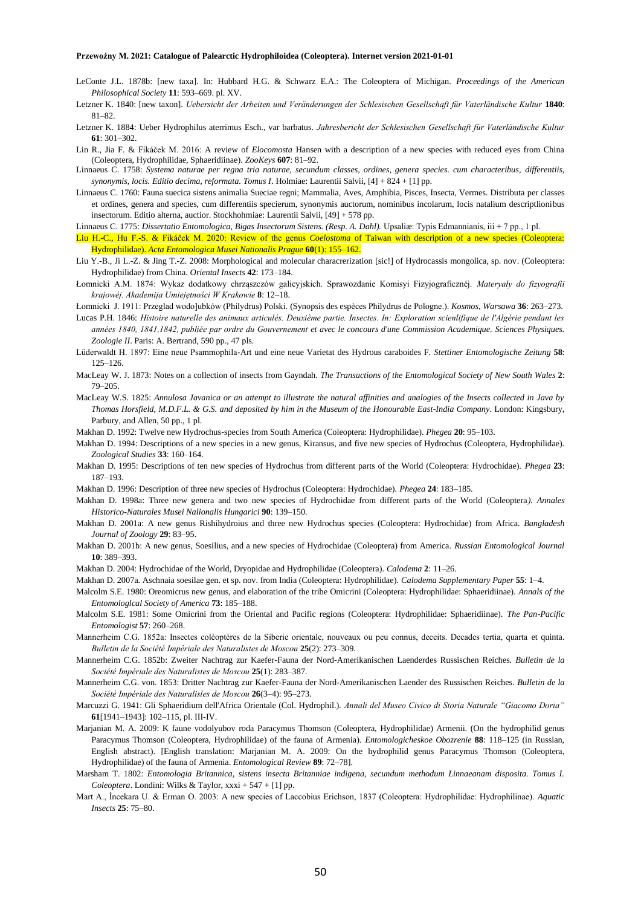LeConte J.L. 1878b: [new taxa]. In: Hubbard H.G. & Schwarz E.A.: The Coleoptera of Michigan. *Proceedings of the American Philosophical Society* **11**: 593–669. pl. XV.

Letzner K. 1840: [new taxon]. *Uebersicht der Arbeiten und Veränderungen der Schlesischen Gesellschaft für Vaterländische Kultur* **1840**: 81–82.

Letzner K. 1884: Ueber Hydrophilus aterrimus Esch., var barbatus. *Jahresbericht der Schlesischen Gesellschaft für Vaterländische Kultur* **61**: 301–302.

Lin R., Jia F. & Fikáček M. 2016: A review of *Elocomosta* Hansen with a description of a new species with reduced eyes from China (Coleoptera, Hydrophilidae, Sphaeridiinae). *ZooKeys* **607**: 81–92.

Linnaeus C. 1758: *Systema naturae per regna tria naturae, secundum classes, ordines, genera species. cum characteribus, differentiis, synonymis, locis. Editio decima, reformata. Tomus I*. Holmiae: Laurentii Salvii, [4] + 824 + [1] pp.

Linnaeus C. 1760: Fauna suecica sistens animalia Sueciae regni; Mammalia, Aves, Amphibia, Pisces, Insecta, Vermes. Distributa per classes et ordines, genera and species, cum differentiis specierum, synonymis auctorum, nominibus incolarum, locis natalium descriptlionibus insectorum. Editio alterna, auctior. Stockhohmiae: Laurentii Salvii, [49] + 578 pp.

Linnaeus C. 1775: *Dissertatio Entomologica, Bigas Insectorum Sistens. (Resp. A. Dahl).* Upsaliæ: Typis Edmannianis, iii + 7 pp., 1 pl.

Liu H.-C., Hu F.-S. & Fikáček M. 2020: Review of the genus *Coelostoma* of Taiwan with description of a new species (Coleoptera: Hydrophilidae). *Acta Entomologica Musei Nationalis Prague* **60**(1): 155–162.

Liu Y.-B., Ji L.-Z. & Jing T.-Z. 2008: Morphological and molecular characrerization [sic!] of Hydrocassis mongolica, sp. nov. (Coleoptera: Hydrophilidae) from China. *Oriental Insects* **42**: 173–184.

Łomnicki A.M. 1874: Wykaz dodatkowy chrząszczów galicyjskich. Sprawozdanie Komisyi Fizyjograficznéj. *Materyały do fizyografii krajowéj. Akademija Umiejętności W Krakowie* **8**: 12–18.

Łomnicki J. 1911: Przeglad wodo]ubków (Philydrus) Polski. (Synopsis des espèces Philydrus de Pologne.). *Kosmos, Warsawa* **36**: 263–273.

Lucas P.H. 1846: *Histoire naturelle des animaux articulés. Deuxième partie. Insectes. In: Exploration scienlifique de l'Algérie pendant les années 1840, 1841,1842, publiée par ordre du Gouvernement et avec le concours d'une Commission Academique. Sciences Physiques. Zoologie II*. Paris: A. Bertrand, 590 pp., 47 pls.

Lüderwaldt H. 1897: Eine neue Psammophila-Art und eine neue Varietat des Hydrous caraboides F. *Stettiner Entomologische Zeitung* **58**: 125–126.

MacLeay W. J. 1873: Notes on a collection of insects from Gayndah. *The Transactions of the Entomological Society of New South Wales* **2**: 79–205.

MacLeay W.S. 1825: *Annulosa Javanica or an attempt to illustrate the natural affinities and analogies of the Insects collected in Java by Thomas Horsfield, M.D.F.L. & G.S. and deposited by him in the Museum of the Honourable East-India Company*. London: Kingsbury, Parbury, and Allen, 50 pp., 1 pl.

Makhan D. 1992: Twelve new Hydrochus-species from South America (Coleoptera: Hydrophilidae). *Phegea* **20**: 95–103.

Makhan D. 1994: Descriptions of a new species in a new genus, Kiransus, and five new species of Hydrochus (Coleoptera, Hydrophilidae). *Zoological Studies* **33**: 160–164.

Makhan D. 1995: Descriptions of ten new species of Hydrochus from different parts of the World (Coleoptera: Hydrochidae). *Phegea* **23**: 187–193.

Makhan D. 1996: Description of three new species of Hydrochus (Coleoptera: Hydrochidae). *Phegea* **24**: 183–185.

Makhan D. 1998a: Three new genera and two new species of Hydrochidae from different parts of the World (Coleoptera*). Annales Historico-Naturales Musei Nalionalis Hungarici* **90**: 139–150.

Makhan D. 2001a: A new genus Rishihydroius and three new Hydrochus species (Coleoptera: Hydrochidae) from Africa. *Bangladesh Journal of Zoology* **29**: 83–95.

Makhan D. 2001b: A new genus, Soesilius, and a new species of Hydrochidae (Coleoptera) from America. *Russian Entomological Journal* **10**: 389–393.

Makhan D. 2004: Hydrochidae of the World, Dryopidae and Hydrophilidae (Coleoptera). *Calodema* **2**: 11–26.

Makhan D. 2007a. Aschnaia soesilae gen. et sp. nov. from India (Coleoptera: Hydrophilidae). *Calodema Supplementary Paper* **55**: 1–4.

Malcolm S.E. 1980: Oreomicrus new genus, and elaboration of the tribe Omicrini (Coleoptera: Hydrophilidae: Sphaeridiinae). *Annals of the Entomologlcal Society of America* **73**: 185–188.

Malcolm S.E. 1981: Some Omicrini from the Oriental and Pacific regions (Coleoptera: Hydrophilidae: Sphaeridiinae). *The Pan-Pacific Entomologist* **57**: 260–268.

Mannerheim C.G. 1852a: Insectes coléoptères de la Siberie orientale, nouveaux ou peu connus, deceits. Decades tertia, quarta et quinta. *Bulletin de la Société Impériale des Naturalistes de Moscou* **25**(2): 273–309.

Mannerheim C.G. 1852b: Zweiter Nachtrag zur Kaefer-Fauna der Nord-Amerikanischen Laenderdes Russischen Reiches. *Bulletin de la Société Impériale des Naturalistes de Moscou* **25**(1): 283–387.

Mannerheim C.G. von. 1853: Dritter Nachtrag zur Kaefer-Fauna der Nord-Amerikanischen Laender des Russischen Reiches. *Bulletin de la Société Impériale des Naturalisles de Moscou* **26**(3–4): 95–273.

Marcuzzi G. 1941: Gli Sphaeridium dell'Africa Orientale (Col. Hydrophil.). *Annali del Museo Civico di Storia Naturale "Giacomo Doria"* **61**[1941–1943]: 102–115, pl. III-IV.

Marjanian M. A. 2009: K faune vodolyubov roda Paracymus Thomson (Coleoptera, Hydrophilidae) Armenii. (On the hydrophilid genus Paracymus Thomson (Coleoptera, Hydrophilidae) of the fauna of Armenia). *Entomologicheskoe Obozrenie* **88**: 118–125 (in Russian, English abstract). [English translation: Marjanian M. A. 2009: On the hydrophilid genus Paracymus Thomson (Coleoptera, Hydrophilidae) of the fauna of Armenia. *Entomological Review* **89**: 72–78].

Marsham T. 1802: *Entomologia Britannica, sistens insecta Britanniae indigena, secundum methodum Linnaeanam disposita. Tomus I. Coleoptera*. Londini: Wilks & Taylor, xxxi + 547 + [1] pp.

Mart A., İncekara U. & Erman O. 2003: A new species of Laccobius Erichson, 1837 (Coleoptera: Hydrophilidae: Hydrophilinae). *Aquatic Insects* **25**: 75–80.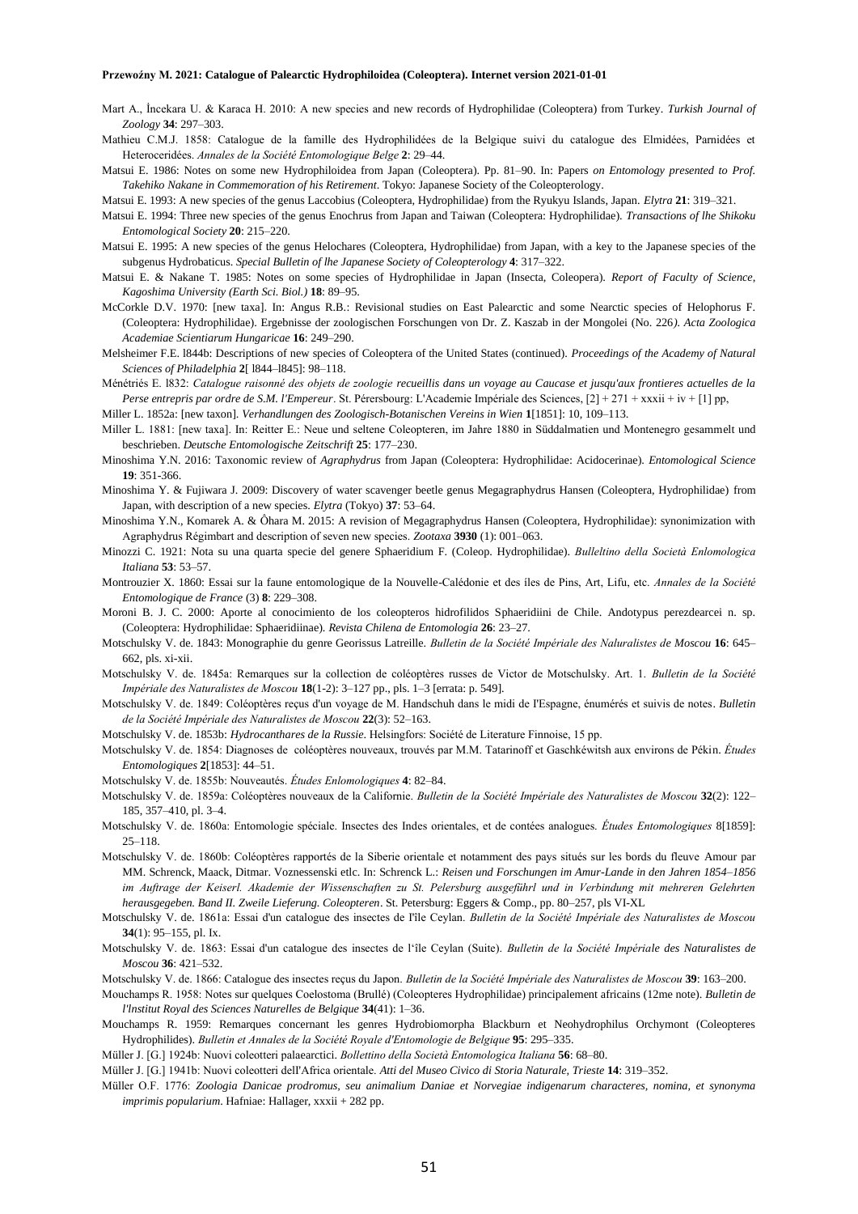Mart A., İncekara U. & Karaca H. 2010: A new species and new records of Hydrophilidae (Coleoptera) from Turkey. *Turkish Journal of Zoology* **34**: 297–303.

Mathieu C.M.J. 1858: Catalogue de la famille des Hydrophilidées de la Belgique suivi du catalogue des Elmidées, Parnidées et Heteroceridées. *Annales de la Société Entomologique Belge* **2**: 29–44.

Matsui E. 1986: Notes on some new Hydrophiloidea from Japan (Coleoptera). Pp. 81–90. In: Papers *on Entomology presented to Prof. Takehiko Nakane in Commemoration of his Retirement*. Tokyo: Japanese Society of the Coleopterology.

Matsui E. 1993: A new species of the genus Laccobius (Coleoptera, Hydrophilidae) from the Ryukyu Islands, Japan. *Elytra* **21**: 319–321.

Matsui E. 1994: Three new species of the genus Enochrus from Japan and Taiwan (Coleoptera: Hydrophilidae). *Transactions of lhe Shikoku Entomological Society* **20**: 215–220.

Matsui E. 1995: A new species of the genus Helochares (Coleoptera, Hydrophilidae) from Japan, with a key to the Japanese species of the subgenus Hydrobaticus. *Special Bulletin of lhe Japanese Society of Coleopterology* **4**: 317–322.

Matsui E. & Nakane T. 1985: Notes on some species of Hydrophilidae in Japan (Insecta, Coleopera). *Report of Faculty of Science, Kagoshima University (Earth Sci. Biol.)* **18**: 89–95.

McCorkle D.V. 1970: [new taxa]. In: Angus R.B.: Revisional studies on East Palearctic and some Nearctic species of Helophorus F. (Coleoptera: Hydrophilidae). Ergebnisse der zoologischen Forschungen von Dr. Z. Kaszab in der Mongolei (No. 226*). Acta Zoologica Academiae Scientiarum Hungaricae* **16**: 249–290.

Melsheimer F.E. l844b: Descriptions of new species of Coleoptera of the United States (continued). *Proceedings of the Academy of Natural Sciences of Philadelphia* **2**[ l844–l845]: 98–118.

Ménétriés E. l832: *Catalogue raisonné des objets de zoologie recueillis dans un voyage au Caucase et jusqu'aux frontieres actuelles de la Perse entrepris par ordre de S.M. l'Empereur*. St. Pérersbourg: L'Academie Impériale des Sciences, [2] + 271 + xxxii + iv + [1] pp,

Miller L. 1852a: [new taxon]. *Verhandlungen des Zoologisch-Botanischen Vereins in Wien* **1**[1851]: 10, 109–113.

Miller L. 1881: [new taxa]. In: Reitter E.: Neue und seltene Coleopteren, im Jahre 1880 in Süddalmatien und Montenegro gesammelt und beschrieben. *Deutsche Entomologische Zeitschrift* **25**: 177–230.

Minoshima Y.N. 2016: Taxonomic review of *Agraphydrus* from Japan (Coleoptera: Hydrophilidae: Acidocerinae). *Entomological Science* **19**: 351-366.

Minoshima Y. & Fujiwara J. 2009: Discovery of water scavenger beetle genus Megagraphydrus Hansen (Coleoptera, Hydrophilidae) from Japan, with description of a new species. *Elytra* (Tokyo) **37**: 53–64.

Minoshima Y.N., Komarek A. & Ôhara M. 2015: A revision of Megagraphydrus Hansen (Coleoptera, Hydrophilidae): synonimization with Agraphydrus Régimbart and description of seven new species. *Zootaxa* **3930** (1): 001–063.

Minozzi C. 1921: Nota su una quarta specie del genere Sphaeridium F. (Coleop. Hydrophilidae). *Bulleltino della Società Enlomologica Italiana* **53**: 53–57.

Montrouzier X. 1860: Essai sur la faune entomologique de la Nouvelle-Calédonie et des íles de Pins, Art, Lifu, etc. *Annales de la Société Entomologique de France* (3) **8**: 229–308.

Moroni B. J. C. 2000: Aporte al conocimiento de los coleopteros hidrofilidos Sphaeridiini de Chile. Andotypus perezdearcei n. sp. (Coleoptera: Hydrophilidae: Sphaeridiinae). *Revista Chilena de Entomologia* **26**: 23–27.

Motschulsky V. de. 1843: Monographie du genre Georissus Latreille. *Bulletin de la Société Impériale des Naluralistes de Moscou* **16**: 645–662, pls. xi-xii.

Motschulsky V. de. 1845a: Remarques sur la collection de coléoptères russes de Victor de Motschulsky. Art. 1. *Bulletin de la Société Impériale des Naturalistes de Moscou* **18**(1-2): 3–127 pp., pls. 1–3 [errata: p. 549].

Motschulsky V. de. 1849: Coléoptères reçus d'un voyage de M. Handschuh dans le midi de l'Espagne, énumérés et suivis de notes. *Bulletin de la Société Impériale des Naturalistes de Moscou* **22**(3): 52–163.

Motschulsky V. de. 1853b: *Hydrocanthares de la Russie*. Helsingfors: Société de Literature Finnoise, 15 pp.

Motschulsky V. de. 1854: Diagnoses de coléoptères nouveaux, trouvés par M.M. Tatarinoff et Gaschkéwitsh aux environs de Pékin. *Études Entomologiques* **2**[1853]: 44–51.

Motschulsky V. de. 1855b: Nouveautés. *Études Enlomologiques* **4**: 82–84.

Motschulsky V. de. 1859a: Coléoptères nouveaux de la Californie. *Bulletin de la Société Impériale des Naturalistes de Moscou* **32**(2): 122–185, 357–410, pl. 3–4.

Motschulsky V. de. 1860a: Entomologie spéciale. Insectes des Indes orientales, et de contées analogues. *Études Entomologiques* 8[1859]: 25–118.

Motschulsky V. de. 1860b: Coléoptères rapportés de la Siberie orientale et notamment des pays situés sur les bords du fleuve Amour par MM. Schrenck, Maack, Ditmar. Voznessenski etlc. In: Schrenck L.: *Reisen und Forschungen im Amur-Lande in den Jahren 1854–1856 im Auftrage der Keiserl. Akademie der Wissenschaften zu St. Pelersburg ausgeführl und in Verbindung mit mehreren Gelehrten herausgegeben. Band II. Zweile Lieferung. Coleopteren*. St. Petersburg: Eggers & Comp., pp. 80–257, pls VI-XL

Motschulsky V. de. 1861a: Essai d'un catalogue des insectes de l'île Ceylan. *Bulletin de la Société Impériale des Naturalistes de Moscou* **34**(1): 95–155, pl. Ix.

Motschulsky V. de. 1863: Essai d'un catalogue des insectes de l'île Ceylan (Suite). *Bulletin de la Société Impériale des Naturalistes de Moscou* **36**: 421–532.

Motschulsky V. de. 1866: Catalogue des insectes reçus du Japon. *Bulletin de la Société Impériale des Naturalistes de Moscou* **39**: 163–200.

Mouchamps R. 1958: Notes sur quelques Coelostoma (Brullé) (Coleopteres Hydrophilidae) principalement africains (12me note). *Bulletin de l'lnstitut Royal des Sciences Naturelles de Belgique* **34**(41): 1–36.

Mouchamps R. 1959: Remarques concernant les genres Hydrobiomorpha Blackburn et Neohydrophilus Orchymont (Coleopteres Hydrophilides). *Bulletin et Annales de la Société Royale d'Entomologie de Belgique* **95**: 295–335.

Müller J. [G.] 1924b: Nuovi coleotteri palaearctici. *Bollettino della Società Entomologica Italiana* **56**: 68–80.

Müller J. [G.] 1941b: Nuovi coleotteri dell'Africa orientale. *Atti del Museo Civico di Storia Naturale, Trieste* **14**: 319–352.

Müller O.F. 1776: *Zoologia Danicae prodromus, seu animalium Daniae et Norvegiae indigenarum characteres, nomina, et synonyma imprimis popularium*. Hafniae: Hallager, xxxii + 282 pp.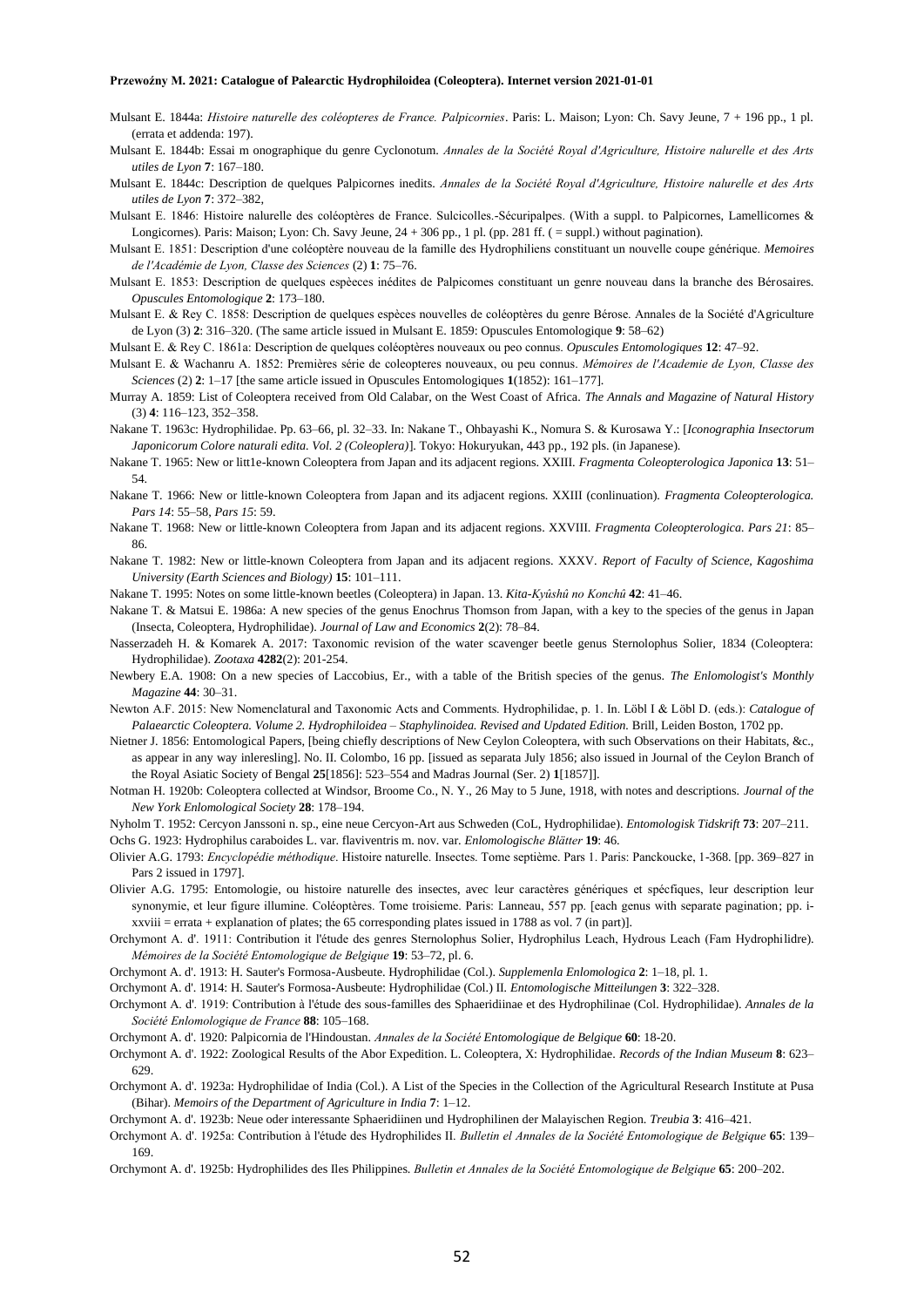Mulsant E. 1844a: *Histoire naturelle des coléopteres de France. Palpicornies*. Paris: L. Maison; Lyon: Ch. Savy Jeune, 7 + 196 pp., 1 pl. (errata et addenda: 197).

Mulsant E. 1844b: Essai m onographique du genre Cyclonotum. *Annales de la Société Royal d'Agriculture, Histoire nalurelle et des Arts utiles de Lyon* **7**: 167–180.

Mulsant E. 1844c: Description de quelques Palpicornes inedits. *Annales de la Société Royal d'Agriculture, Histoire nalurelle et des Arts utiles de Lyon* **7**: 372–382,

Mulsant E. 1846: Histoire nalurelle des coléoptères de France. Sulcicolles.-Sécuripalpes. (With a suppl. to Palpicornes, Lamellicornes & Longicornes). Paris: Maison; Lyon: Ch. Savy Jeune, 24 + 306 pp., 1 pl. (pp. 281 ff. ( = suppl.) without pagination).

Mulsant E. 1851: Description d'une coléoptère nouveau de la famille des Hydrophiliens constituant un nouvelle coupe générique. *Memoires de l'Académie de Lyon, Classe des Sciences* (2) **1**: 75–76.

Mulsant E. 1853: Description de quelques espèeces inédites de Palpicomes constituant un genre nouveau dans la branche des Bérosaires. *Opuscules Entomologique* **2**: 173–180.

Mulsant E. & Rey C. 1858: Description de quelques espèces nouvelles de coléoptères du genre Bérose. Annales de la Société d'Agriculture de Lyon (3) **2**: 316–320. (The same article issued in Mulsant E. 1859: Opuscules Entomologique **9**: 58–62)

Mulsant E. & Rey C. 1861a: Description de quelques coléoptères nouveaux ou peo connus. *Opuscules Entomologiques* **12**: 47–92.

Mulsant E. & Wachanru A. 1852: Premières série de coleopteres nouveaux, ou peu connus. *Mémoires de l'Academie de Lyon, Classe des Sciences* (2) **2**: 1–17 [the same article issued in Opuscules Entomologiques **1**(1852): 161–177].

Murray A. 1859: List of Coleoptera received from Old Calabar, on the West Coast of Africa. *The Annals and Magazine of Natural History* (3) **4**: 116–123, 352–358.

Nakane T. 1963c: Hydrophilidae. Pp. 63–66, pl. 32–33. In: Nakane T., Ohbayashi K., Nomura S. & Kurosawa Y.: [*Iconographia Insectorum Japonicorum Colore naturali edita. Vol. 2 (Coleoplera)*]. Tokyo: Hokuryukan, 443 pp., 192 pls. (in Japanese).

Nakane T. 1965: New or litt1e-known Coleoptera from Japan and its adjacent regions. XXIII. *Fragmenta Coleopterologica Japonica* **13**: 51–54.

Nakane T. 1966: New or little-known Coleoptera from Japan and its adjacent regions. XXIII (conlinuation). *Fragmenta Coleopterologica. Pars 14*: 55–58, *Pars 15*: 59.

Nakane T. 1968: New or little-known Coleoptera from Japan and its adjacent regions. XXVIII. *Fragmenta Coleopterologica. Pars 21*: 85–86.

Nakane T. 1982: New or little-known Coleoptera from Japan and its adjacent regions. XXXV. *Report of Faculty of Science, Kagoshima University (Earth Sciences and Biology)* **15**: 101–111.

Nakane T. 1995: Notes on some little-known beetles (Coleoptera) in Japan. 13. *Kita-Kyûshû no Konchû* **42**: 41–46.

Nakane T. & Matsui E. 1986a: A new species of the genus Enochrus Thomson from Japan, with a key to the species of the genus in Japan (Insecta, Coleoptera, Hydrophilidae). *Journal of Law and Economics* **2**(2): 78–84.

Nasserzadeh H. & Komarek A. 2017: Taxonomic revision of the water scavenger beetle genus Sternolophus Solier, 1834 (Coleoptera: Hydrophilidae). *Zootaxa* **4282**(2): 201-254.

Newbery E.A. 1908: On a new species of Laccobius, Er., with a table of the British species of the genus. *The Enlomologist's Monthly Magazine* **44**: 30–31.

Newton A.F. 2015: New Nomenclatural and Taxonomic Acts and Comments. Hydrophilidae, p. 1. In. Löbl I & Löbl D. (eds.): *Catalogue of Palaearctic Coleoptera. Volume 2. Hydrophiloidea – Staphylinoidea. Revised and Updated Edition.* Brill, Leiden Boston, 1702 pp.

Nietner J. 1856: Entomological Papers, [being chiefly descriptions of New Ceylon Coleoptera, with such Observations on their Habitats, &c., as appear in any way inleresling]. No. II. Colombo, 16 pp. [issued as separata July 1856; also issued in Journal of the Ceylon Branch of the Royal Asiatic Society of Bengal **25**[1856]: 523–554 and Madras Journal (Ser. 2) **1**[1857]].

Notman H. 1920b: Coleoptera collected at Windsor, Broome Co., N. Y., 26 May to 5 June, 1918, with notes and descriptions. *Journal of the New York Enlomological Society* **28**: 178–194.

Nyholm T. 1952: Cercyon Janssoni n. sp., eine neue Cercyon-Art aus Schweden (CoL, Hydrophilidae). *Entomologisk Tidskrift* **73**: 207–211.

Ochs G. 1923: Hydrophilus caraboides L. var. flaviventris m. nov. var. *Enlomologische Blätter* **19**: 46.

Olivier A.G. 1793: *Encyclopédie méthodique*. Histoire naturelle. Insectes. Tome septième. Pars 1. Paris: Panckoucke, 1-368. [pp. 369–827 in Pars 2 issued in 1797].

Olivier A.G. 1795: Entomologie, ou histoire naturelle des insectes, avec leur caractères génériques et spécfiques, leur description leur synonymie, et leur figure illumine. Coléoptères. Tome troisieme. Paris: Lanneau, 557 pp. [each genus with separate pagination; pp. i-xxviii = errata + explanation of plates; the 65 corresponding plates issued in 1788 as vol. 7 (in part)].

Orchymont A. d'. 1911: Contribution it l'étude des genres Sternolophus Solier, Hydrophilus Leach, Hydrous Leach (Fam Hydrophilidre). *Mémoires de la Société Entomologique de Belgique* **19**: 53–72, pl. 6.

Orchymont A. d'. 1913: H. Sauter's Formosa-Ausbeute. Hydrophilidae (Col.). *Supplemenla Enlomologica* **2**: 1–18, pl. 1.

Orchymont A. d'. 1914: H. Sauter's Formosa-Ausbeute: Hydrophilidae (Col.) II. *Entomologische Mitteilungen* **3**: 322–328.

Orchymont A. d'. 1919: Contribution à l'étude des sous-familles des Sphaeridiinae et des Hydrophilinae (Col. Hydrophilidae). *Annales de la Société Enlomologique de France* **88**: 105–168.

Orchymont A. d'. 1920: Palpicornia de l'Hindoustan. *Annales de la Société Entomologique de Belgique* **60**: 18-20.

Orchymont A. d'. 1922: Zoological Results of the Abor Expedition. L. Coleoptera, X: Hydrophilidae. *Records of the Indian Museum* **8**: 623–629.

Orchymont A. d'. 1923a: Hydrophilidae of India (Col.). A List of the Species in the Collection of the Agricultural Research Institute at Pusa (Bihar). *Memoirs of the Department of Agriculture in India* **7**: 1–12.

Orchymont A. d'. 1923b: Neue oder interessante Sphaeridiinen und Hydrophilinen der Malayischen Region. *Treubia* **3**: 416–421.

Orchymont A. d'. 1925a: Contribution à l'étude des Hydrophilides II. *Bulletin el Annales de la Société Entomologique de Belgique* **65**: 139–169.

Orchymont A. d'. 1925b: Hydrophilides des Iles Philippines. *Bulletin et Annales de la Société Entomologique de Belgique* **65**: 200–202.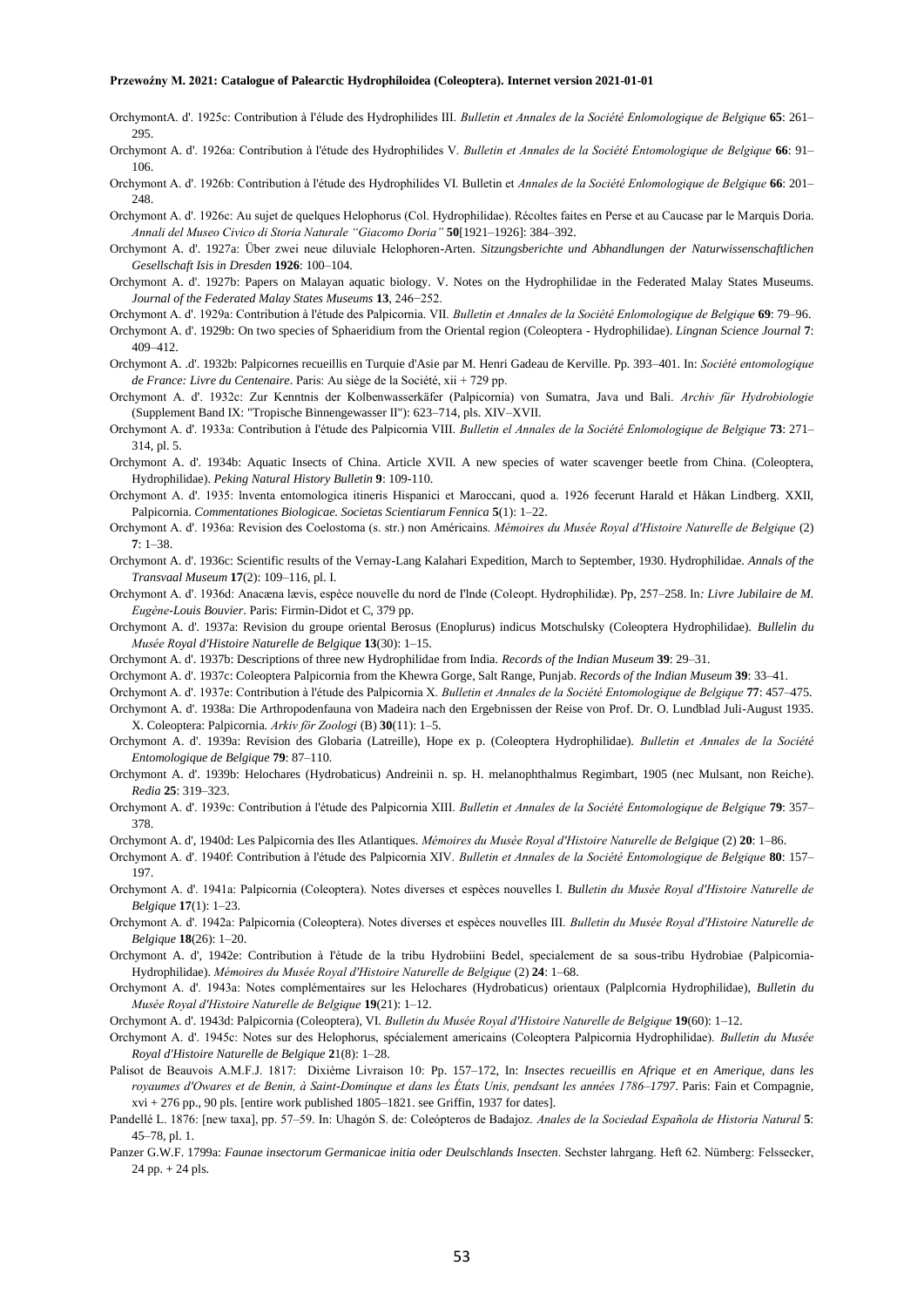OrchymontA. d'. 1925c: Contribution à l'élude des Hydrophilides III. *Bulletin et Annales de la Société Enlomologique de Belgique* **65**: 261–295.

Orchymont A. d'. 1926a: Contribution à l'étude des Hydrophilides V. *Bulletin et Annales de la Société Entomologique de Belgique* **66**: 91–106.

Orchymont A. d'. 1926b: Contribution à l'étude des Hydrophilides VI. Bulletin et *Annales de la Société Enlomologique de Belgique* **66**: 201–248.

Orchymont A. d'. 1926c: Au sujet de quelques Helophorus (Col. Hydrophilidae). Récoltes faites en Perse et au Caucase par le Marquis Doria. *Annali del Museo Civico di Storia Naturale "Giacomo Doria"* **50**[1921–1926]: 384–392.

Orchymont A. d'. 1927a: Über zwei neue diluviale Helophoren-Arten. *Sitzungsberichte und Abhandlungen der Naturwissenschaftlichen Gesellschaft Isis in Dresden* **1926**: 100–104.

Orchymont A. d'. 1927b: Papers on Malayan aquatic biology. V. Notes on the Hydrophilidae in the Federated Malay States Museums. *Journal of the Federated Malay States Museums* **13**, 246−252.

Orchymont A. d'. 1929a: Contribution à l'étude des Palpicornia. VII. *Bulletin et Annales de la Société Enlomologique de Belgique* **69**: 79–96.

Orchymont A. d'. 1929b: On two species of Sphaeridium from the Oriental region (Coleoptera - Hydrophilidae). *Lingnan Science Journal* **7**: 409–412.

Orchymont A. .d'. 1932b: Palpicornes recueillis en Turquie d'Asie par M. Henri Gadeau de Kerville. Pp. 393–401. In: *Société entomologique de France: Livre du Centenaire*. Paris: Au siège de la Société, xii + 729 pp.

Orchymont A. d'. 1932c: Zur Kenntnis der Kolbenwasserkäfer (Palpicornia) von Sumatra, Java und Bali. *Archiv für Hydrobiologie* (Supplement Band IX: "Tropische Binnengewasser II"): 623–714, pls. XIV–XVII.

Orchymont A. d'. 1933a: Contribution à l'étude des Palpicornia VIII. *Bulletin el Annales de la Société Enlomologique de Belgique* **73**: 271–314, pl. 5.

Orchymont A. d'. 1934b: Aquatic Insects of China. Article XVII. A new species of water scavenger beetle from China. (Coleoptera, Hydrophilidae). *Peking Natural History Bulletin* **9**: 109-110.

Orchymont A. d'. 1935: Inventa entomologica itineris Hispanici et Maroccani, quod a. 1926 fecerunt Harald et Håkan Lindberg. XXII, Palpicornia. *Commentationes Biologicae. Societas Scientiarum Fennica* **5**(1): 1–22.

Orchymont A. d'. 1936a: Revision des Coelostoma (s. str.) non Américains. *Mémoires du Musée Royal d'Histoire Naturelle de Belgique* (2) **7**: 1–38.

Orchymont A. d'. 1936c: Scientific results of the Vernay-Lang Kalahari Expedition, March to September, 1930. Hydrophilidae. *Annals of the Transvaal Museum* **17**(2): 109–116, pl. I.

Orchymont A. d'. 1936d: Anacæna lævis, espèce nouvelle du nord de l'lnde (Coleopt. Hydrophilidæ). Pp, 257–258. In*: Livre Jubilaire de M. Eugène-Louis Bouvier*. Paris: Firmin-Didot et C, 379 pp.

Orchymont A. d'. 1937a: Revision du groupe oriental Berosus (Enoplurus) indicus Motschulsky (Coleoptera Hydrophilidae). *Bullelin du Musée Royal d'Histoire Naturelle de Belgique* **13**(30): 1–15.

Orchymont A. d'. 1937b: Descriptions of three new Hydrophilidae from India. *Records of the Indian Museum* **39**: 29–31.

Orchymont A. d'. 1937c: Coleoptera Palpicornia from the Khewra Gorge, Salt Range, Punjab. *Records of the Indian Museum* **39**: 33–41.

Orchymont A. d'. 1937e: Contribution à l'étude des Palpicornia X. *Bulletin et Annales de la Société Entomologique de Belgique* **77**: 457–475.

Orchymont A. d'. 1938a: Die Arthropodenfauna von Madeira nach den Ergebnissen der Reise von Prof. Dr. O. Lundblad Juli-August 1935. X. Coleoptera: Palpicornia. *Arkiv för Zoologi* (B) **30**(11): 1–5.

Orchymont A. d'. 1939a: Revision des Globaria (Latreille), Hope ex p. (Coleoptera Hydrophilidae). *Bulletin et Annales de la Société Entomologique de Belgique* **79**: 87–110.

Orchymont A. d'. 1939b: Helochares (Hydrobaticus) Andreinii n. sp. H. melanophthalmus Regimbart, 1905 (nec Mulsant, non Reiche). *Redia* **25**: 319–323.

Orchymont A. d'. 1939c: Contribution à l'étude des Palpicornia XIII. *Bulletin et Annales de la Société Entomologique de Belgique* **79**: 357–378.

Orchymont A. d', 1940d: Les Palpicornia des Iles Atlantiques. *Mémoires du Musée Royal d'Histoire Naturelle de Belgique* (2) **20**: 1–86.

Orchymont A. d'. 1940f: Contribution à l'étude des Palpicornia XIV. *Bulletin et Annales de la Société Entomologique de Belgique* **80**: 157–197.

Orchymont A. d'. 1941a: Palpicornia (Coleoptera). Notes diverses et espèces nouvelles I. *Bulletin du Musée Royal d'Histoire Naturelle de Belgique* **17**(1): 1–23.

Orchymont A. d'. 1942a: Palpicornia (Coleoptera). Notes diverses et espèces nouvelles III. *Bulletin du Musée Royal d'Histoire Naturelle de Belgique* **18**(26): 1–20.

Orchymont A. d', 1942e: Contribution à l'étude de la tribu Hydrobiini Bedel, specialement de sa sous-tribu Hydrobiae (Palpicornia-Hydrophilidae). *Mémoires du Musée Royal d'Histoire Naturelle de Belgique* (2) **24**: 1–68.

Orchymont A. d'. 1943a: Notes complémentaires sur les Helochares (Hydrobaticus) orientaux (Palplcornia Hydrophilidae), *Bulletin du Musée Royal d'Histoire Naturelle de Belgique* **19**(21): 1–12.

Orchymont A. d'. 1943d: Palpicornia (Coleoptera), VI. *Bulletin du Musée Royal d'Histoire Naturelle de Belgique* **19**(60): 1–12.

Orchymont A. d'. 1945c: Notes sur des Helophorus, spécialement americains (Coleoptera Palpicornia Hydrophilidae). *Bulletin du Musée Royal d'Histoire Naturelle de Belgique* **21**(8): 1–28.

Palisot de Beauvois A.M.F.J. 1817: Dixième Livraison 10: Pp. 157–172, In: *Insectes recueillis en Afrique et en Amerique, dans les royaumes d'Owares et de Benin, à Saint-Dominque et dans les États Unis, pendsant les années 1786–1797*. Paris: Fain et Compagnie, xvi + 276 pp., 90 pls. [entire work published 1805–1821. see Griffin, 1937 for dates].

Pandellé L. 1876: [new taxa], pp. 57–59. In: Uhagón S. de: Coleópteros de Badajoz. *Anales de la Sociedad Española de Historia Natural* **5**: 45–78, pl. 1.

Panzer G.W.F. 1799a: *Faunae insectorum Germanicae initia oder Deulschlands Insecten*. Sechster lahrgang. Heft 62. Nümberg: Felssecker, 24 pp. + 24 pls.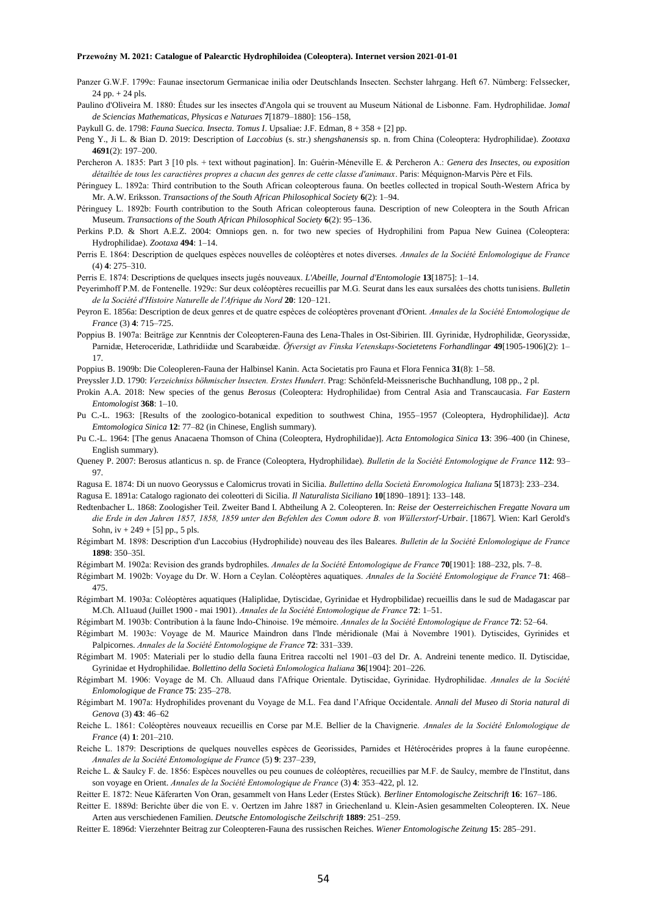Panzer G.W.F. 1799c: Faunae insectorum Germanicae inilia oder Deutschlands Insecten. Sechster lahrgang. Heft 67. Nümberg: Felssecker, 24 pp. + 24 pls.

Paulino d'Oliveira M. 1880: Études sur les insectes d'Angola qui se trouvent au Museum Nátional de Lisbonne. Fam. Hydrophilidae. J*omal de Sciencias Mathematicas, Physicas e Naturaes* **7**[1879–1880]: 156–158,

Paykull G. de. 1798: *Fauna Suecica. Insecta. Tomus I*. Upsaliae: J.F. Edman, 8 + 358 + [2] pp.

Peng Y., Ji L. & Bian D. 2019: Description of *Laccobius* (s. str.) *shengshanensis* sp. n. from China (Coleoptera: Hydrophilidae). *Zootaxa* **4691**(2): 197–200.

Percheron A. 1835: Part 3 [10 pls. + text without pagination]. In: Guérin-Méneville E. & Percheron A.: *Genera des Insectes, ou exposition détailtée de tous les caractières propres a chacun des genres de cette classe d'animaux*. Paris: Méquignon-Marvis Père et Fils.

Péringuey L. 1892a: Third contribution to the South African coleopterous fauna. On beetles collected in tropical South-Western Africa by Mr. A.W. Eriksson. *Transactions of the South African Philosophical Society* **6**(2): 1–94.

Péringuey L. 1892b: Fourth contribution to the South African coleopterous fauna. Description of new Coleoptera in the South African Museum. *Transactions of the South African Philosophical Society* **6**(2): 95–136.

Perkins P.D. & Short A.E.Z. 2004: Omniops gen. n. for two new species of Hydrophilini from Papua New Guinea (Coleoptera: Hydrophilidae). *Zootaxa* **494**: 1–14.

Perris E. 1864: Description de quelques espèces nouvelles de coléoptères et notes diverses. *Annales de la Société Enlomologique de France* (4) **4**: 275–310.

Perris E. 1874: Descriptions de quelques insects jugés nouveaux. *L'Abeille, Journal d'Entomologie* **13**[1875]: 1–14.

Peyerimhoff P.M. de Fontenelle. 1929c: Sur deux coléoptères recueillis par M.G. Seurat dans les eaux sursalées des chotts tunisiens. *Bulletin de la Société d'Histoire Naturelle de l'Afrique du Nord* **20**: 120–121.

Peyron E. 1856a: Description de deux genres et de quatre espèces de coléoptères provenant d'Orient. *Annales de la Société Entomologique de France* (3) **4**: 715–725.

Poppius B. 1907a: Beiträge zur Kenntnis der Coleopteren-Fauna des Lena-Thales in Ost-Sibirien. III. Gyrinidæ, Hydrophilidæ, Georyssidæ, Parnidæ, Heteroceridæ, Lathridiidæ und Scarabæidæ. *Öfversigt av Finska Vetenskaps-Societetens Forhandlingar* **49**[1905-1906](2): 1–17.

Poppius B. 1909b: Die Coleopleren-Fauna der Halbinsel Kanin. Acta Societatis pro Fauna et Flora Fennica **31**(8): 1–58.

Preyssler J.D. 1790: *Verzeichniss böhmischer lnsecten. Erstes Hundert*. Prag: Schönfeld-Meissnerische Buchhandlung, 108 pp., 2 pl.

Prokin A.A. 2018: New species of the genus *Berosus* (Coleoptera: Hydrophilidae) from Central Asia and Transcaucasia. *Far Eastern Entomologist* **368**: 1–10.

Pu C.-L. 1963: [Results of the zoologico-botanical expedition to southwest China, 1955–1957 (Coleoptera, Hydrophilidae)]. *Acta Emtomologica Sinica* **12**: 77–82 (in Chinese, English summary).

Pu C.-L. 1964: [The genus Anacaena Thomson of China (Coleoptera, Hydrophilidae)]. *Acta Entomologica Sinica* **13**: 396–400 (in Chinese, English summary).

Queney P. 2007: Berosus atlanticus n. sp. de France (Coleoptera, Hydrophilidae). *Bulletin de la Société Entomologique de France* **112**: 93–97.

Ragusa E. 1874: Di un nuovo Georyssus e Calomicrus trovati in Sicilia. *Bullettino della Società Enromologica Italiana* **5**[1873]: 233–234.

Ragusa E. 1891a: Catalogo ragionato dei coleotteri di Sicilia. *Il Naturalista Siciliano* **10**[1890–1891]: 133–148.

Redtenbacher L. 1868: Zoologisher Teil. Zweiter Band I. Abtheilung A 2. Coleopteren. In: *Reise der Oesterreichischen Fregatte Novara um die Erde in den Jahren 1857, 1858, 1859 unter den Befehlen des Comm odore B. von Wüllerstorf-Urbair*. [1867]. Wien: Karl Gerold's Sohn, iv + 249 + [5] pp., 5 pls.

Régimbart M. 1898: Description d'un Laccobius (Hydrophilide) nouveau des îles Baleares. *Bulletin de la Société Enlomologique de France* **1898**: 350–35l.

Régimbart M. 1902a: Revision des grands bydrophiles. *Annales de la Société Entomologique de France* **70**[1901]: 188–232, pls. 7–8.

Régimbart M. 1902b: Voyage du Dr. W. Horn a Ceylan. Coléoptères aquatiques. *Annales de la Société Entomologique de France* **71**: 468–475.

Régimbart M. 1903a: Coléoptères aquatiques (Haliplidae, Dytiscidae, Gyrinidae et Hydropbilidae) recueillis dans le sud de Madagascar par M.Ch. Al1uaud (Juillet 1900 - mai 1901). *Annales de la Société Entomologique de France* **72**: 1–51.

Régimbart M. 1903b: Contribution à la faune Indo-Chinoise. 19e mémoire. *Annales de la Société Entomologique de France* **72**: 52–64.

Régimbart M. 1903c: Voyage de M. Maurice Maindron dans l'lnde méridionale (Mai à Novembre 1901). Dytiscides, Gyrinides et Palpicornes. *Annales de la Société Entomologique de France* **72**: 331–339.

Régimbart M. 1905: Materiali per lo studio della fauna Eritrea raccolti nel 1901–03 del Dr. A. Andreini tenente medico. II. Dytiscidae, Gyrinidae et Hydrophilidae. *Bollettino della Società Enlomologica Italiana* **36**[1904]: 201–226.

Régimbart M. 1906: Voyage de M. Ch. Alluaud dans l'Afrique Orientale. Dytiscidae, Gyrinidae. Hydrophilidae. *Annales de la Société Enlomologique de France* **75**: 235–278.

Régimbart M. 1907a: Hydrophilides provenant du Voyage de M.L. Fea dand l'Afrique Occidentale. *Annali del Museo di Storia natural di Genova* (3) **43**: 46–62

Reiche L. 1861: Coléoptères nouveaux recueillis en Corse par M.E. Bellier de la Chavignerie. *Annales de la Société Enlomologique de France* (4) **1**: 201–210.

Reiche L. 1879: Descriptions de quelques nouvelles espèces de Georissides, Parnides et Hétérocérides propres à la faune européenne. *Annales de la Société Entomologique de France* (5) **9**: 237–239,

Reiche L. & Saulcy F. de. 1856: Espèces nouvelles ou peu counues de coléoptères, recueillies par M.F. de Saulcy, membre de l'Institut, dans son voyage en Orient. *Annales de la Société Entomologique de France* (3) **4**: 353–422, pl. 12.

Reitter E. 1872: Neue Käferarten Von Oran, gesammelt von Hans Leder (Erstes Stück). *Berliner Entomologische Zeitschrift* **16**: 167–186.

Reitter E. 1889d: Berichte über die von E. v. Oertzen im Jahre 1887 in Griechenland u. Klein-Asien gesammelten Coleopteren. IX. Neue Arten aus verschiedenen Familien. *Deutsche Entomologische Zeilschrift* **1889**: 251–259.

Reitter E. 1896d: Vierzehnter Beitrag zur Coleopteren-Fauna des russischen Reiches. *Wiener Entomologische Zeitung* **15**: 285–291.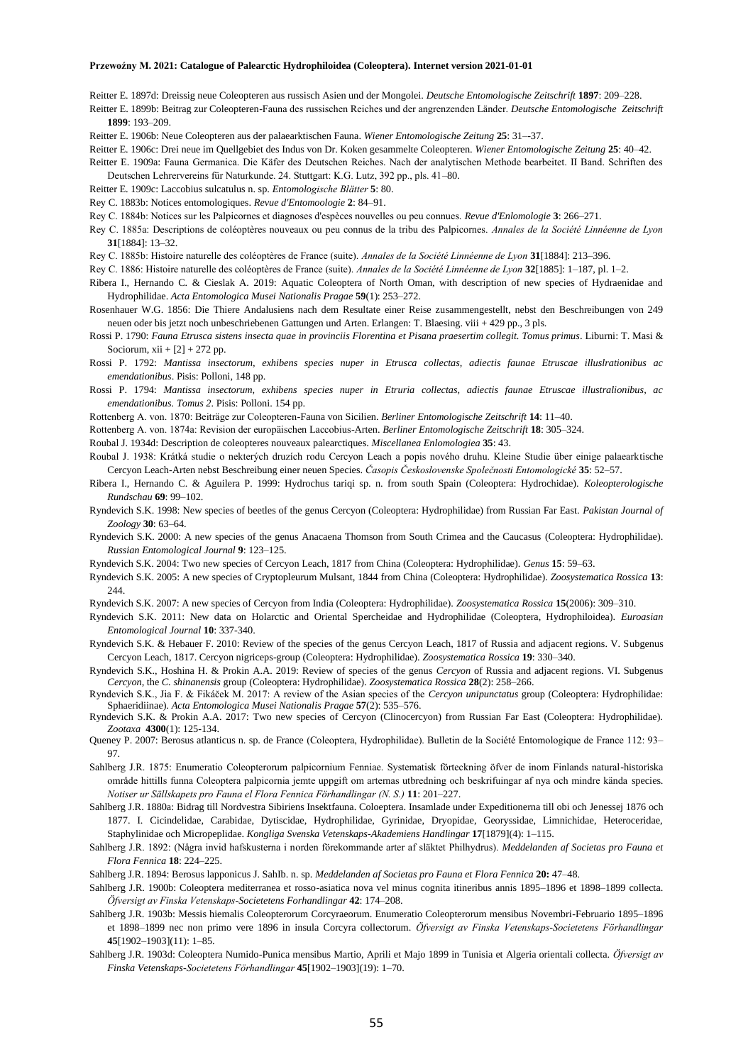Reitter E. 1897d: Dreissig neue Coleopteren aus russisch Asien und der Mongolei. *Deutsche Entomologische Zeitschrift* **1897**: 209–228.

Reitter E. 1899b: Beitrag zur Coleopteren-Fauna des russischen Reiches und der angrenzenden Länder. *Deutsche Entomologische Zeitschrift* **1899**: 193–209.

Reitter E. 1906b: Neue Coleopteren aus der palaearktischen Fauna. *Wiener Entomologische Zeitung* **25**: 31–-37.

Reitter E. 1906c: Drei neue im Quellgebiet des Indus von Dr. Koken gesammelte Coleopteren. *Wiener Entomologische Zeitung* **25**: 40–42.

Reitter E. 1909a: Fauna Germanica. Die Käfer des Deutschen Reiches. Nach der analytischen Methode bearbeitet. II Band. Schriften des Deutschen Lehrervereins für Naturkunde. 24. Stuttgart: K.G. Lutz, 392 pp., pls. 41–80.

Reitter E. 1909c: Laccobius sulcatulus n. sp. *Entomologische Blätter* **5**: 80.

Rey C. 1883b: Notices entomologiques. *Revue d'Entomoologie* **2**: 84–91.

Rey C. 1884b: Notices sur les Palpicornes et diagnoses d'espèces nouvelles ou peu connues. *Revue d'Enlomologie* **3**: 266–271.

Rey C. 1885a: Descriptions de coléoptères nouveaux ou peu connus de la tribu des Palpicornes. *Annales de la Société Linnéenne de Lyon* **31**[1884]: 13–32.

Rey C. 1885b: Histoire naturelle des coléoptères de France (suite). *Annales de la Société Linnéenne de Lyon* **31**[1884]: 213–396.

Rey C. 1886: Histoire naturelle des coléoptères de France (suite). *Annales de la Société Linnéenne de Lyon* **32**[1885]: 1–187, pl. 1–2.

Ribera I., Hernando C. & Cieslak A. 2019: Aquatic Coleoptera of North Oman, with description of new species of Hydraenidae and Hydrophilidae. *Acta Entomologica Musei Nationalis Pragae* **59**(1): 253–272.

Rosenhauer W.G. 1856: Die Thiere Andalusiens nach dem Resultate einer Reise zusammengestellt, nebst den Beschreibungen von 249 neuen oder bis jetzt noch unbeschriebenen Gattungen und Arten. Erlangen: T. Blaesing. viii + 429 pp., 3 pls.

Rossi P. 1790: *Fauna Etrusca sistens insecta quae in provinciis Florentina et Pisana praesertim collegit. Tomus primus*. Liburni: T. Masi & Sociorum, xii + [2] + 272 pp.

Rossi P. 1792: *Mantissa insectorum, exhibens species nuper in Etrusca collectas, adiectis faunae Etruscae illuslrationibus ac emendationibus*. Pisis: Polloni, 148 pp.

Rossi P. 1794: *Mantissa insectorum, exhibens species nuper in Etruria collectas, adiectis faunae Etruscae illustralionibus, ac emendationibus. Tomus 2*. Pisis: Polloni. 154 pp.

Rottenberg A. von. 1870: Beiträge zur Coleopteren-Fauna von Sicilien. *Berliner Entomologische Zeitschrift* **14**: 11–40.

Rottenberg A. von. 1874a: Revision der europäischen Laccobius-Arten. *Berliner Entomologische Zeitschrift* **18**: 305–324.

Roubal J. 1934d: Description de coleopteres nouveaux palearctiques. *Miscellanea Enlomologiea* **35**: 43.

Roubal J. 1938: Krátká studie o nekterých druzích rodu Cercyon Leach a popis nového druhu. Kleine Studie über einige palaearktische Cercyon Leach-Arten nebst Beschreibung einer neuen Species. *Časopis Československe Společnosti Entomologické* **35**: 52–57.

Ribera I., Hernando C. & Aguilera P. 1999: Hydrochus tariqi sp. n. from south Spain (Coleoptera: Hydrochidae). *Koleopterologische Rundschau* **69**: 99–102.

Ryndevich S.K. 1998: New species of beetles of the genus Cercyon (Coleoptera: Hydrophilidae) from Russian Far East. *Pakistan Journal of Zoology* **30**: 63–64.

Ryndevich S.K. 2000: A new species of the genus Anacaena Thomson from South Crimea and the Caucasus (Coleoptera: Hydrophilidae). *Russian Entomological Journal* **9**: 123–125.

Ryndevich S.K. 2004: Two new species of Cercyon Leach, 1817 from China (Coleoptera: Hydrophilidae). *Genus* **15**: 59–63.

Ryndevich S.K. 2005: A new species of Cryptopleurum Mulsant, 1844 from China (Coleoptera: Hydrophilidae). *Zoosystematica Rossica* **13**: 244.

Ryndevich S.K. 2007: A new species of Cercyon from India (Coleoptera: Hydrophilidae). *Zoosystematica Rossica* **15**(2006): 309–310.

Ryndevich S.K. 2011: New data on Holarctic and Oriental Spercheidae and Hydrophilidae (Coleoptera, Hydrophiloidea). *Euroasian Entomological Journal* **10**: 337-340.

Ryndevich S.K. & Hebauer F. 2010: Review of the species of the genus Cercyon Leach, 1817 of Russia and adjacent regions. V. Subgenus Cercyon Leach, 1817. Cercyon nigriceps-group (Coleoptera: Hydrophilidae). *Zoosystematica Rossica* **19**: 330–340.

Ryndevich S.K., Hoshina H. & Prokin A.A. 2019: Review of species of the genus *Cercyon* of Russia and adjacent regions. VI. Subgenus *Cercyon*, the *C. shinanensis* group (Coleoptera: Hydrophilidae). *Zoosystematica Rossica* **28**(2): 258–266.

Ryndevich S.K., Jia F. & Fikáček M. 2017: A review of the Asian species of the *Cercyon unipunctatus* group (Coleoptera: Hydrophilidae: Sphaeridiinae). *Acta Entomologica Musei Nationalis Pragae* **57**(2): 535–576.

Ryndevich S.K & Prokin A.A. 2017: Two new species of Cercyon (Clinocercyon) from Russian Far East (Coleoptera: Hydrophilidae). *Zootaxa* **4300**(1): 125-134.

Queney P. 2007: Berosus atlanticus n. sp. de France (Coleoptera, Hydrophilidae). Bulletin de la Société Entomologique de France 112: 93–97.

Sahlberg J.R. 1875: Enumeratio Coleopterorum palpicornium Fenniae. Systematisk förteckning öfver de inom Finlands natural-historiska område hittills funna Coleoptera palpicornia jemte uppgift om arternas utbredning och beskrifuingar af nya och mindre kända species. *Notiser ur Sällskapets pro Fauna el Flora Fennica Förhandlingar (N. S.)* **11**: 201–227.

Sahlberg J.R. 1880a: Bidrag till Nordvestra Sibiriens Insektfauna. Coloeptera. Insamlade under Expeditionerna till obi och Jenessej 1876 och 1877. I. Cicindelidae, Carabidae, Dytiscidae, Hydrophilidae, Gyrinidae, Dryopidae, Georyssidae, Limnichidae, Heteroceridae, Staphylinidae och Micropeplidae. *Kongliga Svenska Vetenskaps-Akademiens Handlingar* **17**[1879](4): 1–115.

Sahlberg J.R. 1892: (Några invid hafskusterna i norden förekommande arter af släktet Philhydrus). *Meddelanden af Societas pro Fauna et Flora Fennica* **18**: 224–225.

Sahlberg J.R. 1894: Berosus lapponicus J. SahIb. n. sp. *Meddelanden af Societas pro Fauna et Flora Fennica* **20:** 47–48.

Sahlberg J.R. 1900b: Coleoptera mediterranea et rosso-asiatica nova vel minus cognita itineribus annis 1895–1896 et 1898–1899 collecta. *Öfversigt av Finska Vetenskaps-Societetens Forhandlingar* **42**: 174–208.

Sahlberg J.R. 1903b: Messis hiemalis Coleopterorum Corcyraeorum. Enumeratio Coleopterorum mensibus Novembri-Februario 1895–1896 et 1898–1899 nec non primo vere 1896 in insula Corcyra collectorum. *Öfversigt av Finska Vetenskaps-Societetens Förhandlingar* **45**[1902–1903](11): 1–85.

Sahlberg J.R. 1903d: Coleoptera Numido-Punica mensibus Martio, Aprili et Majo 1899 in Tunisia et Algeria orientali collecta. *Öfversigt av Finska Vetenskaps-Societetens Förhandlingar* **45**[1902–1903](19): 1–70.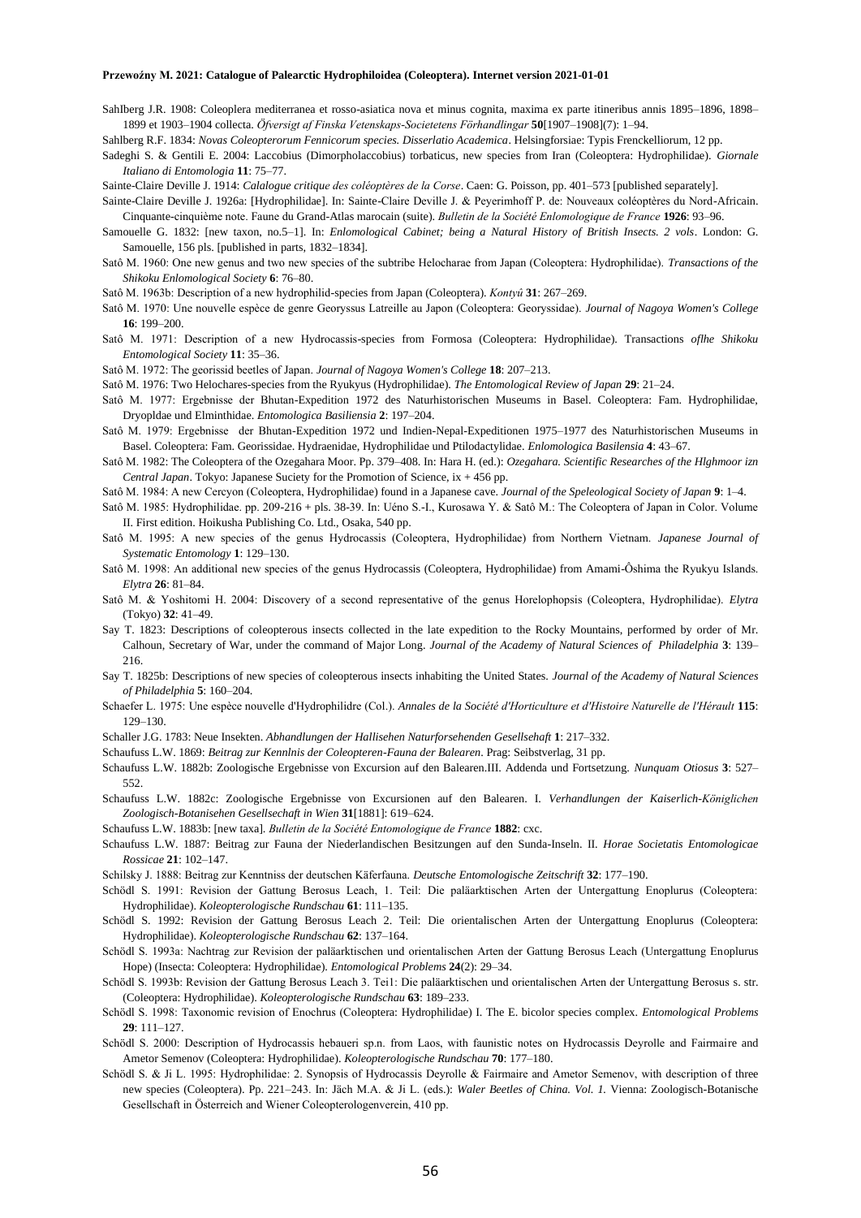Sahlberg J.R. 1908: Coleoplera mediterranea et rosso-asiatica nova et minus cognita, maxima ex parte itineribus annis 1895–1896, 1898–1899 et 1903–1904 collecta. *Öfversigt af Finska Vetenskaps-Societetens Förhandlingar* **50**[1907–1908](7): 1–94.

Sahlberg R.F. 1834: *Novas Coleopterorum Fennicorum species. Disserlatio Academica*. Helsingforsiae: Typis Frenckelliorum, 12 pp.

Sadeghi S. & Gentili E. 2004: Laccobius (Dimorpholaccobius) torbaticus, new species from Iran (Coleoptera: Hydrophilidae). *Giornale Italiano di Entomologia* **11**: 75–77.

Sainte-Claire Deville J. 1914: *Calalogue critique des coléoptères de la Corse*. Caen: G. Poisson, pp. 401–573 [published separately].

Sainte-Claire Deville J. 1926a: [Hydrophilidae]. In: Sainte-Claire Deville J. & Peyerimhoff P. de: Nouveaux coléoptères du Nord-Africain. Cinquante-cinquième note. Faune du Grand-Atlas marocain (suite). *Bulletin de la Société Enlomologique de France* **1926**: 93–96.

Samouelle G. 1832: [new taxon, no.5–1]. In: *Enlomological Cabinet; being a Natural History of British Insects. 2 vols*. London: G. Samouelle, 156 pls. [published in parts, 1832–1834].

Satô M. 1960: One new genus and two new species of the subtribe Helocharae from Japan (Coleoptera: Hydrophilidae). *Transactions of the Shikoku Enlomological Society* **6**: 76–80.

Satô M. 1963b: Description of a new hydrophilid-species from Japan (Coleoptera). *Kontyû* **31**: 267–269.

Satô M. 1970: Une nouvelle espèce de genre Georyssus Latreille au Japon (Coleoptera: Georyssidae). *Journal of Nagoya Women's College* **16**: 199–200.

Satô M. 1971: Description of a new Hydrocassis-species from Formosa (Coleoptera: Hydrophilidae). Transactions *oflhe Shikoku Entomological Society* **11**: 35–36.

Satô M. 1972: The georissid beetles of Japan. *Journal of Nagoya Women's College* **18**: 207–213.

Satô M. 1976: Two Helochares-species from the Ryukyus (Hydrophilidae). *The Entomological Review of Japan* **29**: 21–24.

Satô M. 1977: Ergebnisse der Bhutan-Expedition 1972 des Naturhistorischen Museums in Basel. Coleoptera: Fam. Hydrophilidae, Dryopldae and Elminthidae. *Entomologica Basiliensia* **2**: 197–204.

Satô M. 1979: Ergebnisse der Bhutan-Expedition 1972 und Indien-Nepal-Expeditionen 1975–1977 des Naturhistorischen Museums in Basel. Coleoptera: Fam. Georissidae. Hydraenidae, Hydrophilidae und Ptilodactylidae. *Enlomologica Basilensia* **4**: 43–67.

Satô M. 1982: The Coleoptera of the Ozegahara Moor. Pp. 379–408. In: Hara H. (ed.): *Ozegahara. Scientific Researches of the Hlghmoor izn Central Japan*. Tokyo: Japanese Suciety for the Promotion of Science, ix + 456 pp.

Satô M. 1984: A new Cercyon (Coleoptera, Hydrophilidae) found in a Japanese cave. *Journal of the Speleological Society of Japan* **9**: 1–4.

Satô M. 1985: Hydrophilidae. pp. 209-216 + pls. 38-39. In: Uéno S.-I., Kurosawa Y. & Satô M.: The Coleoptera of Japan in Color. Volume II. First edition. Hoikusha Publishing Co. Ltd., Osaka, 540 pp.

Satô M. 1995: A new species of the genus Hydrocassis (Coleoptera, Hydrophilidae) from Northern Vietnam. *Japanese Journal of Systematic Entomology* **1**: 129–130.

Satô M. 1998: An additional new species of the genus Hydrocassis (Coleoptera, Hydrophilidae) from Amami-Ôshima the Ryukyu Islands. *Elytra* **26**: 81–84.

Satô M. & Yoshitomi H. 2004: Discovery of a second representative of the genus Horelophopsis (Coleoptera, Hydrophilidae). *Elytra* (Tokyo) **32**: 41–49.

Say T. 1823: Descriptions of coleopterous insects collected in the late expedition to the Rocky Mountains, performed by order of Mr. Calhoun, Secretary of War, under the command of Major Long. *Journal of the Academy of Natural Sciences of Philadelphia* **3**: 139–216.

Say T. 1825b: Descriptions of new species of coleopterous insects inhabiting the United States. *Journal of the Academy of Natural Sciences of Philadelphia* **5**: 160–204.

Schaefer L. 1975: Une espèce nouvelle d'Hydrophilidre (Col.). *Annales de la Société d'Horticulture et d'Histoire Naturelle de l'Hérault* **115**: 129–130.

Schaller J.G. 1783: Neue Insekten. *Abhandlungen der Hallisehen Naturforsehenden Gesellsehaft* **1**: 217–332.

Schaufuss L.W. 1869: *Beitrag zur Kennlnis der Coleopteren-Fauna der Balearen*. Prag: Seibstverlag, 31 pp.

Schaufuss L.W. 1882b: Zoologische Ergebnisse von Excursion auf den Balearen.III. Addenda und Fortsetzung. *Nunquam Otiosus* **3**: 527–552.

Schaufuss L.W. 1882c: Zoologische Ergebnisse von Excursionen auf den Balearen. I. *Verhandlungen der Kaiserlich-Königlichen Zoologisch-Botanisehen Gesellsechaft in Wien* **31**[1881]: 619–624.

Schaufuss L.W. 1883b: [new taxa]. *Bulletin de la Société Entomologique de France* **1882**: cxc.

Schaufuss L.W. 1887: Beitrag zur Fauna der Niederlandischen Besitzungen auf den Sunda-Inseln. II. *Horae Societatis Entomologicae Rossicae* **21**: 102–147.

Schilsky J. 1888: Beitrag zur Kenntniss der deutschen Käferfauna. *Deutsche Entomologische Zeitschrift* **32**: 177–190.

Schödl S. 1991: Revision der Gattung Berosus Leach, 1. Teil: Die paläarktischen Arten der Untergattung Enoplurus (Coleoptera: Hydrophilidae). *Koleopterologische Rundschau* **61**: 111–135.

Schödl S. 1992: Revision der Gattung Berosus Leach 2. Teil: Die orientalischen Arten der Untergattung Enoplurus (Coleoptera: Hydrophilidae). *Koleopterologische Rundschau* **62**: 137–164.

Schödl S. 1993a: Nachtrag zur Revision der paläarktischen und orientalischen Arten der Gattung Berosus Leach (Untergattung Enoplurus Hope) (Insecta: Coleoptera: Hydrophilidae). *Entomological Problems* **24**(2): 29–34.

Schödl S. 1993b: Revision der Gattung Berosus Leach 3. Tei1: Die paläarktischen und orientalischen Arten der Untergattung Berosus s. str. (Coleoptera: Hydrophilidae). *Koleopterologische Rundschau* **63**: 189–233.

Schödl S. 1998: Taxonomic revision of Enochrus (Coleoptera: Hydrophilidae) I. The E. bicolor species complex. *Entomological Problems* **29**: 111–127.

Schödl S. 2000: Description of Hydrocassis hebaueri sp.n. from Laos, with faunistic notes on Hydrocassis Deyrolle and Fairmaire and Ametor Semenov (Coleoptera: Hydrophilidae). *Koleopterologische Rundschau* **70**: 177–180.

Schödl S. & Ji L. 1995: Hydrophilidae: 2. Synopsis of Hydrocassis Deyrolle & Fairmaire and Ametor Semenov, with description of three new species (Coleoptera). Pp. 221–243. In: Jäch M.A. & Ji L. (eds.): *Waler Beetles of China. Vol. 1.* Vienna: Zoologisch-Botanische Gesellschaft in Österreich and Wiener Coleopterologenverein, 410 pp.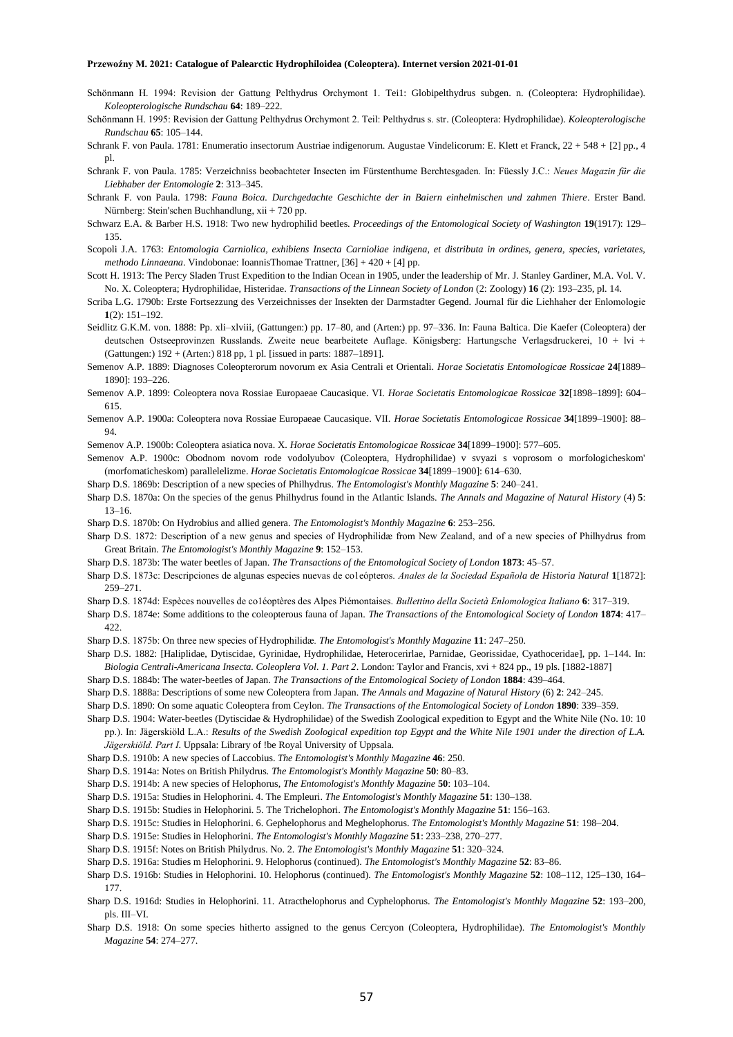Schönmann H. 1994: Revision der Gattung Pelthydrus Orchymont 1. Tei1: Globipelthydrus subgen. n. (Coleoptera: Hydrophilidae). *Koleopterologische Rundschau* **64**: 189–222.

Schönmann H. 1995: Revision der Gattung Pelthydrus Orchymont 2. Teil: Pelthydrus s. str. (Coleoptera: Hydrophilidae). *Koleopterologische Rundschau* **65**: 105–144.

Schrank F. von Paula. 1781: Enumeratio insectorum Austriae indigenorum. Augustae Vindelicorum: E. Klett et Franck, 22 + 548 + [2] pp., 4 pl.

Schrank F. von Paula. 1785: Verzeichniss beobachteter Insecten im Fürstenthume Berchtesgaden. In: Füessly J.C.: *Neues Magazin für die Liebhaber der Entomologie* **2**: 313–345.

Schrank F. von Paula. 1798: *Fauna Boica. Durchgedachte Geschichte der in Baiern einhelmischen und zahmen Thiere*. Erster Band. Nürnberg: Stein'schen Buchhandlung, xii + 720 pp.

Schwarz E.A. & Barber H.S. 1918: Two new hydrophilid beetles. *Proceedings of the Entomological Society of Washington* **19**(1917): 129–135.

Scopoli J.A. 1763: *Entomologia Carniolica, exhibiens Insecta Carnioliae indigena, et distributa in ordines, genera, species, varietates, methodo Linnaeana*. Vindobonae: IoannisThomae Trattner, [36] + 420 + [4] pp.

Scott H. 1913: The Percy Sladen Trust Expedition to the Indian Ocean in 1905, under the leadership of Mr. J. Stanley Gardiner, M.A. Vol. V. No. X. Coleoptera; Hydrophilidae, Histeridae. *Transactions of the Linnean Society of London* (2: Zoology) **16** (2): 193–235, pl. 14.

Scriba L.G. 1790b: Erste Fortsezzung des Verzeichnisses der Insekten der Darmstadter Gegend. Journal für die Liehhaher der Enlomologie **1**(2): 151–192.

Seidlitz G.K.M. von. 1888: Pp. xli–xlviii, (Gattungen:) pp. 17–80, and (Arten:) pp. 97–336. In: Fauna Baltica. Die Kaefer (Coleoptera) der deutschen Ostseeprovinzen Russlands. Zweite neue bearbeitete Auflage. Königsberg: Hartungsche Verlagsdruckerei, 10 + lvi + (Gattungen:) 192 + (Arten:) 818 pp, 1 pl. [issued in parts: 1887–1891].

Semenov A.P. 1889: Diagnoses Coleopterorum novorum ex Asia Centrali et Orientali. *Horae Societatis Entomologicae Rossicae* **24**[1889–1890]: 193–226.

Semenov A.P. 1899: Coleoptera nova Rossiae Europaeae Caucasique. VI. *Horae Societatis Entomologicae Rossicae* **32**[1898–1899]: 604–615.

Semenov A.P. 1900a: Coleoptera nova Rossiae Europaeae Caucasique. VII. *Horae Societatis Entomologicae Rossicae* **34**[1899–1900]: 88–94.

Semenov A.P. 1900b: Coleoptera asiatica nova. X. *Horae Societatis Entomologicae Rossicae* **34**[1899–1900]: 577–605.

Semenov A.P. 1900c: Obodnom novom rode vodolyubov (Coleoptera, Hydrophilidae) v svyazi s voprosom o morfologicheskom' (morfomaticheskom) parallelelizme. *Horae Societatis Entomologicae Rossicae* **34**[1899–1900]: 614–630.

Sharp D.S. 1869b: Description of a new species of Philhydrus. *The Entomologist's Monthly Magazine* **5**: 240–241.

Sharp D.S. 1870a: On the species of the genus Philhydrus found in the Atlantic Islands. *The Annals and Magazine of Natural History* (4) **5**: 13–16.

Sharp D.S. 1870b: On Hydrobius and allied genera. *The Entomologist's Monthly Magazine* **6**: 253–256.

Sharp D.S. 1872: Description of a new genus and species of Hydrophilidæ from New Zealand, and of a new species of Philhydrus from Great Britain. *The Entomologist's Monthly Magazine* **9**: 152–153.

Sharp D.S. 1873b: The water beetles of Japan. *The Transactions of the Entomological Society of London* **1873**: 45–57.

Sharp D.S. 1873c: Descripciones de algunas especies nuevas de co1eópteros. *Anales de la Sociedad Española de Historia Natural* **1**[1872]: 259–271.

Sharp D.S. 1874d: Espèces nouvelles de co1éoptères des Alpes Piémontaises. *Bullettino della Società Enlomologica Italiano* **6**: 317–319.

Sharp D.S. 1874e: Some additions to the coleopterous fauna of Japan. *The Transactions of the Entomological Society of London* **1874**: 417–422.

Sharp D.S. 1875b: On three new species of Hydrophilidæ. *The Entomologist's Monthly Magazine* **11**: 247–250.

Sharp D.S. 1882: [Haliplidae, Dytiscidae, Gyrinidae, Hydrophilidae, Heterocerirlae, Parnidae, Georissidae, Cyathoceridae], pp. 1–144. In: *Biologia Centrali-Americana Insecta. Coleoplera Vol. 1. Part 2*. London: Taylor and Francis, xvi + 824 pp., 19 pls. [1882-1887]

Sharp D.S. 1884b: The water-beetles of Japan. *The Transactions of the Entomological Society of London* **1884**: 439–464.

Sharp D.S. 1888a: Descriptions of some new Coleoptera from Japan. *The Annals and Magazine of Natural History* (6) **2**: 242–245.

Sharp D.S. 1890: On some aquatic Coleoptera from Ceylon. *The Transactions of the Entomological Society of London* **1890**: 339–359.

Sharp D.S. 1904: Water-beetles (Dytiscidae & Hydrophilidae) of the Swedish Zoological expedition to Egypt and the White Nile (No. 10: 10 pp.). In: Jägerskiöld L.A.: *Results of the Swedish Zoological expedition top Egypt and the White Nile 1901 under the direction of L.A. Jägerskiöld. Part I*. Uppsala: Library of !be Royal University of Uppsala.

Sharp D.S. 1910b: A new species of Laccobius. *The Entomologist's Monthly Magazine* **46**: 250.

Sharp D.S. 1914a: Notes on British Philydrus. *The Entomologist's Monthly Magazine* **50**: 80–83.

Sharp D.S. 1914b: A new species of Helophorus, *The Entomologist's Monthly Magazine* **50**: 103–104.

Sharp D.S. 1915a: Studies in Helophorini. 4. The Empleuri. *The Entomologist's Monthly Magazine* **51**: 130–138.

Sharp D.S. 1915b: Studies in Helophorini. 5. The Trichelophori. *The Entomologist's Monthly Magazine* **51**: 156–163.

Sharp D.S. 1915c: Studies in Helophorini. 6. Gephelophorus and Meghelophorus. *The Entomologist's Monthly Magazine* **51**: 198–204.

Sharp D.S. 1915e: Studies in Helophorini. *The Entomologist's Monthly Magazine* **51**: 233–238, 270–277.

Sharp D.S. 1915f: Notes on British Philydrus. No. 2. *The Entomologist's Monthly Magazine* **51**: 320–324.

Sharp D.S. 1916a: Studies m Helophorini. 9. Helophorus (continued). *The Entomologist's Monthly Magazine* **52**: 83–86.

Sharp D.S. 1916b: Studies in Helophorini. 10. Helophorus (continued). *The Entomologist's Monthly Magazine* **52**: 108–112, 125–130, 164–177.

Sharp D.S. 1916d: Studies in Helophorini. 11. Atracthelophorus and Cyphelophorus. *The Entomologist's Monthly Magazine* **52**: 193–200, pls. III–VI.

Sharp D.S. 1918: On some species hitherto assigned to the genus Cercyon (Coleoptera, Hydrophilidae). *The Entomologist's Monthly Magazine* **54**: 274–277.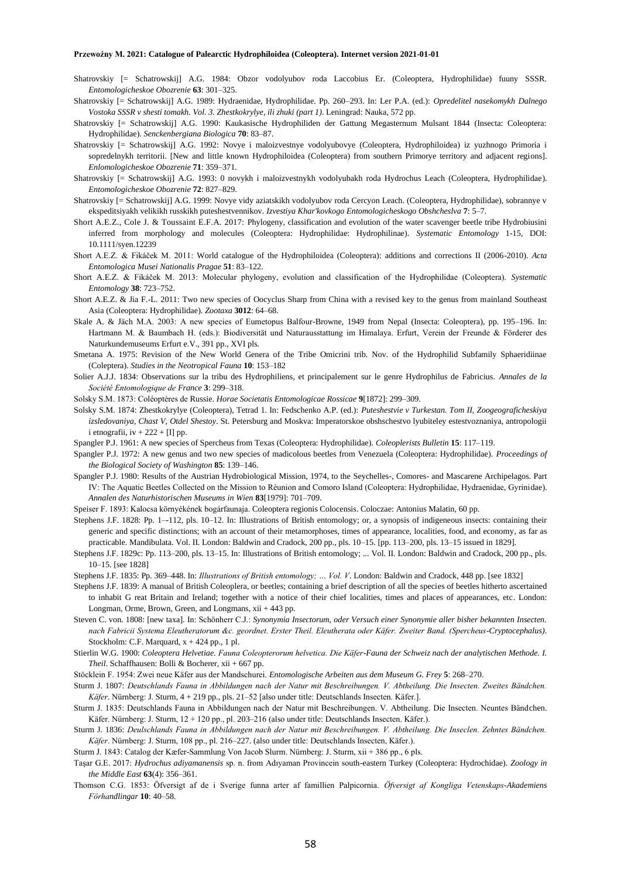Shatrovskiy [= Schatrowskij] A.G. 1984: Obzor vodolyubov roda Laccobius Er. (Coleoptera, Hydrophilidae) fuuny SSSR. *Entomologicheskoe Obozrenie* **63**: 301–325.

Shatrovskiy [= Schatrowskij] A.G. 1989: Hydraenidae, Hydrophilidae. Pp. 260–293. In: Ler P.A. (ed.): *Opredelitel nasekomykh Dalnego Vostoka SSSR v shesti tomakh. Vol. 3. Zhestkokrylye, ili zhuki (part 1)*. Leningrad: Nauka, 572 pp.

Shatrovskiy [= Schatrowskij] A.G. 1990: Kaukasische Hydrophiliden der Gattung Megasternum Mulsant 1844 (Insecta: Coleoptera: Hydrophilidae). *Senckenbergiana Biologica* **70**: 83–87.

Shatrovskiy [= Schatrowskij] A.G. 1992: Novye i maloizvestnye vodolyubovye (Coleoptera, Hydrophiloidea) iz yuzhnogo Primoria i sopredelnykh territorii. [New and little known Hydrophiloidea (Coleoptera) from southern Primorye territory and adjacent regions]. *Enlomologicheskoe Obozrenie* **71**: 359–371.

Shatrovskiy [= Schatrowskij] A.G. 1993: 0 novykh i maloizvestnykh vodolyubakh roda Hydrochus Leach (Coleoptera, Hydrophilidae). *Entomologicheskoe Obozrenie* **72**: 827–829.

Shatrovskiy [= Schatrowskij] A.G. 1999: Novye vidy aziatskikh vodolyubov roda Cercyon Leach. (Coleoptera, Hydrophilidae), sobrannye v ekspeditsiyakh velikikh russkikh puteshestvennikov. *Izvestiya Khar'kovkogo Entomologicheskogo Obshcheslva* **7**: 5–7.

Short A.E.Z., Cole J. & Toussaint E.F.A. 2017: Phylogeny, classification and evolution of the water scavenger beetle tribe Hydrobiusini inferred from morphology and molecules (Coleoptera: Hydrophilidae: Hydrophilinae). *Systematic Entomology* 1-15, DOI: 10.1111/syen.12239

Short A.E.Z. & Fikáček M. 2011: World catalogue of the Hydrophiloidea (Coleoptera): additions and corrections II (2006-2010). *Acta Entomologica Musei Nationalis Pragae* **51**: 83–122.

Short A.E.Z. & Fikáček M. 2013: Molecular phylogeny, evolution and classification of the Hydrophilidae (Coleoptera). *Systematic Entomology* **38**: 723–752.

Short A.E.Z. & Jia F.-L. 2011: Two new species of Oocyclus Sharp from China with a revised key to the genus from mainland Southeast Asia (Coleoptera: Hydrophilidae). *Zootaxa* **3012**: 64–68.

Skale A. & Jäch M.A. 2003: A new species of Eumetopus Balfour-Browne, 1949 from Nepal (Insecta: Coleoptera), pp. 195–196. In: Hartmann M. & Baumbach H. (eds.): Biodiversität und Naturausstattung im Himalaya. Erfurt, Verein der Freunde & Förderer des Naturkundemuseums Erfurt e.V., 391 pp., XVI pls.

Smetana A. 1975: Revision of the New World Genera of the Tribe Omicrini trib. Nov. of the Hydrophilid Subfamily Sphaeridiinae (Coleptera). *Studies in the Neotropical Fauna* **10**: 153–182

Solier A.J.J. 1834: Observations sur la tribu des Hydrophiliens, et principalement sur le genre Hydrophilus de Fabricius. *Annales de la Société Entomologique de France* **3**: 299–318.

Solsky S.M. 1873: Coléoptères de Russie. *Horae Societatis Entomologicae Rossicae* **9**[1872]: 299–309.

Solsky S.M. 1874: Zhestkokrylye (Coleoptera), Tetrad 1. In: Fedschenko A.P. (ed.): *Puteshestvie v Turkestan. Tom II, Zoogeograficheskiya izsledovaniya, Chast V, Otdel Shestoy*. St. Petersburg and Moskva: Imperatorskoe obshschestvo lyubiteley estestvoznaniya, antropologii i etnografii, iv + 222 + [I] pp.

Spangler P.J. 1961: A new species of Spercheus from Texas (Coleoptera: Hydrophilidae). *Coleoplerists Bulletin* **15**: 117–119.

Spangler P.J. 1972: A new genus and two new species of madicolous beetles from Venezuela (Coleoptera: Hydrophilidae). *Proceedings of the Biological Society of Washington* **85**: 139–146.

Spangler P.J. 1980: Results of the Austrian Hydrobiological Mission, 1974, to the Seychelles-, Comores- and Mascarene Archipelagos. Part IV: The Aquatic Beetles Collected on the Mission to Réunion and Comoro Island (Coleoptera: Hydrophilidae, Hydraenidae, Gyrinidae). *Annalen des Naturhistorischen Museums in Wien* **83**[1979]: 701–709.

Speiser F. 1893: Kalocsa környékének bogárfaunaja. Coleoptera regionis Colocensis. Coloczae: Antonius Malatin, 60 pp.

Stephens J.F. 1828: Pp. 1–-112, pls. 10–12. In: Illustrations of British entomology; or, a synopsis of indigeneous insects: containing their generic and specific distinctions; with an account of their metamorphoses, times of appearance, localities, food, and economy, as far as practicable. Mandibulata. Vol. II. London: Baldwin and Cradock, 200 pp., pls. 10–15. [pp. 113–200, pls. 13–15 issued in 1829].

Stephens J.F. 1829c: Pp. 113–200, pls. 13–15. In: Illustrations of British entomology; ... Vol. II. London: Baldwin and Cradock, 200 pp., pls. 10–15. [see 1828]

Stephens J.F. 1835: Pp. 369–448. In: *Illustrations of British entomology; … Vol. V*. London: Baldwin and Cradock, 448 pp. [see 1832]

Stephens J.F. 1839: A manual of British Coleoplera, or beetles; containing a brief description of all the species of beetles hitherto ascertained to inhabit G reat Britain and Ireland; together with a notice of their chief localities, times and places of appearances, etc. London: Longman, Orme, Brown, Green, and Longmans, xii + 443 pp.

Steven C. von. 1808: [new taxa]. In: Schönherr C.J.: *Synonymia Insectorum, oder Versuch einer Synonymie aller bisher bekannten Insecten. nach Fabricii Systema Eleutheratorum &c. geordnet. Erster Theil. Eleutherata oder Käfer. Zweiter Band. (Spercheus-Cryptocephalus)*. Stockholm: C.F. Marquard, x + 424 pp., 1 pl.

Stierlin W.G. 1900: *Coleoptera Helvetiae. Fauna Coleopterorum helvetica. Die Käfer-Fauna der Schweiz nach der analytischen Methode. I. Theil*. Schaffhausen: Bolli & Bocherer, xii + 667 pp.

Stöcklein F. 1954: Zwei neue Käfer aus der Mandschurei. *Entomologische Arbeiten aus dem Museum G. Frey* **5**: 268–270.

Sturm J. 1807: *Deutschlands Fauna in Abbildungen nach der Natur mit Beschreibungen. V. Abtheilung. Die Insecten. Zweites Bändchen. Käfer*. Nürnberg: J. Sturm, 4 + 219 pp., pls. 21–52 [also under title: Deutschlands Insecten. Käfer.].

Sturm J. 1835: Deutschlands Fauna in Abbildungen nach der Natur mit Beschreibungen. V. Abtheilung. Die Insecten. Neuntes Bändchen. Käfer. Nürnberg: J. Sturm, 12 + 120 pp., pl. 203–216 (also under title: Deutschlands Insecten. Käfer.).

Sturm J. 1836: *Deulschlands Fauna in Abbildungen nach der Natur mit Beschreibungen. V. Abtheilung. Die Inseclen. Zehntes Bändchen. Käfer*. Nürnberg: J. Sturm, 108 pp., pl. 216–227. (also under title: Deutschlands Insecten, Käfer.).

Sturm J. 1843: Catalog der Kæfer-Sammlung Von Jacob Slurm. Nürnberg: J. Sturm, xii + 386 pp., 6 pls.

Taşar G.E. 2017: *Hydrochus adiyamanensis* sp. n. from Adıyaman Provincein south-eastern Turkey (Coleoptera: Hydrochidae). *Zoology in the Middle East* **63**(4): 356–361.

Thomson C.G. 1853: Öfversigt af de i Sverige funna arter af famillien Palpicornia. *Öfversigt af Kongliga Vetenskaps-Akademiens Förhandlingar* **10**: 40–58.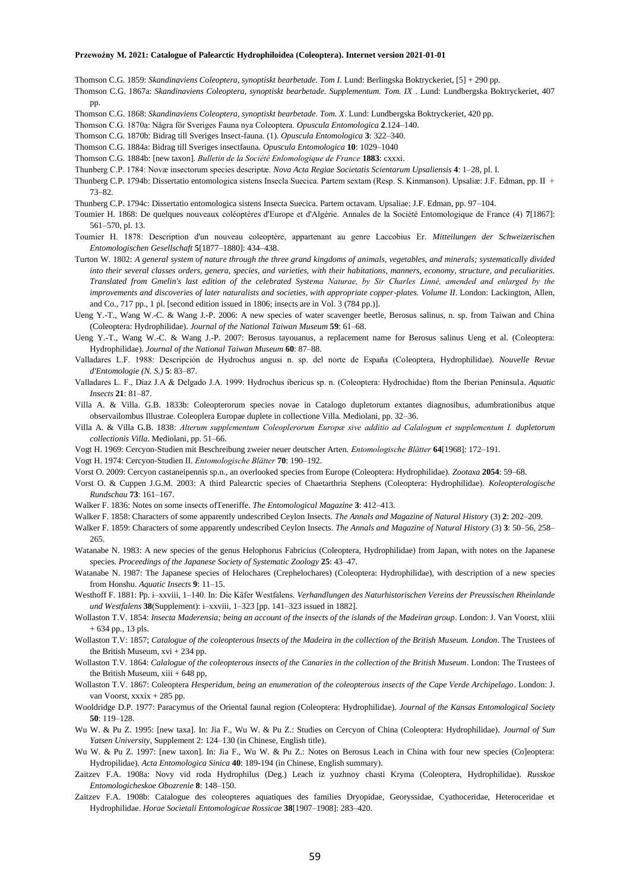Thomson C.G. 1859: *Skandinaviens Coleoptera, synoptiskt bearbetade. Tom I.* Lund: Berlingska Boktryckeriet, [5] + 290 pp.

Thomson C.G. 1867a: *Skandinaviens Coleoptera, synoptiskt bearbetade. Supplementum. Tom. IX* . Lund: Lundbergska Boktryckeriet, 407 pp.

Thomson C.G. 1868: *Skandinaviens Coleoptera, synoptiskt bearbetade. Tom. X*. Lund: Lundbergska Boktryckeriet, 420 pp.

Thomson C.G. 1870a: Några för Sveriges Fauna nya Coleoptera. *Opuscula Entomologica* **2**.124–140.

Thomson C.G. 1870b: Bidrag till Sveriges Insect-fauna. (1). *Opuscula Entomologica* **3**: 322–340.

Thomson C.G. 1884a: Bidrag till Sveriges insectfauna. *Opuscula Entomologica* **10**: 1029–1040

Thomson C.G. 1884b: [new taxon]. *Bulletin de la Société Enlomologique de France* **1883**: cxxxi.

Thunberg C.P. 1784: Novæ insectorum species descriptæ. *Nova Acta Regiae Societatis Scientarum Upsaliensis* **4**: 1–28, pl. I.

Thunberg C.P. 1794b: Dissertatio entomologica sistens Insecla Suecica. Partem sextam (Resp. S. Kinmanson). Upsaliæ: J.F. Edman, pp. II + 73–82.

Thunberg C.P. 1794c: Dissertatio entomologica sistens Insecta Suecica. Partem octavam. Upsaliae: J.F. Edman, pp. 97–104.

Toumier H. 1868: De quelques nouveaux coléoptères d'Europe et d'Algérie. Annales de la Société Entomologique de France (4) **7**[1867]: 561–570, pl. 13.

Toumier H. 1878: Description d'un nouveau coleoptère, appartenant au genre Laccobius Er. *Mitteilungen der Schweizerischen Entomologischen Gesellschaft* **5**[1877–1880]: 434–438.

Turton W. 1802: *A general system of nature through the three grand kingdoms of animals, vegetables, and minerals; systematically divided into their several classes orders, genera, species, and varieties, with their habitations, manners, economy, structure, and peculiarities. Translated from Gmelin's last edition of the celebrated Systema Naturae, by Sir Charles Linné, amended and enlarged by the improvements and discoveries of later naturalists and societies, with appropriate copper-plates. Volume II*. London: Lackington, Allen, and Co., 717 pp., 1 pl. [second edition issued in 1806; insects are in Vol. 3 (784 pp.)].

Ueng Y.-T., Wang W.-C. & Wang J.-P. 2006: A new species of water scavenger beetle, Berosus salinus, n. sp. from Taiwan and China (Coleoptera: Hydrophilidae). *Journal of the National Taiwan Museum* **59**: 61–68.

Ueng Y.-T., Wang W.-C. & Wang J.-P. 2007: Berosus tayouanus, a replacement name for Berosus salinus Ueng et al. (Coleoptera: Hydrophilidae). *Journal of the National Taiwan Museum* **60**: 87–88.

Valladares L.F. 1988: Descripción de Hydrochus angusi n. sp. del norte de España (Coleoptera, Hydrophilidae). *Nouvelle Revue d'Entomologie (N. S.)* **5**: 83–87.

Valladares L. F., Díaz J.A & Delgado J.A. 1999: Hydrochus ibericus sp. n. (Coleoptera: Hydrochidae) ftom the Iberian Peninsula. *Aquatic Insects* **21**: 81–87.

Villa A. & Villa. G.B. 1833b: Coleopterorum species novae in Catalogo dupletorum extantes diagnosibus, adumbrationibus atque observailombus Illustrae. Coleoplera Europae duplete in collectione Villa. Mediolani, pp. 32–36.

Villa A. & Villa G.B. 1838: *Alterum supplementum Coleoplerorum Europæ sive additio ad Calalogum et supplementum I. dupletorum collectionis Villa*. Mediolani, pp. 51–66.

Vogt H. 1969: Cercyon-Studien mit Beschreibung zweier neuer deutscher Arten. *Entomologische Blätter* **64**[1968]: 172–191.

Vogt H. 1974: Cercyon-Studien II. *Entomologische Blätter* **70**: 190–192.

Vorst O. 2009: Cercyon castaneipennis sp.n., an overlooked species from Europe (Coleoptera: Hydrophilidae). *Zootaxa* **2054**: 59–68.

Vorst O. & Cuppen J.G.M. 2003: A third Palearctic species of Chaetarthria Stephens (Coleoptera: Hydrophilidae). *Koleopterologische Rundschau* **73**: 161–167.

Walker F. 1836: Notes on some insects ofTeneriffe. *The Entomological Magazine* **3**: 412–413.

Walker F. 1858: Characters of some apparently undescribed Ceylon Insects. *The Annals and Magazine of Natural History* (3) **2**: 202–209.

Walker F. 1859: Characters of some apparently undescribed Ceylon Insects. *The Annals and Magazine of Natural History* (3) **3**: 50–56, 258–265.

Watanabe N. 1983: A new species of the genus Helophorus Fabricius (Coleoptera, Hydrophilidae) from Japan, with notes on the Japanese species. *Proceedings of the Japanese Society of Systematic Zoology* **25**: 43–47.

Watanabe N. 1987: The Japanese species of Helochares (Crephelochares) (Coleoptera: Hydrophilidae), with description of a new species from Honshu. *Aquatic Insects* **9**: 11–15.

Westhoff F. 1881: Pp. i–xxviii, 1–140. In: Die Käfer Westfalens. *Verhandlungen des Naturhistorischen Vereins der Preussischen Rheinlande und Westfalens* **38**(Supplement): i–xxviii, 1–323 [pp. 141–323 issued in 1882].

Wollaston T.V. 1854: *Insecta Maderensia; being an account of the insects of the islands of the Madeiran group*. London: J. Van Voorst, xliii + 634 pp., 13 pls.

Wollaston T.V: 1857; *Catalogue of the coleopterous lnsects of the Madeira in the collection of the British Museum. London*. The Trustees of the British Museum, xvi + 234 pp.

Wollaston T.V. 1864: *Calalogue of the coleopterous insects of the Canaries in the collection of the British Museum*. London: The Trustees of the British Museum, xiii + 648 pp,

Wollaston T.V. 1867: Coleoptera *Hesperidum, being an enumeration of the coleopterous insects of the Cape Verde Archipelago*. London: J. van Voorst, xxxix + 285 pp.

Wooldridge D.P. 1977: Paracymus of the Oriental faunal region (Coleoptera: Hydrophilidae). *Journal of the Kansas Entomological Society* **50**: 119–128.

Wu W. & Pu Z. 1995: [new taxa]. In: Jia F., Wu W. & Pu Z.: Studies on Cercyon of China (Coleoptera: Hydrophilidae). *Journal of Sun Yatsen University*, Supplement 2: 124–130 (in Chinese, English title).

Wu W. & Pu Z. 1997: [new taxon]. In: Jia F., Wu W. & Pu Z.: Notes on Berosus Leach in China with four new species (Co]eoptera: Hydropilidae). *Acta Entomologica Sinica* **40**: 189-194 (in Chinese, English summary).

Zaitzev F.A. 1908a: Novy vid roda Hydrophilus (Deg.) Leach iz yuzhnoy chasti Kryma (Coleoptera, Hydrophilidae). *Russkoe Entomologicheskoe Obozrenie* **8**: 148–150.

Zaitzev F.A. 1908b: Catalogue des coleopteres aquatiques des families Dryopidae, Georyssidae, Cyathoceridae, Heteroceridae et Hydrophilidae. *Horae Societali Entomologicae Rossicae* **38**[1907–1908]: 283–420.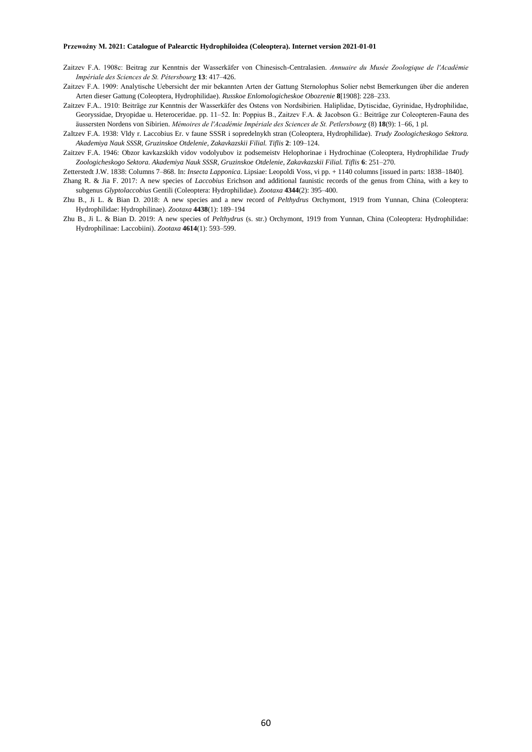Zaitzev F.A. 1908c: Beitrag zur Kenntnis der Wasserkäfer von Chinesisch-Centralasien. *Annuaire du Musée Zoologique de l'Académie Impériale des Sciences de St. Pétersbourg* **13**: 417–426.

Zaitzev F.A. 1909: Analytische Uebersicht der mir bekannten Arten der Gattung Sternolophus Solier nebst Bemerkungen über die anderen Arten dieser Gattung (Coleoptera, Hydrophilidae). *Russkoe Enlomologicheskoe Obozrenie* **8**[1908]: 228–233.

Zaitzev F.A.. 1910: Beiträge zur Kenntnis der Wasserkäfer des Ostens von Nordsibirien. Haliplidae, Dytiscidae, Gyrinidae, Hydrophilidae, Georyssidae, Dryopidae u. Heteroceridae. pp. 11–52. In: Poppius B., Zaitzev F.A. & Jacobson G.: Beiträge zur Coleopteren-Fauna des äussersten Nordens von Sibirien. *Mémoires de l'Académie Impériale des Sciences de St. Petlersbourg* (8) **18**(9): 1–66, 1 pl.

ZaItzev F.A. 1938: Vldy r. Laccobius Er. v faune SSSR i sopredelnykh stran (Coleoptera, Hydrophilidae). *Trudy Zoologicheskogo Sektora. Akademiya Nauk SSSR, Gruzinskoe Otdelenie, Zakavkazskii Filial. Tiflis* **2**: 109–124.

Zaitzev F.A. 1946: Obzor kavkazskikh vidov vodolyubov iz podsemeistv Helophorinae i Hydrochinae (Coleoptera, Hydrophilidae *Trudy Zoologicheskogo Sektora. Akademiya Nauk SSSR, Gruzinskoe Otdelenie, Zakavkazskii Filial. Tiflis* **6**: 251–270.

Zetterstedt J.W. 1838: Columns 7–868. In: *Insecta Lapponica*. Lipsiae: Leopoldi Voss, vi pp. + 1140 columns [issued in parts: 1838–1840].

Zhang R. & Jia F. 2017: A new species of *Laccobius* Erichson and additional faunistic records of the genus from China, with a key to subgenus *Glyptolaccobius* Gentili (Coleoptera: Hydrophilidae). *Zootaxa* **4344**(2): 395–400.

Zhu B., Ji L. & Bian D. 2018: A new species and a new record of *Pelthydrus* Orchymont, 1919 from Yunnan, China (Coleoptera: Hydrophilidae: Hydrophilinae). *Zootaxa* **4438**(1): 189–194

Zhu B., Ji L. & Bian D. 2019: A new species of *Pelthydrus* (s. str.) Orchymont, 1919 from Yunnan, China (Coleoptera: Hydrophilidae: Hydrophilinae: Laccobiini). *Zootaxa* **4614**(1): 593–599.